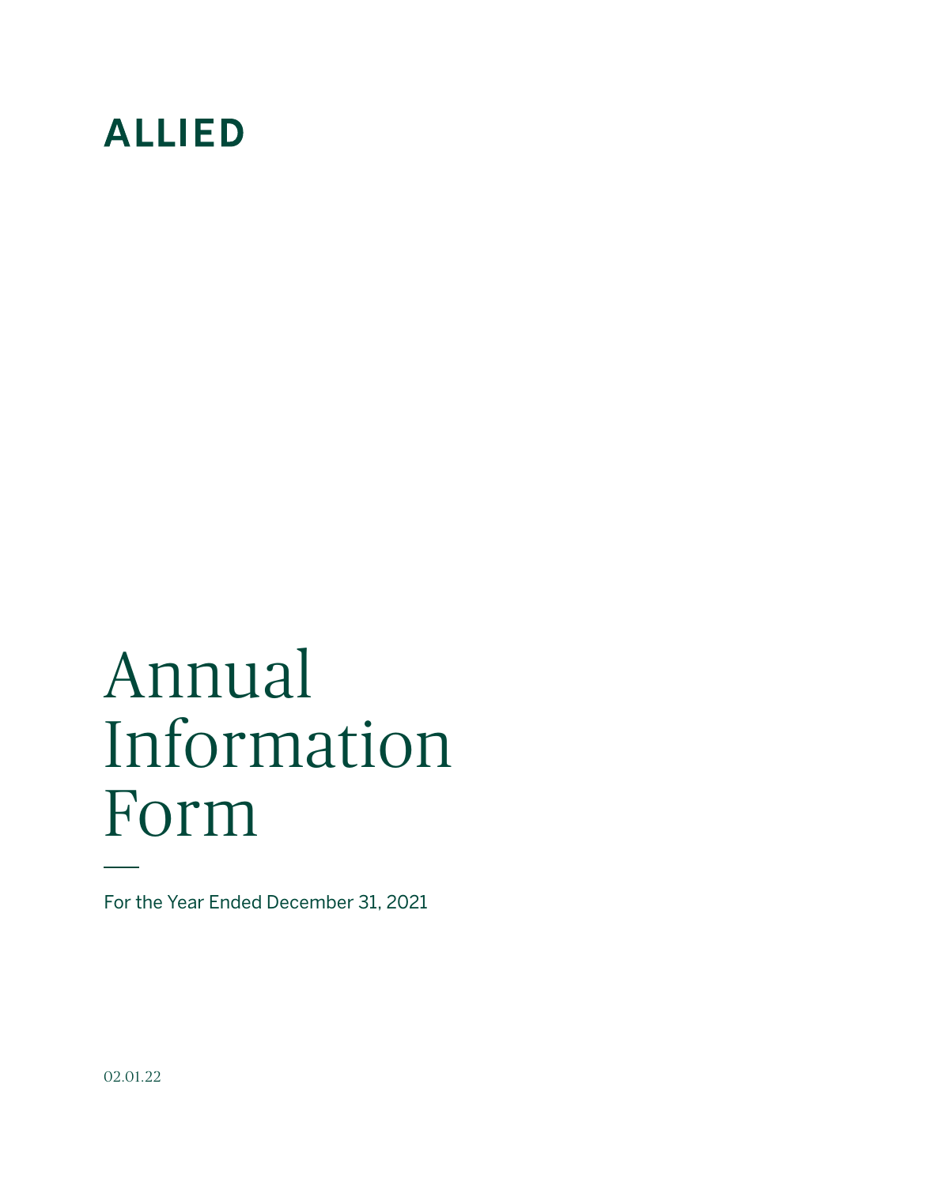**ALLIED**

# Annual Information Form

For the Year Ended December 31, 2021

02.01.22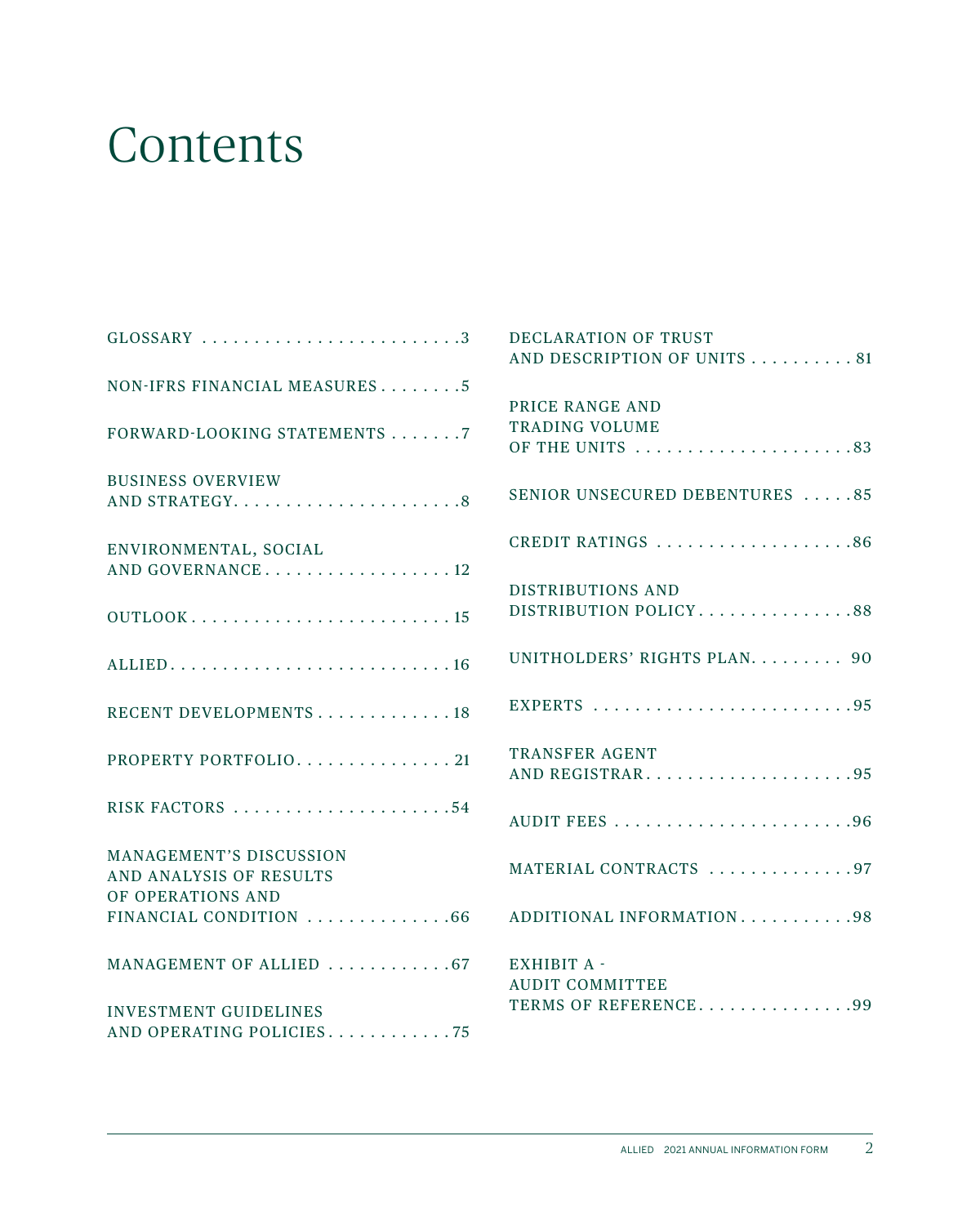# Contents

GLOSSARY . . . . . . . . . . . . . . . . . . . . . . . . . .3

NON-IFRS FINANCIAL MEASURES . . . . . . . . 5

FORWARD-LOOKING STATEMENTS . . . . . . . 7

BUSINESS OVERVIEW AND STRATEGY. . . . . . . . . . . . . . . . . . . . . . . 8

ENVIRONMENTAL, SOCIAL AND GOVERNANCE . . . . . . . . . . . . . . . . . . 12

OUTLOOK . . . . . . . . . . . . . . . . . . . . . . . . . . 15

ALLIED . . . . . . . . . . . . . . . . . . . . . . . . . . . . 16

RECENT DEVELOPMENTS . . . . . . . . . . . . . 18

PROPERTY PORTFOLIO. . . . . . . . . . . . . . . . 21

RISK FACTORS . . . . . . . . . . . . . . . . . . . . . .54

MANAGEMENT'S DISCUSSION AND ANALYSIS OF RESULTS OF OPERATIONS AND FINANCIAL CONDITION . . . . . . . . . . . . . .66

MANAGEMENT OF ALLIED . . . . . . . . . . . .67

INVESTMENT GUIDELINES AND OPERATING POLICIES . . . . . . . . . . . .75

DECLARATION OF TRUST AND DESCRIPTION OF UNITS . . . . . . . . . . 81

PRICE RANGE AND TRADING VOLUME OF THE UNITS . . . . . . . . . . . . . . . . . . . . . .83

SENIOR UNSECURED DEBENTURES . . . . .85

CREDIT RATINGS . . . . . . . . . . . . . . . . . . . .86

DISTRIBUTIONS AND DISTRIBUTION POLICY. . . . . . . . . . . . . . . .88

UNITHOLDERS' RIGHTS PLAN. . . . . . . . . 90

EXPERTS . . . . . . . . . . . . . . . . . . . . . . . . . . .95

TRANSFER AGENT AND REGISTRAR. . . . . . . . . . . . . . . . . . . . .95

AUDIT FEES . . . . . . . . . . . . . . . . . . . . . . . .96

MATERIAL CONTRACTS . . . . . . . . . . . . . . .97

ADDITIONAL INFORMATION . . . . . . . . . . .98

EXHIBIT A - AUDIT COMMITTEE TERMS OF REFERENCE. . . . . . . . . . . . . . . .99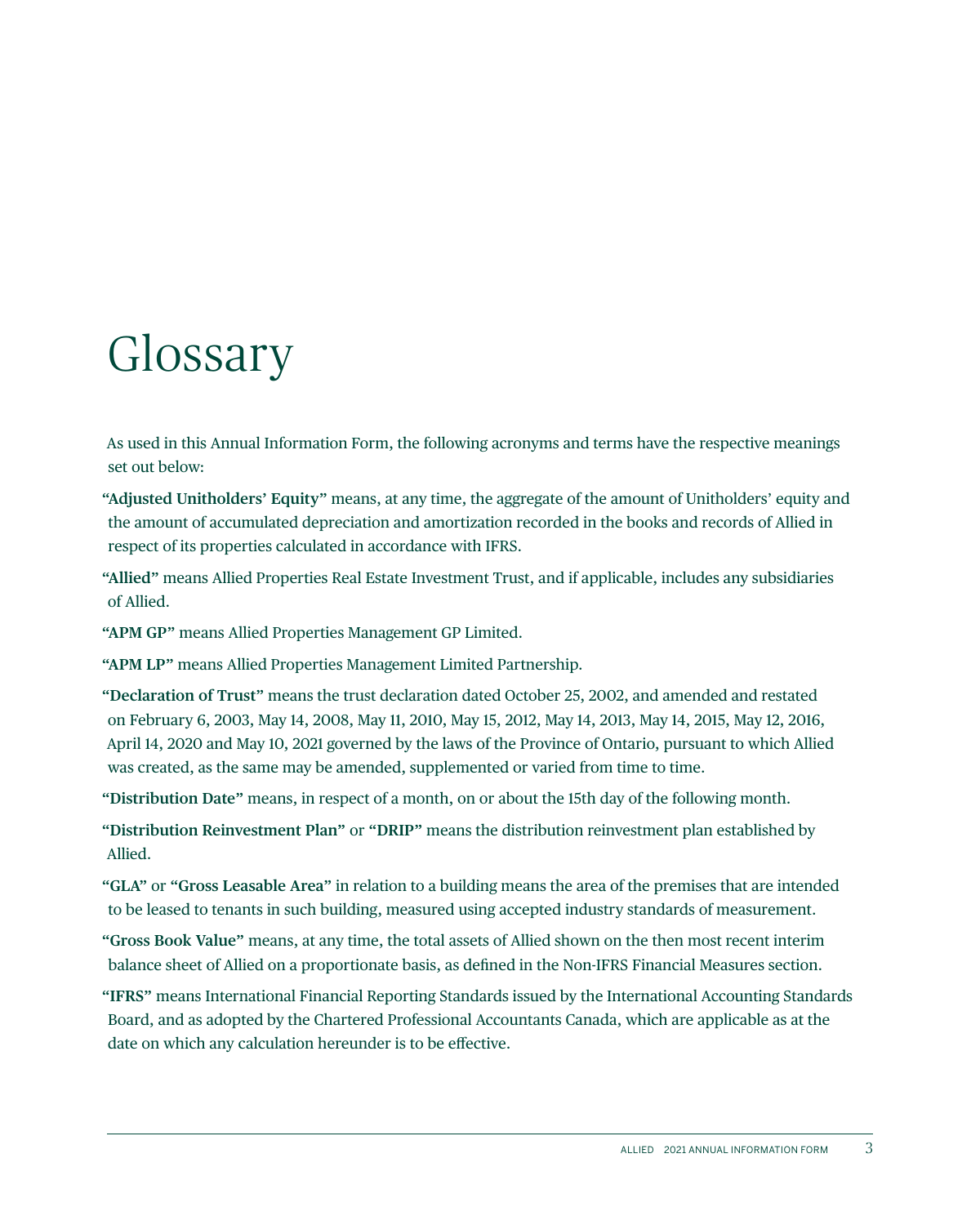# Glossary

As used in this Annual Information Form, the following acronyms and terms have the respective meanings set out below:

**"Adjusted Unitholders' Equity"** means, at any time, the aggregate of the amount of Unitholders' equity and the amount of accumulated depreciation and amortization recorded in the books and records of Allied in respect of its properties calculated in accordance with IFRS.

**"Allied"** means Allied Properties Real Estate Investment Trust, and if applicable, includes any subsidiaries of Allied.

**"APM GP"** means Allied Properties Management GP Limited.

**"APM LP"** means Allied Properties Management Limited Partnership.

**"Declaration of Trust"** means the trust declaration dated October 25, 2002, and amended and restated on February 6, 2003, May 14, 2008, May 11, 2010, May 15, 2012, May 14, 2013, May 14, 2015, May 12, 2016, April 14, 2020 and May 10, 2021 governed by the laws of the Province of Ontario, pursuant to which Allied was created, as the same may be amended, supplemented or varied from time to time.

**"Distribution Date"** means, in respect of a month, on or about the 15th day of the following month.

**"Distribution Reinvestment Plan"** or **"DRIP"** means the distribution reinvestment plan established by Allied.

**"GLA"** or **"Gross Leasable Area"** in relation to a building means the area of the premises that are intended to be leased to tenants in such building, measured using accepted industry standards of measurement.

**"Gross Book Value"** means, at any time, the total assets of Allied shown on the then most recent interim balance sheet of Allied on a proportionate basis, as defined in the Non-IFRS Financial Measures section.

**"IFRS"** means International Financial Reporting Standards issued by the International Accounting Standards Board, and as adopted by the Chartered Professional Accountants Canada, which are applicable as at the date on which any calculation hereunder is to be effective.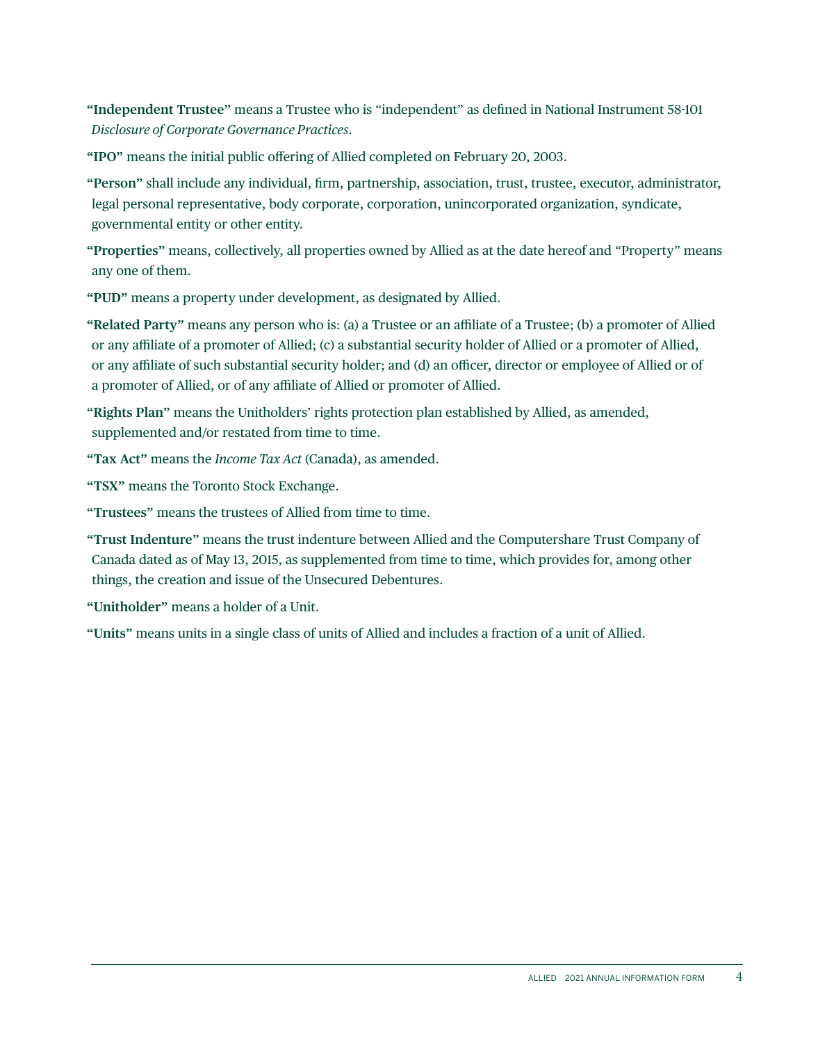**"Independent Trustee"** means a Trustee who is "independent" as defined in National Instrument 58-101 *Disclosure of Corporate Governance Practices*.

**"IPO"** means the initial public offering of Allied completed on February 20, 2003.

**"Person"** shall include any individual, firm, partnership, association, trust, trustee, executor, administrator, legal personal representative, body corporate, corporation, unincorporated organization, syndicate, governmental entity or other entity.

**"Properties"** means, collectively, all properties owned by Allied as at the date hereof and "Property" means any one of them.

**"PUD"** means a property under development, as designated by Allied.

**"Related Party"** means any person who is: (a) a Trustee or an affiliate of a Trustee; (b) a promoter of Allied or any affiliate of a promoter of Allied; (c) a substantial security holder of Allied or a promoter of Allied, or any affiliate of such substantial security holder; and (d) an officer, director or employee of Allied or of a promoter of Allied, or of any affiliate of Allied or promoter of Allied.

**"Rights Plan"** means the Unitholders' rights protection plan established by Allied, as amended, supplemented and/or restated from time to time.

**"Tax Act"** means the *Income Tax Act* (Canada), as amended.

**"TSX"** means the Toronto Stock Exchange.

**"Trustees"** means the trustees of Allied from time to time.

**"Trust Indenture"** means the trust indenture between Allied and the Computershare Trust Company of Canada dated as of May 13, 2015, as supplemented from time to time, which provides for, among other things, the creation and issue of the Unsecured Debentures.

**"Unitholder"** means a holder of a Unit.

**"Units"** means units in a single class of units of Allied and includes a fraction of a unit of Allied.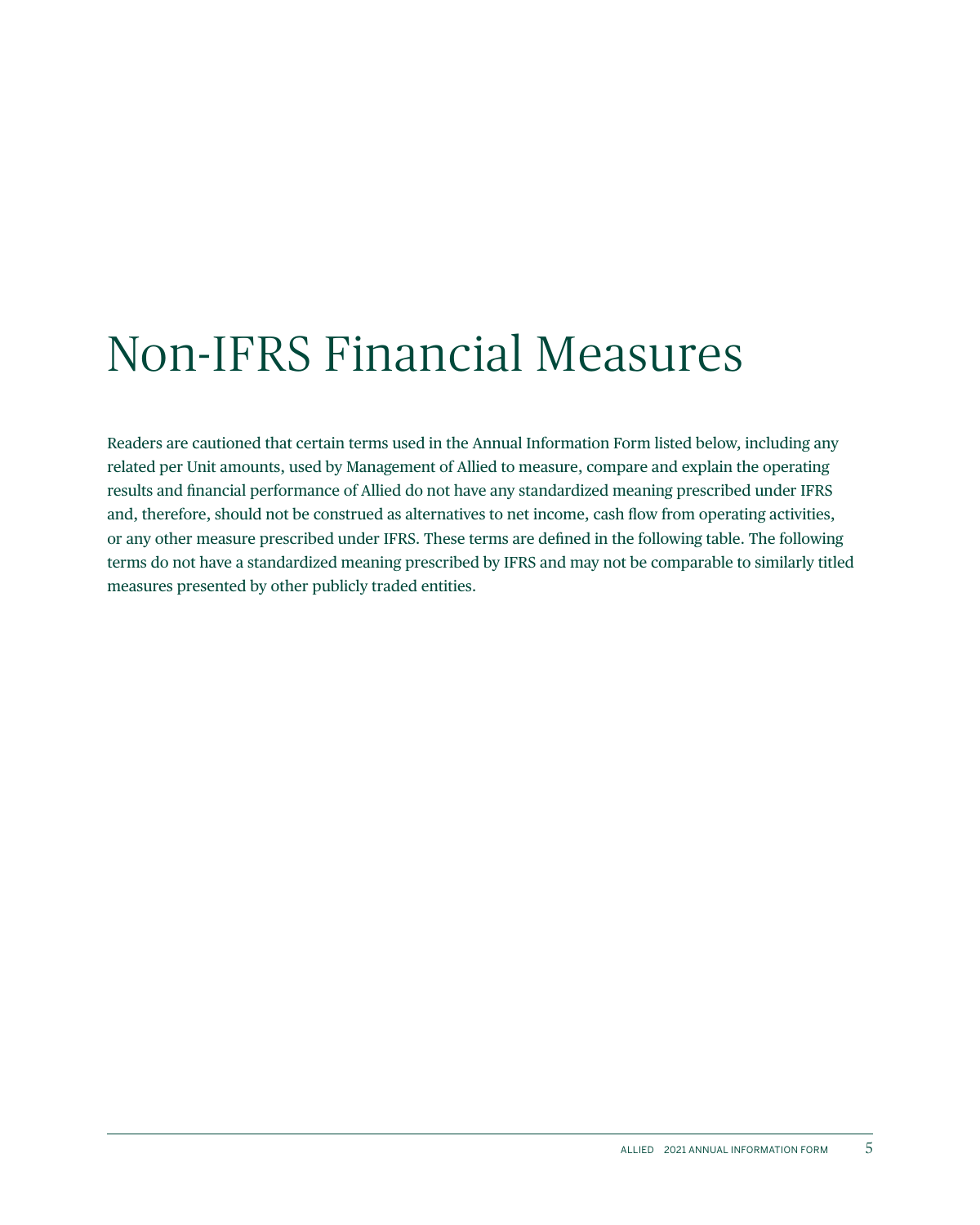# Non-IFRS Financial Measures

Readers are cautioned that certain terms used in the Annual Information Form listed below, including any related per Unit amounts, used by Management of Allied to measure, compare and explain the operating results and financial performance of Allied do not have any standardized meaning prescribed under IFRS and, therefore, should not be construed as alternatives to net income, cash flow from operating activities, or any other measure prescribed under IFRS. These terms are defined in the following table. The following terms do not have a standardized meaning prescribed by IFRS and may not be comparable to similarly titled measures presented by other publicly traded entities.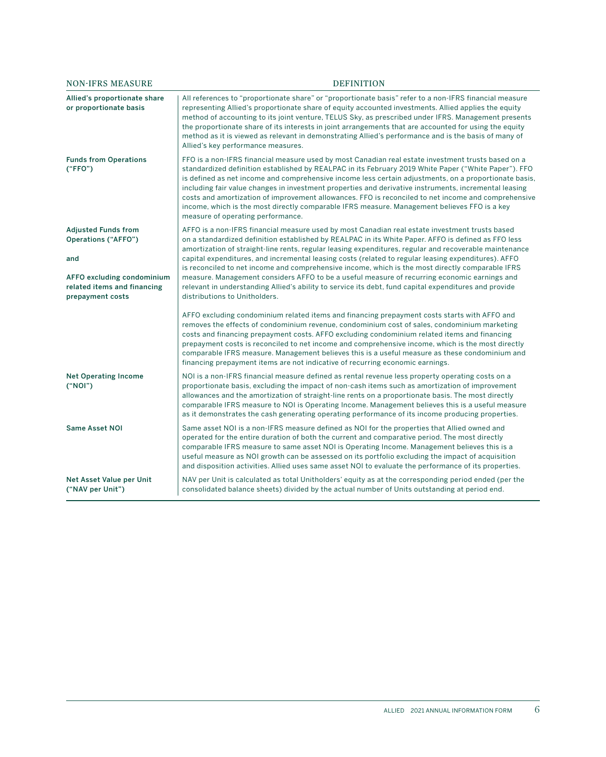| NON-IFRS MEASURE | DEFINITION |
|---|---|
| **Allied's proportionate share or proportionate basis** | All references to "proportionate share" or "proportionate basis" refer to a non-IFRS financial measure representing Allied's proportionate share of equity accounted investments. Allied applies the equity method of accounting to its joint venture, TELUS Sky, as prescribed under IFRS. Management presents the proportionate share of its interests in joint arrangements that are accounted for using the equity method as it is viewed as relevant in demonstrating Allied's performance and is the basis of many of Allied's key performance measures. |
| **Funds from Operations ("FFO")** | FFO is a non-IFRS financial measure used by most Canadian real estate investment trusts based on a standardized definition established by REALPAC in its February 2019 White Paper ("White Paper"). FFO is defined as net income and comprehensive income less certain adjustments, on a proportionate basis, including fair value changes in investment properties and derivative instruments, incremental leasing costs and amortization of improvement allowances. FFO is reconciled to net income and comprehensive income, which is the most directly comparable IFRS measure. Management believes FFO is a key measure of operating performance. |
| **Adjusted Funds from Operations ("AFFO")** <br><br> **and** <br><br> **AFFO excluding condominium related items and financing prepayment costs** | AFFO is a non-IFRS financial measure used by most Canadian real estate investment trusts based on a standardized definition established by REALPAC in its White Paper. AFFO is defined as FFO less amortization of straight-line rents, regular leasing expenditures, regular and recoverable maintenance capital expenditures, and incremental leasing costs (related to regular leasing expenditures). AFFO is reconciled to net income and comprehensive income, which is the most directly comparable IFRS measure. Management considers AFFO to be a useful measure of recurring economic earnings and relevant in understanding Allied's ability to service its debt, fund capital expenditures and provide distributions to Unitholders. <br><br> AFFO excluding condominium related items and financing prepayment costs starts with AFFO and removes the effects of condominium revenue, condominium cost of sales, condominium marketing costs and financing prepayment costs. AFFO excluding condominium related items and financing prepayment costs is reconciled to net income and comprehensive income, which is the most directly comparable IFRS measure. Management believes this is a useful measure as these condominium and financing prepayment items are not indicative of recurring economic earnings. |
| **Net Operating Income ("NOI")** | NOI is a non-IFRS financial measure defined as rental revenue less property operating costs on a proportionate basis, excluding the impact of non-cash items such as amortization of improvement allowances and the amortization of straight-line rents on a proportionate basis. The most directly comparable IFRS measure to NOI is Operating Income. Management believes this is a useful measure as it demonstrates the cash generating operating performance of its income producing properties. |
| **Same Asset NOI** | Same asset NOI is a non-IFRS measure defined as NOI for the properties that Allied owned and operated for the entire duration of both the current and comparative period. The most directly comparable IFRS measure to same asset NOI is Operating Income. Management believes this is a useful measure as NOI growth can be assessed on its portfolio excluding the impact of acquisition and disposition activities. Allied uses same asset NOI to evaluate the performance of its properties. |
| **Net Asset Value per Unit ("NAV per Unit")** | NAV per Unit is calculated as total Unitholders' equity as at the corresponding period ended (per the consolidated balance sheets) divided by the actual number of Units outstanding at period end. |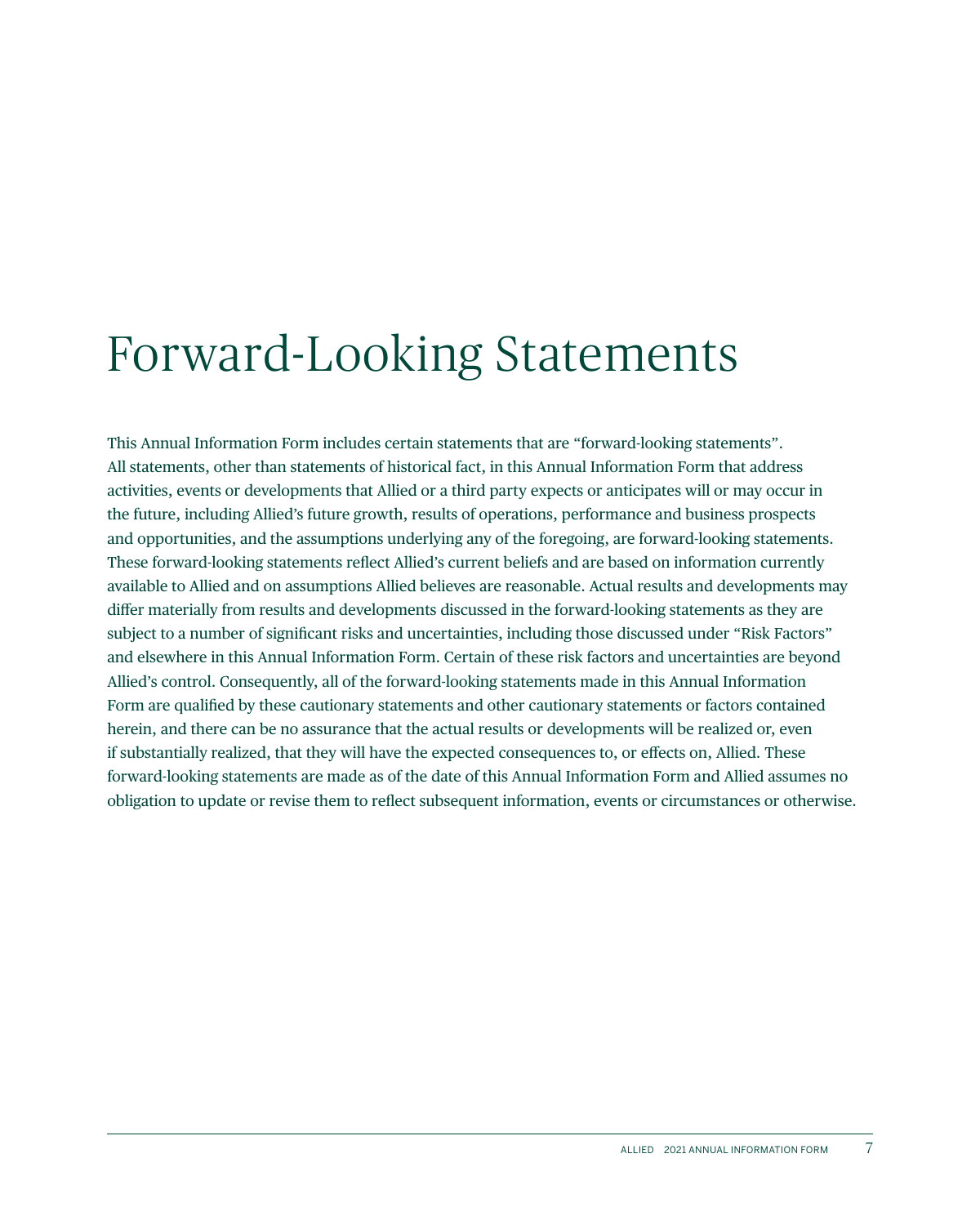# Forward-Looking Statements

This Annual Information Form includes certain statements that are "forward-looking statements". All statements, other than statements of historical fact, in this Annual Information Form that address activities, events or developments that Allied or a third party expects or anticipates will or may occur in the future, including Allied's future growth, results of operations, performance and business prospects and opportunities, and the assumptions underlying any of the foregoing, are forward-looking statements. These forward-looking statements reflect Allied's current beliefs and are based on information currently available to Allied and on assumptions Allied believes are reasonable. Actual results and developments may differ materially from results and developments discussed in the forward-looking statements as they are subject to a number of significant risks and uncertainties, including those discussed under "Risk Factors" and elsewhere in this Annual Information Form. Certain of these risk factors and uncertainties are beyond Allied's control. Consequently, all of the forward-looking statements made in this Annual Information Form are qualified by these cautionary statements and other cautionary statements or factors contained herein, and there can be no assurance that the actual results or developments will be realized or, even if substantially realized, that they will have the expected consequences to, or effects on, Allied. These forward-looking statements are made as of the date of this Annual Information Form and Allied assumes no obligation to update or revise them to reflect subsequent information, events or circumstances or otherwise.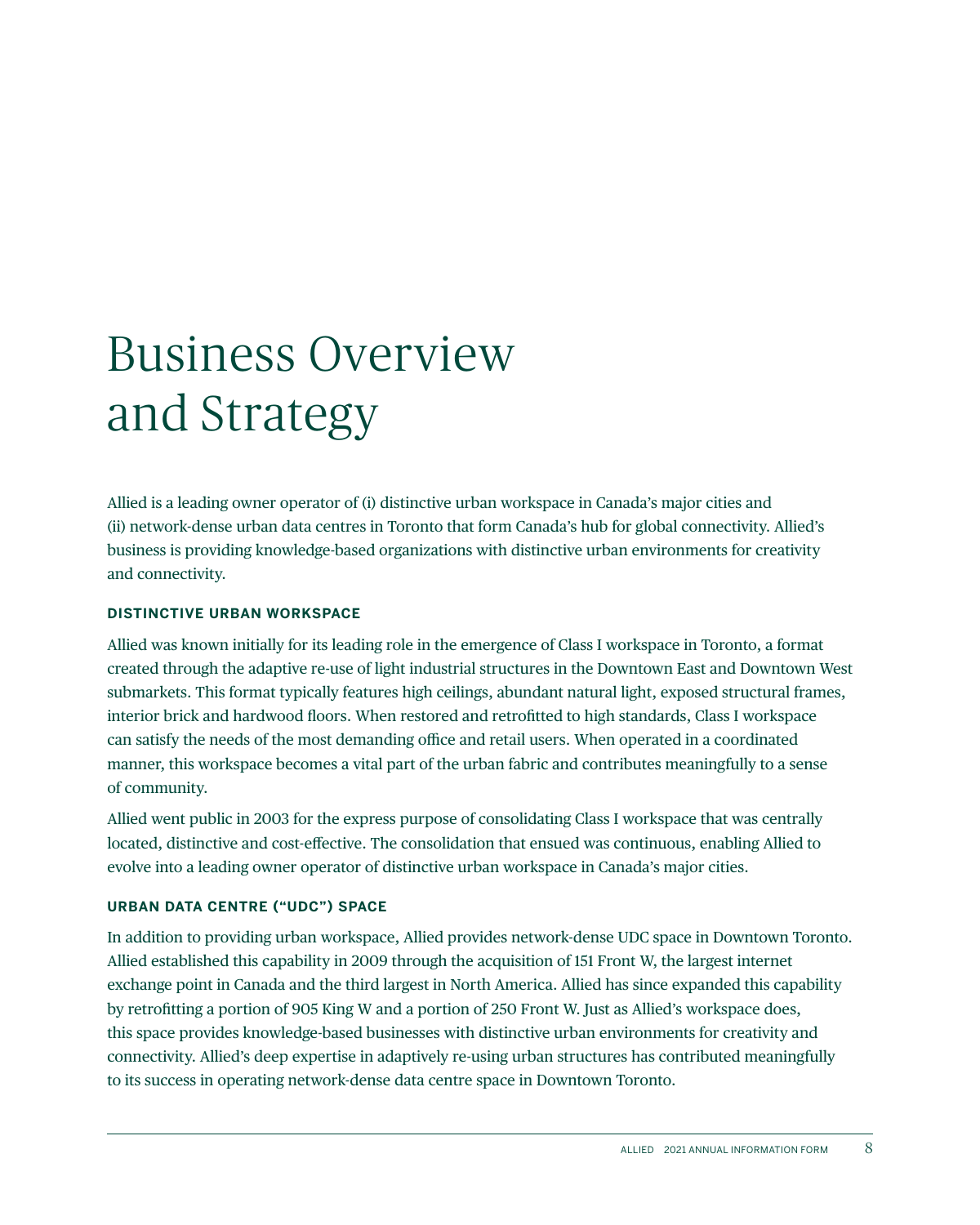# Business Overview and Strategy

Allied is a leading owner operator of (i) distinctive urban workspace in Canada's major cities and (ii) network-dense urban data centres in Toronto that form Canada's hub for global connectivity. Allied's business is providing knowledge-based organizations with distinctive urban environments for creativity and connectivity.

## DISTINCTIVE URBAN WORKSPACE

Allied was known initially for its leading role in the emergence of Class I workspace in Toronto, a format created through the adaptive re-use of light industrial structures in the Downtown East and Downtown West submarkets. This format typically features high ceilings, abundant natural light, exposed structural frames, interior brick and hardwood floors. When restored and retrofitted to high standards, Class I workspace can satisfy the needs of the most demanding office and retail users. When operated in a coordinated manner, this workspace becomes a vital part of the urban fabric and contributes meaningfully to a sense of community.

Allied went public in 2003 for the express purpose of consolidating Class I workspace that was centrally located, distinctive and cost-effective. The consolidation that ensued was continuous, enabling Allied to evolve into a leading owner operator of distinctive urban workspace in Canada's major cities.

## URBAN DATA CENTRE ("UDC") SPACE

In addition to providing urban workspace, Allied provides network-dense UDC space in Downtown Toronto. Allied established this capability in 2009 through the acquisition of 151 Front W, the largest internet exchange point in Canada and the third largest in North America. Allied has since expanded this capability by retrofitting a portion of 905 King W and a portion of 250 Front W. Just as Allied's workspace does, this space provides knowledge-based businesses with distinctive urban environments for creativity and connectivity. Allied's deep expertise in adaptively re-using urban structures has contributed meaningfully to its success in operating network-dense data centre space in Downtown Toronto.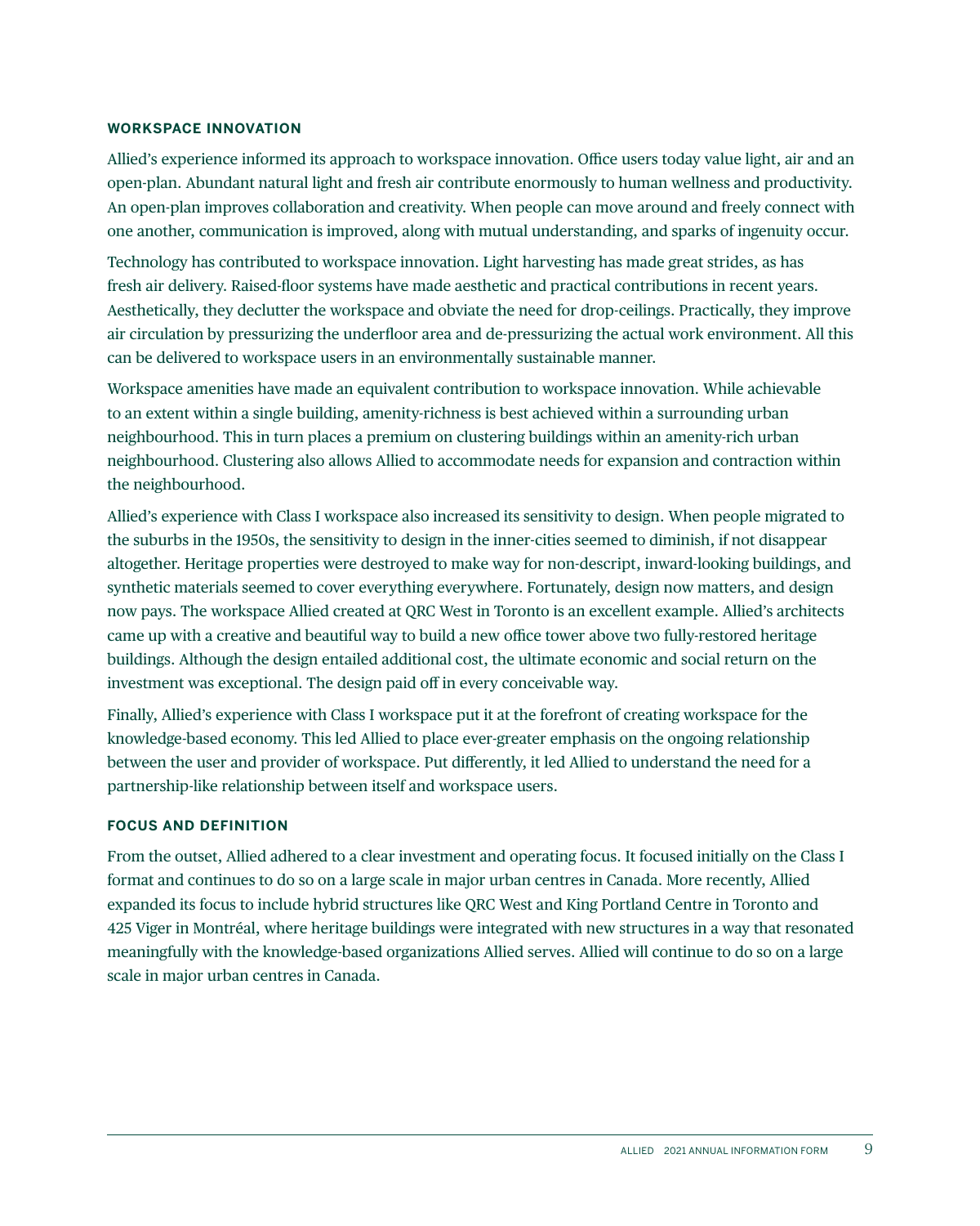## WORKSPACE INNOVATION

Allied's experience informed its approach to workspace innovation. Office users today value light, air and an open-plan. Abundant natural light and fresh air contribute enormously to human wellness and productivity. An open-plan improves collaboration and creativity. When people can move around and freely connect with one another, communication is improved, along with mutual understanding, and sparks of ingenuity occur.

Technology has contributed to workspace innovation. Light harvesting has made great strides, as has fresh air delivery. Raised-floor systems have made aesthetic and practical contributions in recent years. Aesthetically, they declutter the workspace and obviate the need for drop-ceilings. Practically, they improve air circulation by pressurizing the underfloor area and de-pressurizing the actual work environment. All this can be delivered to workspace users in an environmentally sustainable manner.

Workspace amenities have made an equivalent contribution to workspace innovation. While achievable to an extent within a single building, amenity-richness is best achieved within a surrounding urban neighbourhood. This in turn places a premium on clustering buildings within an amenity-rich urban neighbourhood. Clustering also allows Allied to accommodate needs for expansion and contraction within the neighbourhood.

Allied's experience with Class I workspace also increased its sensitivity to design. When people migrated to the suburbs in the 1950s, the sensitivity to design in the inner-cities seemed to diminish, if not disappear altogether. Heritage properties were destroyed to make way for non-descript, inward-looking buildings, and synthetic materials seemed to cover everything everywhere. Fortunately, design now matters, and design now pays. The workspace Allied created at QRC West in Toronto is an excellent example. Allied's architects came up with a creative and beautiful way to build a new office tower above two fully-restored heritage buildings. Although the design entailed additional cost, the ultimate economic and social return on the investment was exceptional. The design paid off in every conceivable way.

Finally, Allied's experience with Class I workspace put it at the forefront of creating workspace for the knowledge-based economy. This led Allied to place ever-greater emphasis on the ongoing relationship between the user and provider of workspace. Put differently, it led Allied to understand the need for a partnership-like relationship between itself and workspace users.

## FOCUS AND DEFINITION

From the outset, Allied adhered to a clear investment and operating focus. It focused initially on the Class I format and continues to do so on a large scale in major urban centres in Canada. More recently, Allied expanded its focus to include hybrid structures like QRC West and King Portland Centre in Toronto and 425 Viger in Montréal, where heritage buildings were integrated with new structures in a way that resonated meaningfully with the knowledge-based organizations Allied serves. Allied will continue to do so on a large scale in major urban centres in Canada.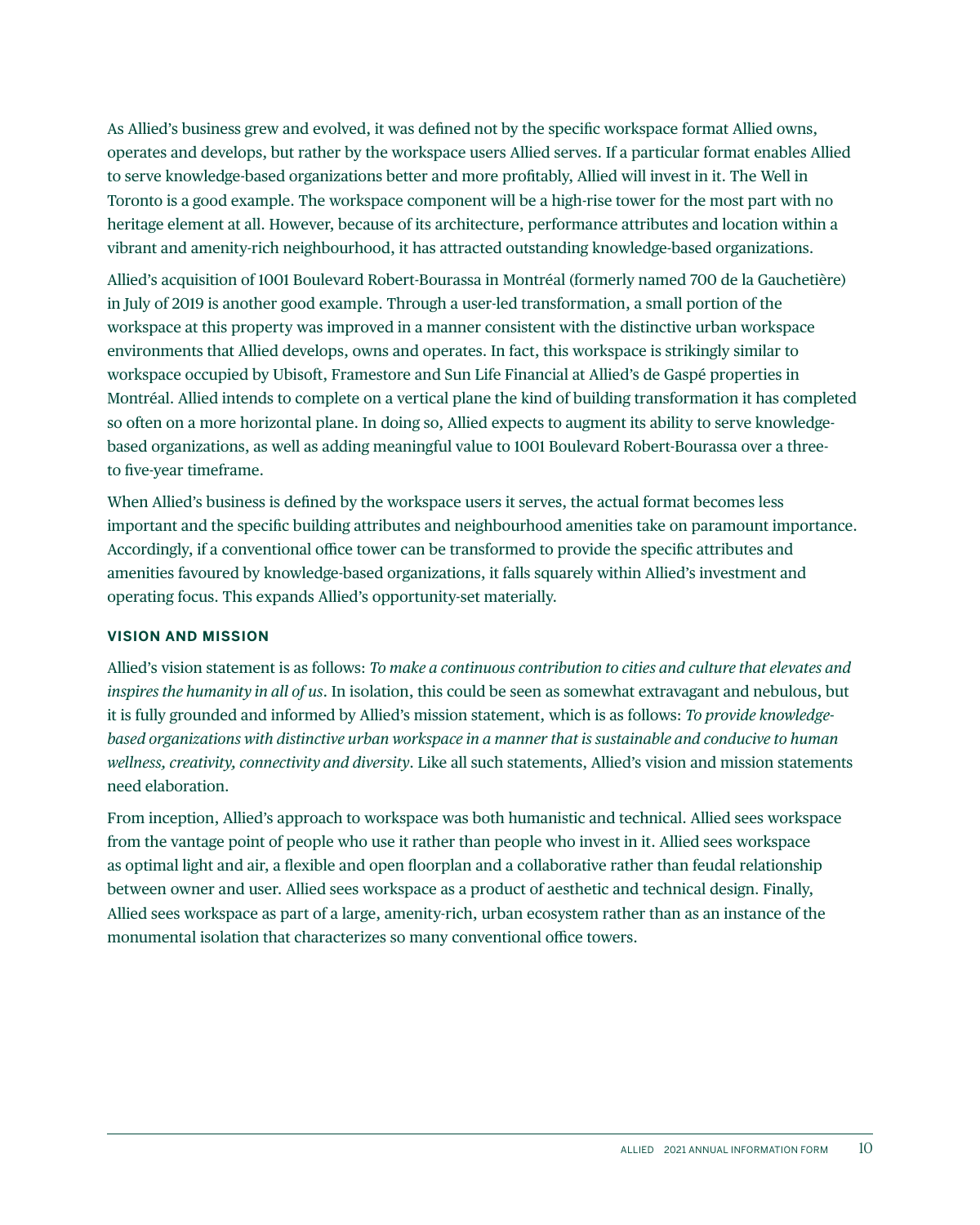As Allied's business grew and evolved, it was defined not by the specific workspace format Allied owns, operates and develops, but rather by the workspace users Allied serves. If a particular format enables Allied to serve knowledge-based organizations better and more profitably, Allied will invest in it. The Well in Toronto is a good example. The workspace component will be a high-rise tower for the most part with no heritage element at all. However, because of its architecture, performance attributes and location within a vibrant and amenity-rich neighbourhood, it has attracted outstanding knowledge-based organizations.

Allied's acquisition of 1001 Boulevard Robert-Bourassa in Montréal (formerly named 700 de la Gauchetière) in July of 2019 is another good example. Through a user-led transformation, a small portion of the workspace at this property was improved in a manner consistent with the distinctive urban workspace environments that Allied develops, owns and operates. In fact, this workspace is strikingly similar to workspace occupied by Ubisoft, Framestore and Sun Life Financial at Allied's de Gaspé properties in Montréal. Allied intends to complete on a vertical plane the kind of building transformation it has completed so often on a more horizontal plane. In doing so, Allied expects to augment its ability to serve knowledge-based organizations, as well as adding meaningful value to 1001 Boulevard Robert-Bourassa over a three- to five-year timeframe.

When Allied's business is defined by the workspace users it serves, the actual format becomes less important and the specific building attributes and neighbourhood amenities take on paramount importance. Accordingly, if a conventional office tower can be transformed to provide the specific attributes and amenities favoured by knowledge-based organizations, it falls squarely within Allied's investment and operating focus. This expands Allied's opportunity-set materially.

## VISION AND MISSION

Allied's vision statement is as follows: *To make a continuous contribution to cities and culture that elevates and inspires the humanity in all of us*. In isolation, this could be seen as somewhat extravagant and nebulous, but it is fully grounded and informed by Allied's mission statement, which is as follows: *To provide knowledge-based organizations with distinctive urban workspace in a manner that is sustainable and conducive to human wellness, creativity, connectivity and diversity*. Like all such statements, Allied's vision and mission statements need elaboration.

From inception, Allied's approach to workspace was both humanistic and technical. Allied sees workspace from the vantage point of people who use it rather than people who invest in it. Allied sees workspace as optimal light and air, a flexible and open floorplan and a collaborative rather than feudal relationship between owner and user. Allied sees workspace as a product of aesthetic and technical design. Finally, Allied sees workspace as part of a large, amenity-rich, urban ecosystem rather than as an instance of the monumental isolation that characterizes so many conventional office towers.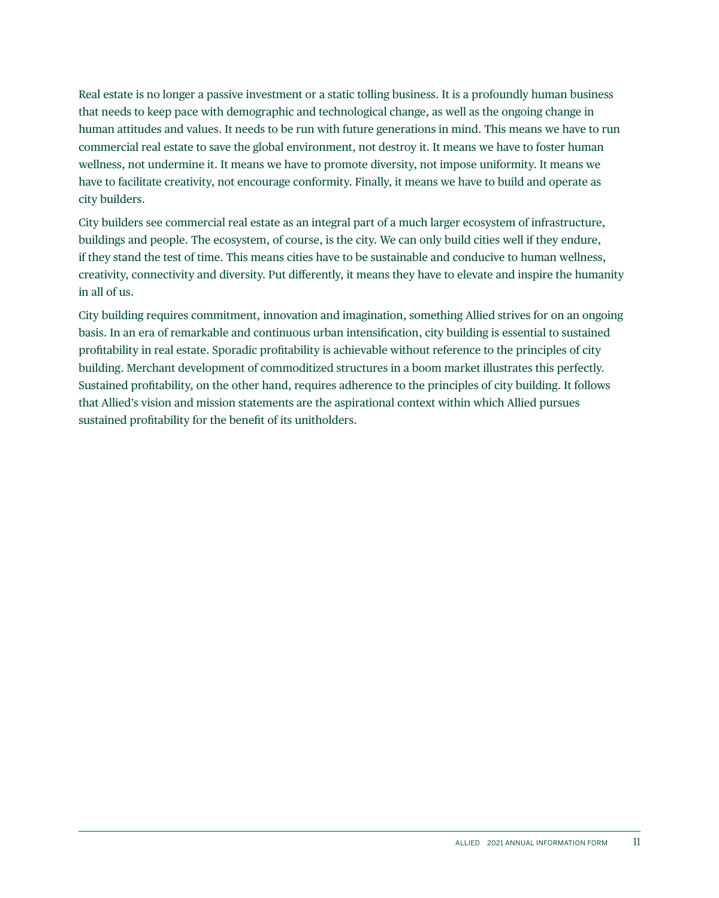Real estate is no longer a passive investment or a static tolling business. It is a profoundly human business that needs to keep pace with demographic and technological change, as well as the ongoing change in human attitudes and values. It needs to be run with future generations in mind. This means we have to run commercial real estate to save the global environment, not destroy it. It means we have to foster human wellness, not undermine it. It means we have to promote diversity, not impose uniformity. It means we have to facilitate creativity, not encourage conformity. Finally, it means we have to build and operate as city builders.

City builders see commercial real estate as an integral part of a much larger ecosystem of infrastructure, buildings and people. The ecosystem, of course, is the city. We can only build cities well if they endure, if they stand the test of time. This means cities have to be sustainable and conducive to human wellness, creativity, connectivity and diversity. Put differently, it means they have to elevate and inspire the humanity in all of us.

City building requires commitment, innovation and imagination, something Allied strives for on an ongoing basis. In an era of remarkable and continuous urban intensification, city building is essential to sustained profitability in real estate. Sporadic profitability is achievable without reference to the principles of city building. Merchant development of commoditized structures in a boom market illustrates this perfectly. Sustained profitability, on the other hand, requires adherence to the principles of city building. It follows that Allied's vision and mission statements are the aspirational context within which Allied pursues sustained profitability for the benefit of its unitholders.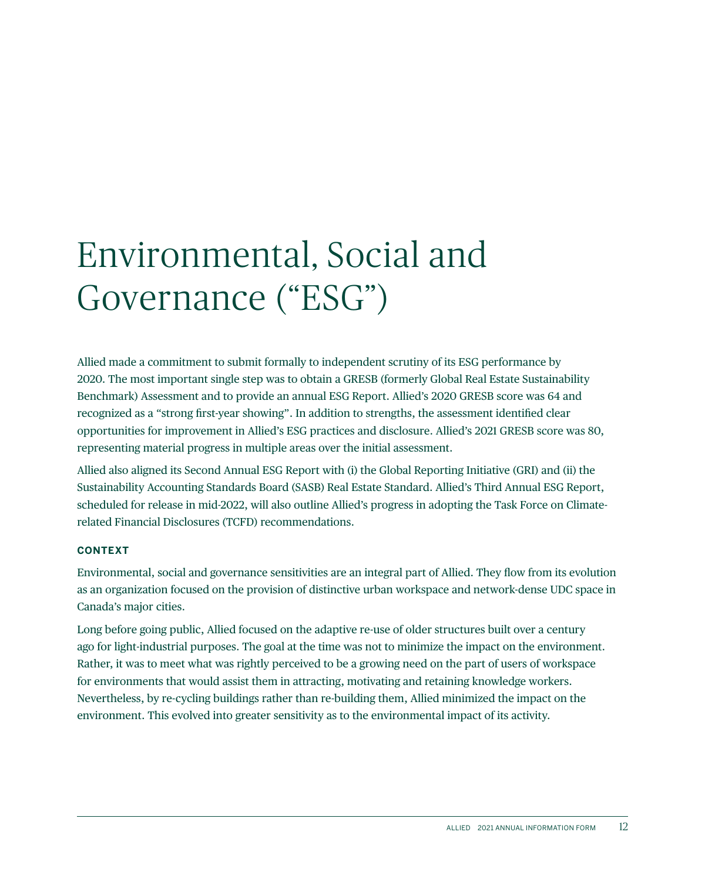# Environmental, Social and Governance ("ESG")

Allied made a commitment to submit formally to independent scrutiny of its ESG performance by 2020. The most important single step was to obtain a GRESB (formerly Global Real Estate Sustainability Benchmark) Assessment and to provide an annual ESG Report. Allied's 2020 GRESB score was 64 and recognized as a "strong first-year showing". In addition to strengths, the assessment identified clear opportunities for improvement in Allied's ESG practices and disclosure. Allied's 2021 GRESB score was 80, representing material progress in multiple areas over the initial assessment.

Allied also aligned its Second Annual ESG Report with (i) the Global Reporting Initiative (GRI) and (ii) the Sustainability Accounting Standards Board (SASB) Real Estate Standard. Allied's Third Annual ESG Report, scheduled for release in mid-2022, will also outline Allied's progress in adopting the Task Force on Climate-related Financial Disclosures (TCFD) recommendations.

**CONTEXT**

Environmental, social and governance sensitivities are an integral part of Allied. They flow from its evolution as an organization focused on the provision of distinctive urban workspace and network-dense UDC space in Canada's major cities.

Long before going public, Allied focused on the adaptive re-use of older structures built over a century ago for light-industrial purposes. The goal at the time was not to minimize the impact on the environment. Rather, it was to meet what was rightly perceived to be a growing need on the part of users of workspace for environments that would assist them in attracting, motivating and retaining knowledge workers. Nevertheless, by re-cycling buildings rather than re-building them, Allied minimized the impact on the environment. This evolved into greater sensitivity as to the environmental impact of its activity.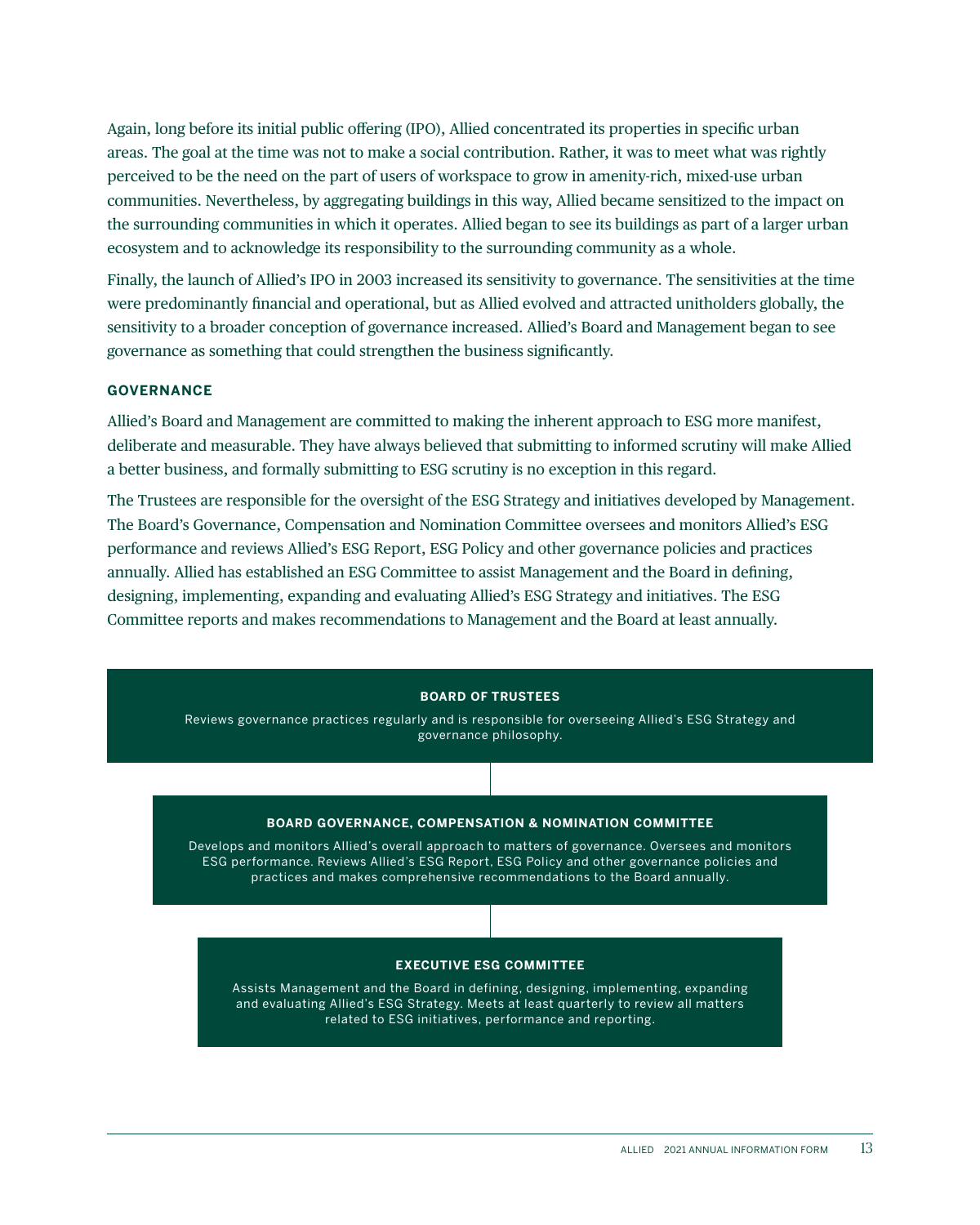Again, long before its initial public offering (IPO), Allied concentrated its properties in specific urban areas. The goal at the time was not to make a social contribution. Rather, it was to meet what was rightly perceived to be the need on the part of users of workspace to grow in amenity-rich, mixed-use urban communities. Nevertheless, by aggregating buildings in this way, Allied became sensitized to the impact on the surrounding communities in which it operates. Allied began to see its buildings as part of a larger urban ecosystem and to acknowledge its responsibility to the surrounding community as a whole.

Finally, the launch of Allied's IPO in 2003 increased its sensitivity to governance. The sensitivities at the time were predominantly financial and operational, but as Allied evolved and attracted unitholders globally, the sensitivity to a broader conception of governance increased. Allied's Board and Management began to see governance as something that could strengthen the business significantly.

### GOVERNANCE

Allied's Board and Management are committed to making the inherent approach to ESG more manifest, deliberate and measurable. They have always believed that submitting to informed scrutiny will make Allied a better business, and formally submitting to ESG scrutiny is no exception in this regard.

The Trustees are responsible for the oversight of the ESG Strategy and initiatives developed by Management. The Board's Governance, Compensation and Nomination Committee oversees and monitors Allied's ESG performance and reviews Allied's ESG Report, ESG Policy and other governance policies and practices annually. Allied has established an ESG Committee to assist Management and the Board in defining, designing, implementing, expanding and evaluating Allied's ESG Strategy and initiatives. The ESG Committee reports and makes recommendations to Management and the Board at least annually.

**BOARD OF TRUSTEES**

Reviews governance practices regularly and is responsible for overseeing Allied's ESG Strategy and governance philosophy.

**BOARD GOVERNANCE, COMPENSATION & NOMINATION COMMITTEE**

Develops and monitors Allied's overall approach to matters of governance. Oversees and monitors ESG performance. Reviews Allied's ESG Report, ESG Policy and other governance policies and practices and makes comprehensive recommendations to the Board annually.

**EXECUTIVE ESG COMMITTEE**

Assists Management and the Board in defining, designing, implementing, expanding and evaluating Allied's ESG Strategy. Meets at least quarterly to review all matters related to ESG initiatives, performance and reporting.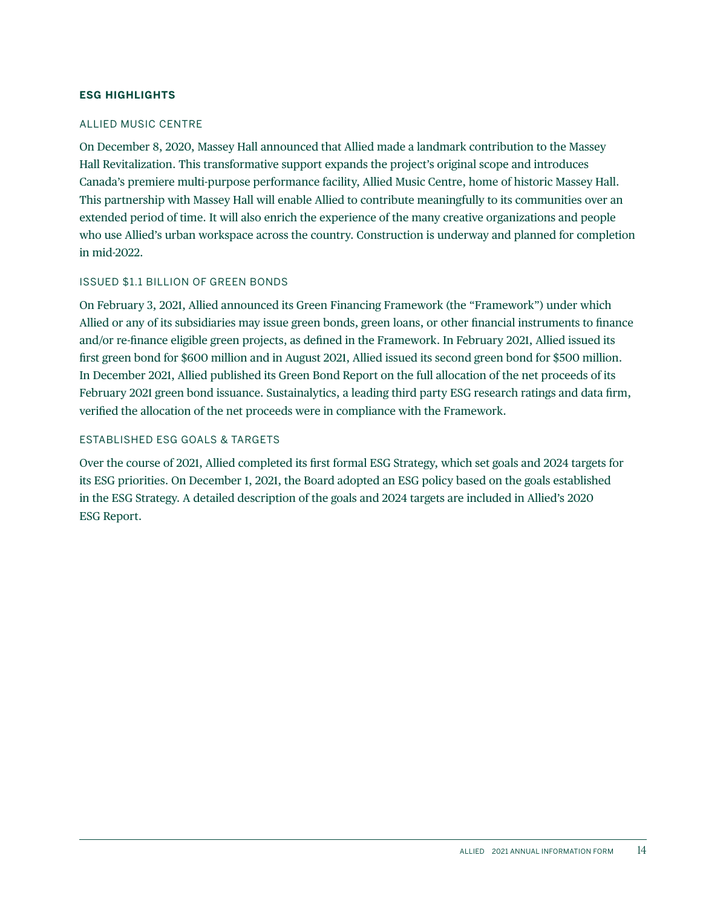## ESG HIGHLIGHTS

### ALLIED MUSIC CENTRE

On December 8, 2020, Massey Hall announced that Allied made a landmark contribution to the Massey Hall Revitalization. This transformative support expands the project's original scope and introduces Canada's premiere multi-purpose performance facility, Allied Music Centre, home of historic Massey Hall. This partnership with Massey Hall will enable Allied to contribute meaningfully to its communities over an extended period of time. It will also enrich the experience of the many creative organizations and people who use Allied's urban workspace across the country. Construction is underway and planned for completion in mid-2022.

### ISSUED $1.1 BILLION OF GREEN BONDS

On February 3, 2021, Allied announced its Green Financing Framework (the "Framework") under which Allied or any of its subsidiaries may issue green bonds, green loans, or other financial instruments to finance and/or re-finance eligible green projects, as defined in the Framework. In February 2021, Allied issued its first green bond for $600 million and in August 2021, Allied issued its second green bond for $500 million. In December 2021, Allied published its Green Bond Report on the full allocation of the net proceeds of its February 2021 green bond issuance. Sustainalytics, a leading third party ESG research ratings and data firm, verified the allocation of the net proceeds were in compliance with the Framework.

### ESTABLISHED ESG GOALS & TARGETS

Over the course of 2021, Allied completed its first formal ESG Strategy, which set goals and 2024 targets for its ESG priorities. On December 1, 2021, the Board adopted an ESG policy based on the goals established in the ESG Strategy. A detailed description of the goals and 2024 targets are included in Allied's 2020 ESG Report.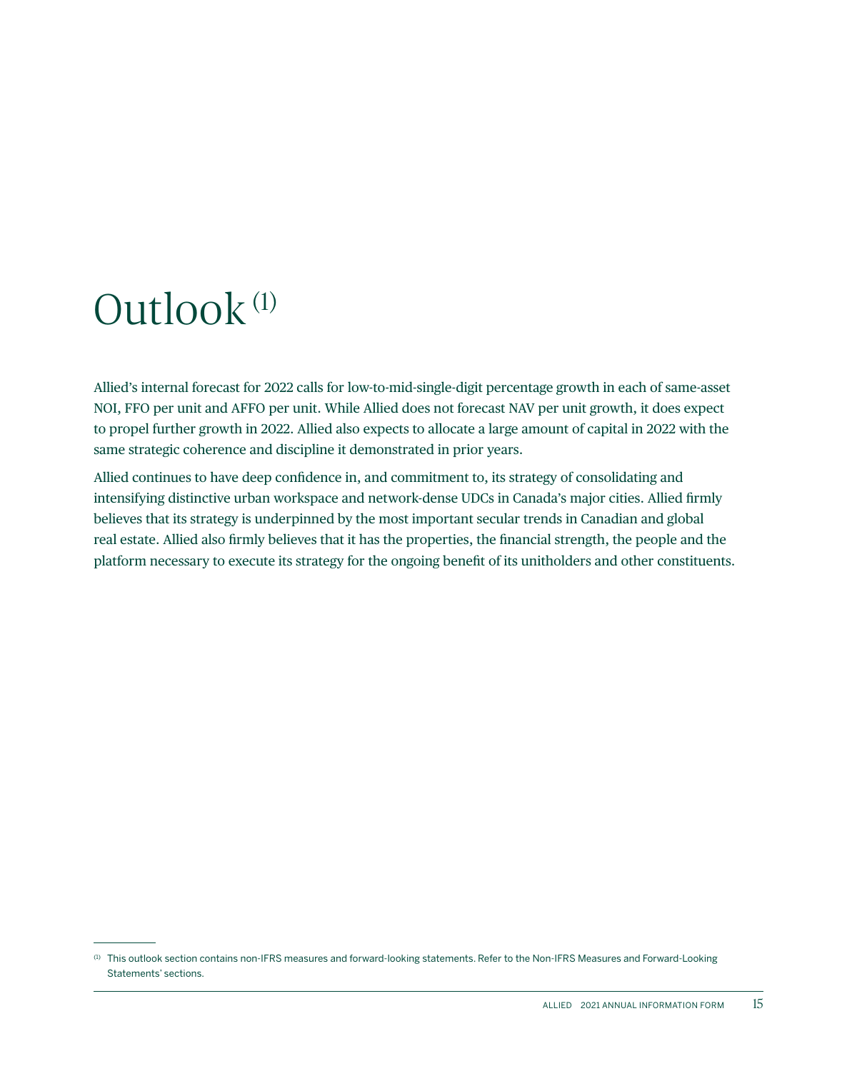# Outlook [1]

Allied's internal forecast for 2022 calls for low-to-mid-single-digit percentage growth in each of same-asset NOI, FFO per unit and AFFO per unit. While Allied does not forecast NAV per unit growth, it does expect to propel further growth in 2022. Allied also expects to allocate a large amount of capital in 2022 with the same strategic coherence and discipline it demonstrated in prior years.

Allied continues to have deep confidence in, and commitment to, its strategy of consolidating and intensifying distinctive urban workspace and network-dense UDCs in Canada's major cities. Allied firmly believes that its strategy is underpinned by the most important secular trends in Canadian and global real estate. Allied also firmly believes that it has the properties, the financial strength, the people and the platform necessary to execute its strategy for the ongoing benefit of its unitholders and other constituents.

---

[1] This outlook section contains non-IFRS measures and forward-looking statements. Refer to the Non-IFRS Measures and Forward-Looking Statements' sections.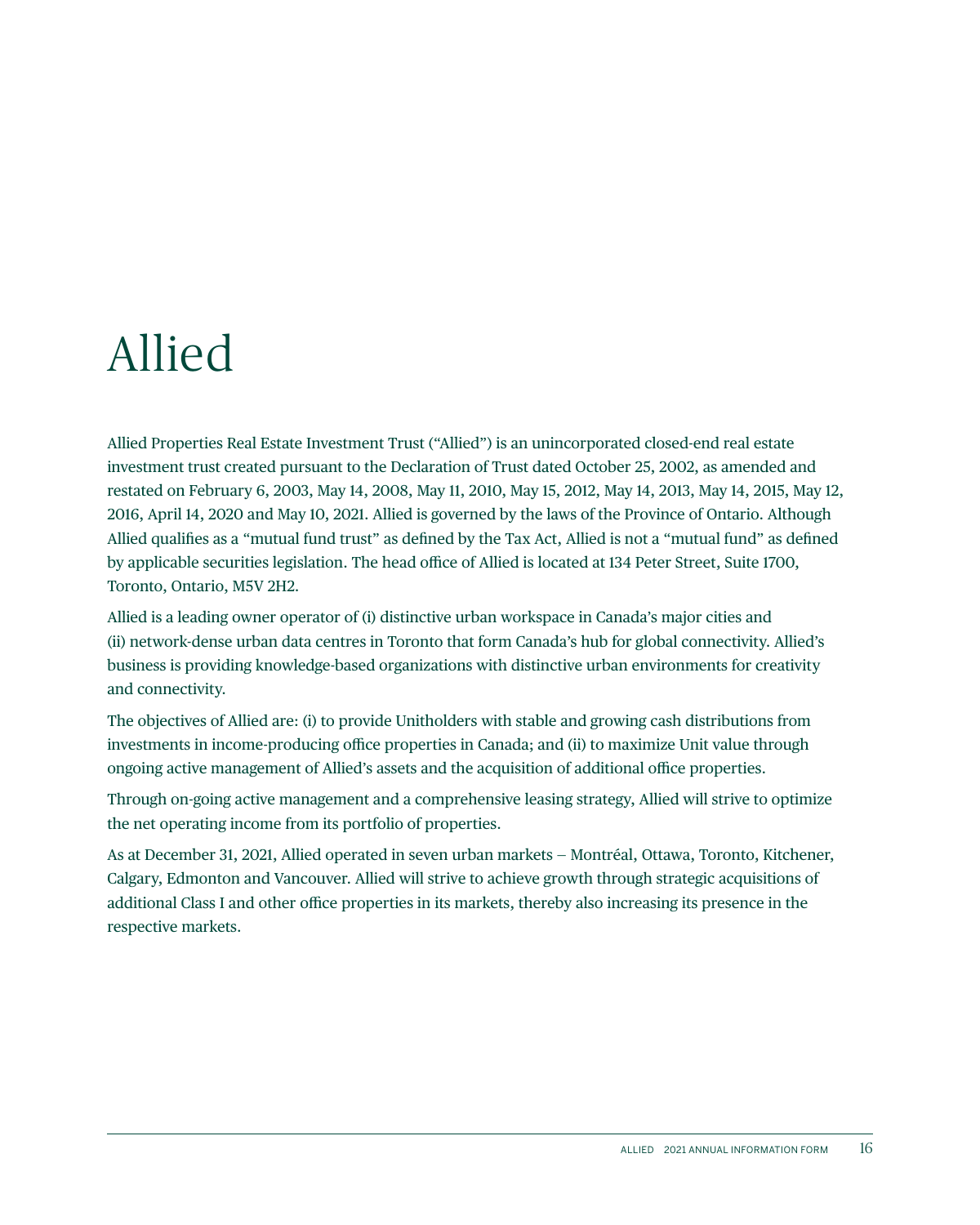# Allied

Allied Properties Real Estate Investment Trust ("Allied") is an unincorporated closed-end real estate investment trust created pursuant to the Declaration of Trust dated October 25, 2002, as amended and restated on February 6, 2003, May 14, 2008, May 11, 2010, May 15, 2012, May 14, 2013, May 14, 2015, May 12, 2016, April 14, 2020 and May 10, 2021. Allied is governed by the laws of the Province of Ontario. Although Allied qualifies as a "mutual fund trust" as defined by the Tax Act, Allied is not a "mutual fund" as defined by applicable securities legislation. The head office of Allied is located at 134 Peter Street, Suite 1700, Toronto, Ontario, M5V 2H2.

Allied is a leading owner operator of (i) distinctive urban workspace in Canada's major cities and (ii) network-dense urban data centres in Toronto that form Canada's hub for global connectivity. Allied's business is providing knowledge-based organizations with distinctive urban environments for creativity and connectivity.

The objectives of Allied are: (i) to provide Unitholders with stable and growing cash distributions from investments in income-producing office properties in Canada; and (ii) to maximize Unit value through ongoing active management of Allied's assets and the acquisition of additional office properties.

Through on-going active management and a comprehensive leasing strategy, Allied will strive to optimize the net operating income from its portfolio of properties.

As at December 31, 2021, Allied operated in seven urban markets – Montréal, Ottawa, Toronto, Kitchener, Calgary, Edmonton and Vancouver. Allied will strive to achieve growth through strategic acquisitions of additional Class I and other office properties in its markets, thereby also increasing its presence in the respective markets.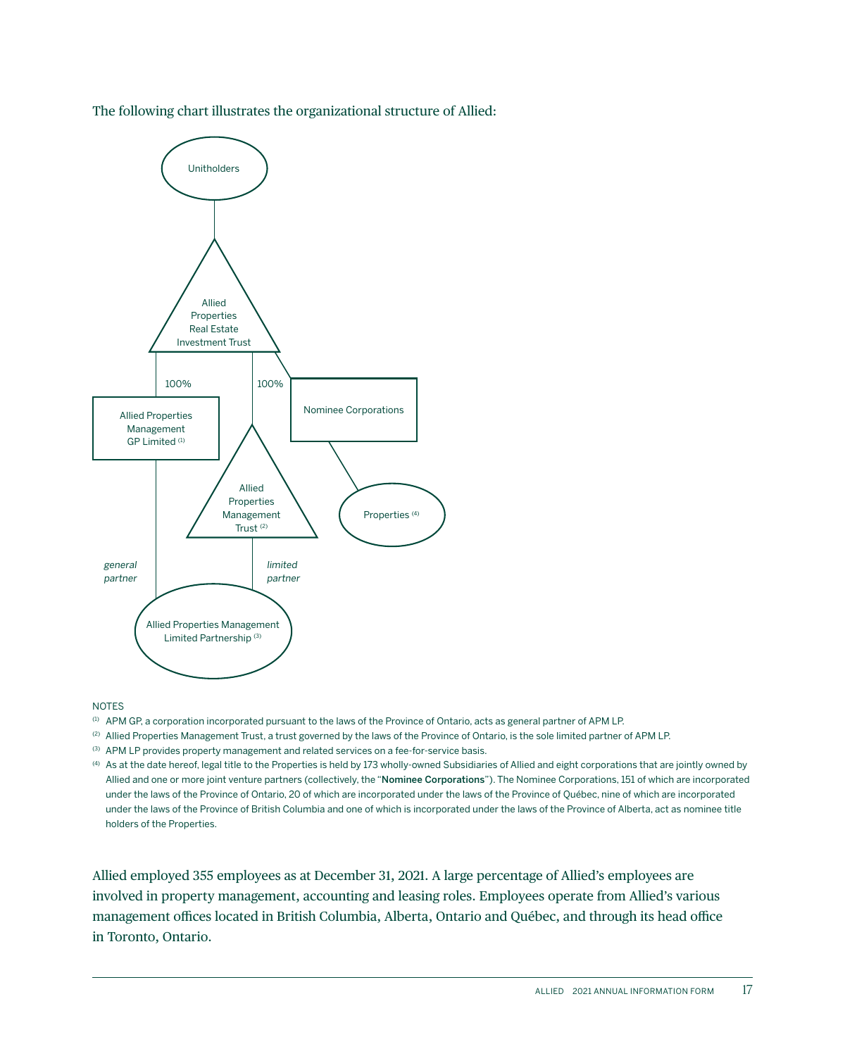The following chart illustrates the organizational structure of Allied:

Unitholders

Allied Properties Real Estate Investment Trust

100%

100%

Allied Properties Management GP Limited [1]

Nominee Corporations

Allied Properties Management Trust [2]

Properties [4]

*general partner*

*limited partner*

Allied Properties Management Limited Partnership [3]

NOTES

(1) APM GP, a corporation incorporated pursuant to the laws of the Province of Ontario, acts as general partner of APM LP.

(2) Allied Properties Management Trust, a trust governed by the laws of the Province of Ontario, is the sole limited partner of APM LP.

(3) APM LP provides property management and related services on a fee-for-service basis.

(4) As at the date hereof, legal title to the Properties is held by 173 wholly-owned Subsidiaries of Allied and eight corporations that are jointly owned by Allied and one or more joint venture partners (collectively, the "**Nominee Corporations**"). The Nominee Corporations, 151 of which are incorporated under the laws of the Province of Ontario, 20 of which are incorporated under the laws of the Province of Québec, nine of which are incorporated under the laws of the Province of British Columbia and one of which is incorporated under the laws of the Province of Alberta, act as nominee title holders of the Properties.

Allied employed 355 employees as at December 31, 2021. A large percentage of Allied's employees are involved in property management, accounting and leasing roles. Employees operate from Allied's various management offices located in British Columbia, Alberta, Ontario and Québec, and through its head office in Toronto, Ontario.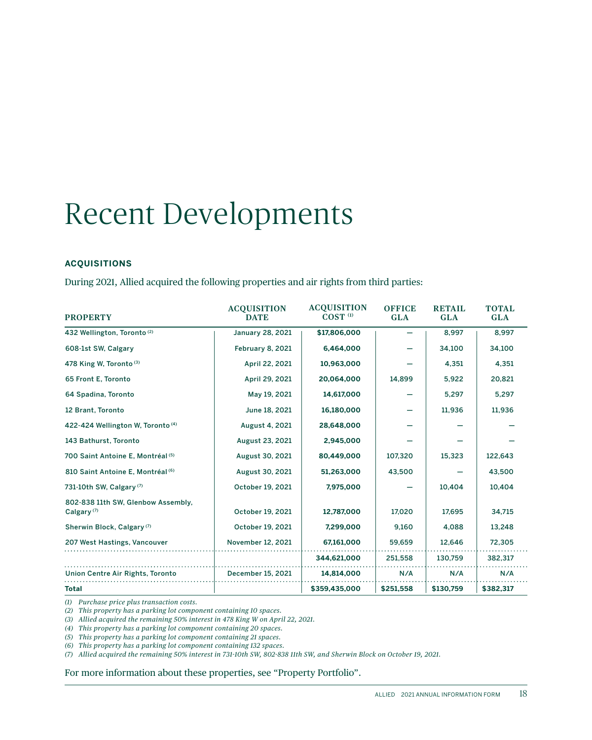# Recent Developments

## ACQUISITIONS

During 2021, Allied acquired the following properties and air rights from third parties:

| PROPERTY | ACQUISITION DATE | ACQUISITION COST [(1)] | OFFICE GLA | RETAIL GLA | TOTAL GLA |
|---|---|---|---|---|---|
| 432 Wellington, Toronto [(2)] | January 28, 2021 | **$17,806,000** | — | 8,997 | 8,997 |
| 608-1st SW, Calgary | February 8, 2021 | **6,464,000** | — | 34,100 | 34,100 |
| 478 King W, Toronto [(3)] | April 22, 2021 | **10,963,000** | — | 4,351 | 4,351 |
| 65 Front E, Toronto | April 29, 2021 | **20,064,000** | 14,899 | 5,922 | 20,821 |
| 64 Spadina, Toronto | May 19, 2021 | **14,617,000** | — | 5,297 | 5,297 |
| 12 Brant, Toronto | June 18, 2021 | **16,180,000** | — | 11,936 | 11,936 |
| 422-424 Wellington W, Toronto [(4)] | August 4, 2021 | **28,648,000** | — | — | — |
| 143 Bathurst, Toronto | August 23, 2021 | **2,945,000** | — | — | — |
| 700 Saint Antoine E, Montréal [(5)] | August 30, 2021 | **80,449,000** | 107,320 | 15,323 | 122,643 |
| 810 Saint Antoine E, Montréal [(6)] | August 30, 2021 | **51,263,000** | 43,500 | — | 43,500 |
| 731-10th SW, Calgary [(7)] | October 19, 2021 | **7,975,000** | — | 10,404 | 10,404 |
| 802-838 11th SW, Glenbow Assembly, Calgary [(7)] | October 19, 2021 | **12,787,000** | 17,020 | 17,695 | 34,715 |
| Sherwin Block, Calgary [(7)] | October 19, 2021 | **7,299,000** | 9,160 | 4,088 | 13,248 |
| 207 West Hastings, Vancouver | November 12, 2021 | **67,161,000** | 59,659 | 12,646 | 72,305 |
| | | **344,621,000** | 251,558 | 130,759 | 382,317 |
| Union Centre Air Rights, Toronto | December 15, 2021 | **14,814,000** | N/A | N/A | N/A |
| **Total** | | **$359,435,000** | **$251,558** | **$130,759** | **$382,317** |

*(1) Purchase price plus transaction costs.*
*(2) This property has a parking lot component containing 10 spaces.*
*(3) Allied acquired the remaining 50% interest in 478 King W on April 22, 2021.*
*(4) This property has a parking lot component containing 20 spaces.*
*(5) This property has a parking lot component containing 21 spaces.*
*(6) This property has a parking lot component containing 132 spaces.*
*(7) Allied acquired the remaining 50% interest in 731-10th SW, 802-838 11th SW, and Sherwin Block on October 19, 2021.*

For more information about these properties, see "Property Portfolio".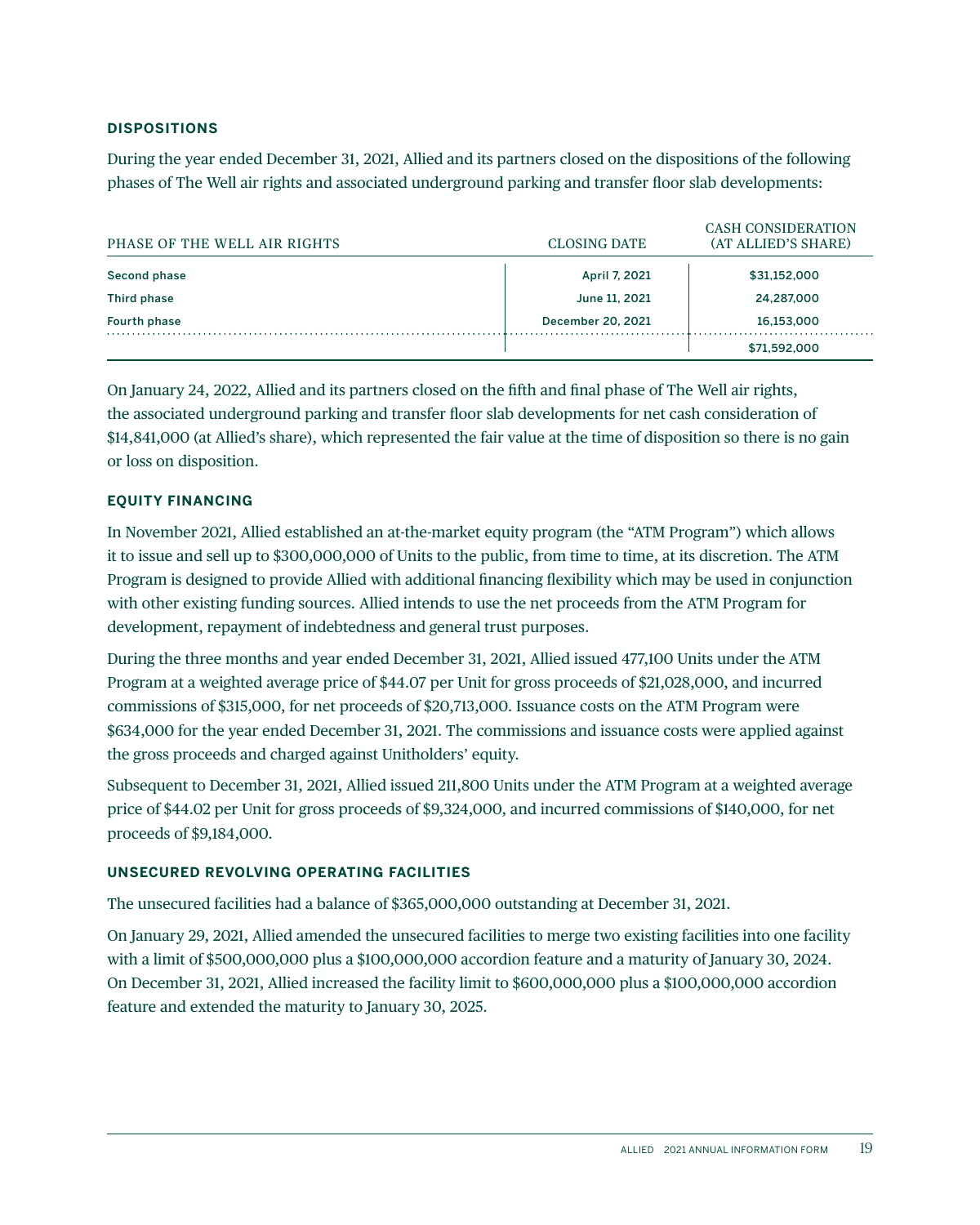### DISPOSITIONS

During the year ended December 31, 2021, Allied and its partners closed on the dispositions of the following phases of The Well air rights and associated underground parking and transfer floor slab developments:

| PHASE OF THE WELL AIR RIGHTS | CLOSING DATE | CASH CONSIDERATION (AT ALLIED'S SHARE) |
|---|---|---|
| Second phase | April 7, 2021 | $31,152,000 |
| Third phase | June 11, 2021 | 24,287,000 |
| Fourth phase | December 20, 2021 | 16,153,000 |
| | | $71,592,000 |

On January 24, 2022, Allied and its partners closed on the fifth and final phase of The Well air rights, the associated underground parking and transfer floor slab developments for net cash consideration of $14,841,000 (at Allied's share), which represented the fair value at the time of disposition so there is no gain or loss on disposition.

### EQUITY FINANCING

In November 2021, Allied established an at-the-market equity program (the "ATM Program") which allows it to issue and sell up to $300,000,000 of Units to the public, from time to time, at its discretion. The ATM Program is designed to provide Allied with additional financing flexibility which may be used in conjunction with other existing funding sources. Allied intends to use the net proceeds from the ATM Program for development, repayment of indebtedness and general trust purposes.

During the three months and year ended December 31, 2021, Allied issued 477,100 Units under the ATM Program at a weighted average price of $44.07 per Unit for gross proceeds of $21,028,000, and incurred commissions of $315,000, for net proceeds of $20,713,000. Issuance costs on the ATM Program were $634,000 for the year ended December 31, 2021. The commissions and issuance costs were applied against the gross proceeds and charged against Unitholders' equity.

Subsequent to December 31, 2021, Allied issued 211,800 Units under the ATM Program at a weighted average price of $44.02 per Unit for gross proceeds of $9,324,000, and incurred commissions of $140,000, for net proceeds of $9,184,000.

### UNSECURED REVOLVING OPERATING FACILITIES

The unsecured facilities had a balance of $365,000,000 outstanding at December 31, 2021.

On January 29, 2021, Allied amended the unsecured facilities to merge two existing facilities into one facility with a limit of $500,000,000 plus a $100,000,000 accordion feature and a maturity of January 30, 2024. On December 31, 2021, Allied increased the facility limit to $600,000,000 plus a $100,000,000 accordion feature and extended the maturity to January 30, 2025.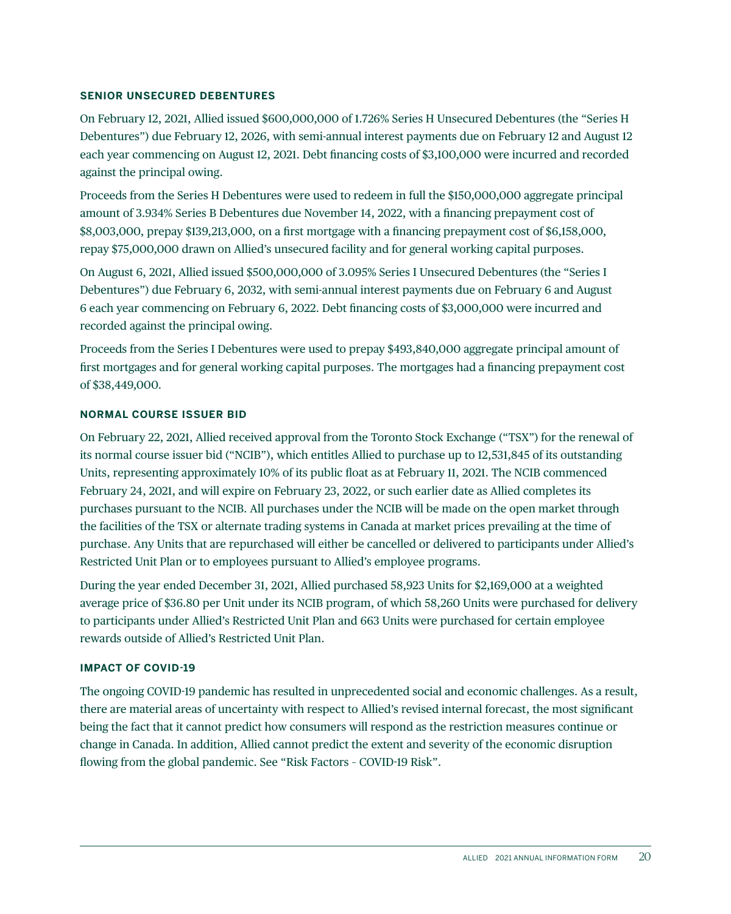### SENIOR UNSECURED DEBENTURES

On February 12, 2021, Allied issued $600,000,000 of 1.726% Series H Unsecured Debentures (the "Series H Debentures") due February 12, 2026, with semi-annual interest payments due on February 12 and August 12 each year commencing on August 12, 2021. Debt financing costs of $3,100,000 were incurred and recorded against the principal owing.

Proceeds from the Series H Debentures were used to redeem in full the $150,000,000 aggregate principal amount of 3.934% Series B Debentures due November 14, 2022, with a financing prepayment cost of $8,003,000, prepay $139,213,000, on a first mortgage with a financing prepayment cost of $6,158,000, repay $75,000,000 drawn on Allied's unsecured facility and for general working capital purposes.

On August 6, 2021, Allied issued $500,000,000 of 3.095% Series I Unsecured Debentures (the "Series I Debentures") due February 6, 2032, with semi-annual interest payments due on February 6 and August 6 each year commencing on February 6, 2022. Debt financing costs of $3,000,000 were incurred and recorded against the principal owing.

Proceeds from the Series I Debentures were used to prepay $493,840,000 aggregate principal amount of first mortgages and for general working capital purposes. The mortgages had a financing prepayment cost of $38,449,000.

### NORMAL COURSE ISSUER BID

On February 22, 2021, Allied received approval from the Toronto Stock Exchange ("TSX") for the renewal of its normal course issuer bid ("NCIB"), which entitles Allied to purchase up to 12,531,845 of its outstanding Units, representing approximately 10% of its public float as at February 11, 2021. The NCIB commenced February 24, 2021, and will expire on February 23, 2022, or such earlier date as Allied completes its purchases pursuant to the NCIB. All purchases under the NCIB will be made on the open market through the facilities of the TSX or alternate trading systems in Canada at market prices prevailing at the time of purchase. Any Units that are repurchased will either be cancelled or delivered to participants under Allied's Restricted Unit Plan or to employees pursuant to Allied's employee programs.

During the year ended December 31, 2021, Allied purchased 58,923 Units for $2,169,000 at a weighted average price of $36.80 per Unit under its NCIB program, of which 58,260 Units were purchased for delivery to participants under Allied's Restricted Unit Plan and 663 Units were purchased for certain employee rewards outside of Allied's Restricted Unit Plan.

### IMPACT OF COVID-19

The ongoing COVID-19 pandemic has resulted in unprecedented social and economic challenges. As a result, there are material areas of uncertainty with respect to Allied's revised internal forecast, the most significant being the fact that it cannot predict how consumers will respond as the restriction measures continue or change in Canada. In addition, Allied cannot predict the extent and severity of the economic disruption flowing from the global pandemic. See "Risk Factors – COVID-19 Risk".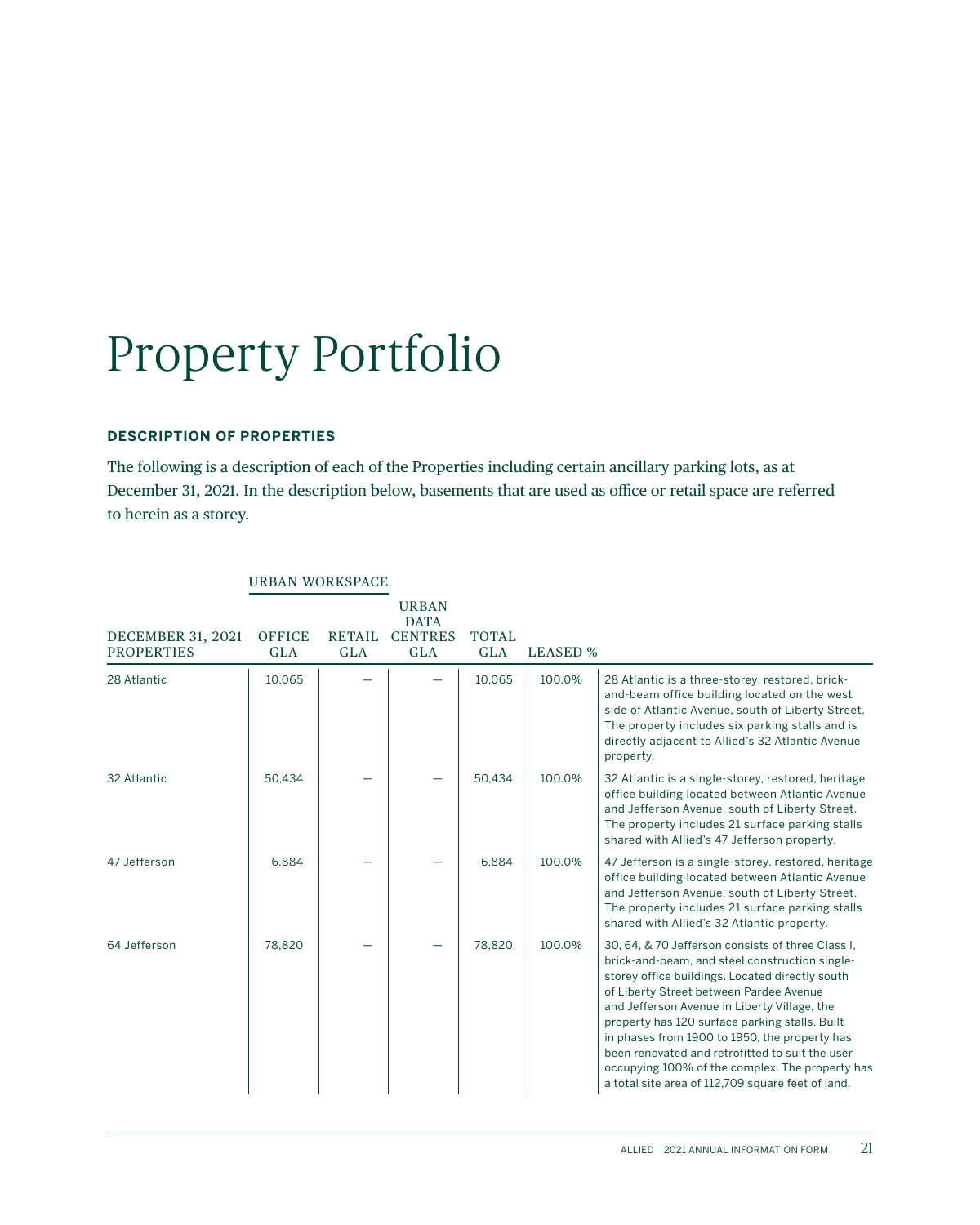# Property Portfolio

**DESCRIPTION OF PROPERTIES**

The following is a description of each of the Properties including certain ancillary parking lots, as at December 31, 2021. In the description below, basements that are used as office or retail space are referred to herein as a storey.

| | URBAN WORKSPACE | | | | | |
|---|---|---|---|---|---|---|
| DECEMBER 31, 2021 PROPERTIES | OFFICE GLA | RETAIL GLA | URBAN DATA CENTRES GLA | TOTAL GLA | LEASED % | |
| 28 Atlantic | 10,065 | — | — | 10,065 | 100.0% | 28 Atlantic is a three-storey, restored, brick-and-beam office building located on the west side of Atlantic Avenue, south of Liberty Street. The property includes six parking stalls and is directly adjacent to Allied's 32 Atlantic Avenue property. |
| 32 Atlantic | 50,434 | — | — | 50,434 | 100.0% | 32 Atlantic is a single-storey, restored, heritage office building located between Atlantic Avenue and Jefferson Avenue, south of Liberty Street. The property includes 21 surface parking stalls shared with Allied's 47 Jefferson property. |
| 47 Jefferson | 6,884 | — | — | 6,884 | 100.0% | 47 Jefferson is a single-storey, restored, heritage office building located between Atlantic Avenue and Jefferson Avenue, south of Liberty Street. The property includes 21 surface parking stalls shared with Allied's 32 Atlantic property. |
| 64 Jefferson | 78,820 | — | — | 78,820 | 100.0% | 30, 64, & 70 Jefferson consists of three Class I, brick-and-beam, and steel construction single-storey office buildings. Located directly south of Liberty Street between Pardee Avenue and Jefferson Avenue in Liberty Village, the property has 120 surface parking stalls. Built in phases from 1900 to 1950, the property has been renovated and retrofitted to suit the user occupying 100% of the complex. The property has a total site area of 112,709 square feet of land. |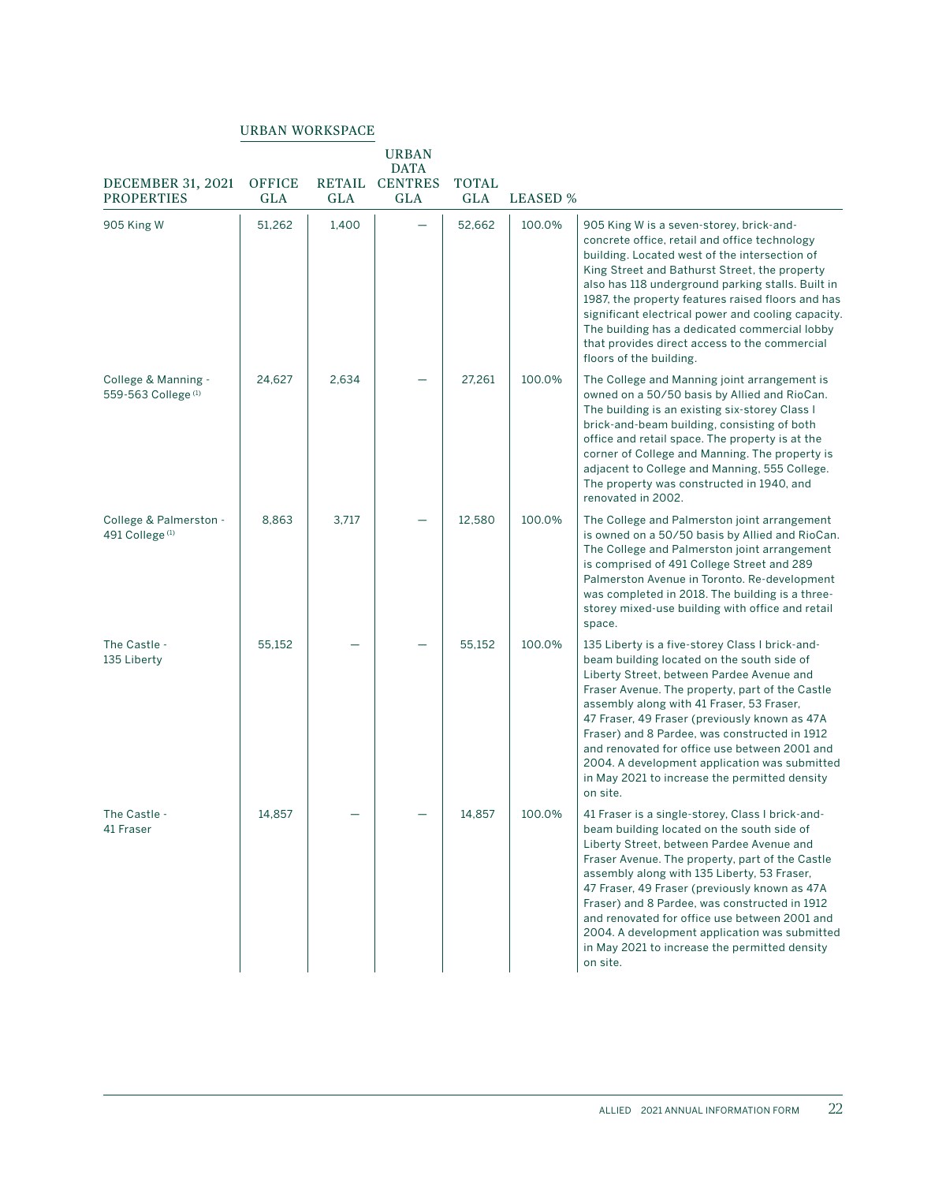| DECEMBER 31, 2021 PROPERTIES | URBAN WORKSPACE OFFICE GLA | RETAIL GLA | URBAN DATA CENTRES GLA | TOTAL GLA | LEASED % | |
|---|---|---|---|---|---|---|
| 905 King W | 51,262 | 1,400 | — | 52,662 | 100.0% | 905 King W is a seven-storey, brick-and-concrete office, retail and office technology building. Located west of the intersection of King Street and Bathurst Street, the property also has 118 underground parking stalls. Built in 1987, the property features raised floors and has significant electrical power and cooling capacity. The building has a dedicated commercial lobby that provides direct access to the commercial floors of the building. |
| College & Manning - 559-563 College [(1)] | 24,627 | 2,634 | — | 27,261 | 100.0% | The College and Manning joint arrangement is owned on a 50/50 basis by Allied and RioCan. The building is an existing six-storey Class I brick-and-beam building, consisting of both office and retail space. The property is at the corner of College and Manning. The property is adjacent to College and Manning, 555 College. The property was constructed in 1940, and renovated in 2002. |
| College & Palmerston - 491 College [(1)] | 8,863 | 3,717 | — | 12,580 | 100.0% | The College and Palmerston joint arrangement is owned on a 50/50 basis by Allied and RioCan. The College and Palmerston joint arrangement is comprised of 491 College Street and 289 Palmerston Avenue in Toronto. Re-development was completed in 2018. The building is a three-storey mixed-use building with office and retail space. |
| The Castle - 135 Liberty | 55,152 | — | — | 55,152 | 100.0% | 135 Liberty is a five-storey Class I brick-and-beam building located on the south side of Liberty Street, between Pardee Avenue and Fraser Avenue. The property, part of the Castle assembly along with 41 Fraser, 53 Fraser, 47 Fraser, 49 Fraser (previously known as 47A Fraser) and 8 Pardee, was constructed in 1912 and renovated for office use between 2001 and 2004. A development application was submitted in May 2021 to increase the permitted density on site. |
| The Castle - 41 Fraser | 14,857 | — | — | 14,857 | 100.0% | 41 Fraser is a single-storey, Class I brick-and-beam building located on the south side of Liberty Street, between Pardee Avenue and Fraser Avenue. The property, part of the Castle assembly along with 135 Liberty, 53 Fraser, 47 Fraser, 49 Fraser (previously known as 47A Fraser) and 8 Pardee, was constructed in 1912 and renovated for office use between 2001 and 2004. A development application was submitted in May 2021 to increase the permitted density on site. |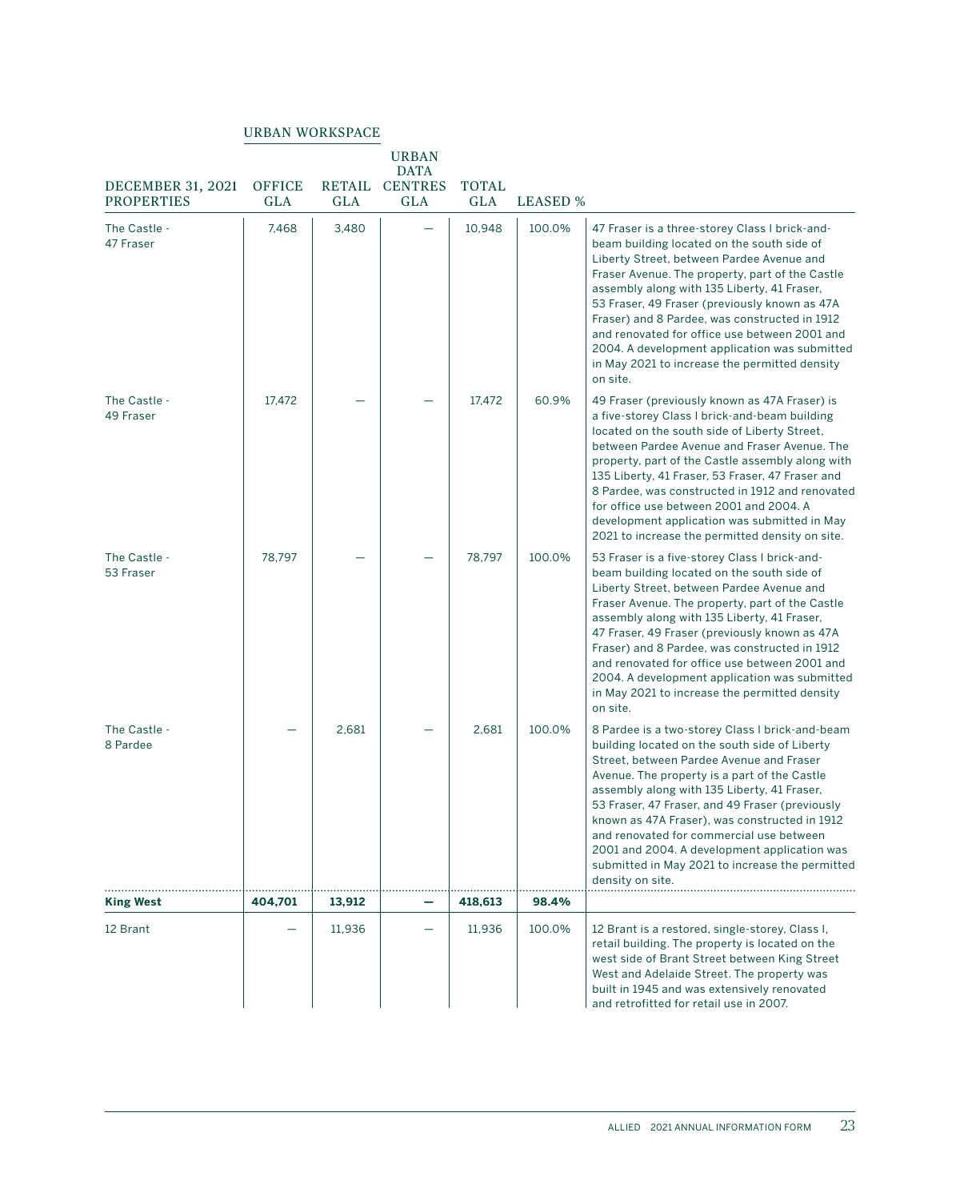| DECEMBER 31, 2021 PROPERTIES | URBAN WORKSPACE | | | | | |
|---|---|---|---|---|---|---|
| | OFFICE GLA | RETAIL GLA | URBAN DATA CENTRES GLA | TOTAL GLA | LEASED % | |
| The Castle - 47 Fraser | 7,468 | 3,480 | — | 10,948 | 100.0% | 47 Fraser is a three-storey Class I brick-and-beam building located on the south side of Liberty Street, between Pardee Avenue and Fraser Avenue. The property, part of the Castle assembly along with 135 Liberty, 41 Fraser, 53 Fraser, 49 Fraser (previously known as 47A Fraser) and 8 Pardee, was constructed in 1912 and renovated for office use between 2001 and 2004. A development application was submitted in May 2021 to increase the permitted density on site. |
| The Castle - 49 Fraser | 17,472 | — | — | 17,472 | 60.9% | 49 Fraser (previously known as 47A Fraser) is a five-storey Class I brick-and-beam building located on the south side of Liberty Street, between Pardee Avenue and Fraser Avenue. The property, part of the Castle assembly along with 135 Liberty, 41 Fraser, 53 Fraser, 47 Fraser and 8 Pardee, was constructed in 1912 and renovated for office use between 2001 and 2004. A development application was submitted in May 2021 to increase the permitted density on site. |
| The Castle - 53 Fraser | 78,797 | — | — | 78,797 | 100.0% | 53 Fraser is a five-storey Class I brick-and-beam building located on the south side of Liberty Street, between Pardee Avenue and Fraser Avenue. The property, part of the Castle assembly along with 135 Liberty, 41 Fraser, 47 Fraser, 49 Fraser (previously known as 47A Fraser) and 8 Pardee, was constructed in 1912 and renovated for office use between 2001 and 2004. A development application was submitted in May 2021 to increase the permitted density on site. |
| The Castle - 8 Pardee | — | 2,681 | — | 2,681 | 100.0% | 8 Pardee is a two-storey Class I brick-and-beam building located on the south side of Liberty Street, between Pardee Avenue and Fraser Avenue. The property is a part of the Castle assembly along with 135 Liberty, 41 Fraser, 53 Fraser, 47 Fraser, and 49 Fraser (previously known as 47A Fraser), was constructed in 1912 and renovated for commercial use between 2001 and 2004. A development application was submitted in May 2021 to increase the permitted density on site. |
| **King West** | **404,701** | **13,912** | **—** | **418,613** | **98.4%** | |
| 12 Brant | — | 11,936 | — | 11,936 | 100.0% | 12 Brant is a restored, single-storey, Class I, retail building. The property is located on the west side of Brant Street between King Street West and Adelaide Street. The property was built in 1945 and was extensively renovated and retrofitted for retail use in 2007. |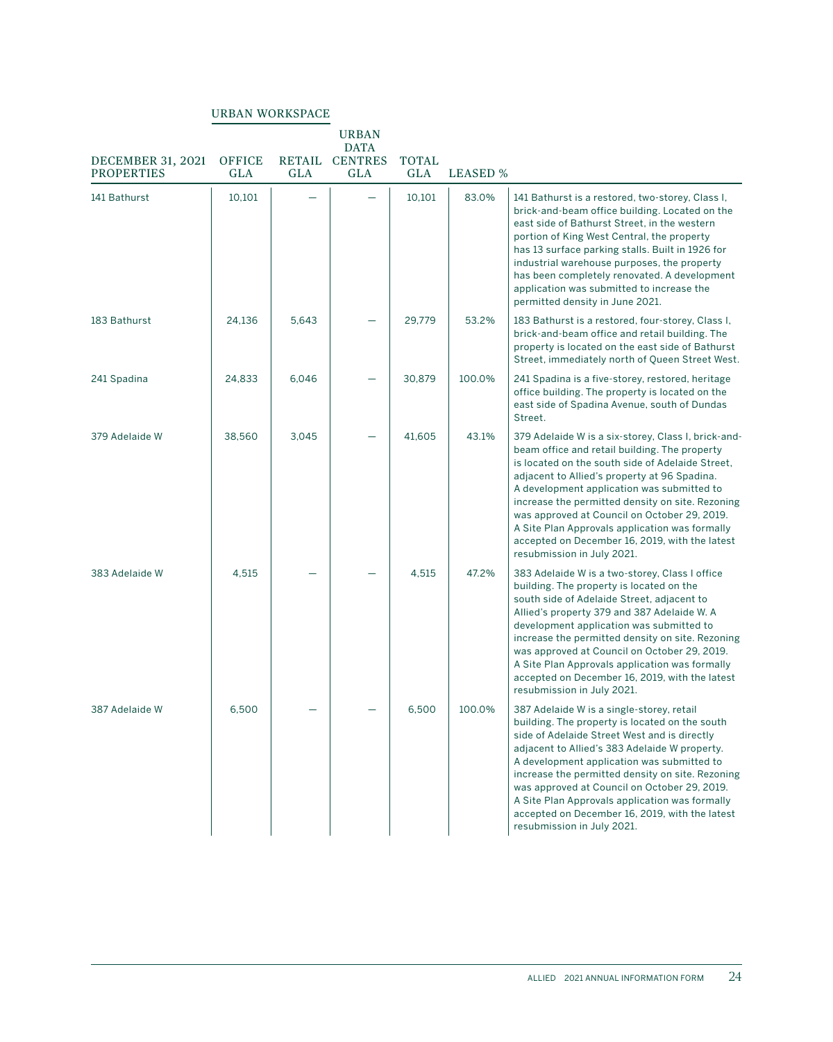| DECEMBER 31, 2021 PROPERTIES | URBAN WORKSPACE OFFICE GLA | RETAIL GLA | URBAN DATA CENTRES GLA | TOTAL GLA | LEASED % | |
|---|---|---|---|---|---|---|
| 141 Bathurst | 10,101 | – | – | 10,101 | 83.0% | 141 Bathurst is a restored, two-storey, Class I, brick-and-beam office building. Located on the east side of Bathurst Street, in the western portion of King West Central, the property has 13 surface parking stalls. Built in 1926 for industrial warehouse purposes, the property has been completely renovated. A development application was submitted to increase the permitted density in June 2021. |
| 183 Bathurst | 24,136 | 5,643 | – | 29,779 | 53.2% | 183 Bathurst is a restored, four-storey, Class I, brick-and-beam office and retail building. The property is located on the east side of Bathurst Street, immediately north of Queen Street West. |
| 241 Spadina | 24,833 | 6,046 | – | 30,879 | 100.0% | 241 Spadina is a five-storey, restored, heritage office building. The property is located on the east side of Spadina Avenue, south of Dundas Street. |
| 379 Adelaide W | 38,560 | 3,045 | – | 41,605 | 43.1% | 379 Adelaide W is a six-storey, Class I, brick-and-beam office and retail building. The property is located on the south side of Adelaide Street, adjacent to Allied's property at 96 Spadina. A development application was submitted to increase the permitted density on site. Rezoning was approved at Council on October 29, 2019. A Site Plan Approvals application was formally accepted on December 16, 2019, with the latest resubmission in July 2021. |
| 383 Adelaide W | 4,515 | – | – | 4,515 | 47.2% | 383 Adelaide W is a two-storey, Class I office building. The property is located on the south side of Adelaide Street, adjacent to Allied's property 379 and 387 Adelaide W. A development application was submitted to increase the permitted density on site. Rezoning was approved at Council on October 29, 2019. A Site Plan Approvals application was formally accepted on December 16, 2019, with the latest resubmission in July 2021. |
| 387 Adelaide W | 6,500 | – | – | 6,500 | 100.0% | 387 Adelaide W is a single-storey, retail building. The property is located on the south side of Adelaide Street West and is directly adjacent to Allied's 383 Adelaide W property. A development application was submitted to increase the permitted density on site. Rezoning was approved at Council on October 29, 2019. A Site Plan Approvals application was formally accepted on December 16, 2019, with the latest resubmission in July 2021. |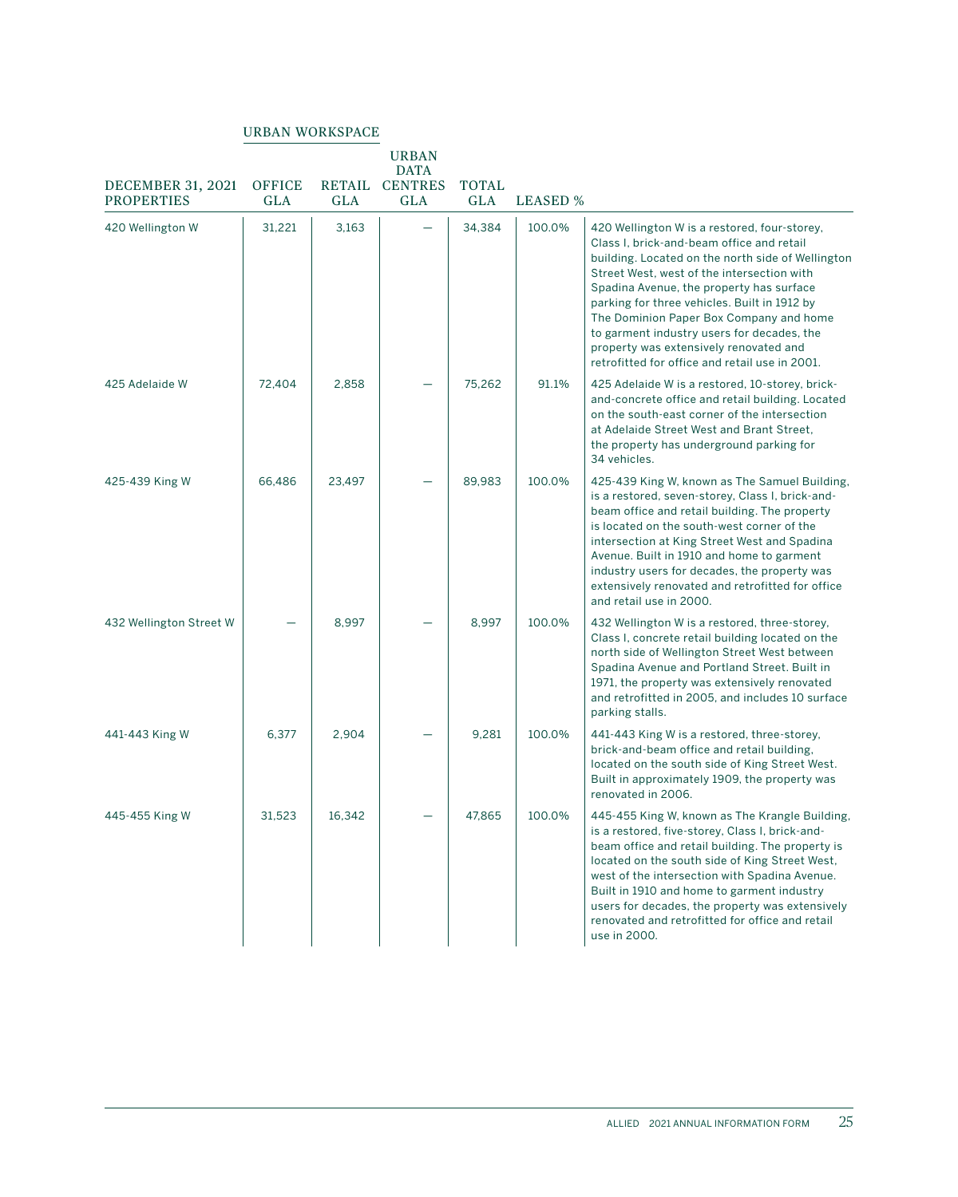| DECEMBER 31, 2021 PROPERTIES | URBAN WORKSPACE OFFICE GLA | RETAIL GLA | URBAN DATA CENTRES GLA | TOTAL GLA | LEASED % | |
|---|---|---|---|---|---|---|
| 420 Wellington W | 31,221 | 3,163 | — | 34,384 | 100.0% | 420 Wellington W is a restored, four-storey, Class I, brick-and-beam office and retail building. Located on the north side of Wellington Street West, west of the intersection with Spadina Avenue, the property has surface parking for three vehicles. Built in 1912 by The Dominion Paper Box Company and home to garment industry users for decades, the property was extensively renovated and retrofitted for office and retail use in 2001. |
| 425 Adelaide W | 72,404 | 2,858 | — | 75,262 | 91.1% | 425 Adelaide W is a restored, 10-storey, brick-and-concrete office and retail building. Located on the south-east corner of the intersection at Adelaide Street West and Brant Street, the property has underground parking for 34 vehicles. |
| 425-439 King W | 66,486 | 23,497 | — | 89,983 | 100.0% | 425-439 King W, known as The Samuel Building, is a restored, seven-storey, Class I, brick-and-beam office and retail building. The property is located on the south-west corner of the intersection at King Street West and Spadina Avenue. Built in 1910 and home to garment industry users for decades, the property was extensively renovated and retrofitted for office and retail use in 2000. |
| 432 Wellington Street W | — | 8,997 | — | 8,997 | 100.0% | 432 Wellington W is a restored, three-storey, Class I, concrete retail building located on the north side of Wellington Street West between Spadina Avenue and Portland Street. Built in 1971, the property was extensively renovated and retrofitted in 2005, and includes 10 surface parking stalls. |
| 441-443 King W | 6,377 | 2,904 | — | 9,281 | 100.0% | 441-443 King W is a restored, three-storey, brick-and-beam office and retail building, located on the south side of King Street West. Built in approximately 1909, the property was renovated in 2006. |
| 445-455 King W | 31,523 | 16,342 | — | 47,865 | 100.0% | 445-455 King W, known as The Krangle Building, is a restored, five-storey, Class I, brick-and-beam office and retail building. The property is located on the south side of King Street West, west of the intersection with Spadina Avenue. Built in 1910 and home to garment industry users for decades, the property was extensively renovated and retrofitted for office and retail use in 2000. |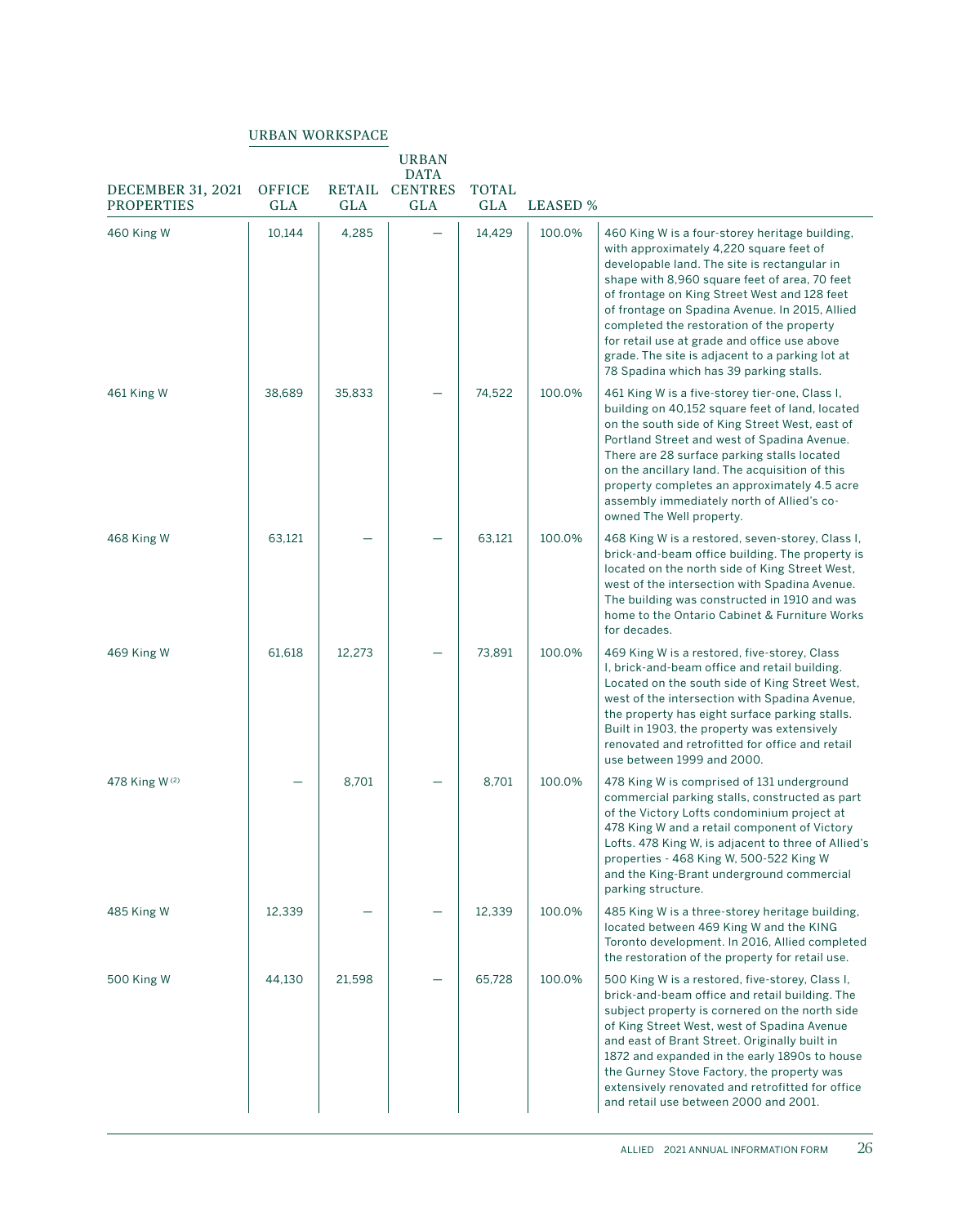| DECEMBER 31, 2021 PROPERTIES | URBAN WORKSPACE OFFICE GLA | RETAIL GLA | URBAN DATA CENTRES GLA | TOTAL GLA | LEASED % | |
|---|---|---|---|---|---|---|
| 460 King W | 10,144 | 4,285 | — | 14,429 | 100.0% | 460 King W is a four-storey heritage building, with approximately 4,220 square feet of developable land. The site is rectangular in shape with 8,960 square feet of area, 70 feet of frontage on King Street West and 128 feet of frontage on Spadina Avenue. In 2015, Allied completed the restoration of the property for retail use at grade and office use above grade. The site is adjacent to a parking lot at 78 Spadina which has 39 parking stalls. |
| 461 King W | 38,689 | 35,833 | — | 74,522 | 100.0% | 461 King W is a five-storey tier-one, Class I, building on 40,152 square feet of land, located on the south side of King Street West, east of Portland Street and west of Spadina Avenue. There are 28 surface parking stalls located on the ancillary land. The acquisition of this property completes an approximately 4.5 acre assembly immediately north of Allied's co-owned The Well property. |
| 468 King W | 63,121 | — | — | 63,121 | 100.0% | 468 King W is a restored, seven-storey, Class I, brick-and-beam office building. The property is located on the north side of King Street West, west of the intersection with Spadina Avenue. The building was constructed in 1910 and was home to the Ontario Cabinet & Furniture Works for decades. |
| 469 King W | 61,618 | 12,273 | — | 73,891 | 100.0% | 469 King W is a restored, five-storey, Class I, brick-and-beam office and retail building. Located on the south side of King Street West, west of the intersection with Spadina Avenue, the property has eight surface parking stalls. Built in 1903, the property was extensively renovated and retrofitted for office and retail use between 1999 and 2000. |
| 478 King W [(2)] | — | 8,701 | — | 8,701 | 100.0% | 478 King W is comprised of 131 underground commercial parking stalls, constructed as part of the Victory Lofts condominium project at 478 King W and a retail component of Victory Lofts. 478 King W, is adjacent to three of Allied's properties - 468 King W, 500-522 King W and the King-Brant underground commercial parking structure. |
| 485 King W | 12,339 | — | — | 12,339 | 100.0% | 485 King W is a three-storey heritage building, located between 469 King W and the KING Toronto development. In 2016, Allied completed the restoration of the property for retail use. |
| 500 King W | 44,130 | 21,598 | — | 65,728 | 100.0% | 500 King W is a restored, five-storey, Class I, brick-and-beam office and retail building. The subject property is cornered on the north side of King Street West, west of Spadina Avenue and east of Brant Street. Originally built in 1872 and expanded in the early 1890s to house the Gurney Stove Factory, the property was extensively renovated and retrofitted for office and retail use between 2000 and 2001. |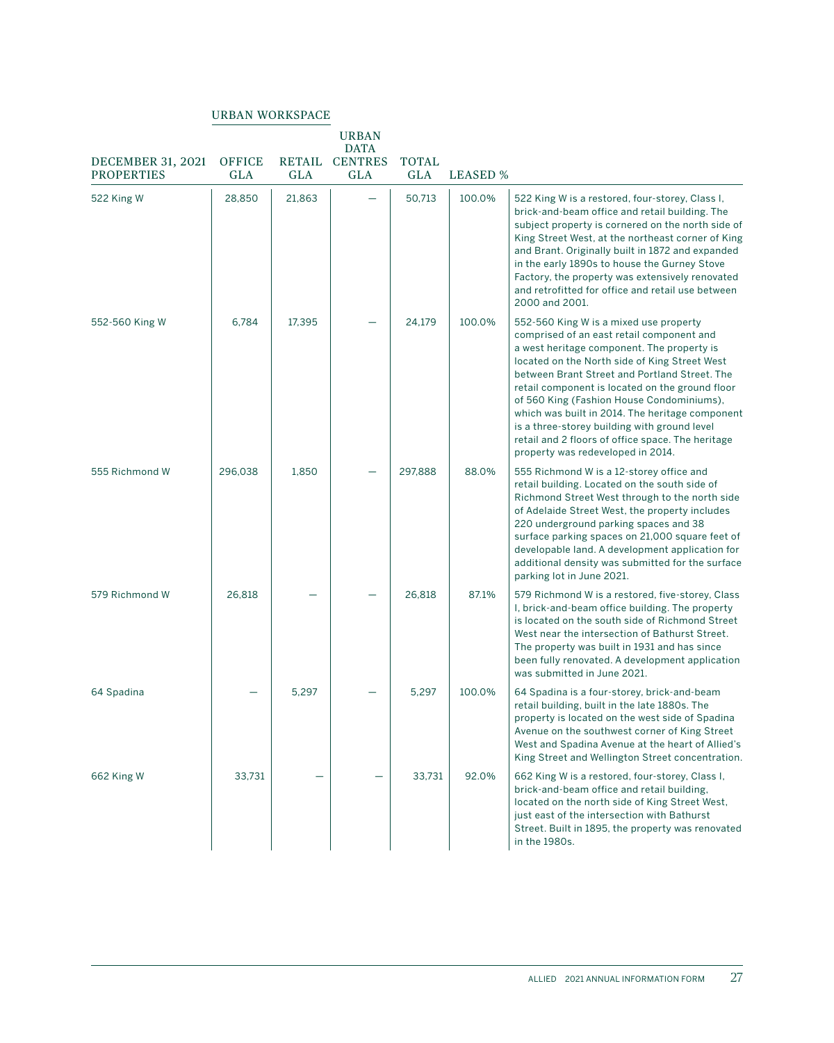| | URBAN WORKSPACE | | | | | |
|---|---|---|---|---|---|---|
| DECEMBER 31, 2021 PROPERTIES | OFFICE GLA | RETAIL GLA | URBAN DATA CENTRES GLA | TOTAL GLA | LEASED % | |
| 522 King W | 28,850 | 21,863 | — | 50,713 | 100.0% | 522 King W is a restored, four-storey, Class I, brick-and-beam office and retail building. The subject property is cornered on the north side of King Street West, at the northeast corner of King and Brant. Originally built in 1872 and expanded in the early 1890s to house the Gurney Stove Factory, the property was extensively renovated and retrofitted for office and retail use between 2000 and 2001. |
| 552-560 King W | 6,784 | 17,395 | — | 24,179 | 100.0% | 552-560 King W is a mixed use property comprised of an east retail component and a west heritage component. The property is located on the North side of King Street West between Brant Street and Portland Street. The retail component is located on the ground floor of 560 King (Fashion House Condominiums), which was built in 2014. The heritage component is a three-storey building with ground level retail and 2 floors of office space. The heritage property was redeveloped in 2014. |
| 555 Richmond W | 296,038 | 1,850 | — | 297,888 | 88.0% | 555 Richmond W is a 12-storey office and retail building. Located on the south side of Richmond Street West through to the north side of Adelaide Street West, the property includes 220 underground parking spaces and 38 surface parking spaces on 21,000 square feet of developable land. A development application for additional density was submitted for the surface parking lot in June 2021. |
| 579 Richmond W | 26,818 | — | — | 26,818 | 87.1% | 579 Richmond W is a restored, five-storey, Class I, brick-and-beam office building. The property is located on the south side of Richmond Street West near the intersection of Bathurst Street. The property was built in 1931 and has since been fully renovated. A development application was submitted in June 2021. |
| 64 Spadina | — | 5,297 | — | 5,297 | 100.0% | 64 Spadina is a four-storey, brick-and-beam retail building, built in the late 1880s. The property is located on the west side of Spadina Avenue on the southwest corner of King Street West and Spadina Avenue at the heart of Allied's King Street and Wellington Street concentration. |
| 662 King W | 33,731 | — | — | 33,731 | 92.0% | 662 King W is a restored, four-storey, Class I, brick-and-beam office and retail building, located on the north side of King Street West, just east of the intersection with Bathurst Street. Built in 1895, the property was renovated in the 1980s. |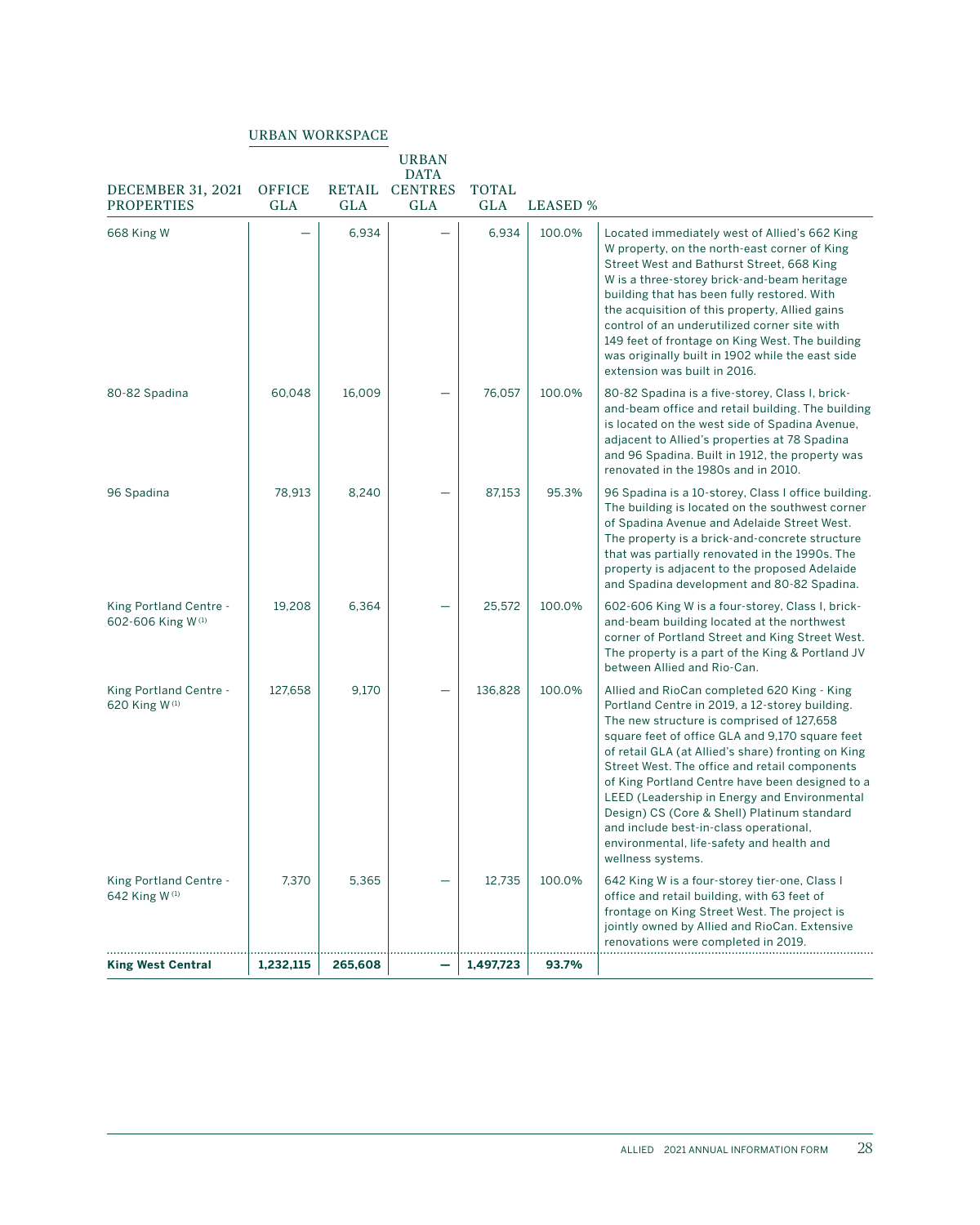| DECEMBER 31, 2021 PROPERTIES | URBAN WORKSPACE OFFICE GLA | RETAIL GLA | URBAN DATA CENTRES GLA | TOTAL GLA | LEASED % | |
|---|---|---|---|---|---|---|
| 668 King W | — | 6,934 | — | 6,934 | 100.0% | Located immediately west of Allied's 662 King W property, on the north-east corner of King Street West and Bathurst Street, 668 King W is a three-storey brick-and-beam heritage building that has been fully restored. With the acquisition of this property, Allied gains control of an underutilized corner site with 149 feet of frontage on King West. The building was originally built in 1902 while the east side extension was built in 2016. |
| 80-82 Spadina | 60,048 | 16,009 | — | 76,057 | 100.0% | 80-82 Spadina is a five-storey, Class I, brick-and-beam office and retail building. The building is located on the west side of Spadina Avenue, adjacent to Allied's properties at 78 Spadina and 96 Spadina. Built in 1912, the property was renovated in the 1980s and in 2010. |
| 96 Spadina | 78,913 | 8,240 | — | 87,153 | 95.3% | 96 Spadina is a 10-storey, Class I office building. The building is located on the southwest corner of Spadina Avenue and Adelaide Street West. The property is a brick-and-concrete structure that was partially renovated in the 1990s. The property is adjacent to the proposed Adelaide and Spadina development and 80-82 Spadina. |
| King Portland Centre - 602-606 King W (1) | 19,208 | 6,364 | — | 25,572 | 100.0% | 602-606 King W is a four-storey, Class I, brick-and-beam building located at the northwest corner of Portland Street and King Street West. The property is a part of the King & Portland JV between Allied and Rio-Can. |
| King Portland Centre - 620 King W (1) | 127,658 | 9,170 | — | 136,828 | 100.0% | Allied and RioCan completed 620 King - King Portland Centre in 2019, a 12-storey building. The new structure is comprised of 127,658 square feet of office GLA and 9,170 square feet of retail GLA (at Allied's share) fronting on King Street West. The office and retail components of King Portland Centre have been designed to a LEED (Leadership in Energy and Environmental Design) CS (Core & Shell) Platinum standard and include best-in-class operational, environmental, life-safety and health and wellness systems. |
| King Portland Centre - 642 King W (1) | 7,370 | 5,365 | — | 12,735 | 100.0% | 642 King W is a four-storey tier-one, Class I office and retail building, with 63 feet of frontage on King Street West. The project is jointly owned by Allied and RioCan. Extensive renovations were completed in 2019. |
| **King West Central** | **1,232,115** | **265,608** | **—** | **1,497,723** | **93.7%** | |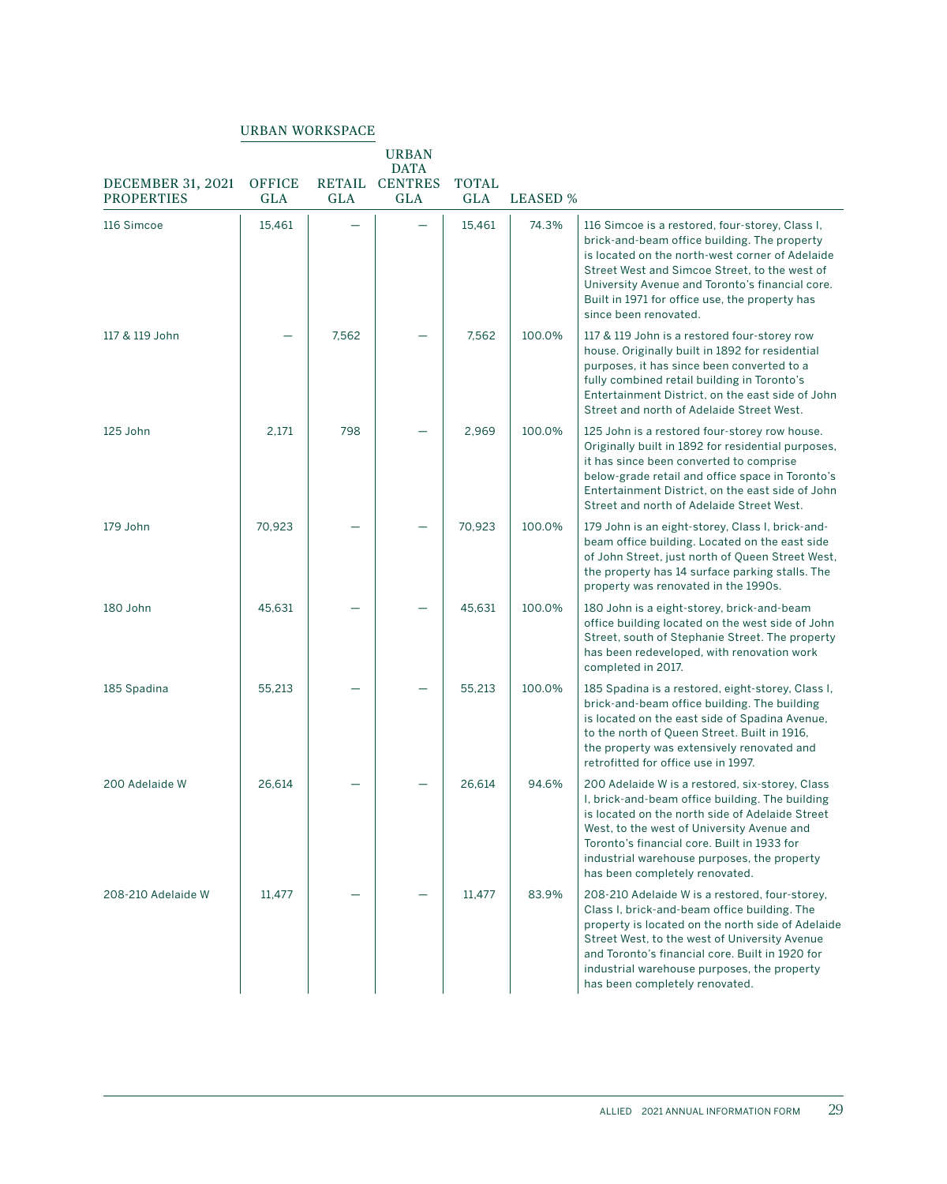| | URBAN WORKSPACE | | | | | |
|---|---|---|---|---|---|---|
| DECEMBER 31, 2021 PROPERTIES | OFFICE GLA | RETAIL GLA | URBAN DATA CENTRES GLA | TOTAL GLA | LEASED % | |
| 116 Simcoe | 15,461 | — | — | 15,461 | 74.3% | 116 Simcoe is a restored, four-storey, Class I, brick-and-beam office building. The property is located on the north-west corner of Adelaide Street West and Simcoe Street, to the west of University Avenue and Toronto's financial core. Built in 1971 for office use, the property has since been renovated. |
| 117 & 119 John | — | 7,562 | — | 7,562 | 100.0% | 117 & 119 John is a restored four-storey row house. Originally built in 1892 for residential purposes, it has since been converted to a fully combined retail building in Toronto's Entertainment District, on the east side of John Street and north of Adelaide Street West. |
| 125 John | 2,171 | 798 | — | 2,969 | 100.0% | 125 John is a restored four-storey row house. Originally built in 1892 for residential purposes, it has since been converted to comprise below-grade retail and office space in Toronto's Entertainment District, on the east side of John Street and north of Adelaide Street West. |
| 179 John | 70,923 | — | — | 70,923 | 100.0% | 179 John is an eight-storey, Class I, brick-and-beam office building. Located on the east side of John Street, just north of Queen Street West, the property has 14 surface parking stalls. The property was renovated in the 1990s. |
| 180 John | 45,631 | — | — | 45,631 | 100.0% | 180 John is a eight-storey, brick-and-beam office building located on the west side of John Street, south of Stephanie Street. The property has been redeveloped, with renovation work completed in 2017. |
| 185 Spadina | 55,213 | — | — | 55,213 | 100.0% | 185 Spadina is a restored, eight-storey, Class I, brick-and-beam office building. The building is located on the east side of Spadina Avenue, to the north of Queen Street. Built in 1916, the property was extensively renovated and retrofitted for office use in 1997. |
| 200 Adelaide W | 26,614 | — | — | 26,614 | 94.6% | 200 Adelaide W is a restored, six-storey, Class I, brick-and-beam office building. The building is located on the north side of Adelaide Street West, to the west of University Avenue and Toronto's financial core. Built in 1933 for industrial warehouse purposes, the property has been completely renovated. |
| 208-210 Adelaide W | 11,477 | — | — | 11,477 | 83.9% | 208-210 Adelaide W is a restored, four-storey, Class I, brick-and-beam office building. The property is located on the north side of Adelaide Street West, to the west of University Avenue and Toronto's financial core. Built in 1920 for industrial warehouse purposes, the property has been completely renovated. |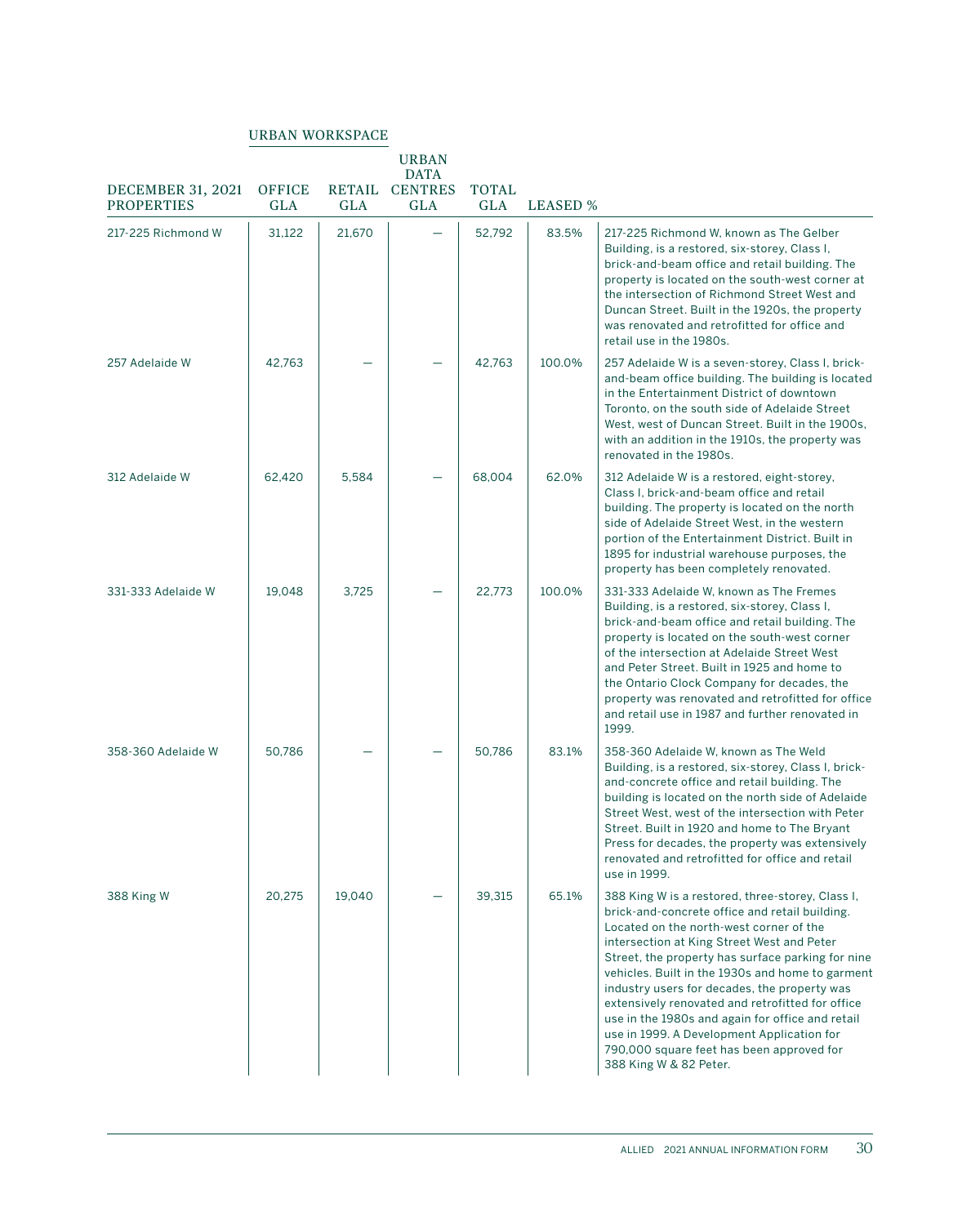| DECEMBER 31, 2021 PROPERTIES | URBAN WORKSPACE OFFICE GLA | RETAIL GLA | URBAN DATA CENTRES GLA | TOTAL GLA | LEASED % | |
|---|---|---|---|---|---|---|
| 217-225 Richmond W | 31,122 | 21,670 | — | 52,792 | 83.5% | 217-225 Richmond W, known as The Gelber Building, is a restored, six-storey, Class I, brick-and-beam office and retail building. The property is located on the south-west corner at the intersection of Richmond Street West and Duncan Street. Built in the 1920s, the property was renovated and retrofitted for office and retail use in the 1980s. |
| 257 Adelaide W | 42,763 | — | — | 42,763 | 100.0% | 257 Adelaide W is a seven-storey, Class I, brick-and-beam office building. The building is located in the Entertainment District of downtown Toronto, on the south side of Adelaide Street West, west of Duncan Street. Built in the 1900s, with an addition in the 1910s, the property was renovated in the 1980s. |
| 312 Adelaide W | 62,420 | 5,584 | — | 68,004 | 62.0% | 312 Adelaide W is a restored, eight-storey, Class I, brick-and-beam office and retail building. The property is located on the north side of Adelaide Street West, in the western portion of the Entertainment District. Built in 1895 for industrial warehouse purposes, the property has been completely renovated. |
| 331-333 Adelaide W | 19,048 | 3,725 | — | 22,773 | 100.0% | 331-333 Adelaide W, known as The Fremes Building, is a restored, six-storey, Class I, brick-and-beam office and retail building. The property is located on the south-west corner of the intersection at Adelaide Street West and Peter Street. Built in 1925 and home to the Ontario Clock Company for decades, the property was renovated and retrofitted for office and retail use in 1987 and further renovated in 1999. |
| 358-360 Adelaide W | 50,786 | — | — | 50,786 | 83.1% | 358-360 Adelaide W, known as The Weld Building, is a restored, six-storey, Class I, brick-and-concrete office and retail building. The building is located on the north side of Adelaide Street West, west of the intersection with Peter Street. Built in 1920 and home to The Bryant Press for decades, the property was extensively renovated and retrofitted for office and retail use in 1999. |
| 388 King W | 20,275 | 19,040 | — | 39,315 | 65.1% | 388 King W is a restored, three-storey, Class I, brick-and-concrete office and retail building. Located on the north-west corner of the intersection at King Street West and Peter Street, the property has surface parking for nine vehicles. Built in the 1930s and home to garment industry users for decades, the property was extensively renovated and retrofitted for office use in the 1980s and again for office and retail use in 1999. A Development Application for 790,000 square feet has been approved for 388 King W & 82 Peter. |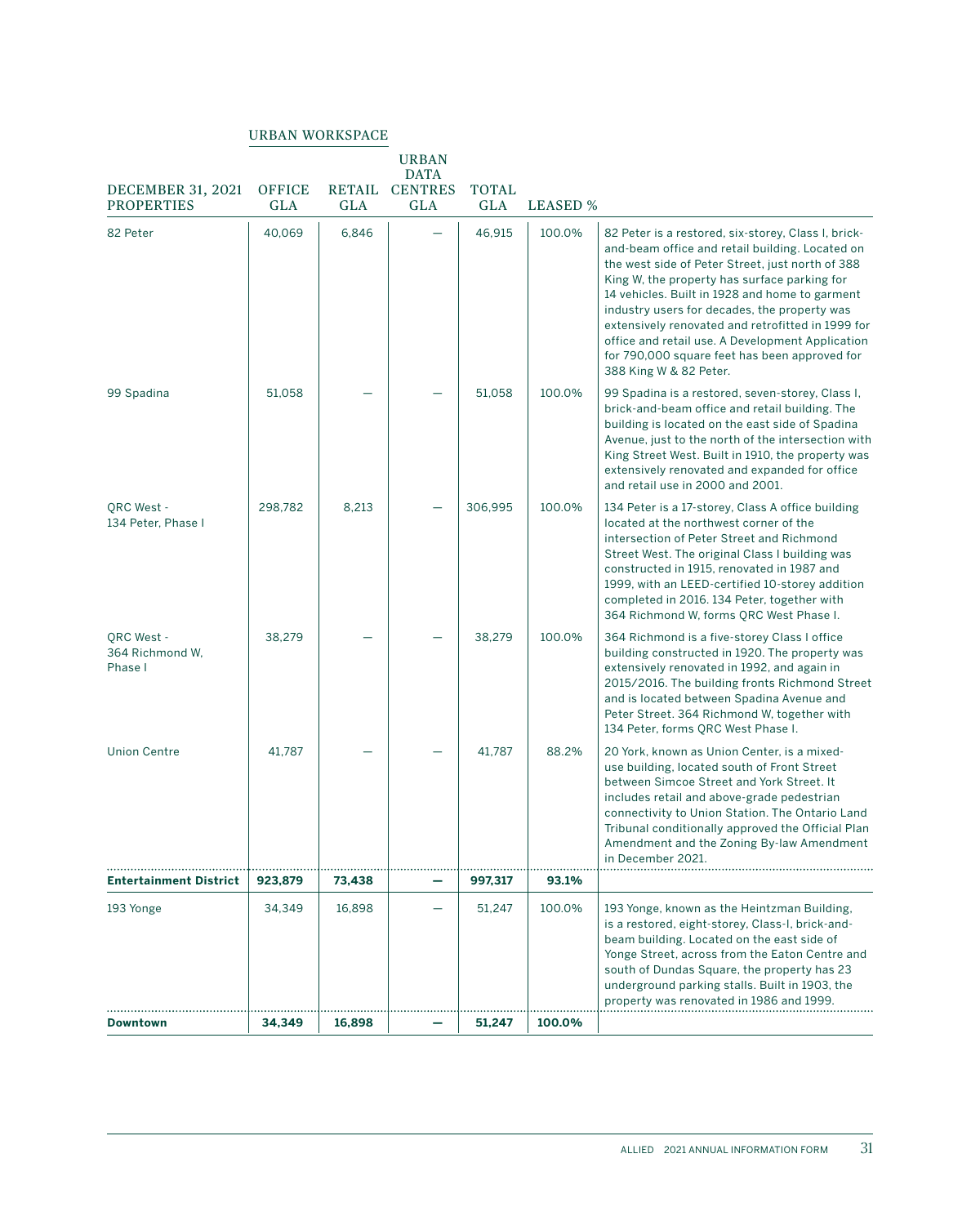| | URBAN WORKSPACE | | | | | |
|---|---|---|---|---|---|---|
| DECEMBER 31, 2021 PROPERTIES | OFFICE GLA | RETAIL GLA | URBAN DATA CENTRES GLA | TOTAL GLA | LEASED % | |
| 82 Peter | 40,069 | 6,846 | — | 46,915 | 100.0% | 82 Peter is a restored, six-storey, Class I, brick-and-beam office and retail building. Located on the west side of Peter Street, just north of 388 King W, the property has surface parking for 14 vehicles. Built in 1928 and home to garment industry users for decades, the property was extensively renovated and retrofitted in 1999 for office and retail use. A Development Application for 790,000 square feet has been approved for 388 King W & 82 Peter. |
| 99 Spadina | 51,058 | — | — | 51,058 | 100.0% | 99 Spadina is a restored, seven-storey, Class I, brick-and-beam office and retail building. The building is located on the east side of Spadina Avenue, just to the north of the intersection with King Street West. Built in 1910, the property was extensively renovated and expanded for office and retail use in 2000 and 2001. |
| QRC West - 134 Peter, Phase I | 298,782 | 8,213 | — | 306,995 | 100.0% | 134 Peter is a 17-storey, Class A office building located at the northwest corner of the intersection of Peter Street and Richmond Street West. The original Class I building was constructed in 1915, renovated in 1987 and 1999, with an LEED-certified 10-storey addition completed in 2016. 134 Peter, together with 364 Richmond W, forms QRC West Phase I. |
| QRC West - 364 Richmond W, Phase I | 38,279 | — | — | 38,279 | 100.0% | 364 Richmond is a five-storey Class I office building constructed in 1920. The property was extensively renovated in 1992, and again in 2015/2016. The building fronts Richmond Street and is located between Spadina Avenue and Peter Street. 364 Richmond W, together with 134 Peter, forms QRC West Phase I. |
| Union Centre | 41,787 | — | — | 41,787 | 88.2% | 20 York, known as Union Center, is a mixed-use building, located south of Front Street between Simcoe Street and York Street. It includes retail and above-grade pedestrian connectivity to Union Station. The Ontario Land Tribunal conditionally approved the Official Plan Amendment and the Zoning By-law Amendment in December 2021. |
| **Entertainment District** | **923,879** | **73,438** | **—** | **997,317** | **93.1%** | |
| 193 Yonge | 34,349 | 16,898 | — | 51,247 | 100.0% | 193 Yonge, known as the Heintzman Building, is a restored, eight-storey, Class-I, brick-and-beam building. Located on the east side of Yonge Street, across from the Eaton Centre and south of Dundas Square, the property has 23 underground parking stalls. Built in 1903, the property was renovated in 1986 and 1999. |
| **Downtown** | **34,349** | **16,898** | **—** | **51,247** | **100.0%** | |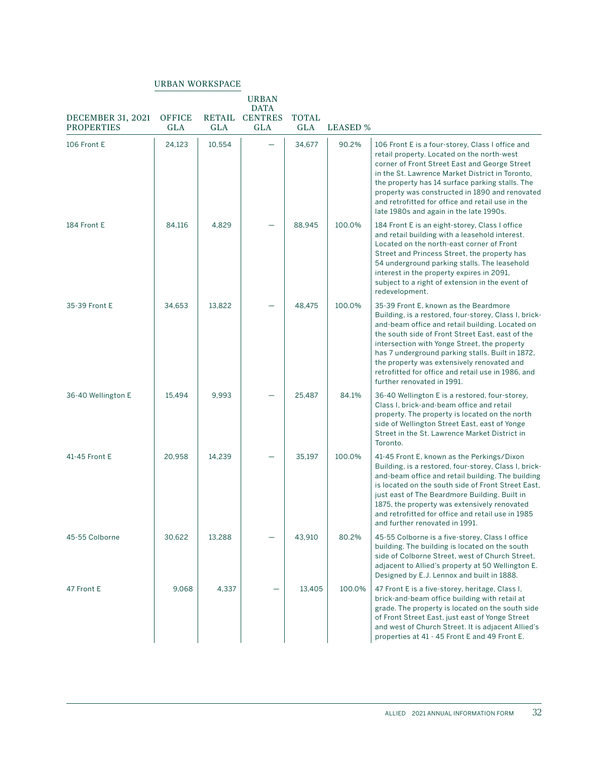| DECEMBER 31, 2021 PROPERTIES | URBAN WORKSPACE OFFICE GLA | RETAIL GLA | URBAN DATA CENTRES GLA | TOTAL GLA | LEASED % | |
|---|---|---|---|---|---|---|
| 106 Front E | 24,123 | 10,554 | — | 34,677 | 90.2% | 106 Front E is a four-storey, Class I office and retail property. Located on the north-west corner of Front Street East and George Street in the St. Lawrence Market District in Toronto, the property has 14 surface parking stalls. The property was constructed in 1890 and renovated and retrofitted for office and retail use in the late 1980s and again in the late 1990s. |
| 184 Front E | 84,116 | 4,829 | — | 88,945 | 100.0% | 184 Front E is an eight-storey, Class I office and retail building with a leasehold interest. Located on the north-east corner of Front Street and Princess Street, the property has 54 underground parking stalls. The leasehold interest in the property expires in 2091, subject to a right of extension in the event of redevelopment. |
| 35-39 Front E | 34,653 | 13,822 | — | 48,475 | 100.0% | 35-39 Front E, known as the Beardmore Building, is a restored, four-storey, Class I, brick-and-beam office and retail building. Located on the south side of Front Street East, east of the intersection with Yonge Street, the property has 7 underground parking stalls. Built in 1872, the property was extensively renovated and retrofitted for office and retail use in 1986, and further renovated in 1991. |
| 36-40 Wellington E | 15,494 | 9,993 | — | 25,487 | 84.1% | 36-40 Wellington E is a restored, four-storey, Class I, brick-and-beam office and retail property. The property is located on the north side of Wellington Street East, east of Yonge Street in the St. Lawrence Market District in Toronto. |
| 41-45 Front E | 20,958 | 14,239 | — | 35,197 | 100.0% | 41-45 Front E, known as the Perkings/Dixon Building, is a restored, four-storey, Class I, brick-and-beam office and retail building. The building is located on the south side of Front Street East, just east of The Beardmore Building. Built in 1875, the property was extensively renovated and retrofitted for office and retail use in 1985 and further renovated in 1991. |
| 45-55 Colborne | 30,622 | 13,288 | — | 43,910 | 80.2% | 45-55 Colborne is a five-storey, Class I office building. The building is located on the south side of Colborne Street, west of Church Street, adjacent to Allied's property at 50 Wellington E. Designed by E.J. Lennox and built in 1888. |
| 47 Front E | 9,068 | 4,337 | — | 13,405 | 100.0% | 47 Front E is a five-storey, heritage, Class I, brick-and-beam office building with retail at grade. The property is located on the south side of Front Street East, just east of Yonge Street and west of Church Street. It is adjacent Allied's properties at 41 - 45 Front E and 49 Front E. |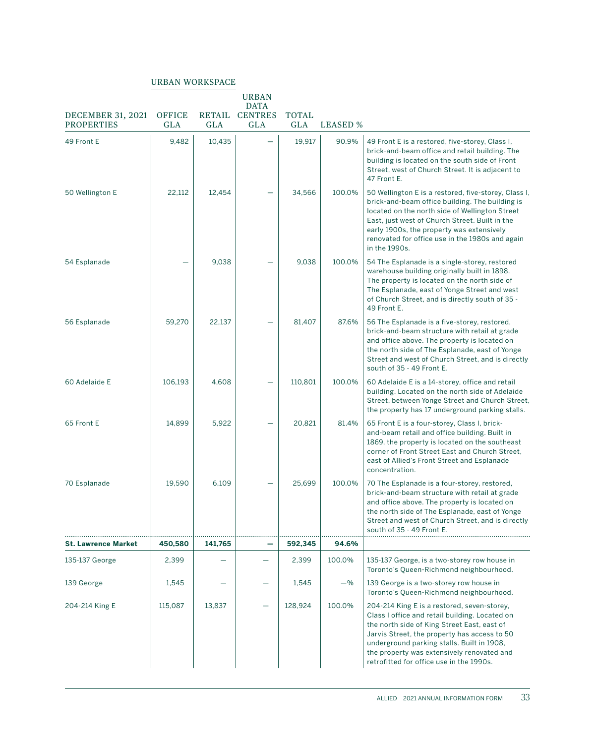| DECEMBER 31, 2021 PROPERTIES | URBAN WORKSPACE OFFICE GLA | RETAIL GLA | URBAN DATA CENTRES GLA | TOTAL GLA | LEASED % | |
|---|---|---|---|---|---|---|
| 49 Front E | 9,482 | 10,435 | — | 19,917 | 90.9% | 49 Front E is a restored, five-storey, Class I, brick-and-beam office and retail building. The building is located on the south side of Front Street, west of Church Street. It is adjacent to 47 Front E. |
| 50 Wellington E | 22,112 | 12,454 | — | 34,566 | 100.0% | 50 Wellington E is a restored, five-storey, Class I, brick-and-beam office building. The building is located on the north side of Wellington Street East, just west of Church Street. Built in the early 1900s, the property was extensively renovated for office use in the 1980s and again in the 1990s. |
| 54 Esplanade | — | 9,038 | — | 9,038 | 100.0% | 54 The Esplanade is a single-storey, restored warehouse building originally built in 1898. The property is located on the north side of The Esplanade, east of Yonge Street and west of Church Street, and is directly south of 35 - 49 Front E. |
| 56 Esplanade | 59,270 | 22,137 | — | 81,407 | 87.6% | 56 The Esplanade is a five-storey, restored, brick-and-beam structure with retail at grade and office above. The property is located on the north side of The Esplanade, east of Yonge Street and west of Church Street, and is directly south of 35 - 49 Front E. |
| 60 Adelaide E | 106,193 | 4,608 | — | 110,801 | 100.0% | 60 Adelaide E is a 14-storey, office and retail building. Located on the north side of Adelaide Street, between Yonge Street and Church Street, the property has 17 underground parking stalls. |
| 65 Front E | 14,899 | 5,922 | — | 20,821 | 81.4% | 65 Front E is a four-storey, Class I, brick-and-beam retail and office building. Built in 1869, the property is located on the southeast corner of Front Street East and Church Street, east of Allied's Front Street and Esplanade concentration. |
| 70 Esplanade | 19,590 | 6,109 | — | 25,699 | 100.0% | 70 The Esplanade is a four-storey, restored, brick-and-beam structure with retail at grade and office above. The property is located on the north side of The Esplanade, east of Yonge Street and west of Church Street, and is directly south of 35 - 49 Front E. |
| **St. Lawrence Market** | **450,580** | **141,765** | **—** | **592,345** | **94.6%** | |
| 135-137 George | 2,399 | — | — | 2,399 | 100.0% | 135-137 George, is a two-storey row house in Toronto's Queen-Richmond neighbourhood. |
| 139 George | 1,545 | — | — | 1,545 | —% | 139 George is a two-storey row house in Toronto's Queen-Richmond neighbourhood. |
| 204-214 King E | 115,087 | 13,837 | — | 128,924 | 100.0% | 204-214 King E is a restored, seven-storey, Class I office and retail building. Located on the north side of King Street East, east of Jarvis Street, the property has access to 50 underground parking stalls. Built in 1908, the property was extensively renovated and retrofitted for office use in the 1990s. |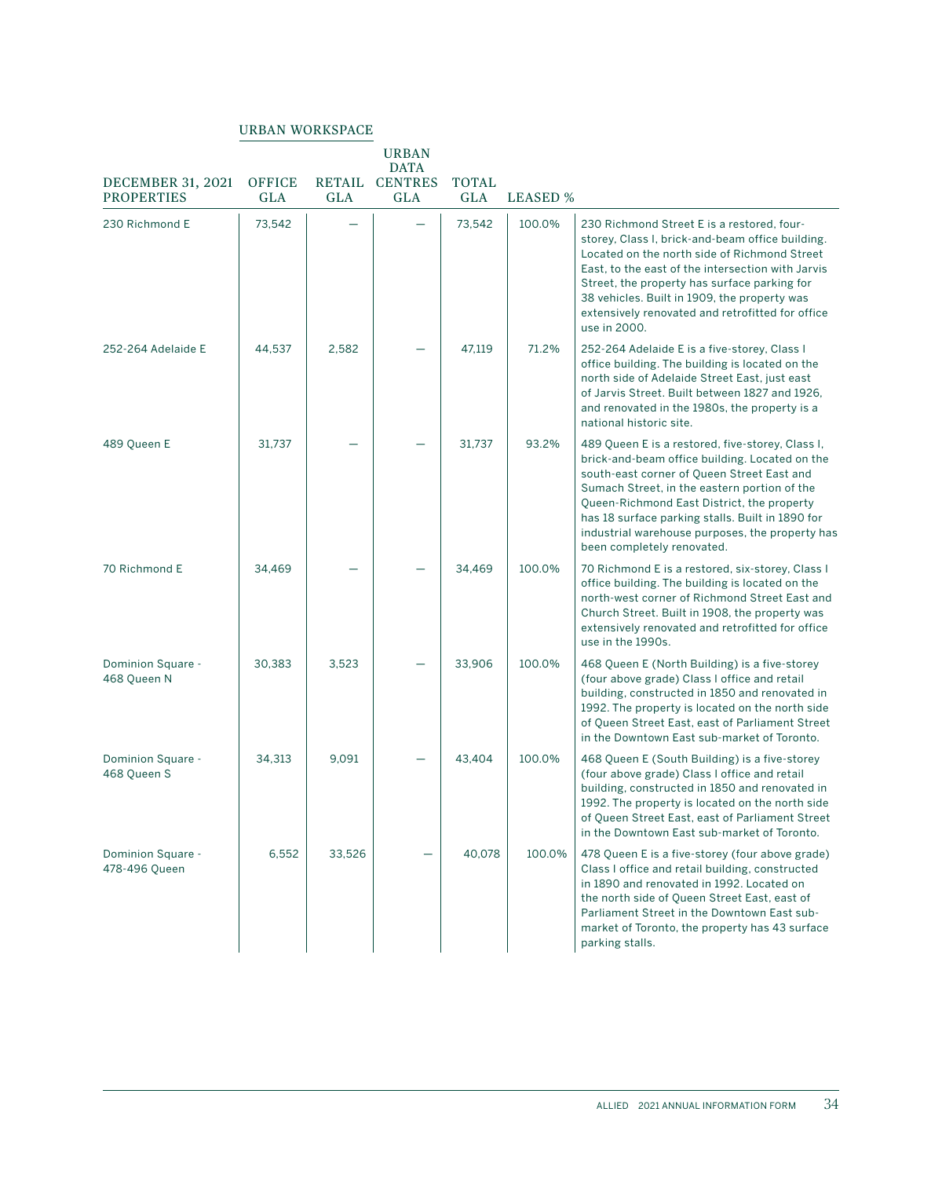| | URBAN WORKSPACE | | | | | |
|---|---|---|---|---|---|---|
| DECEMBER 31, 2021 PROPERTIES | OFFICE GLA | RETAIL GLA | URBAN DATA CENTRES GLA | TOTAL GLA | LEASED % | |
| 230 Richmond E | 73,542 | — | — | 73,542 | 100.0% | 230 Richmond Street E is a restored, four-storey, Class I, brick-and-beam office building. Located on the north side of Richmond Street East, to the east of the intersection with Jarvis Street, the property has surface parking for 38 vehicles. Built in 1909, the property was extensively renovated and retrofitted for office use in 2000. |
| 252-264 Adelaide E | 44,537 | 2,582 | — | 47,119 | 71.2% | 252-264 Adelaide E is a five-storey, Class I office building. The building is located on the north side of Adelaide Street East, just east of Jarvis Street. Built between 1827 and 1926, and renovated in the 1980s, the property is a national historic site. |
| 489 Queen E | 31,737 | — | — | 31,737 | 93.2% | 489 Queen E is a restored, five-storey, Class I, brick-and-beam office building. Located on the south-east corner of Queen Street East and Sumach Street, in the eastern portion of the Queen-Richmond East District, the property has 18 surface parking stalls. Built in 1890 for industrial warehouse purposes, the property has been completely renovated. |
| 70 Richmond E | 34,469 | — | — | 34,469 | 100.0% | 70 Richmond E is a restored, six-storey, Class I office building. The building is located on the north-west corner of Richmond Street East and Church Street. Built in 1908, the property was extensively renovated and retrofitted for office use in the 1990s. |
| Dominion Square - 468 Queen N | 30,383 | 3,523 | — | 33,906 | 100.0% | 468 Queen E (North Building) is a five-storey (four above grade) Class I office and retail building, constructed in 1850 and renovated in 1992. The property is located on the north side of Queen Street East, east of Parliament Street in the Downtown East sub-market of Toronto. |
| Dominion Square - 468 Queen S | 34,313 | 9,091 | — | 43,404 | 100.0% | 468 Queen E (South Building) is a five-storey (four above grade) Class I office and retail building, constructed in 1850 and renovated in 1992. The property is located on the north side of Queen Street East, east of Parliament Street in the Downtown East sub-market of Toronto. |
| Dominion Square - 478-496 Queen | 6,552 | 33,526 | — | 40,078 | 100.0% | 478 Queen E is a five-storey (four above grade) Class I office and retail building, constructed in 1890 and renovated in 1992. Located on the north side of Queen Street East, east of Parliament Street in the Downtown East sub-market of Toronto, the property has 43 surface parking stalls. |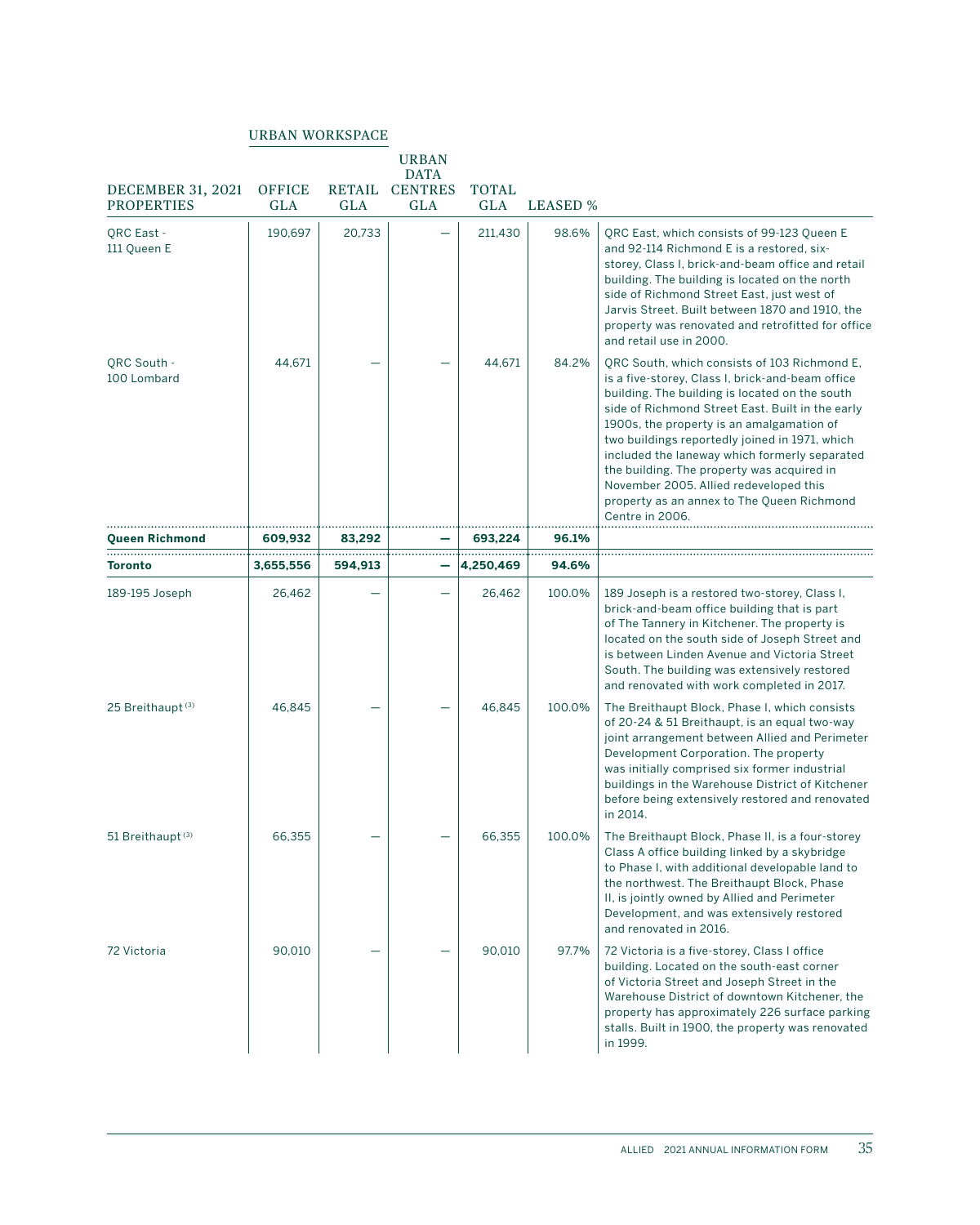| | URBAN WORKSPACE | | | | | |
|---|---|---|---|---|---|---|
| DECEMBER 31, 2021 PROPERTIES | OFFICE GLA | RETAIL GLA | URBAN DATA CENTRES GLA | TOTAL GLA | LEASED % | |
| QRC East - 111 Queen E | 190,697 | 20,733 | – | 211,430 | 98.6% | QRC East, which consists of 99-123 Queen E and 92-114 Richmond E is a restored, six-storey, Class I, brick-and-beam office and retail building. The building is located on the north side of Richmond Street East, just west of Jarvis Street. Built between 1870 and 1910, the property was renovated and retrofitted for office and retail use in 2000. |
| QRC South - 100 Lombard | 44,671 | – | – | 44,671 | 84.2% | QRC South, which consists of 103 Richmond E, is a five-storey, Class I, brick-and-beam office building. The building is located on the south side of Richmond Street East. Built in the early 1900s, the property is an amalgamation of two buildings reportedly joined in 1971, which included the laneway which formerly separated the building. The property was acquired in November 2005. Allied redeveloped this property as an annex to The Queen Richmond Centre in 2006. |
| **Queen Richmond** | **609,932** | **83,292** | **–** | **693,224** | **96.1%** | |
| **Toronto** | **3,655,556** | **594,913** | **–** | **4,250,469** | **94.6%** | |
| 189-195 Joseph | 26,462 | – | – | 26,462 | 100.0% | 189 Joseph is a restored two-storey, Class I, brick-and-beam office building that is part of The Tannery in Kitchener. The property is located on the south side of Joseph Street and is between Linden Avenue and Victoria Street South. The building was extensively restored and renovated with work completed in 2017. |
| 25 Breithaupt [3] | 46,845 | – | – | 46,845 | 100.0% | The Breithaupt Block, Phase I, which consists of 20-24 & 51 Breithaupt, is an equal two-way joint arrangement between Allied and Perimeter Development Corporation. The property was initially comprised six former industrial buildings in the Warehouse District of Kitchener before being extensively restored and renovated in 2014. |
| 51 Breithaupt [3] | 66,355 | – | – | 66,355 | 100.0% | The Breithaupt Block, Phase II, is a four-storey Class A office building linked by a skybridge to Phase I, with additional developable land to the northwest. The Breithaupt Block, Phase II, is jointly owned by Allied and Perimeter Development, and was extensively restored and renovated in 2016. |
| 72 Victoria | 90,010 | – | – | 90,010 | 97.7% | 72 Victoria is a five-storey, Class I office building. Located on the south-east corner of Victoria Street and Joseph Street in the Warehouse District of downtown Kitchener, the property has approximately 226 surface parking stalls. Built in 1900, the property was renovated in 1999. |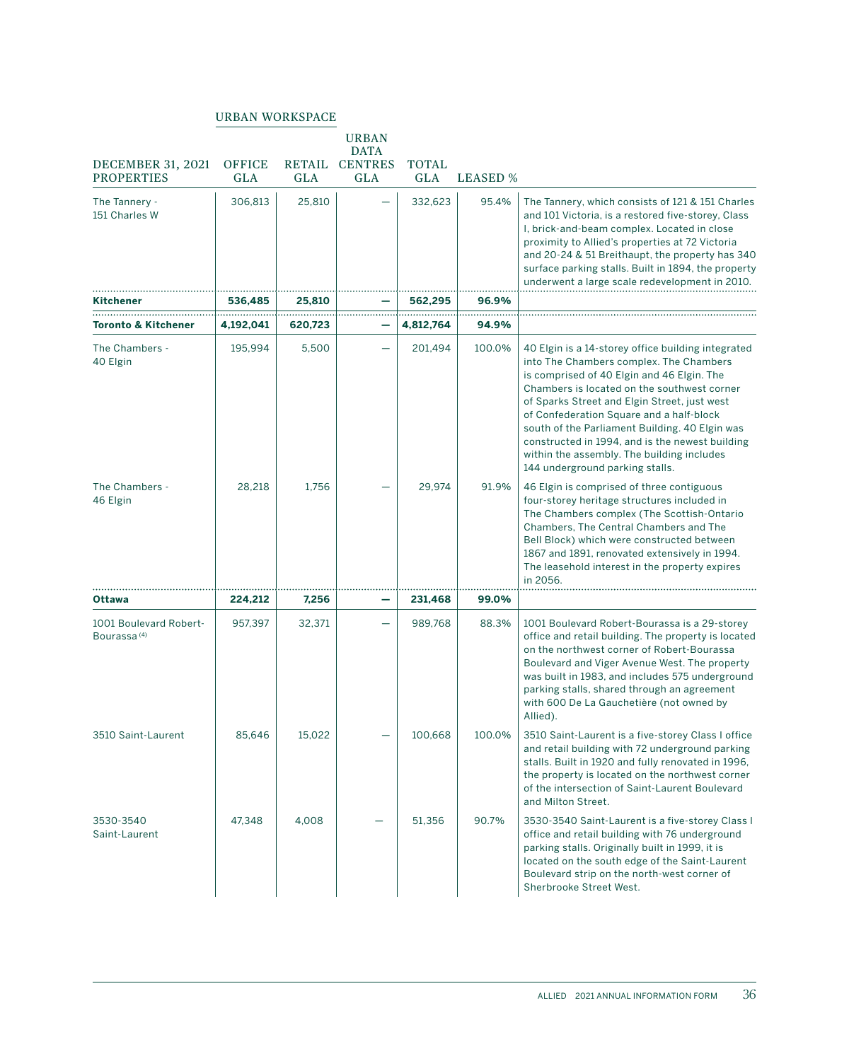| DECEMBER 31, 2021 PROPERTIES | URBAN WORKSPACE OFFICE GLA | RETAIL GLA | URBAN DATA CENTRES GLA | TOTAL GLA | LEASED % | |
|---|---|---|---|---|---|---|
| The Tannery - 151 Charles W | 306,813 | 25,810 | — | 332,623 | 95.4% | The Tannery, which consists of 121 & 151 Charles and 101 Victoria, is a restored five-storey, Class I, brick-and-beam complex. Located in close proximity to Allied's properties at 72 Victoria and 20-24 & 51 Breithaupt, the property has 340 surface parking stalls. Built in 1894, the property underwent a large scale redevelopment in 2010. |
| **Kitchener** | **536,485** | **25,810** | **—** | **562,295** | **96.9%** | |
| **Toronto & Kitchener** | **4,192,041** | **620,723** | **—** | **4,812,764** | **94.9%** | |
| The Chambers - 40 Elgin | 195,994 | 5,500 | — | 201,494 | 100.0% | 40 Elgin is a 14-storey office building integrated into The Chambers complex. The Chambers is comprised of 40 Elgin and 46 Elgin. The Chambers is located on the southwest corner of Sparks Street and Elgin Street, just west of Confederation Square and a half-block south of the Parliament Building. 40 Elgin was constructed in 1994, and is the newest building within the assembly. The building includes 144 underground parking stalls. |
| The Chambers - 46 Elgin | 28,218 | 1,756 | — | 29,974 | 91.9% | 46 Elgin is comprised of three contiguous four-storey heritage structures included in The Chambers complex (The Scottish-Ontario Chambers, The Central Chambers and The Bell Block) which were constructed between 1867 and 1891, renovated extensively in 1994. The leasehold interest in the property expires in 2056. |
| **Ottawa** | **224,212** | **7,256** | **—** | **231,468** | **99.0%** | |
| 1001 Boulevard Robert-Bourassa [(4)] | 957,397 | 32,371 | — | 989,768 | 88.3% | 1001 Boulevard Robert-Bourassa is a 29-storey office and retail building. The property is located on the northwest corner of Robert-Bourassa Boulevard and Viger Avenue West. The property was built in 1983, and includes 575 underground parking stalls, shared through an agreement with 600 De La Gauchetière (not owned by Allied). |
| 3510 Saint-Laurent | 85,646 | 15,022 | — | 100,668 | 100.0% | 3510 Saint-Laurent is a five-storey Class I office and retail building with 72 underground parking stalls. Built in 1920 and fully renovated in 1996, the property is located on the northwest corner of the intersection of Saint-Laurent Boulevard and Milton Street. |
| 3530-3540 Saint-Laurent | 47,348 | 4,008 | — | 51,356 | 90.7% | 3530-3540 Saint-Laurent is a five-storey Class I office and retail building with 76 underground parking stalls. Originally built in 1999, it is located on the south edge of the Saint-Laurent Boulevard strip on the north-west corner of Sherbrooke Street West. |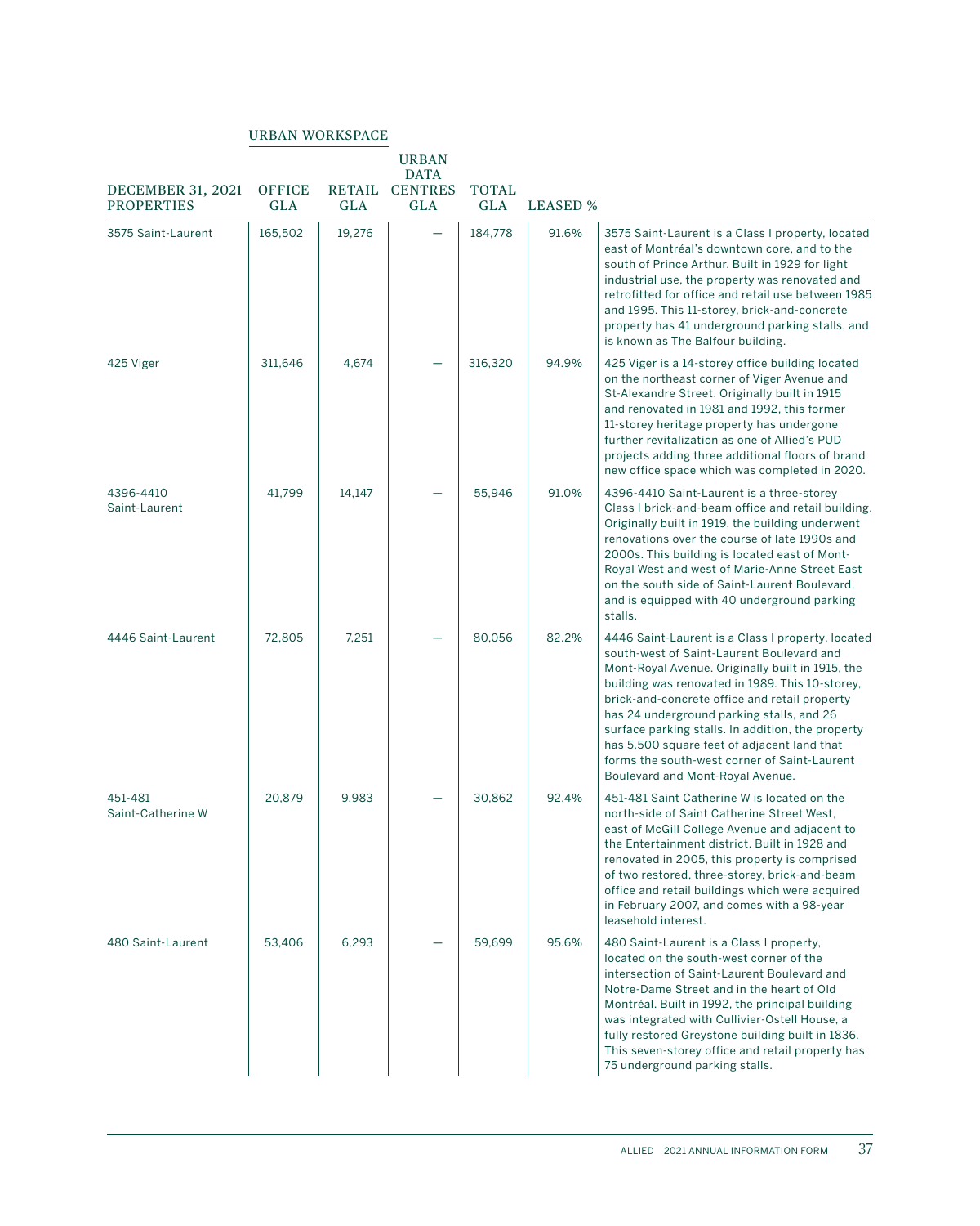| DECEMBER 31, 2021 PROPERTIES | URBAN WORKSPACE OFFICE GLA | RETAIL GLA | URBAN DATA CENTRES GLA | TOTAL GLA | LEASED % | |
|---|---|---|---|---|---|---|
| 3575 Saint-Laurent | 165,502 | 19,276 | — | 184,778 | 91.6% | 3575 Saint-Laurent is a Class I property, located east of Montréal's downtown core, and to the south of Prince Arthur. Built in 1929 for light industrial use, the property was renovated and retrofitted for office and retail use between 1985 and 1995. This 11-storey, brick-and-concrete property has 41 underground parking stalls, and is known as The Balfour building. |
| 425 Viger | 311,646 | 4,674 | — | 316,320 | 94.9% | 425 Viger is a 14-storey office building located on the northeast corner of Viger Avenue and St-Alexandre Street. Originally built in 1915 and renovated in 1981 and 1992, this former 11-storey heritage property has undergone further revitalization as one of Allied's PUD projects adding three additional floors of brand new office space which was completed in 2020. |
| 4396-4410 Saint-Laurent | 41,799 | 14,147 | — | 55,946 | 91.0% | 4396-4410 Saint-Laurent is a three-storey Class I brick-and-beam office and retail building. Originally built in 1919, the building underwent renovations over the course of late 1990s and 2000s. This building is located east of Mont-Royal West and west of Marie-Anne Street East on the south side of Saint-Laurent Boulevard, and is equipped with 40 underground parking stalls. |
| 4446 Saint-Laurent | 72,805 | 7,251 | — | 80,056 | 82.2% | 4446 Saint-Laurent is a Class I property, located south-west of Saint-Laurent Boulevard and Mont-Royal Avenue. Originally built in 1915, the building was renovated in 1989. This 10-storey, brick-and-concrete office and retail property has 24 underground parking stalls, and 26 surface parking stalls. In addition, the property has 5,500 square feet of adjacent land that forms the south-west corner of Saint-Laurent Boulevard and Mont-Royal Avenue. |
| 451-481 Saint-Catherine W | 20,879 | 9,983 | — | 30,862 | 92.4% | 451-481 Saint Catherine W is located on the north-side of Saint Catherine Street West, east of McGill College Avenue and adjacent to the Entertainment district. Built in 1928 and renovated in 2005, this property is comprised of two restored, three-storey, brick-and-beam office and retail buildings which were acquired in February 2007, and comes with a 98-year leasehold interest. |
| 480 Saint-Laurent | 53,406 | 6,293 | — | 59,699 | 95.6% | 480 Saint-Laurent is a Class I property, located on the south-west corner of the intersection of Saint-Laurent Boulevard and Notre-Dame Street and in the heart of Old Montréal. Built in 1992, the principal building was integrated with Cullivier-Ostell House, a fully restored Greystone building built in 1836. This seven-storey office and retail property has 75 underground parking stalls. |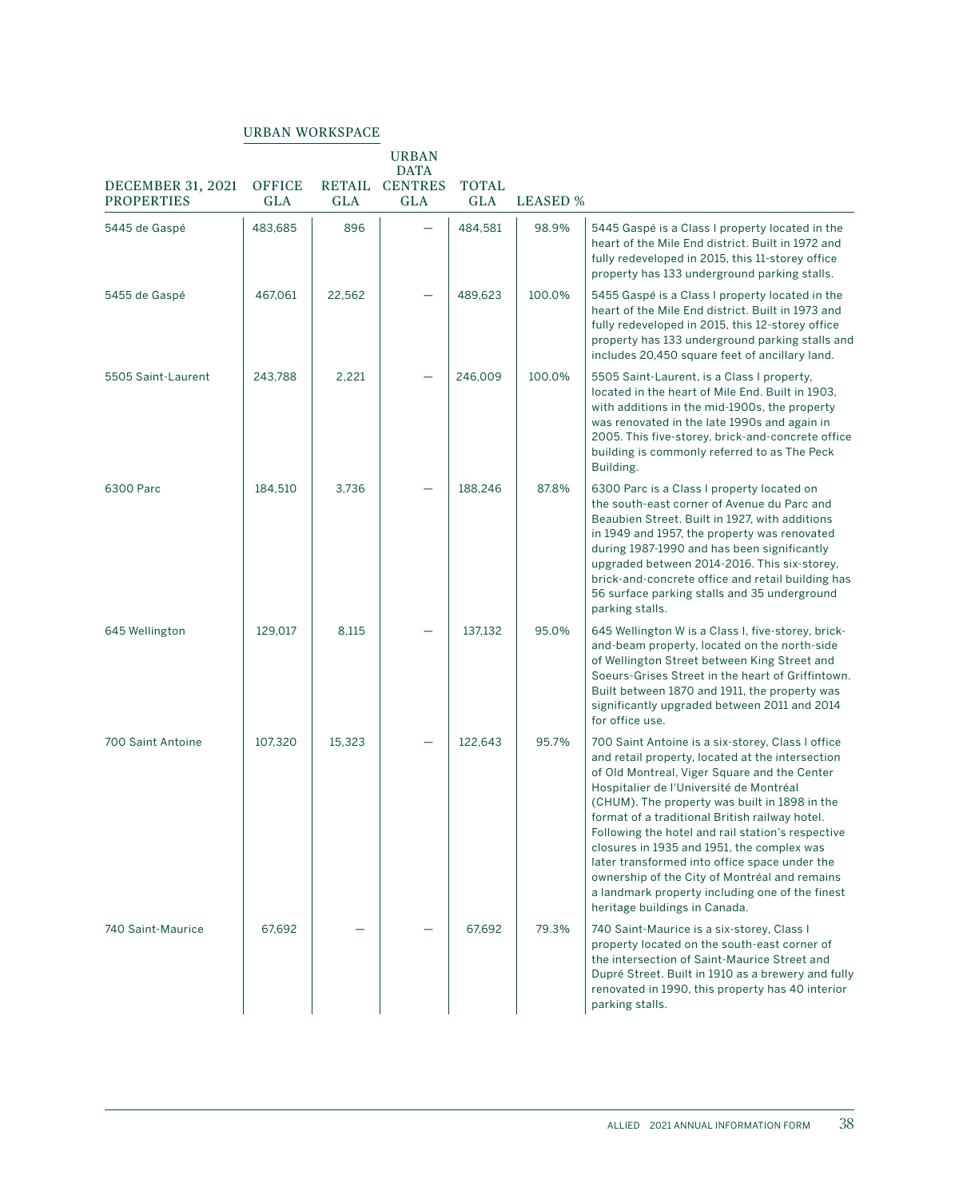| DECEMBER 31, 2021 PROPERTIES | URBAN WORKSPACE OFFICE GLA | RETAIL GLA | URBAN DATA CENTRES GLA | TOTAL GLA | LEASED % | |
|---|---|---|---|---|---|---|
| 5445 de Gaspé | 483,685 | 896 | — | 484,581 | 98.9% | 5445 Gaspé is a Class I property located in the heart of the Mile End district. Built in 1972 and fully redeveloped in 2015, this 11-storey office property has 133 underground parking stalls. |
| 5455 de Gaspé | 467,061 | 22,562 | — | 489,623 | 100.0% | 5455 Gaspé is a Class I property located in the heart of the Mile End district. Built in 1973 and fully redeveloped in 2015, this 12-storey office property has 133 underground parking stalls and includes 20,450 square feet of ancillary land. |
| 5505 Saint-Laurent | 243,788 | 2,221 | — | 246,009 | 100.0% | 5505 Saint-Laurent, is a Class I property, located in the heart of Mile End. Built in 1903, with additions in the mid-1900s, the property was renovated in the late 1990s and again in 2005. This five-storey, brick-and-concrete office building is commonly referred to as The Peck Building. |
| 6300 Parc | 184,510 | 3,736 | — | 188,246 | 87.8% | 6300 Parc is a Class I property located on the south-east corner of Avenue du Parc and Beaubien Street. Built in 1927, with additions in 1949 and 1957, the property was renovated during 1987-1990 and has been significantly upgraded between 2014-2016. This six-storey, brick-and-concrete office and retail building has 56 surface parking stalls and 35 underground parking stalls. |
| 645 Wellington | 129,017 | 8,115 | — | 137,132 | 95.0% | 645 Wellington W is a Class I, five-storey, brick-and-beam property, located on the north-side of Wellington Street between King Street and Soeurs-Grises Street in the heart of Griffintown. Built between 1870 and 1911, the property was significantly upgraded between 2011 and 2014 for office use. |
| 700 Saint Antoine | 107,320 | 15,323 | — | 122,643 | 95.7% | 700 Saint Antoine is a six-storey, Class I office and retail property, located at the intersection of Old Montreal, Viger Square and the Center Hospitalier de l'Université de Montréal (CHUM). The property was built in 1898 in the format of a traditional British railway hotel. Following the hotel and rail station's respective closures in 1935 and 1951, the complex was later transformed into office space under the ownership of the City of Montréal and remains a landmark property including one of the finest heritage buildings in Canada. |
| 740 Saint-Maurice | 67,692 | — | — | 67,692 | 79.3% | 740 Saint-Maurice is a six-storey, Class I property located on the south-east corner of the intersection of Saint-Maurice Street and Dupré Street. Built in 1910 as a brewery and fully renovated in 1990, this property has 40 interior parking stalls. |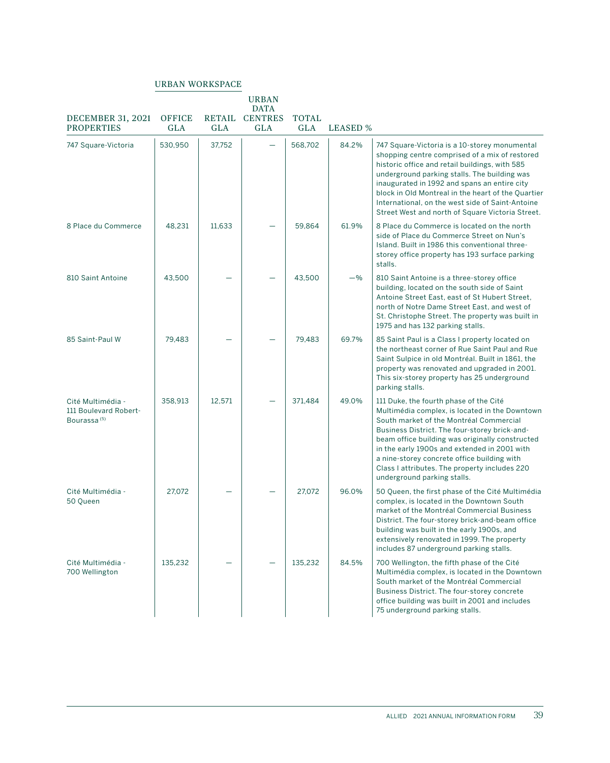| DECEMBER 31, 2021 PROPERTIES | URBAN WORKSPACE OFFICE GLA | RETAIL GLA | URBAN DATA CENTRES GLA | TOTAL GLA | LEASED % | |
|---|---|---|---|---|---|---|
| 747 Square-Victoria | 530,950 | 37,752 | — | 568,702 | 84.2% | 747 Square-Victoria is a 10-storey monumental shopping centre comprised of a mix of restored historic office and retail buildings, with 585 underground parking stalls. The building was inaugurated in 1992 and spans an entire city block in Old Montreal in the heart of the Quartier International, on the west side of Saint-Antoine Street West and north of Square Victoria Street. |
| 8 Place du Commerce | 48,231 | 11,633 | — | 59,864 | 61.9% | 8 Place du Commerce is located on the north side of Place du Commerce Street on Nun's Island. Built in 1986 this conventional three-storey office property has 193 surface parking stalls. |
| 810 Saint Antoine | 43,500 | — | — | 43,500 | —% | 810 Saint Antoine is a three-storey office building, located on the south side of Saint Antoine Street East, east of St Hubert Street, north of Notre Dame Street East, and west of St. Christophe Street. The property was built in 1975 and has 132 parking stalls. |
| 85 Saint-Paul W | 79,483 | — | — | 79,483 | 69.7% | 85 Saint Paul is a Class I property located on the northeast corner of Rue Saint Paul and Rue Saint Sulpice in old Montréal. Built in 1861, the property was renovated and upgraded in 2001. This six-storey property has 25 underground parking stalls. |
| Cité Multimédia - 111 Boulevard Robert-Bourassa [(5)] | 358,913 | 12,571 | — | 371,484 | 49.0% | 111 Duke, the fourth phase of the Cité Multimédia complex, is located in the Downtown South market of the Montréal Commercial Business District. The four-storey brick-and-beam office building was originally constructed in the early 1900s and extended in 2001 with a nine-storey concrete office building with Class I attributes. The property includes 220 underground parking stalls. |
| Cité Multimédia - 50 Queen | 27,072 | — | — | 27,072 | 96.0% | 50 Queen, the first phase of the Cité Multimédia complex, is located in the Downtown South market of the Montréal Commercial Business District. The four-storey brick-and-beam office building was built in the early 1900s, and extensively renovated in 1999. The property includes 87 underground parking stalls. |
| Cité Multimédia - 700 Wellington | 135,232 | — | — | 135,232 | 84.5% | 700 Wellington, the fifth phase of the Cité Multimédia complex, is located in the Downtown South market of the Montréal Commercial Business District. The four-storey concrete office building was built in 2001 and includes 75 underground parking stalls. |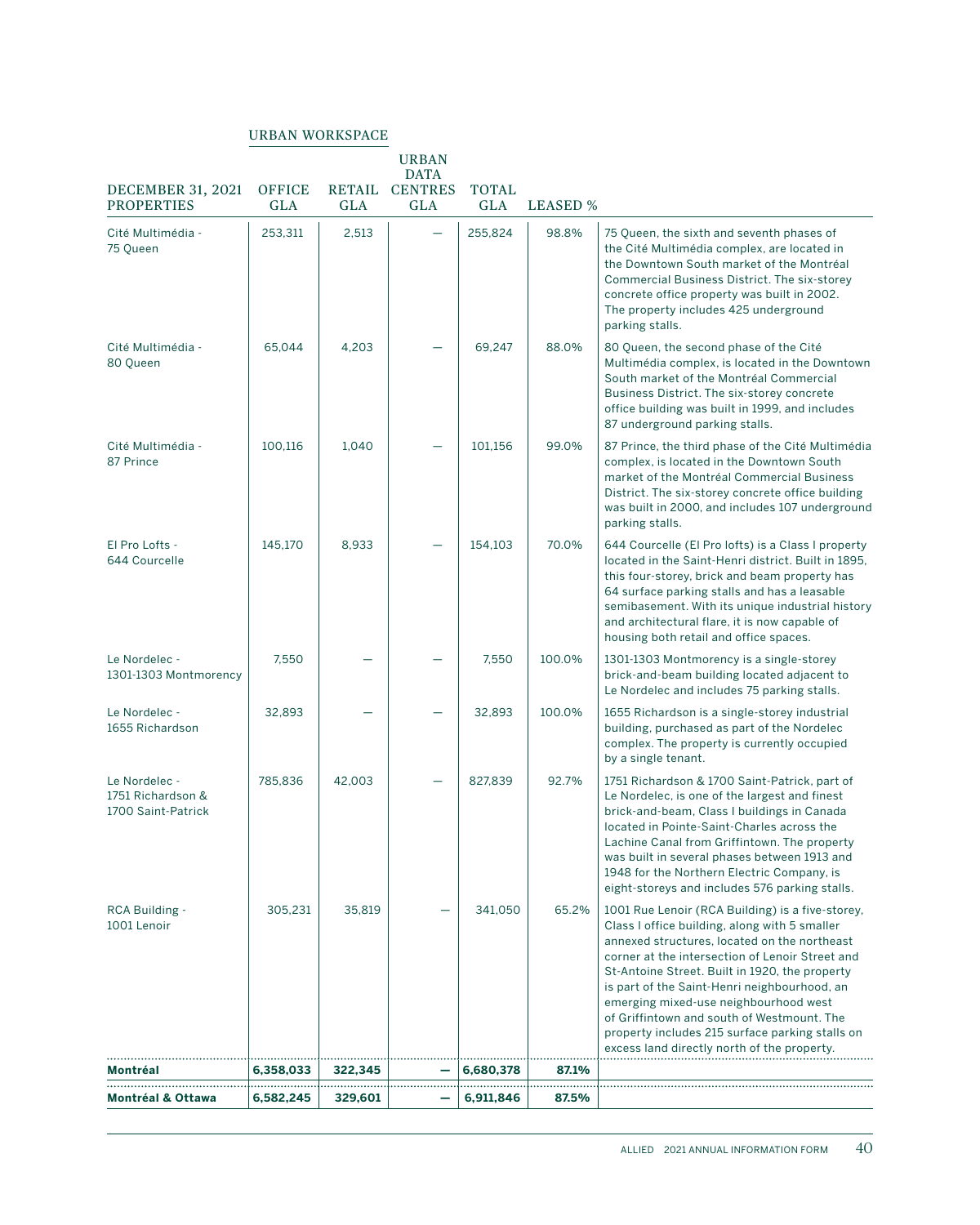| DECEMBER 31, 2021 PROPERTIES | URBAN WORKSPACE OFFICE GLA | RETAIL GLA | URBAN DATA CENTRES GLA | TOTAL GLA | LEASED % | |
|---|---|---|---|---|---|---|
| Cité Multimédia - 75 Queen | 253,311 | 2,513 | — | 255,824 | 98.8% | 75 Queen, the sixth and seventh phases of the Cité Multimédia complex, are located in the Downtown South market of the Montréal Commercial Business District. The six-storey concrete office property was built in 2002. The property includes 425 underground parking stalls. |
| Cité Multimédia - 80 Queen | 65,044 | 4,203 | — | 69,247 | 88.0% | 80 Queen, the second phase of the Cité Multimédia complex, is located in the Downtown South market of the Montréal Commercial Business District. The six-storey concrete office building was built in 1999, and includes 87 underground parking stalls. |
| Cité Multimédia - 87 Prince | 100,116 | 1,040 | — | 101,156 | 99.0% | 87 Prince, the third phase of the Cité Multimédia complex, is located in the Downtown South market of the Montréal Commercial Business District. The six-storey concrete office building was built in 2000, and includes 107 underground parking stalls. |
| El Pro Lofts - 644 Courcelle | 145,170 | 8,933 | — | 154,103 | 70.0% | 644 Courcelle (El Pro lofts) is a Class I property located in the Saint-Henri district. Built in 1895, this four-storey, brick and beam property has 64 surface parking stalls and has a leasable semibasement. With its unique industrial history and architectural flare, it is now capable of housing both retail and office spaces. |
| Le Nordelec - 1301-1303 Montmorency | 7,550 | — | — | 7,550 | 100.0% | 1301-1303 Montmorency is a single-storey brick-and-beam building located adjacent to Le Nordelec and includes 75 parking stalls. |
| Le Nordelec - 1655 Richardson | 32,893 | — | — | 32,893 | 100.0% | 1655 Richardson is a single-storey industrial building, purchased as part of the Nordelec complex. The property is currently occupied by a single tenant. |
| Le Nordelec - 1751 Richardson & 1700 Saint-Patrick | 785,836 | 42,003 | — | 827,839 | 92.7% | 1751 Richardson & 1700 Saint-Patrick, part of Le Nordelec, is one of the largest and finest brick-and-beam, Class I buildings in Canada located in Pointe-Saint-Charles across the Lachine Canal from Griffintown. The property was built in several phases between 1913 and 1948 for the Northern Electric Company, is eight-storeys and includes 576 parking stalls. |
| RCA Building - 1001 Lenoir | 305,231 | 35,819 | — | 341,050 | 65.2% | 1001 Rue Lenoir (RCA Building) is a five-storey, Class I office building, along with 5 smaller annexed structures, located on the northeast corner at the intersection of Lenoir Street and St-Antoine Street. Built in 1920, the property is part of the Saint-Henri neighbourhood, an emerging mixed-use neighbourhood west of Griffintown and south of Westmount. The property includes 215 surface parking stalls on excess land directly north of the property. |
| **Montréal** | **6,358,033** | **322,345** | **—** | **6,680,378** | **87.1%** | |
| **Montréal & Ottawa** | **6,582,245** | **329,601** | **—** | **6,911,846** | **87.5%** | |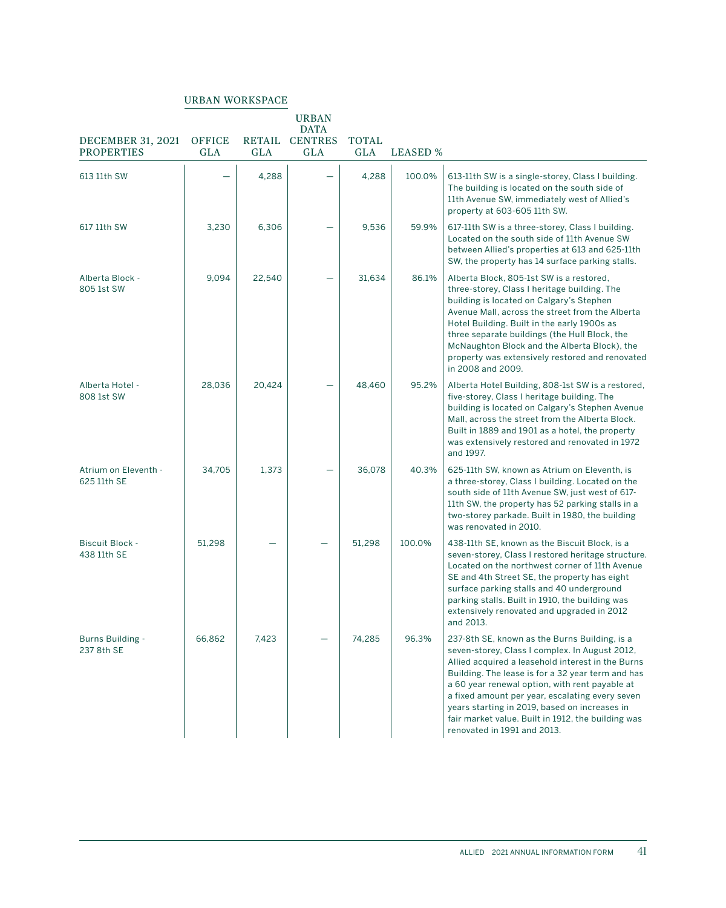| DECEMBER 31, 2021 PROPERTIES | URBAN WORKSPACE | | | | | |
|---|---|---|---|---|---|---|
| | OFFICE GLA | RETAIL GLA | URBAN DATA CENTRES GLA | TOTAL GLA | LEASED % | |
| 613 11th SW | — | 4,288 | — | 4,288 | 100.0% | 613-11th SW is a single-storey, Class I building. The building is located on the south side of 11th Avenue SW, immediately west of Allied's property at 603-605 11th SW. |
| 617 11th SW | 3,230 | 6,306 | — | 9,536 | 59.9% | 617-11th SW is a three-storey, Class I building. Located on the south side of 11th Avenue SW between Allied's properties at 613 and 625-11th SW, the property has 14 surface parking stalls. |
| Alberta Block - 805 1st SW | 9,094 | 22,540 | — | 31,634 | 86.1% | Alberta Block, 805-1st SW is a restored, three-storey, Class I heritage building. The building is located on Calgary's Stephen Avenue Mall, across the street from the Alberta Hotel Building. Built in the early 1900s as three separate buildings (the Hull Block, the McNaughton Block and the Alberta Block), the property was extensively restored and renovated in 2008 and 2009. |
| Alberta Hotel - 808 1st SW | 28,036 | 20,424 | — | 48,460 | 95.2% | Alberta Hotel Building, 808-1st SW is a restored, five-storey, Class I heritage building. The building is located on Calgary's Stephen Avenue Mall, across the street from the Alberta Block. Built in 1889 and 1901 as a hotel, the property was extensively restored and renovated in 1972 and 1997. |
| Atrium on Eleventh - 625 11th SE | 34,705 | 1,373 | — | 36,078 | 40.3% | 625-11th SW, known as Atrium on Eleventh, is a three-storey, Class I building. Located on the south side of 11th Avenue SW, just west of 617-11th SW, the property has 52 parking stalls in a two-storey parkade. Built in 1980, the building was renovated in 2010. |
| Biscuit Block - 438 11th SE | 51,298 | — | — | 51,298 | 100.0% | 438-11th SE, known as the Biscuit Block, is a seven-storey, Class I restored heritage structure. Located on the northwest corner of 11th Avenue SE and 4th Street SE, the property has eight surface parking stalls and 40 underground parking stalls. Built in 1910, the building was extensively renovated and upgraded in 2012 and 2013. |
| Burns Building - 237 8th SE | 66,862 | 7,423 | — | 74,285 | 96.3% | 237-8th SE, known as the Burns Building, is a seven-storey, Class I complex. In August 2012, Allied acquired a leasehold interest in the Burns Building. The lease is for a 32 year term and has a 60 year renewal option, with rent payable at a fixed amount per year, escalating every seven years starting in 2019, based on increases in fair market value. Built in 1912, the building was renovated in 1991 and 2013. |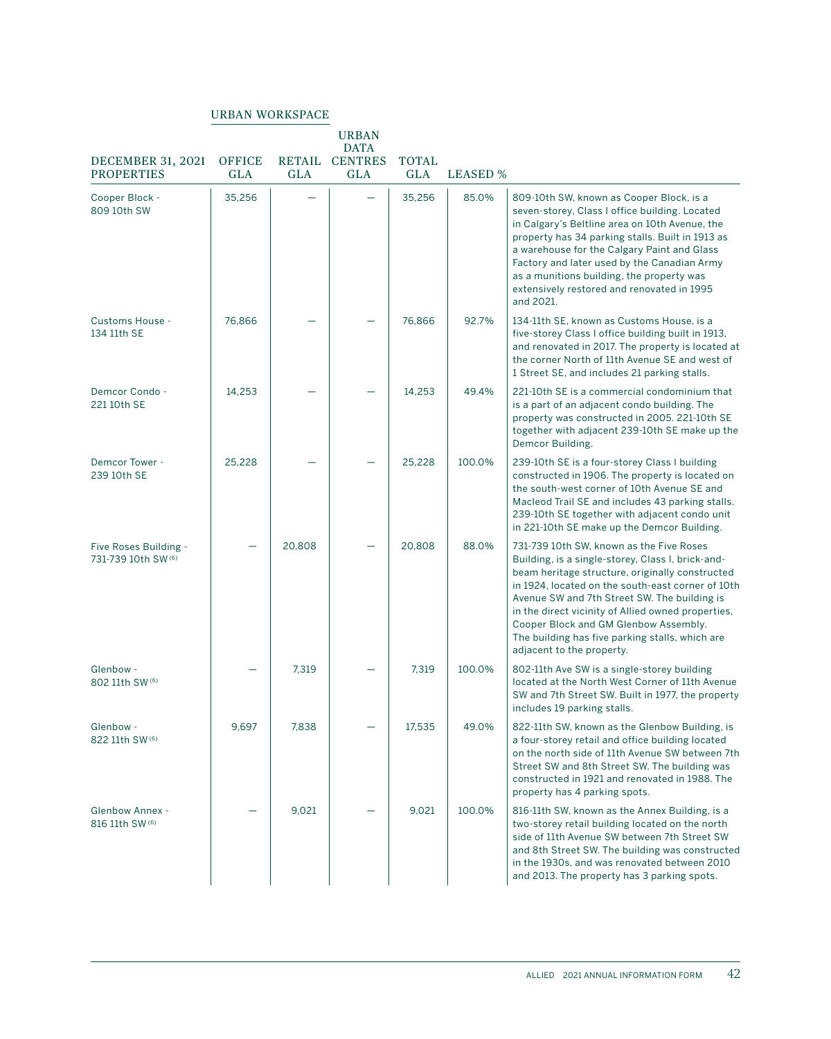| DECEMBER 31, 2021 PROPERTIES | URBAN WORKSPACE | | | | | |
|---|---|---|---|---|---|---|
| | OFFICE GLA | RETAIL GLA | URBAN DATA CENTRES GLA | TOTAL GLA | LEASED % | |
| Cooper Block - 809 10th SW | 35,256 | — | — | 35,256 | 85.0% | 809-10th SW, known as Cooper Block, is a seven-storey, Class I office building. Located in Calgary's Beltline area on 10th Avenue, the property has 34 parking stalls. Built in 1913 as a warehouse for the Calgary Paint and Glass Factory and later used by the Canadian Army as a munitions building, the property was extensively restored and renovated in 1995 and 2021. |
| Customs House - 134 11th SE | 76,866 | — | — | 76,866 | 92.7% | 134-11th SE, known as Customs House, is a five-storey Class I office building built in 1913, and renovated in 2017. The property is located at the corner North of 11th Avenue SE and west of 1 Street SE, and includes 21 parking stalls. |
| Demcor Condo - 221 10th SE | 14,253 | — | — | 14,253 | 49.4% | 221-10th SE is a commercial condominium that is a part of an adjacent condo building. The property was constructed in 2005. 221-10th SE together with adjacent 239-10th SE make up the Demcor Building. |
| Demcor Tower - 239 10th SE | 25,228 | — | — | 25,228 | 100.0% | 239-10th SE is a four-storey Class I building constructed in 1906. The property is located on the south-west corner of 10th Avenue SE and Macleod Trail SE and includes 43 parking stalls. 239-10th SE together with adjacent condo unit in 221-10th SE make up the Demcor Building. |
| Five Roses Building - 731-739 10th SW (6) | — | 20,808 | — | 20,808 | 88.0% | 731-739 10th SW, known as the Five Roses Building, is a single-storey, Class I, brick-and-beam heritage structure, originally constructed in 1924, located on the south-east corner of 10th Avenue SW and 7th Street SW. The building is in the direct vicinity of Allied owned properties, Cooper Block and GM Glenbow Assembly. The building has five parking stalls, which are adjacent to the property. |
| Glenbow - 802 11th SW (6) | — | 7,319 | — | 7,319 | 100.0% | 802-11th Ave SW is a single-storey building located at the North West Corner of 11th Avenue SW and 7th Street SW. Built in 1977, the property includes 19 parking stalls. |
| Glenbow - 822 11th SW (6) | 9,697 | 7,838 | — | 17,535 | 49.0% | 822-11th SW, known as the Glenbow Building, is a four-storey retail and office building located on the north side of 11th Avenue SW between 7th Street SW and 8th Street SW. The building was constructed in 1921 and renovated in 1988. The property has 4 parking spots. |
| Glenbow Annex - 816 11th SW (6) | — | 9,021 | — | 9,021 | 100.0% | 816-11th SW, known as the Annex Building, is a two-storey retail building located on the north side of 11th Avenue SW between 7th Street SW and 8th Street SW. The building was constructed in the 1930s, and was renovated between 2010 and 2013. The property has 3 parking spots. |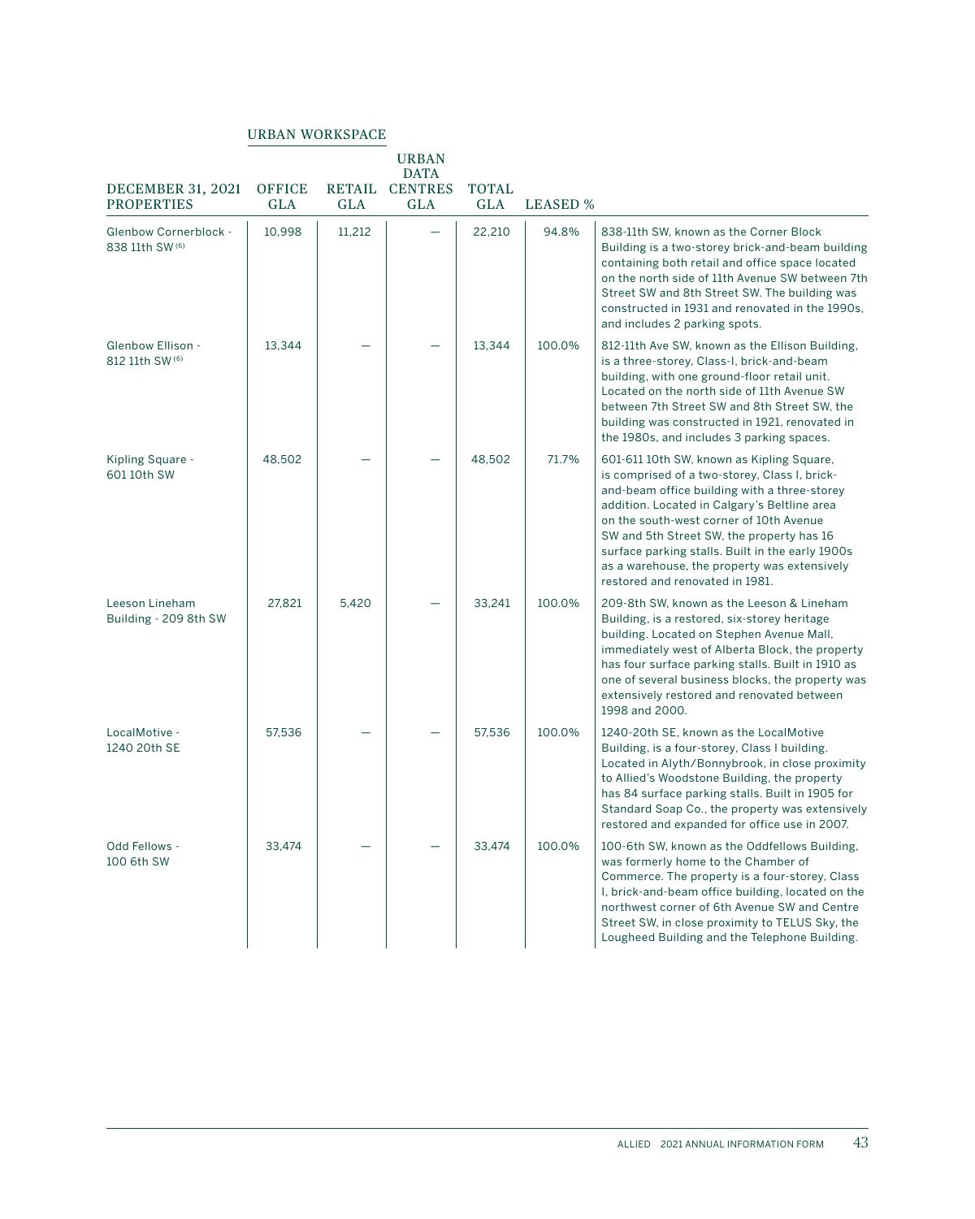| | URBAN WORKSPACE | | | | | |
|---|---|---|---|---|---|---|
| DECEMBER 31, 2021 PROPERTIES | OFFICE GLA | RETAIL GLA | URBAN DATA CENTRES GLA | TOTAL GLA | LEASED % | |
| Glenbow Cornerblock - 838 11th SW [(6)] | 10,998 | 11,212 | — | 22,210 | 94.8% | 838-11th SW, known as the Corner Block Building is a two-storey brick-and-beam building containing both retail and office space located on the north side of 11th Avenue SW between 7th Street SW and 8th Street SW. The building was constructed in 1931 and renovated in the 1990s, and includes 2 parking spots. |
| Glenbow Ellison - 812 11th SW [(6)] | 13,344 | — | — | 13,344 | 100.0% | 812-11th Ave SW, known as the Ellison Building, is a three-storey, Class-I, brick-and-beam building, with one ground-floor retail unit. Located on the north side of 11th Avenue SW between 7th Street SW and 8th Street SW, the building was constructed in 1921, renovated in the 1980s, and includes 3 parking spaces. |
| Kipling Square - 601 10th SW | 48,502 | — | — | 48,502 | 71.7% | 601-611 10th SW, known as Kipling Square, is comprised of a two-storey, Class I, brick-and-beam office building with a three-storey addition. Located in Calgary's Beltline area on the south-west corner of 10th Avenue SW and 5th Street SW, the property has 16 surface parking stalls. Built in the early 1900s as a warehouse, the property was extensively restored and renovated in 1981. |
| Leeson Lineham Building - 209 8th SW | 27,821 | 5,420 | — | 33,241 | 100.0% | 209-8th SW, known as the Leeson & Lineham Building, is a restored, six-storey heritage building. Located on Stephen Avenue Mall, immediately west of Alberta Block, the property has four surface parking stalls. Built in 1910 as one of several business blocks, the property was extensively restored and renovated between 1998 and 2000. |
| LocalMotive - 1240 20th SE | 57,536 | — | — | 57,536 | 100.0% | 1240-20th SE, known as the LocalMotive Building, is a four-storey, Class I building. Located in Alyth/Bonnybrook, in close proximity to Allied's Woodstone Building, the property has 84 surface parking stalls. Built in 1905 for Standard Soap Co., the property was extensively restored and expanded for office use in 2007. |
| Odd Fellows - 100 6th SW | 33,474 | — | — | 33,474 | 100.0% | 100-6th SW, known as the Oddfellows Building, was formerly home to the Chamber of Commerce. The property is a four-storey, Class I, brick-and-beam office building, located on the northwest corner of 6th Avenue SW and Centre Street SW, in close proximity to TELUS Sky, the Lougheed Building and the Telephone Building. |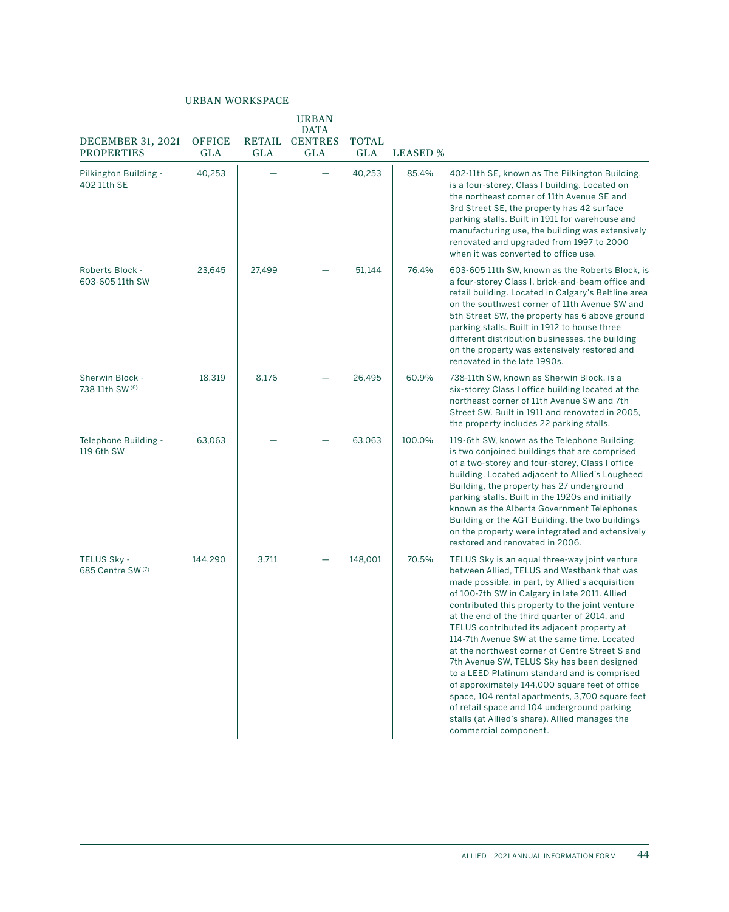| DECEMBER 31, 2021 PROPERTIES | URBAN WORKSPACE OFFICE GLA | RETAIL GLA | URBAN DATA CENTRES GLA | TOTAL GLA | LEASED % | |
|---|---|---|---|---|---|---|
| Pilkington Building - 402 11th SE | 40,253 | — | — | 40,253 | 85.4% | 402-11th SE, known as The Pilkington Building, is a four-storey, Class I building. Located on the northeast corner of 11th Avenue SE and 3rd Street SE, the property has 42 surface parking stalls. Built in 1911 for warehouse and manufacturing use, the building was extensively renovated and upgraded from 1997 to 2000 when it was converted to office use. |
| Roberts Block - 603-605 11th SW | 23,645 | 27,499 | — | 51,144 | 76.4% | 603-605 11th SW, known as the Roberts Block, is a four-storey Class I, brick-and-beam office and retail building. Located in Calgary's Beltline area on the southwest corner of 11th Avenue SW and 5th Street SW, the property has 6 above ground parking stalls. Built in 1912 to house three different distribution businesses, the building on the property was extensively restored and renovated in the late 1990s. |
| Sherwin Block - 738 11th SW (6) | 18,319 | 8,176 | — | 26,495 | 60.9% | 738-11th SW, known as Sherwin Block, is a six-storey Class I office building located at the northeast corner of 11th Avenue SW and 7th Street SW. Built in 1911 and renovated in 2005, the property includes 22 parking stalls. |
| Telephone Building - 119 6th SW | 63,063 | — | — | 63,063 | 100.0% | 119-6th SW, known as the Telephone Building, is two conjoined buildings that are comprised of a two-storey and four-storey, Class I office building. Located adjacent to Allied's Lougheed Building, the property has 27 underground parking stalls. Built in the 1920s and initially known as the Alberta Government Telephones Building or the AGT Building, the two buildings on the property were integrated and extensively restored and renovated in 2006. |
| TELUS Sky - 685 Centre SW (7) | 144,290 | 3,711 | — | 148,001 | 70.5% | TELUS Sky is an equal three-way joint venture between Allied, TELUS and Westbank that was made possible, in part, by Allied's acquisition of 100-7th SW in Calgary in late 2011. Allied contributed this property to the joint venture at the end of the third quarter of 2014, and TELUS contributed its adjacent property at 114-7th Avenue SW at the same time. Located at the northwest corner of Centre Street S and 7th Avenue SW, TELUS Sky has been designed to a LEED Platinum standard and is comprised of approximately 144,000 square feet of office space, 104 rental apartments, 3,700 square feet of retail space and 104 underground parking stalls (at Allied's share). Allied manages the commercial component. |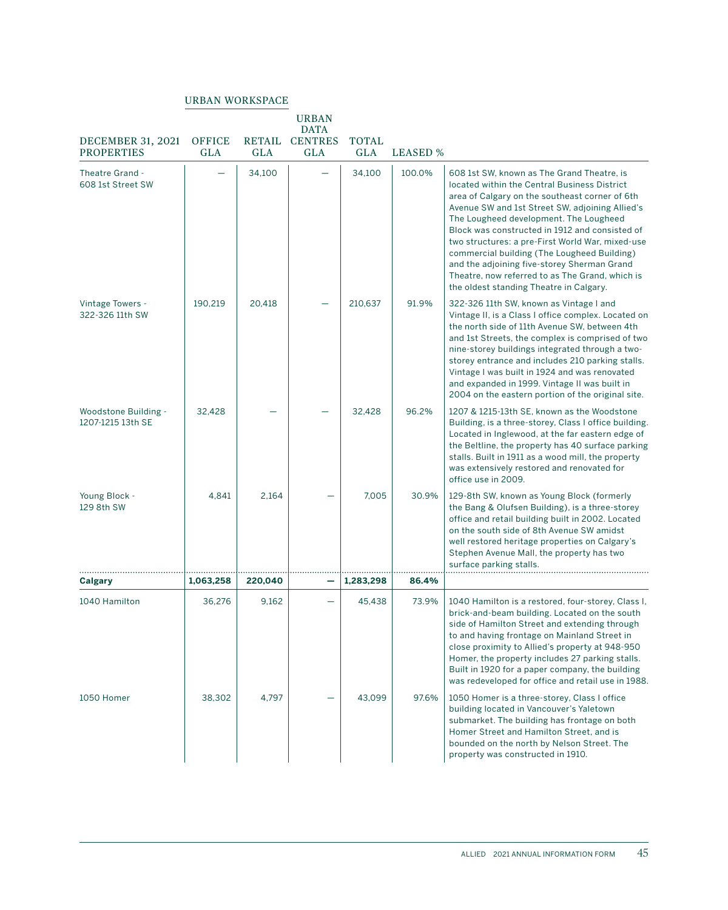| DECEMBER 31, 2021 PROPERTIES | URBAN WORKSPACE OFFICE GLA | RETAIL GLA | URBAN DATA CENTRES GLA | TOTAL GLA | LEASED % | |
|---|---|---|---|---|---|---|
| Theatre Grand - 608 1st Street SW | — | 34,100 | — | 34,100 | 100.0% | 608 1st SW, known as The Grand Theatre, is located within the Central Business District area of Calgary on the southeast corner of 6th Avenue SW and 1st Street SW, adjoining Allied's The Lougheed development. The Lougheed Block was constructed in 1912 and consisted of two structures: a pre-First World War, mixed-use commercial building (The Lougheed Building) and the adjoining five-storey Sherman Grand Theatre, now referred to as The Grand, which is the oldest standing Theatre in Calgary. |
| Vintage Towers - 322-326 11th SW | 190,219 | 20,418 | — | 210,637 | 91.9% | 322-326 11th SW, known as Vintage I and Vintage II, is a Class I office complex. Located on the north side of 11th Avenue SW, between 4th and 1st Streets, the complex is comprised of two nine-storey buildings integrated through a two-storey entrance and includes 210 parking stalls. Vintage I was built in 1924 and was renovated and expanded in 1999. Vintage II was built in 2004 on the eastern portion of the original site. |
| Woodstone Building - 1207-1215 13th SE | 32,428 | — | — | 32,428 | 96.2% | 1207 & 1215-13th SE, known as the Woodstone Building, is a three-storey, Class I office building. Located in Inglewood, at the far eastern edge of the Beltline, the property has 40 surface parking stalls. Built in 1911 as a wood mill, the property was extensively restored and renovated for office use in 2009. |
| Young Block - 129 8th SW | 4,841 | 2,164 | — | 7,005 | 30.9% | 129-8th SW, known as Young Block (formerly the Bang & Olufsen Building), is a three-storey office and retail building built in 2002. Located on the south side of 8th Avenue SW amidst well restored heritage properties on Calgary's Stephen Avenue Mall, the property has two surface parking stalls. |
| **Calgary** | **1,063,258** | **220,040** | **—** | **1,283,298** | **86.4%** | |
| 1040 Hamilton | 36,276 | 9,162 | — | 45,438 | 73.9% | 1040 Hamilton is a restored, four-storey, Class I, brick-and-beam building. Located on the south side of Hamilton Street and extending through to and having frontage on Mainland Street in close proximity to Allied's property at 948-950 Homer, the property includes 27 parking stalls. Built in 1920 for a paper company, the building was redeveloped for office and retail use in 1988. |
| 1050 Homer | 38,302 | 4,797 | — | 43,099 | 97.6% | 1050 Homer is a three-storey, Class I office building located in Vancouver's Yaletown submarket. The building has frontage on both Homer Street and Hamilton Street, and is bounded on the north by Nelson Street. The property was constructed in 1910. |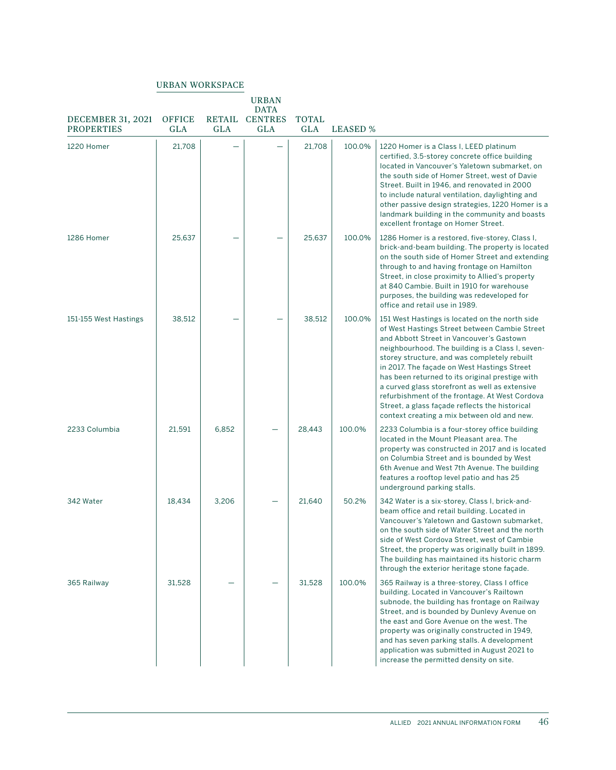| DECEMBER 31, 2021 PROPERTIES | URBAN WORKSPACE | | | | | |
|---|---|---|---|---|---|---|
| | OFFICE GLA | RETAIL GLA | URBAN DATA CENTRES GLA | TOTAL GLA | LEASED % | |
| 1220 Homer | 21,708 | — | — | 21,708 | 100.0% | 1220 Homer is a Class I, LEED platinum certified, 3.5-storey concrete office building located in Vancouver's Yaletown submarket, on the south side of Homer Street, west of Davie Street. Built in 1946, and renovated in 2000 to include natural ventilation, daylighting and other passive design strategies, 1220 Homer is a landmark building in the community and boasts excellent frontage on Homer Street. |
| 1286 Homer | 25,637 | — | — | 25,637 | 100.0% | 1286 Homer is a restored, five-storey, Class I, brick-and-beam building. The property is located on the south side of Homer Street and extending through to and having frontage on Hamilton Street, in close proximity to Allied's property at 840 Cambie. Built in 1910 for warehouse purposes, the building was redeveloped for office and retail use in 1989. |
| 151-155 West Hastings | 38,512 | — | — | 38,512 | 100.0% | 151 West Hastings is located on the north side of West Hastings Street between Cambie Street and Abbott Street in Vancouver's Gastown neighbourhood. The building is a Class I, seven-storey structure, and was completely rebuilt in 2017. The façade on West Hastings Street has been returned to its original prestige with a curved glass storefront as well as extensive refurbishment of the frontage. At West Cordova Street, a glass façade reflects the historical context creating a mix between old and new. |
| 2233 Columbia | 21,591 | 6,852 | — | 28,443 | 100.0% | 2233 Columbia is a four-storey office building located in the Mount Pleasant area. The property was constructed in 2017 and is located on Columbia Street and is bounded by West 6th Avenue and West 7th Avenue. The building features a rooftop level patio and has 25 underground parking stalls. |
| 342 Water | 18,434 | 3,206 | — | 21,640 | 50.2% | 342 Water is a six-storey, Class I, brick-and-beam office and retail building. Located in Vancouver's Yaletown and Gastown submarket, on the south side of Water Street and the north side of West Cordova Street, west of Cambie Street, the property was originally built in 1899. The building has maintained its historic charm through the exterior heritage stone façade. |
| 365 Railway | 31,528 | — | — | 31,528 | 100.0% | 365 Railway is a three-storey, Class I office building. Located in Vancouver's Railtown subnode, the building has frontage on Railway Street, and is bounded by Dunlevy Avenue on the east and Gore Avenue on the west. The property was originally constructed in 1949, and has seven parking stalls. A development application was submitted in August 2021 to increase the permitted density on site. |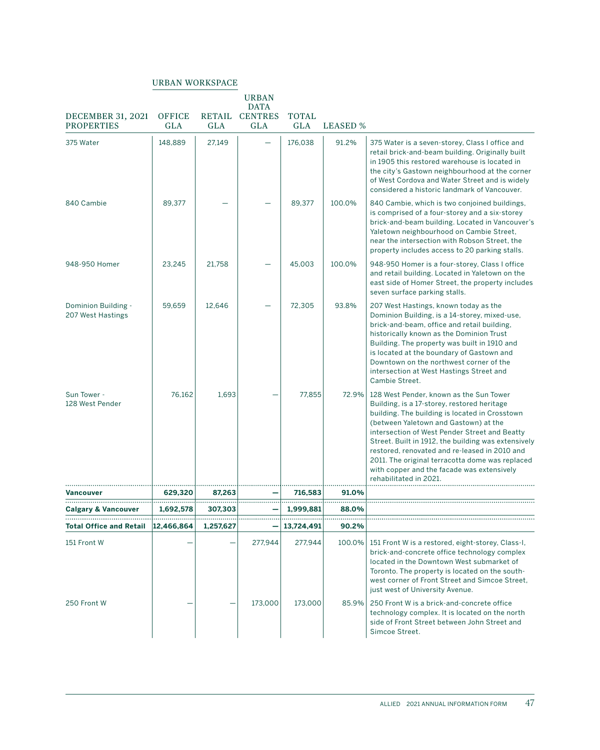| | URBAN WORKSPACE | | | | | |
|---|---|---|---|---|---|---|
| DECEMBER 31, 2021 PROPERTIES | OFFICE GLA | RETAIL GLA | URBAN DATA CENTRES GLA | TOTAL GLA | LEASED % | |
| 375 Water | 148,889 | 27,149 | — | 176,038 | 91.2% | 375 Water is a seven-storey, Class I office and retail brick-and-beam building. Originally built in 1905 this restored warehouse is located in the city's Gastown neighbourhood at the corner of West Cordova and Water Street and is widely considered a historic landmark of Vancouver. |
| 840 Cambie | 89,377 | — | — | 89,377 | 100.0% | 840 Cambie, which is two conjoined buildings, is comprised of a four-storey and a six-storey brick-and-beam building. Located in Vancouver's Yaletown neighbourhood on Cambie Street, near the intersection with Robson Street, the property includes access to 20 parking stalls. |
| 948-950 Homer | 23,245 | 21,758 | — | 45,003 | 100.0% | 948-950 Homer is a four-storey, Class I office and retail building. Located in Yaletown on the east side of Homer Street, the property includes seven surface parking stalls. |
| Dominion Building - 207 West Hastings | 59,659 | 12,646 | — | 72,305 | 93.8% | 207 West Hastings, known today as the Dominion Building, is a 14-storey, mixed-use, brick-and-beam, office and retail building, historically known as the Dominion Trust Building. The property was built in 1910 and is located at the boundary of Gastown and Downtown on the northwest corner of the intersection at West Hastings Street and Cambie Street. |
| Sun Tower - 128 West Pender | 76,162 | 1,693 | — | 77,855 | 72.9% | 128 West Pender, known as the Sun Tower Building, is a 17-storey, restored heritage building. The building is located in Crosstown (between Yaletown and Gastown) at the intersection of West Pender Street and Beatty Street. Built in 1912, the building was extensively restored, renovated and re-leased in 2010 and 2011. The original terracotta dome was replaced with copper and the facade was extensively rehabilitated in 2021. |
| **Vancouver** | **629,320** | **87,263** | **—** | **716,583** | **91.0%** | |
| **Calgary & Vancouver** | **1,692,578** | **307,303** | **—** | **1,999,881** | **88.0%** | |
| **Total Office and Retail** | **12,466,864** | **1,257,627** | **—** | **13,724,491** | **90.2%** | |
| 151 Front W | — | — | 277,944 | 277,944 | 100.0% | 151 Front W is a restored, eight-storey, Class-I, brick-and-concrete office technology complex located in the Downtown West submarket of Toronto. The property is located on the south-west corner of Front Street and Simcoe Street, just west of University Avenue. |
| 250 Front W | — | — | 173,000 | 173,000 | 85.9% | 250 Front W is a brick-and-concrete office technology complex. It is located on the north side of Front Street between John Street and Simcoe Street. |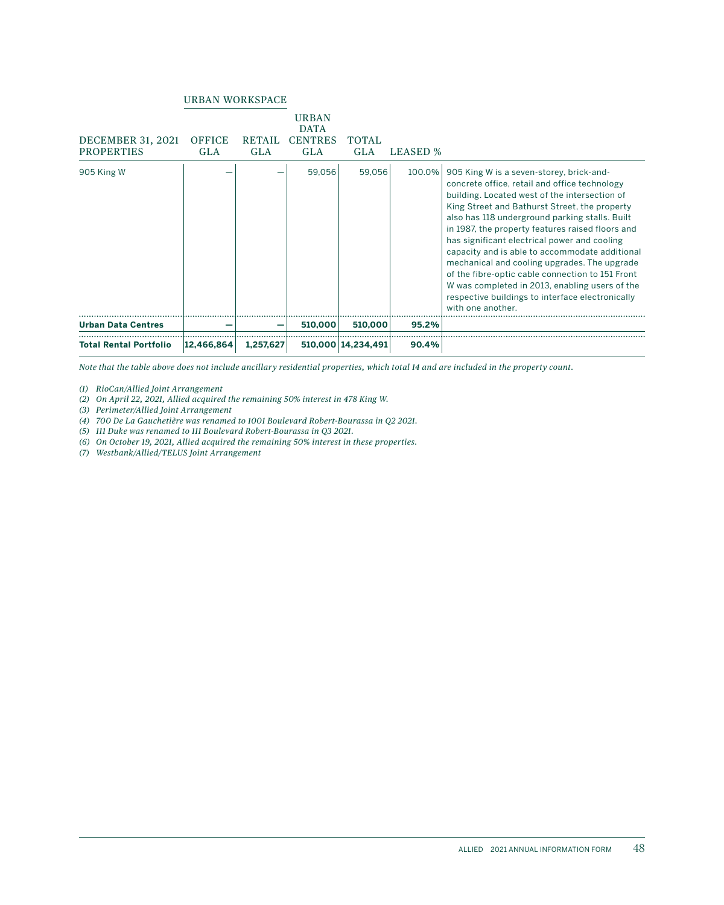| | URBAN WORKSPACE | | | | | |
|---|---|---|---|---|---|---|
| DECEMBER 31, 2021 PROPERTIES | OFFICE GLA | RETAIL GLA | URBAN DATA CENTRES GLA | TOTAL GLA | LEASED % | |
| 905 King W | — | — | 59,056 | 59,056 | 100.0% | 905 King W is a seven-storey, brick-and-concrete office, retail and office technology building. Located west of the intersection of King Street and Bathurst Street, the property also has 118 underground parking stalls. Built in 1987, the property features raised floors and has significant electrical power and cooling capacity and is able to accommodate additional mechanical and cooling upgrades. The upgrade of the fibre-optic cable connection to 151 Front W was completed in 2013, enabling users of the respective buildings to interface electronically with one another. |
| **Urban Data Centres** | **—** | **—** | **510,000** | **510,000** | **95.2%** | |
| **Total Rental Portfolio** | **12,466,864** | **1,257,627** | **510,000** | **14,234,491** | **90.4%** | |

*Note that the table above does not include ancillary residential properties, which total 14 and are included in the property count.*

*(1) RioCan/Allied Joint Arrangement*
*(2) On April 22, 2021, Allied acquired the remaining 50% interest in 478 King W.*
*(3) Perimeter/Allied Joint Arrangement*
*(4) 700 De La Gauchetière was renamed to 1001 Boulevard Robert-Bourassa in Q2 2021.*
*(5) 111 Duke was renamed to 111 Boulevard Robert-Bourassa in Q3 2021.*
*(6) On October 19, 2021, Allied acquired the remaining 50% interest in these properties.*
*(7) Westbank/Allied/TELUS Joint Arrangement*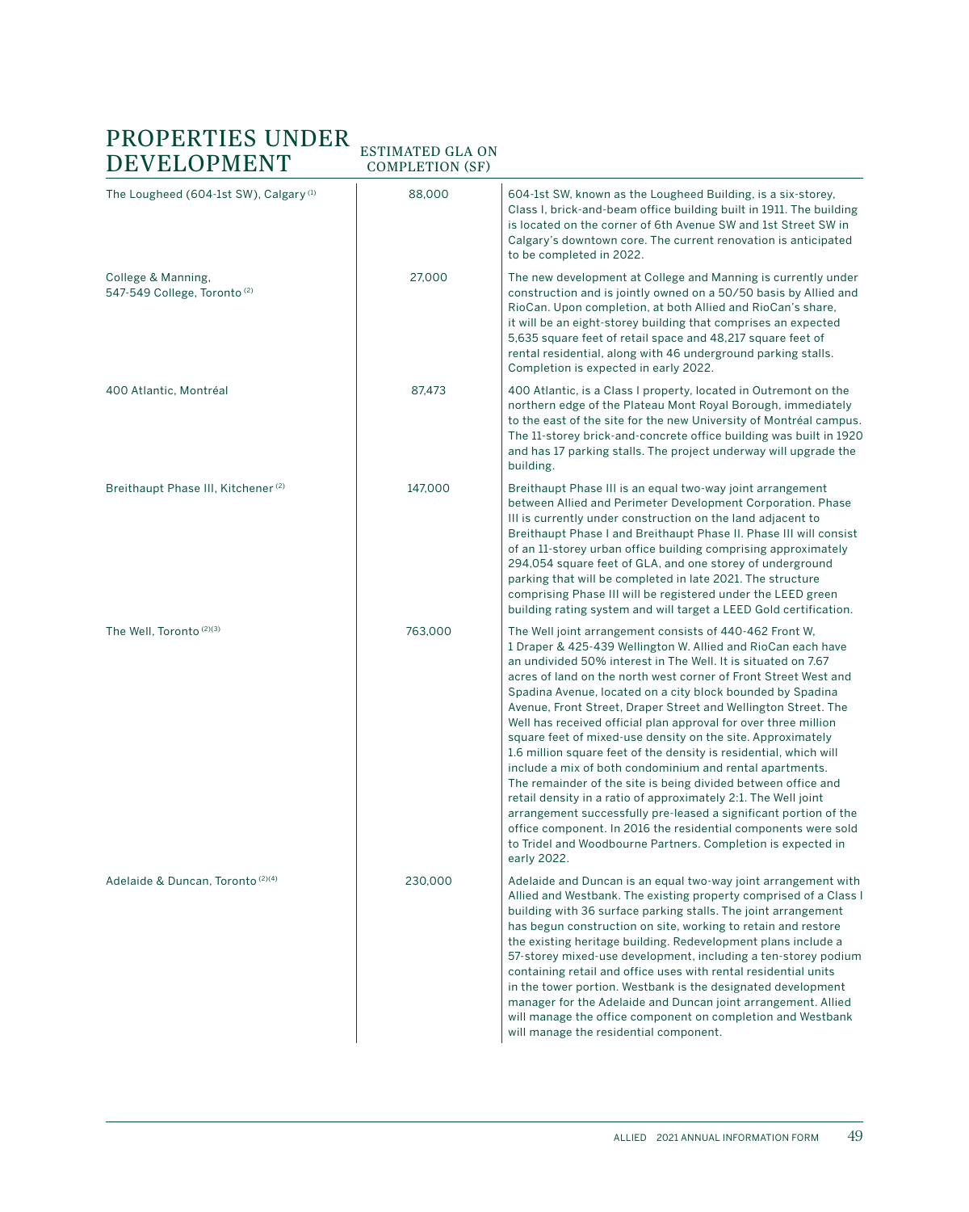| PROPERTIES UNDER DEVELOPMENT | ESTIMATED GLA ON COMPLETION (SF) | |
|---|---|---|
| The Lougheed (604-1st SW), Calgary [1] | 88,000 | 604-1st SW, known as the Lougheed Building, is a six-storey, Class I, brick-and-beam office building built in 1911. The building is located on the corner of 6th Avenue SW and 1st Street SW in Calgary's downtown core. The current renovation is anticipated to be completed in 2022. |
| College & Manning, 547-549 College, Toronto [2] | 27,000 | The new development at College and Manning is currently under construction and is jointly owned on a 50/50 basis by Allied and RioCan. Upon completion, at both Allied and RioCan's share, it will be an eight-storey building that comprises an expected 5,635 square feet of retail space and 48,217 square feet of rental residential, along with 46 underground parking stalls. Completion is expected in early 2022. |
| 400 Atlantic, Montréal | 87,473 | 400 Atlantic, is a Class I property, located in Outremont on the northern edge of the Plateau Mont Royal Borough, immediately to the east of the site for the new University of Montréal campus. The 11-storey brick-and-concrete office building was built in 1920 and has 17 parking stalls. The project underway will upgrade the building. |
| Breithaupt Phase III, Kitchener [2] | 147,000 | Breithaupt Phase III is an equal two-way joint arrangement between Allied and Perimeter Development Corporation. Phase III is currently under construction on the land adjacent to Breithaupt Phase I and Breithaupt Phase II. Phase III will consist of an 11-storey urban office building comprising approximately 294,054 square feet of GLA, and one storey of underground parking that will be completed in late 2021. The structure comprising Phase III will be registered under the LEED green building rating system and will target a LEED Gold certification. |
| The Well, Toronto [2][3] | 763,000 | The Well joint arrangement consists of 440-462 Front W, 1 Draper & 425-439 Wellington W. Allied and RioCan each have an undivided 50% interest in The Well. It is situated on 7.67 acres of land on the north west corner of Front Street West and Spadina Avenue, located on a city block bounded by Spadina Avenue, Front Street, Draper Street and Wellington Street. The Well has received official plan approval for over three million square feet of mixed-use density on the site. Approximately 1.6 million square feet of the density is residential, which will include a mix of both condominium and rental apartments. The remainder of the site is being divided between office and retail density in a ratio of approximately 2:1. The Well joint arrangement successfully pre-leased a significant portion of the office component. In 2016 the residential components were sold to Tridel and Woodbourne Partners. Completion is expected in early 2022. |
| Adelaide & Duncan, Toronto [2][4] | 230,000 | Adelaide and Duncan is an equal two-way joint arrangement with Allied and Westbank. The existing property comprised of a Class I building with 36 surface parking stalls. The joint arrangement has begun construction on site, working to retain and restore the existing heritage building. Redevelopment plans include a 57-storey mixed-use development, including a ten-storey podium containing retail and office uses with rental residential units in the tower portion. Westbank is the designated development manager for the Adelaide and Duncan joint arrangement. Allied will manage the office component on completion and Westbank will manage the residential component. |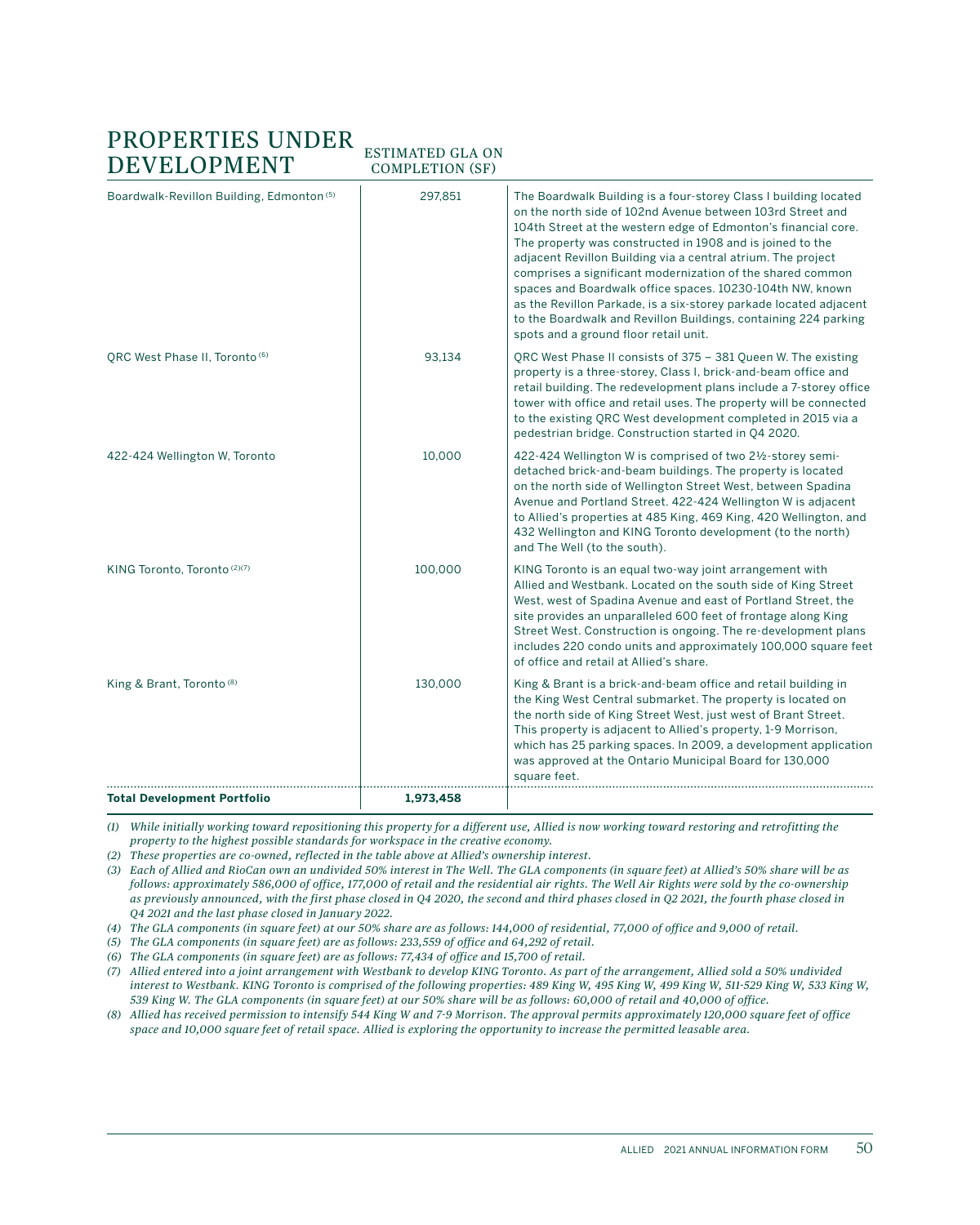| PROPERTIES UNDER DEVELOPMENT | ESTIMATED GLA ON COMPLETION (SF) | |
|---|---|---|
| Boardwalk-Revillon Building, Edmonton (5) | 297,851 | The Boardwalk Building is a four-storey Class I building located on the north side of 102nd Avenue between 103rd Street and 104th Street at the western edge of Edmonton's financial core. The property was constructed in 1908 and is joined to the adjacent Revillon Building via a central atrium. The project comprises a significant modernization of the shared common spaces and Boardwalk office spaces. 10230-104th NW, known as the Revillon Parkade, is a six-storey parkade located adjacent to the Boardwalk and Revillon Buildings, containing 224 parking spots and a ground floor retail unit. |
| QRC West Phase II, Toronto (6) | 93,134 | QRC West Phase II consists of 375 – 381 Queen W. The existing property is a three-storey, Class I, brick-and-beam office and retail building. The redevelopment plans include a 7-storey office tower with office and retail uses. The property will be connected to the existing QRC West development completed in 2015 via a pedestrian bridge. Construction started in Q4 2020. |
| 422-424 Wellington W, Toronto | 10,000 | 422-424 Wellington W is comprised of two 2½-storey semi-detached brick-and-beam buildings. The property is located on the north side of Wellington Street West, between Spadina Avenue and Portland Street. 422-424 Wellington W is adjacent to Allied's properties at 485 King, 469 King, 420 Wellington, and 432 Wellington and KING Toronto development (to the north) and The Well (to the south). |
| KING Toronto, Toronto (2)(7) | 100,000 | KING Toronto is an equal two-way joint arrangement with Allied and Westbank. Located on the south side of King Street West, west of Spadina Avenue and east of Portland Street, the site provides an unparalleled 600 feet of frontage along King Street West. Construction is ongoing. The re-development plans includes 220 condo units and approximately 100,000 square feet of office and retail at Allied's share. |
| King & Brant, Toronto (8) | 130,000 | King & Brant is a brick-and-beam office and retail building in the King West Central submarket. The property is located on the north side of King Street West, just west of Brant Street. This property is adjacent to Allied's property, 1-9 Morrison, which has 25 parking spaces. In 2009, a development application was approved at the Ontario Municipal Board for 130,000 square feet. |
| **Total Development Portfolio** | **1,973,458** | |

*(1) While initially working toward repositioning this property for a different use, Allied is now working toward restoring and retrofitting the property to the highest possible standards for workspace in the creative economy.*

*(2) These properties are co-owned, reflected in the table above at Allied's ownership interest.*

*(3) Each of Allied and RioCan own an undivided 50% interest in The Well. The GLA components (in square feet) at Allied's 50% share will be as follows: approximately 586,000 of office, 177,000 of retail and the residential air rights. The Well Air Rights were sold by the co-ownership as previously announced, with the first phase closed in Q4 2020, the second and third phases closed in Q2 2021, the fourth phase closed in Q4 2021 and the last phase closed in January 2022.*

*(4) The GLA components (in square feet) at our 50% share are as follows: 144,000 of residential, 77,000 of office and 9,000 of retail.*

*(5) The GLA components (in square feet) are as follows: 233,559 of office and 64,292 of retail.*

*(6) The GLA components (in square feet) are as follows: 77,434 of office and 15,700 of retail.*

*(7) Allied entered into a joint arrangement with Westbank to develop KING Toronto. As part of the arrangement, Allied sold a 50% undivided interest to Westbank. KING Toronto is comprised of the following properties: 489 King W, 495 King W, 499 King W, 511-529 King W, 533 King W, 539 King W. The GLA components (in square feet) at our 50% share will be as follows: 60,000 of retail and 40,000 of office.*

*(8) Allied has received permission to intensify 544 King W and 7-9 Morrison. The approval permits approximately 120,000 square feet of office space and 10,000 square feet of retail space. Allied is exploring the opportunity to increase the permitted leasable area.*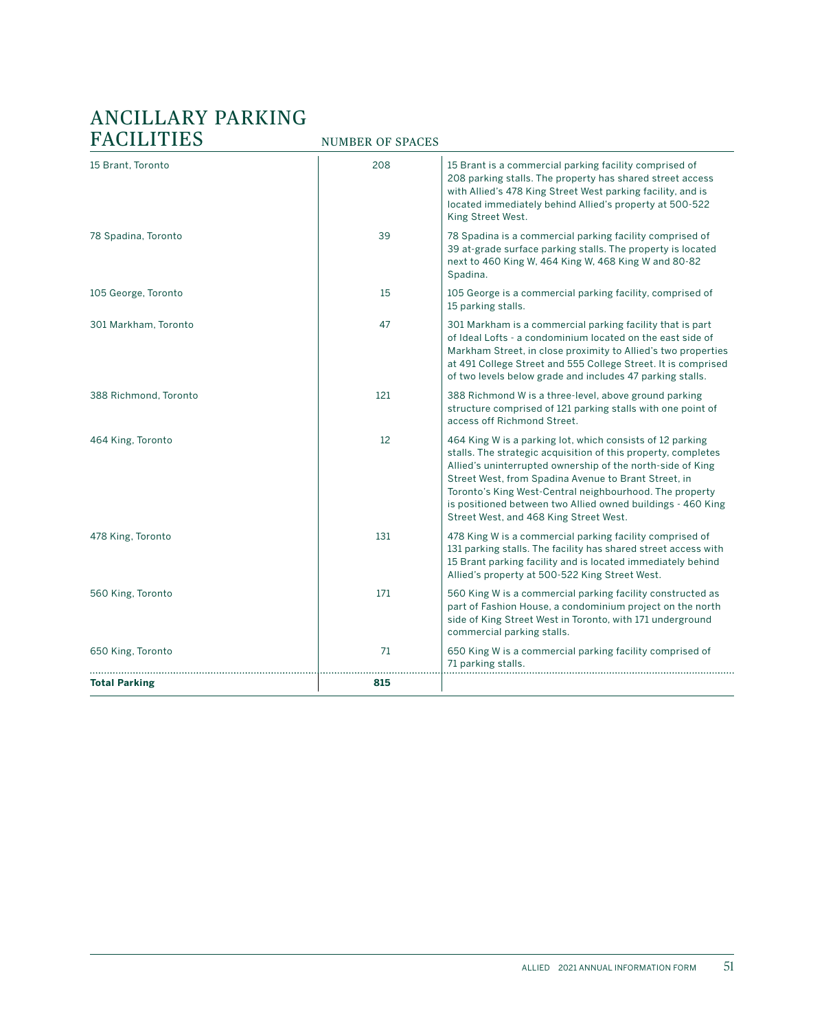# ANCILLARY PARKING FACILITIES

| ANCILLARY PARKING FACILITIES | NUMBER OF SPACES | |
|---|---|---|
| 15 Brant, Toronto | 208 | 15 Brant is a commercial parking facility comprised of 208 parking stalls. The property has shared street access with Allied's 478 King Street West parking facility, and is located immediately behind Allied's property at 500-522 King Street West. |
| 78 Spadina, Toronto | 39 | 78 Spadina is a commercial parking facility comprised of 39 at-grade surface parking stalls. The property is located next to 460 King W, 464 King W, 468 King W and 80-82 Spadina. |
| 105 George, Toronto | 15 | 105 George is a commercial parking facility, comprised of 15 parking stalls. |
| 301 Markham, Toronto | 47 | 301 Markham is a commercial parking facility that is part of Ideal Lofts - a condominium located on the east side of Markham Street, in close proximity to Allied's two properties at 491 College Street and 555 College Street. It is comprised of two levels below grade and includes 47 parking stalls. |
| 388 Richmond, Toronto | 121 | 388 Richmond W is a three-level, above ground parking structure comprised of 121 parking stalls with one point of access off Richmond Street. |
| 464 King, Toronto | 12 | 464 King W is a parking lot, which consists of 12 parking stalls. The strategic acquisition of this property, completes Allied's uninterrupted ownership of the north-side of King Street West, from Spadina Avenue to Brant Street, in Toronto's King West-Central neighbourhood. The property is positioned between two Allied owned buildings - 460 King Street West, and 468 King Street West. |
| 478 King, Toronto | 131 | 478 King W is a commercial parking facility comprised of 131 parking stalls. The facility has shared street access with 15 Brant parking facility and is located immediately behind Allied's property at 500-522 King Street West. |
| 560 King, Toronto | 171 | 560 King W is a commercial parking facility constructed as part of Fashion House, a condominium project on the north side of King Street West in Toronto, with 171 underground commercial parking stalls. |
| 650 King, Toronto | 71 | 650 King W is a commercial parking facility comprised of 71 parking stalls. |
| **Total Parking** | **815** | |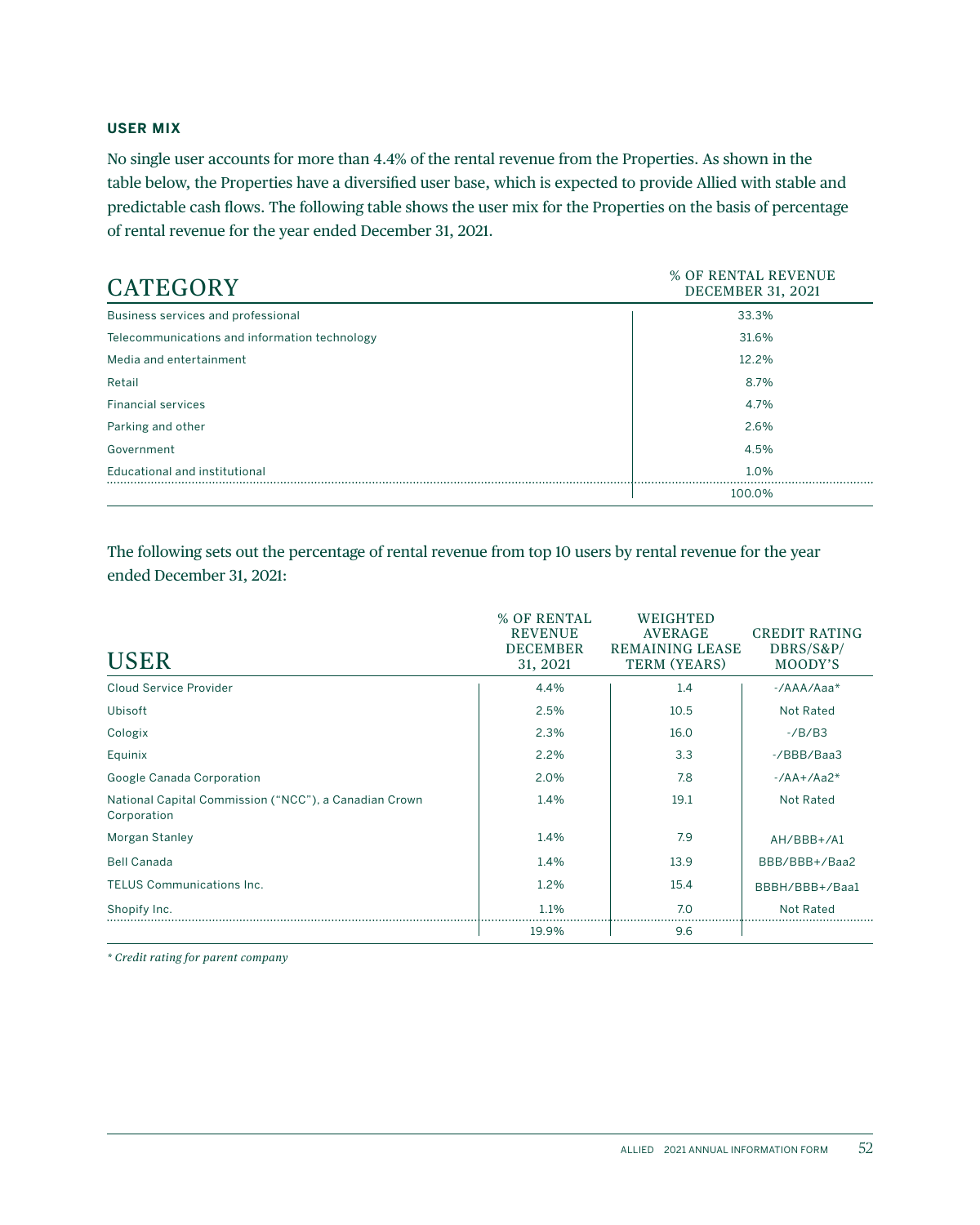#### USER MIX

No single user accounts for more than 4.4% of the rental revenue from the Properties. As shown in the table below, the Properties have a diversified user base, which is expected to provide Allied with stable and predictable cash flows. The following table shows the user mix for the Properties on the basis of percentage of rental revenue for the year ended December 31, 2021.

| CATEGORY | % OF RENTAL REVENUE DECEMBER 31, 2021 |
|---|---|
| Business services and professional | 33.3% |
| Telecommunications and information technology | 31.6% |
| Media and entertainment | 12.2% |
| Retail | 8.7% |
| Financial services | 4.7% |
| Parking and other | 2.6% |
| Government | 4.5% |
| Educational and institutional | 1.0% |
| | 100.0% |

The following sets out the percentage of rental revenue from top 10 users by rental revenue for the year ended December 31, 2021:

| USER | % OF RENTAL REVENUE DECEMBER 31, 2021 | WEIGHTED AVERAGE REMAINING LEASE TERM (YEARS) | CREDIT RATING DBRS/S&P/ MOODY'S |
|---|---|---|---|
| Cloud Service Provider | 4.4% | 1.4 | -/AAA/Aaa* |
| Ubisoft | 2.5% | 10.5 | Not Rated |
| Cologix | 2.3% | 16.0 | -/B/B3 |
| Equinix | 2.2% | 3.3 | -/BBB/Baa3 |
| Google Canada Corporation | 2.0% | 7.8 | -/AA+/Aa2* |
| National Capital Commission ("NCC"), a Canadian Crown Corporation | 1.4% | 19.1 | Not Rated |
| Morgan Stanley | 1.4% | 7.9 | AH/BBB+/A1 |
| Bell Canada | 1.4% | 13.9 | BBB/BBB+/Baa2 |
| TELUS Communications Inc. | 1.2% | 15.4 | BBBH/BBB+/Baa1 |
| Shopify Inc. | 1.1% | 7.0 | Not Rated |
| | 19.9% | 9.6 | |

*\* Credit rating for parent company*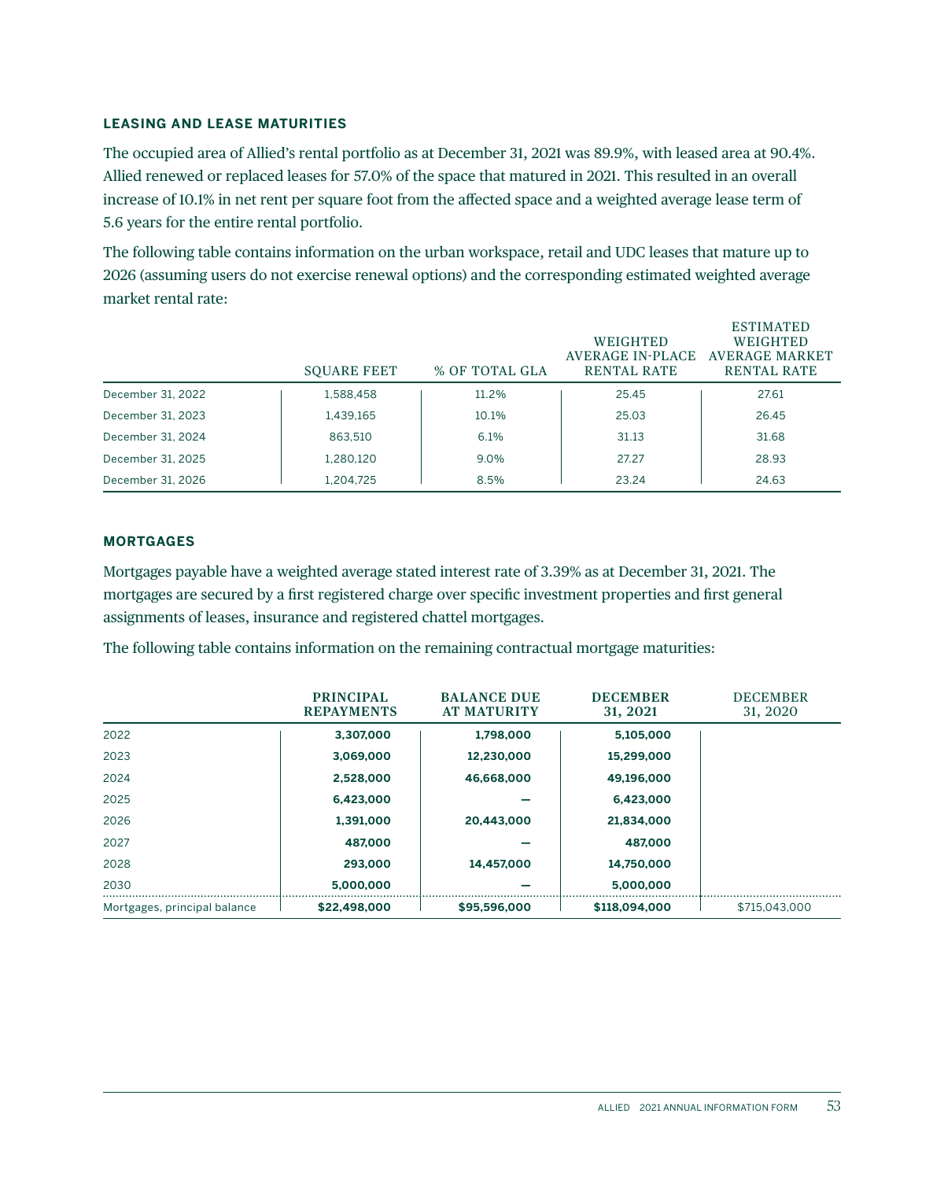## LEASING AND LEASE MATURITIES

The occupied area of Allied's rental portfolio as at December 31, 2021 was 89.9%, with leased area at 90.4%. Allied renewed or replaced leases for 57.0% of the space that matured in 2021. This resulted in an overall increase of 10.1% in net rent per square foot from the affected space and a weighted average lease term of 5.6 years for the entire rental portfolio.

The following table contains information on the urban workspace, retail and UDC leases that mature up to 2026 (assuming users do not exercise renewal options) and the corresponding estimated weighted average market rental rate:

| | SQUARE FEET | % OF TOTAL GLA | WEIGHTED AVERAGE IN-PLACE RENTAL RATE | ESTIMATED WEIGHTED AVERAGE MARKET RENTAL RATE |
|---|---|---|---|---|
| December 31, 2022 | 1,588,458 | 11.2% | 25.45 | 27.61 |
| December 31, 2023 | 1,439,165 | 10.1% | 25.03 | 26.45 |
| December 31, 2024 | 863,510 | 6.1% | 31.13 | 31.68 |
| December 31, 2025 | 1,280,120 | 9.0% | 27.27 | 28.93 |
| December 31, 2026 | 1,204,725 | 8.5% | 23.24 | 24.63 |

## MORTGAGES

Mortgages payable have a weighted average stated interest rate of 3.39% as at December 31, 2021. The mortgages are secured by a first registered charge over specific investment properties and first general assignments of leases, insurance and registered chattel mortgages.

The following table contains information on the remaining contractual mortgage maturities:

| | PRINCIPAL REPAYMENTS | BALANCE DUE AT MATURITY | DECEMBER 31, 2021 | DECEMBER 31, 2020 |
|---|---|---|---|---|
| 2022 | **3,307,000** | **1,798,000** | **5,105,000** | |
| 2023 | **3,069,000** | **12,230,000** | **15,299,000** | |
| 2024 | **2,528,000** | **46,668,000** | **49,196,000** | |
| 2025 | **6,423,000** | **—** | **6,423,000** | |
| 2026 | **1,391,000** | **20,443,000** | **21,834,000** | |
| 2027 | **487,000** | **—** | **487,000** | |
| 2028 | **293,000** | **14,457,000** | **14,750,000** | |
| 2030 | **5,000,000** | **—** | **5,000,000** | |
| Mortgages, principal balance | **$22,498,000** | **$95,596,000** | **$118,094,000** | $715,043,000 |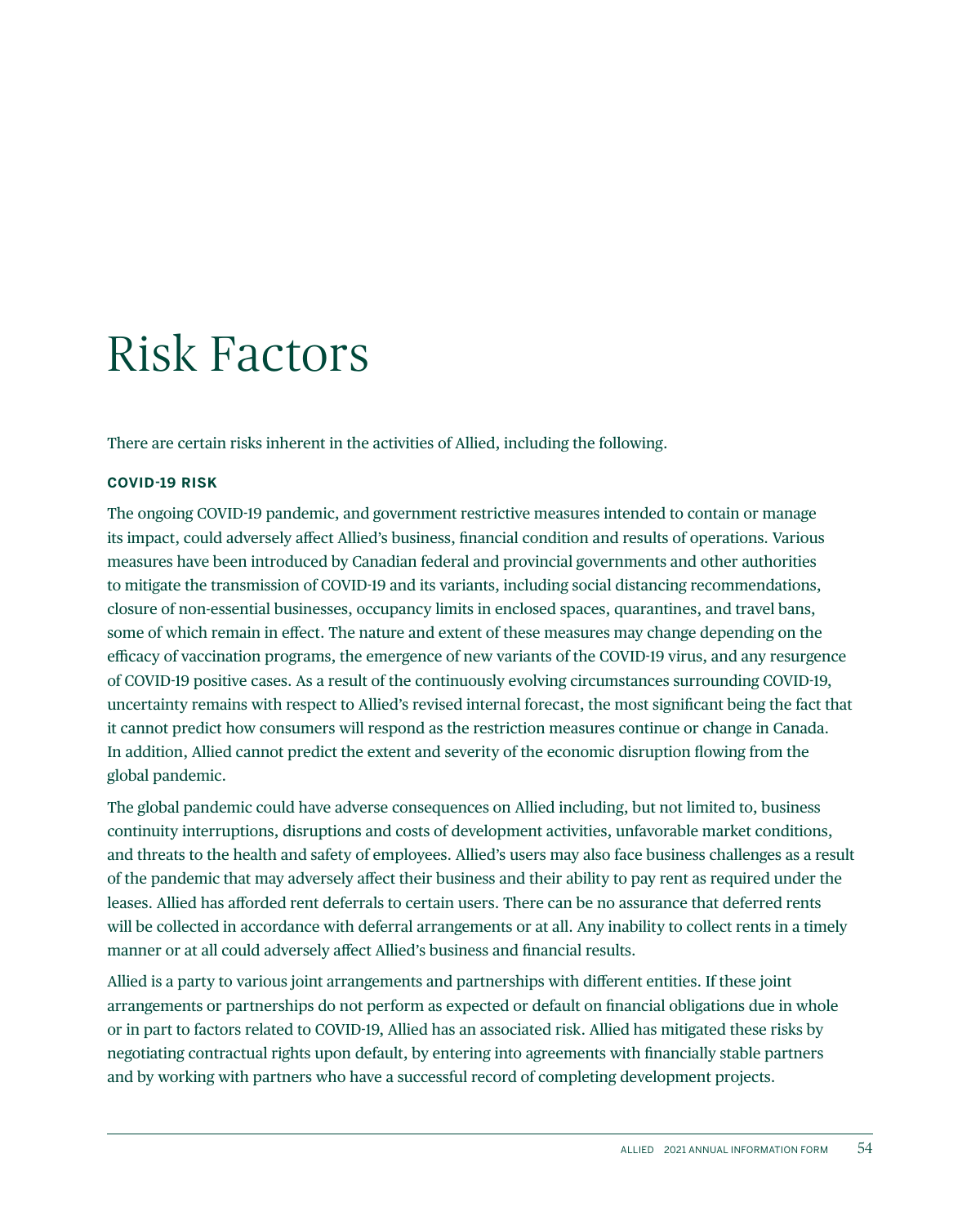# Risk Factors

There are certain risks inherent in the activities of Allied, including the following.

### COVID-19 RISK

The ongoing COVID-19 pandemic, and government restrictive measures intended to contain or manage its impact, could adversely affect Allied's business, financial condition and results of operations. Various measures have been introduced by Canadian federal and provincial governments and other authorities to mitigate the transmission of COVID-19 and its variants, including social distancing recommendations, closure of non-essential businesses, occupancy limits in enclosed spaces, quarantines, and travel bans, some of which remain in effect. The nature and extent of these measures may change depending on the efficacy of vaccination programs, the emergence of new variants of the COVID-19 virus, and any resurgence of COVID-19 positive cases. As a result of the continuously evolving circumstances surrounding COVID-19, uncertainty remains with respect to Allied's revised internal forecast, the most significant being the fact that it cannot predict how consumers will respond as the restriction measures continue or change in Canada. In addition, Allied cannot predict the extent and severity of the economic disruption flowing from the global pandemic.

The global pandemic could have adverse consequences on Allied including, but not limited to, business continuity interruptions, disruptions and costs of development activities, unfavorable market conditions, and threats to the health and safety of employees. Allied's users may also face business challenges as a result of the pandemic that may adversely affect their business and their ability to pay rent as required under the leases. Allied has afforded rent deferrals to certain users. There can be no assurance that deferred rents will be collected in accordance with deferral arrangements or at all. Any inability to collect rents in a timely manner or at all could adversely affect Allied's business and financial results.

Allied is a party to various joint arrangements and partnerships with different entities. If these joint arrangements or partnerships do not perform as expected or default on financial obligations due in whole or in part to factors related to COVID-19, Allied has an associated risk. Allied has mitigated these risks by negotiating contractual rights upon default, by entering into agreements with financially stable partners and by working with partners who have a successful record of completing development projects.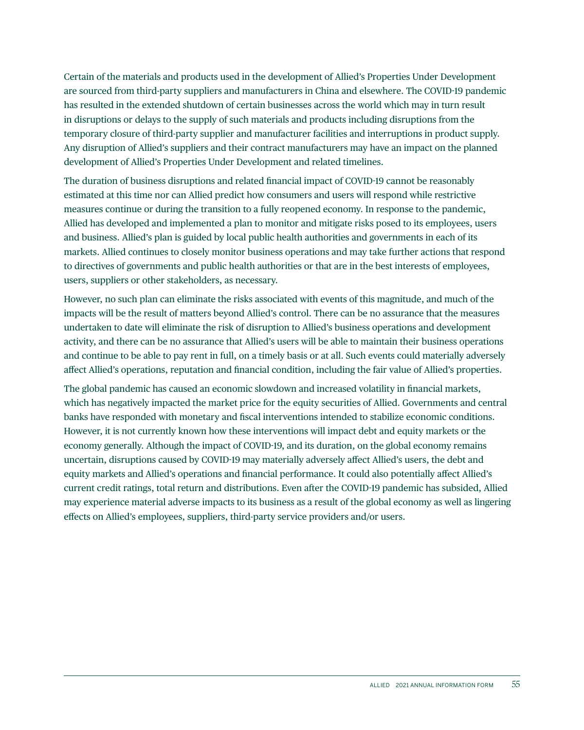Certain of the materials and products used in the development of Allied's Properties Under Development are sourced from third-party suppliers and manufacturers in China and elsewhere. The COVID-19 pandemic has resulted in the extended shutdown of certain businesses across the world which may in turn result in disruptions or delays to the supply of such materials and products including disruptions from the temporary closure of third-party supplier and manufacturer facilities and interruptions in product supply. Any disruption of Allied's suppliers and their contract manufacturers may have an impact on the planned development of Allied's Properties Under Development and related timelines.

The duration of business disruptions and related financial impact of COVID-19 cannot be reasonably estimated at this time nor can Allied predict how consumers and users will respond while restrictive measures continue or during the transition to a fully reopened economy. In response to the pandemic, Allied has developed and implemented a plan to monitor and mitigate risks posed to its employees, users and business. Allied's plan is guided by local public health authorities and governments in each of its markets. Allied continues to closely monitor business operations and may take further actions that respond to directives of governments and public health authorities or that are in the best interests of employees, users, suppliers or other stakeholders, as necessary.

However, no such plan can eliminate the risks associated with events of this magnitude, and much of the impacts will be the result of matters beyond Allied's control. There can be no assurance that the measures undertaken to date will eliminate the risk of disruption to Allied's business operations and development activity, and there can be no assurance that Allied's users will be able to maintain their business operations and continue to be able to pay rent in full, on a timely basis or at all. Such events could materially adversely affect Allied's operations, reputation and financial condition, including the fair value of Allied's properties.

The global pandemic has caused an economic slowdown and increased volatility in financial markets, which has negatively impacted the market price for the equity securities of Allied. Governments and central banks have responded with monetary and fiscal interventions intended to stabilize economic conditions. However, it is not currently known how these interventions will impact debt and equity markets or the economy generally. Although the impact of COVID-19, and its duration, on the global economy remains uncertain, disruptions caused by COVID-19 may materially adversely affect Allied's users, the debt and equity markets and Allied's operations and financial performance. It could also potentially affect Allied's current credit ratings, total return and distributions. Even after the COVID-19 pandemic has subsided, Allied may experience material adverse impacts to its business as a result of the global economy as well as lingering effects on Allied's employees, suppliers, third-party service providers and/or users.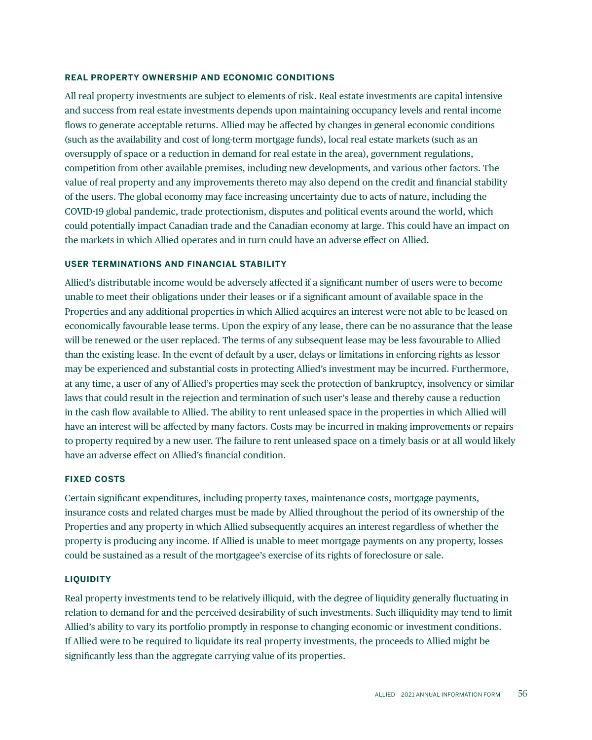### REAL PROPERTY OWNERSHIP AND ECONOMIC CONDITIONS

All real property investments are subject to elements of risk. Real estate investments are capital intensive and success from real estate investments depends upon maintaining occupancy levels and rental income flows to generate acceptable returns. Allied may be affected by changes in general economic conditions (such as the availability and cost of long-term mortgage funds), local real estate markets (such as an oversupply of space or a reduction in demand for real estate in the area), government regulations, competition from other available premises, including new developments, and various other factors. The value of real property and any improvements thereto may also depend on the credit and financial stability of the users. The global economy may face increasing uncertainty due to acts of nature, including the COVID-19 global pandemic, trade protectionism, disputes and political events around the world, which could potentially impact Canadian trade and the Canadian economy at large. This could have an impact on the markets in which Allied operates and in turn could have an adverse effect on Allied.

### USER TERMINATIONS AND FINANCIAL STABILITY

Allied's distributable income would be adversely affected if a significant number of users were to become unable to meet their obligations under their leases or if a significant amount of available space in the Properties and any additional properties in which Allied acquires an interest were not able to be leased on economically favourable lease terms. Upon the expiry of any lease, there can be no assurance that the lease will be renewed or the user replaced. The terms of any subsequent lease may be less favourable to Allied than the existing lease. In the event of default by a user, delays or limitations in enforcing rights as lessor may be experienced and substantial costs in protecting Allied's investment may be incurred. Furthermore, at any time, a user of any of Allied's properties may seek the protection of bankruptcy, insolvency or similar laws that could result in the rejection and termination of such user's lease and thereby cause a reduction in the cash flow available to Allied. The ability to rent unleased space in the properties in which Allied will have an interest will be affected by many factors. Costs may be incurred in making improvements or repairs to property required by a new user. The failure to rent unleased space on a timely basis or at all would likely have an adverse effect on Allied's financial condition.

### FIXED COSTS

Certain significant expenditures, including property taxes, maintenance costs, mortgage payments, insurance costs and related charges must be made by Allied throughout the period of its ownership of the Properties and any property in which Allied subsequently acquires an interest regardless of whether the property is producing any income. If Allied is unable to meet mortgage payments on any property, losses could be sustained as a result of the mortgagee's exercise of its rights of foreclosure or sale.

### LIQUIDITY

Real property investments tend to be relatively illiquid, with the degree of liquidity generally fluctuating in relation to demand for and the perceived desirability of such investments. Such illiquidity may tend to limit Allied's ability to vary its portfolio promptly in response to changing economic or investment conditions. If Allied were to be required to liquidate its real property investments, the proceeds to Allied might be significantly less than the aggregate carrying value of its properties.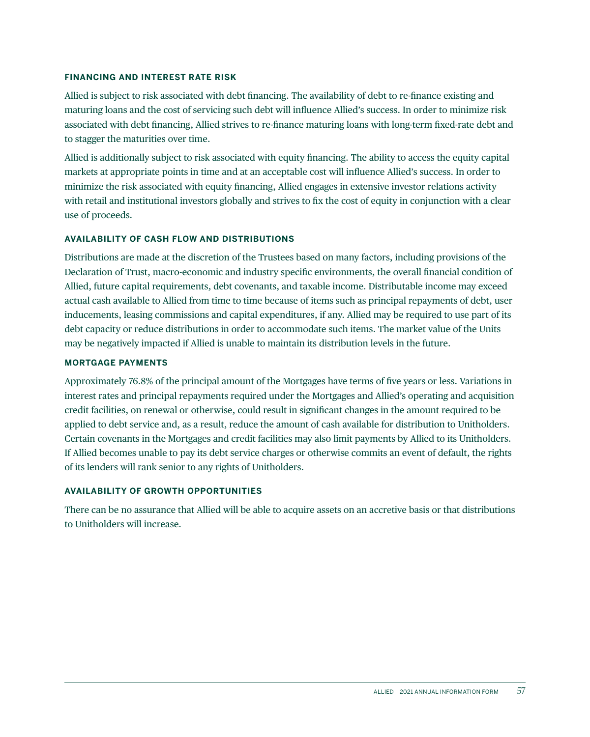### FINANCING AND INTEREST RATE RISK

Allied is subject to risk associated with debt financing. The availability of debt to re-finance existing and maturing loans and the cost of servicing such debt will influence Allied's success. In order to minimize risk associated with debt financing, Allied strives to re-finance maturing loans with long-term fixed-rate debt and to stagger the maturities over time.

Allied is additionally subject to risk associated with equity financing. The ability to access the equity capital markets at appropriate points in time and at an acceptable cost will influence Allied's success. In order to minimize the risk associated with equity financing, Allied engages in extensive investor relations activity with retail and institutional investors globally and strives to fix the cost of equity in conjunction with a clear use of proceeds.

### AVAILABILITY OF CASH FLOW AND DISTRIBUTIONS

Distributions are made at the discretion of the Trustees based on many factors, including provisions of the Declaration of Trust, macro-economic and industry specific environments, the overall financial condition of Allied, future capital requirements, debt covenants, and taxable income. Distributable income may exceed actual cash available to Allied from time to time because of items such as principal repayments of debt, user inducements, leasing commissions and capital expenditures, if any. Allied may be required to use part of its debt capacity or reduce distributions in order to accommodate such items. The market value of the Units may be negatively impacted if Allied is unable to maintain its distribution levels in the future.

### MORTGAGE PAYMENTS

Approximately 76.8% of the principal amount of the Mortgages have terms of five years or less. Variations in interest rates and principal repayments required under the Mortgages and Allied's operating and acquisition credit facilities, on renewal or otherwise, could result in significant changes in the amount required to be applied to debt service and, as a result, reduce the amount of cash available for distribution to Unitholders. Certain covenants in the Mortgages and credit facilities may also limit payments by Allied to its Unitholders. If Allied becomes unable to pay its debt service charges or otherwise commits an event of default, the rights of its lenders will rank senior to any rights of Unitholders.

### AVAILABILITY OF GROWTH OPPORTUNITIES

There can be no assurance that Allied will be able to acquire assets on an accretive basis or that distributions to Unitholders will increase.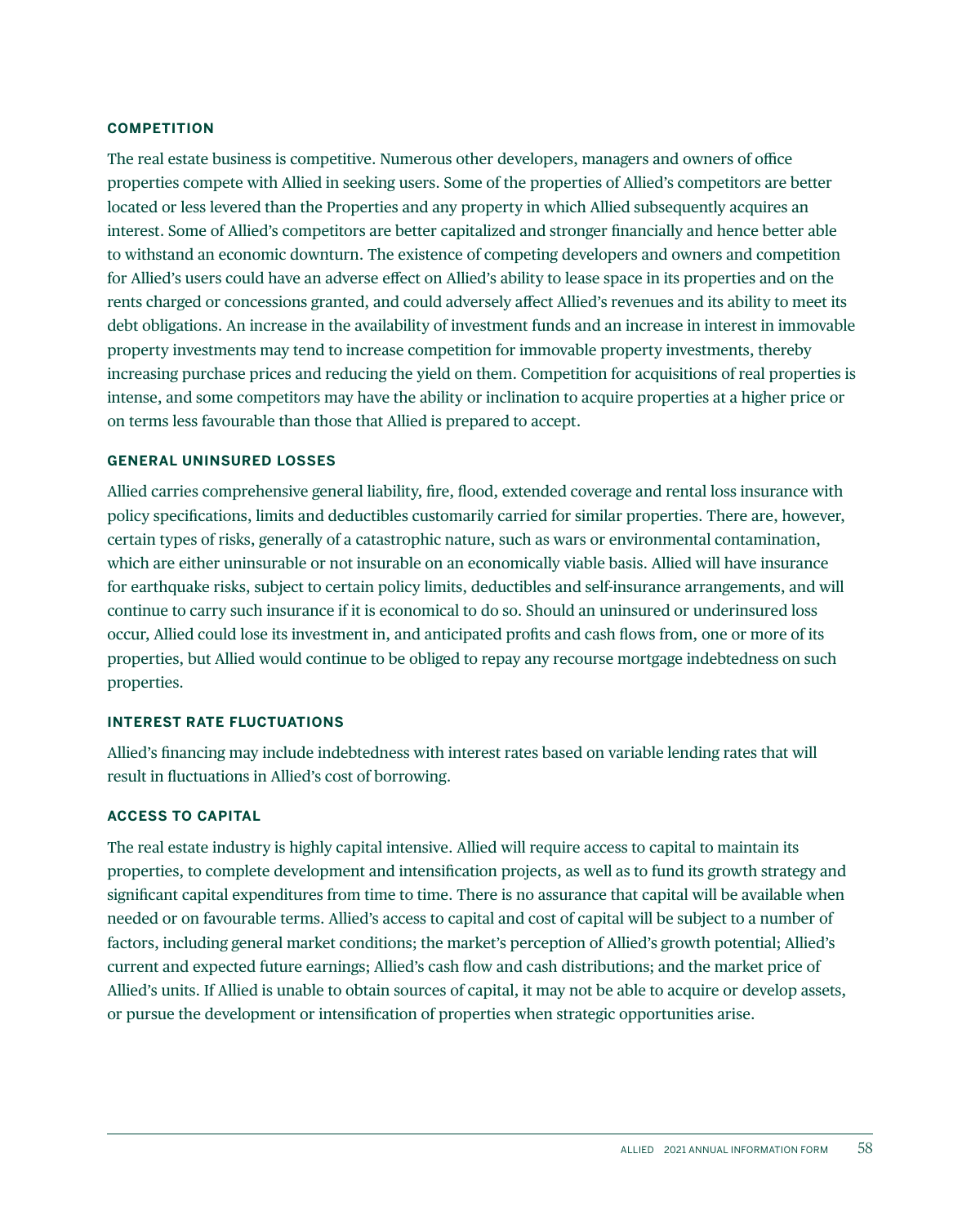### COMPETITION

The real estate business is competitive. Numerous other developers, managers and owners of office properties compete with Allied in seeking users. Some of the properties of Allied's competitors are better located or less levered than the Properties and any property in which Allied subsequently acquires an interest. Some of Allied's competitors are better capitalized and stronger financially and hence better able to withstand an economic downturn. The existence of competing developers and owners and competition for Allied's users could have an adverse effect on Allied's ability to lease space in its properties and on the rents charged or concessions granted, and could adversely affect Allied's revenues and its ability to meet its debt obligations. An increase in the availability of investment funds and an increase in interest in immovable property investments may tend to increase competition for immovable property investments, thereby increasing purchase prices and reducing the yield on them. Competition for acquisitions of real properties is intense, and some competitors may have the ability or inclination to acquire properties at a higher price or on terms less favourable than those that Allied is prepared to accept.

### GENERAL UNINSURED LOSSES

Allied carries comprehensive general liability, fire, flood, extended coverage and rental loss insurance with policy specifications, limits and deductibles customarily carried for similar properties. There are, however, certain types of risks, generally of a catastrophic nature, such as wars or environmental contamination, which are either uninsurable or not insurable on an economically viable basis. Allied will have insurance for earthquake risks, subject to certain policy limits, deductibles and self-insurance arrangements, and will continue to carry such insurance if it is economical to do so. Should an uninsured or underinsured loss occur, Allied could lose its investment in, and anticipated profits and cash flows from, one or more of its properties, but Allied would continue to be obliged to repay any recourse mortgage indebtedness on such properties.

### INTEREST RATE FLUCTUATIONS

Allied's financing may include indebtedness with interest rates based on variable lending rates that will result in fluctuations in Allied's cost of borrowing.

### ACCESS TO CAPITAL

The real estate industry is highly capital intensive. Allied will require access to capital to maintain its properties, to complete development and intensification projects, as well as to fund its growth strategy and significant capital expenditures from time to time. There is no assurance that capital will be available when needed or on favourable terms. Allied's access to capital and cost of capital will be subject to a number of factors, including general market conditions; the market's perception of Allied's growth potential; Allied's current and expected future earnings; Allied's cash flow and cash distributions; and the market price of Allied's units. If Allied is unable to obtain sources of capital, it may not be able to acquire or develop assets, or pursue the development or intensification of properties when strategic opportunities arise.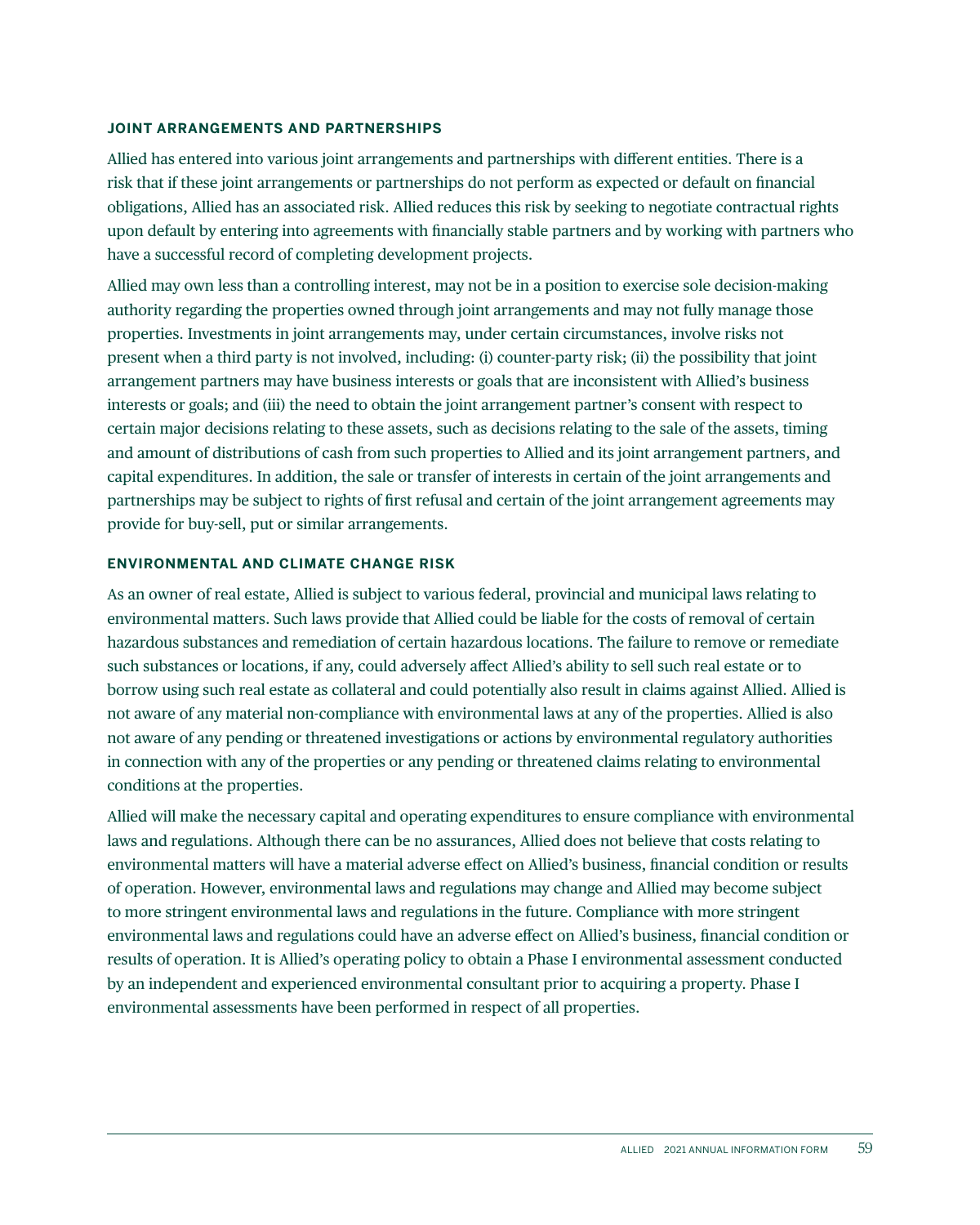### JOINT ARRANGEMENTS AND PARTNERSHIPS

Allied has entered into various joint arrangements and partnerships with different entities. There is a risk that if these joint arrangements or partnerships do not perform as expected or default on financial obligations, Allied has an associated risk. Allied reduces this risk by seeking to negotiate contractual rights upon default by entering into agreements with financially stable partners and by working with partners who have a successful record of completing development projects.

Allied may own less than a controlling interest, may not be in a position to exercise sole decision-making authority regarding the properties owned through joint arrangements and may not fully manage those properties. Investments in joint arrangements may, under certain circumstances, involve risks not present when a third party is not involved, including: (i) counter-party risk; (ii) the possibility that joint arrangement partners may have business interests or goals that are inconsistent with Allied's business interests or goals; and (iii) the need to obtain the joint arrangement partner's consent with respect to certain major decisions relating to these assets, such as decisions relating to the sale of the assets, timing and amount of distributions of cash from such properties to Allied and its joint arrangement partners, and capital expenditures. In addition, the sale or transfer of interests in certain of the joint arrangements and partnerships may be subject to rights of first refusal and certain of the joint arrangement agreements may provide for buy-sell, put or similar arrangements.

### ENVIRONMENTAL AND CLIMATE CHANGE RISK

As an owner of real estate, Allied is subject to various federal, provincial and municipal laws relating to environmental matters. Such laws provide that Allied could be liable for the costs of removal of certain hazardous substances and remediation of certain hazardous locations. The failure to remove or remediate such substances or locations, if any, could adversely affect Allied's ability to sell such real estate or to borrow using such real estate as collateral and could potentially also result in claims against Allied. Allied is not aware of any material non-compliance with environmental laws at any of the properties. Allied is also not aware of any pending or threatened investigations or actions by environmental regulatory authorities in connection with any of the properties or any pending or threatened claims relating to environmental conditions at the properties.

Allied will make the necessary capital and operating expenditures to ensure compliance with environmental laws and regulations. Although there can be no assurances, Allied does not believe that costs relating to environmental matters will have a material adverse effect on Allied's business, financial condition or results of operation. However, environmental laws and regulations may change and Allied may become subject to more stringent environmental laws and regulations in the future. Compliance with more stringent environmental laws and regulations could have an adverse effect on Allied's business, financial condition or results of operation. It is Allied's operating policy to obtain a Phase I environmental assessment conducted by an independent and experienced environmental consultant prior to acquiring a property. Phase I environmental assessments have been performed in respect of all properties.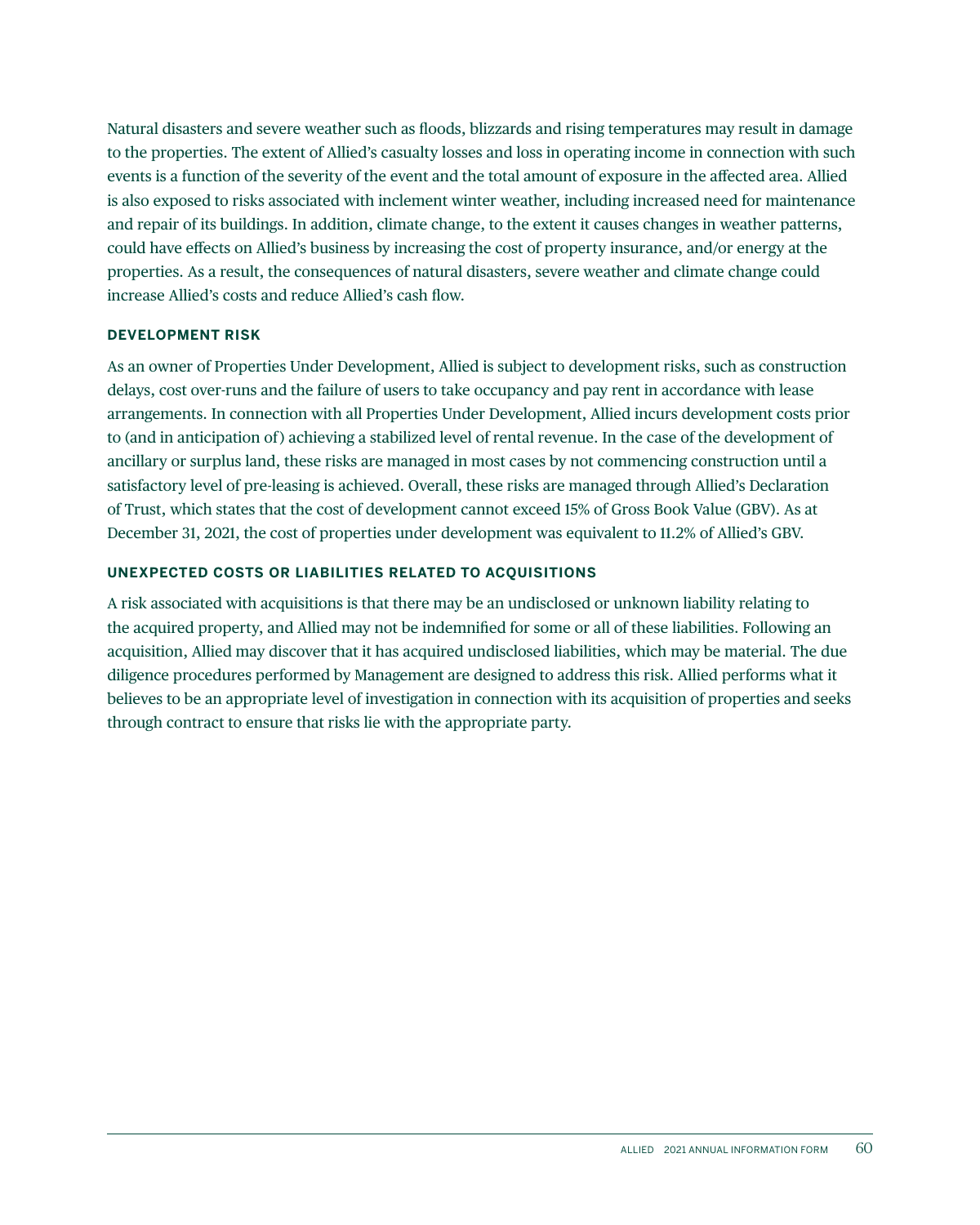Natural disasters and severe weather such as floods, blizzards and rising temperatures may result in damage to the properties. The extent of Allied's casualty losses and loss in operating income in connection with such events is a function of the severity of the event and the total amount of exposure in the affected area. Allied is also exposed to risks associated with inclement winter weather, including increased need for maintenance and repair of its buildings. In addition, climate change, to the extent it causes changes in weather patterns, could have effects on Allied's business by increasing the cost of property insurance, and/or energy at the properties. As a result, the consequences of natural disasters, severe weather and climate change could increase Allied's costs and reduce Allied's cash flow.

### DEVELOPMENT RISK

As an owner of Properties Under Development, Allied is subject to development risks, such as construction delays, cost over-runs and the failure of users to take occupancy and pay rent in accordance with lease arrangements. In connection with all Properties Under Development, Allied incurs development costs prior to (and in anticipation of) achieving a stabilized level of rental revenue. In the case of the development of ancillary or surplus land, these risks are managed in most cases by not commencing construction until a satisfactory level of pre-leasing is achieved. Overall, these risks are managed through Allied's Declaration of Trust, which states that the cost of development cannot exceed 15% of Gross Book Value (GBV). As at December 31, 2021, the cost of properties under development was equivalent to 11.2% of Allied's GBV.

### UNEXPECTED COSTS OR LIABILITIES RELATED TO ACQUISITIONS

A risk associated with acquisitions is that there may be an undisclosed or unknown liability relating to the acquired property, and Allied may not be indemnified for some or all of these liabilities. Following an acquisition, Allied may discover that it has acquired undisclosed liabilities, which may be material. The due diligence procedures performed by Management are designed to address this risk. Allied performs what it believes to be an appropriate level of investigation in connection with its acquisition of properties and seeks through contract to ensure that risks lie with the appropriate party.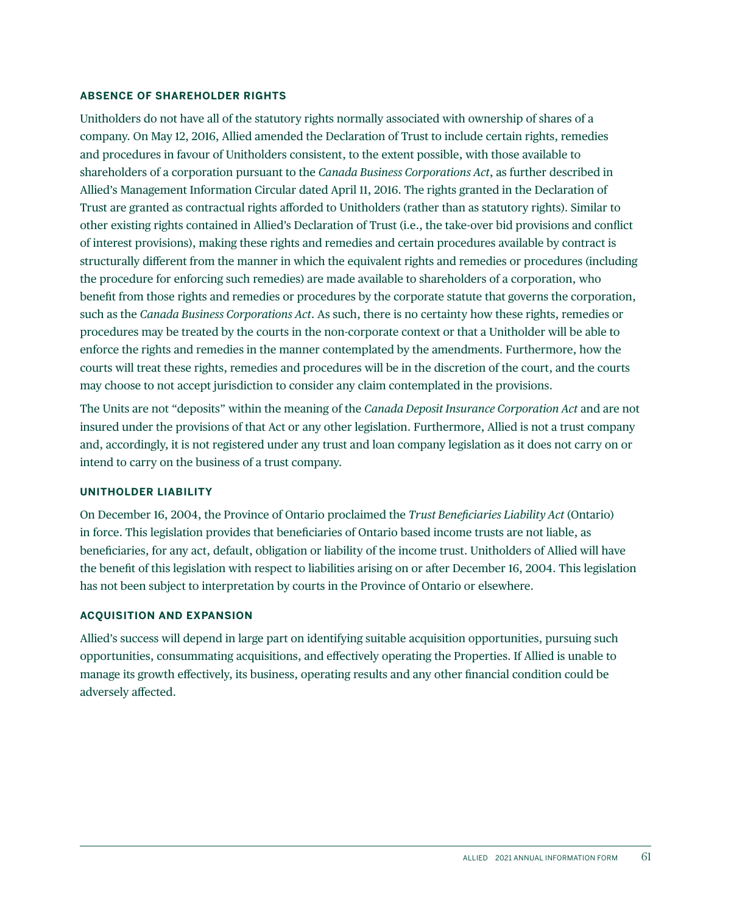### ABSENCE OF SHAREHOLDER RIGHTS

Unitholders do not have all of the statutory rights normally associated with ownership of shares of a company. On May 12, 2016, Allied amended the Declaration of Trust to include certain rights, remedies and procedures in favour of Unitholders consistent, to the extent possible, with those available to shareholders of a corporation pursuant to the *Canada Business Corporations Act*, as further described in Allied's Management Information Circular dated April 11, 2016. The rights granted in the Declaration of Trust are granted as contractual rights afforded to Unitholders (rather than as statutory rights). Similar to other existing rights contained in Allied's Declaration of Trust (i.e., the take-over bid provisions and conflict of interest provisions), making these rights and remedies and certain procedures available by contract is structurally different from the manner in which the equivalent rights and remedies or procedures (including the procedure for enforcing such remedies) are made available to shareholders of a corporation, who benefit from those rights and remedies or procedures by the corporate statute that governs the corporation, such as the *Canada Business Corporations Act*. As such, there is no certainty how these rights, remedies or procedures may be treated by the courts in the non-corporate context or that a Unitholder will be able to enforce the rights and remedies in the manner contemplated by the amendments. Furthermore, how the courts will treat these rights, remedies and procedures will be in the discretion of the court, and the courts may choose to not accept jurisdiction to consider any claim contemplated in the provisions.

The Units are not "deposits" within the meaning of the *Canada Deposit Insurance Corporation Act* and are not insured under the provisions of that Act or any other legislation. Furthermore, Allied is not a trust company and, accordingly, it is not registered under any trust and loan company legislation as it does not carry on or intend to carry on the business of a trust company.

### UNITHOLDER LIABILITY

On December 16, 2004, the Province of Ontario proclaimed the *Trust Beneficiaries Liability Act* (Ontario) in force. This legislation provides that beneficiaries of Ontario based income trusts are not liable, as beneficiaries, for any act, default, obligation or liability of the income trust. Unitholders of Allied will have the benefit of this legislation with respect to liabilities arising on or after December 16, 2004. This legislation has not been subject to interpretation by courts in the Province of Ontario or elsewhere.

### ACQUISITION AND EXPANSION

Allied's success will depend in large part on identifying suitable acquisition opportunities, pursuing such opportunities, consummating acquisitions, and effectively operating the Properties. If Allied is unable to manage its growth effectively, its business, operating results and any other financial condition could be adversely affected.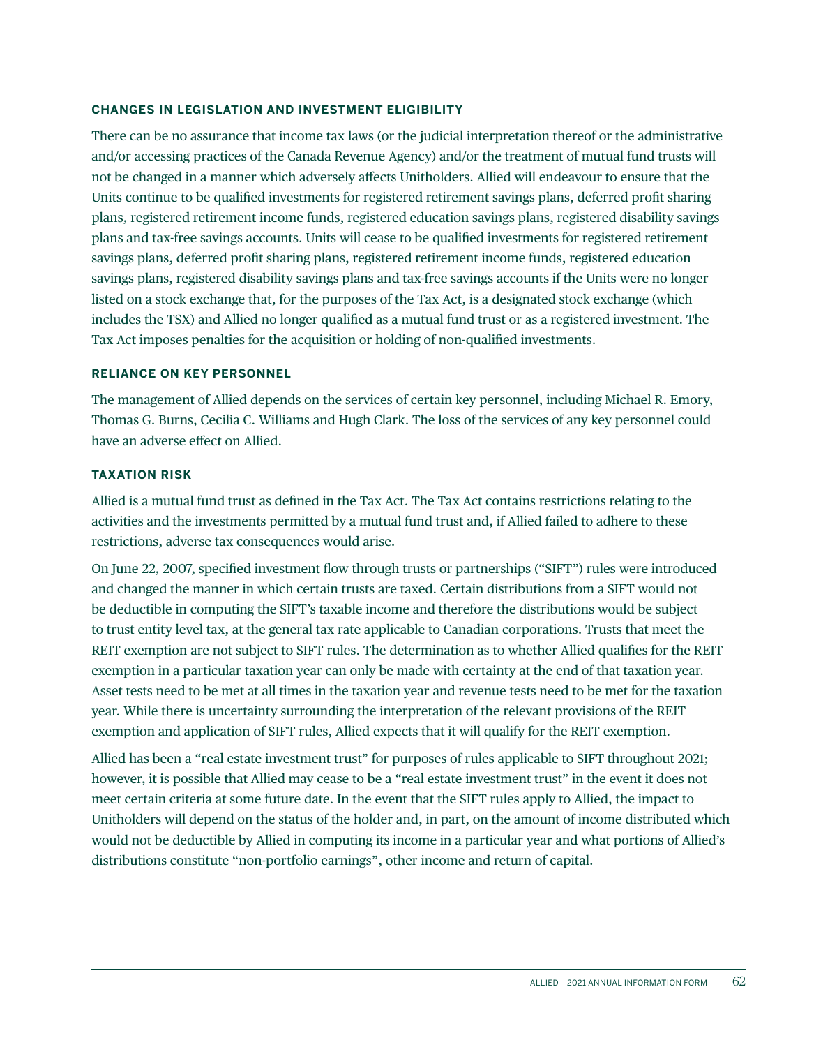### CHANGES IN LEGISLATION AND INVESTMENT ELIGIBILITY

There can be no assurance that income tax laws (or the judicial interpretation thereof or the administrative and/or accessing practices of the Canada Revenue Agency) and/or the treatment of mutual fund trusts will not be changed in a manner which adversely affects Unitholders. Allied will endeavour to ensure that the Units continue to be qualified investments for registered retirement savings plans, deferred profit sharing plans, registered retirement income funds, registered education savings plans, registered disability savings plans and tax-free savings accounts. Units will cease to be qualified investments for registered retirement savings plans, deferred profit sharing plans, registered retirement income funds, registered education savings plans, registered disability savings plans and tax-free savings accounts if the Units were no longer listed on a stock exchange that, for the purposes of the Tax Act, is a designated stock exchange (which includes the TSX) and Allied no longer qualified as a mutual fund trust or as a registered investment. The Tax Act imposes penalties for the acquisition or holding of non-qualified investments.

### RELIANCE ON KEY PERSONNEL

The management of Allied depends on the services of certain key personnel, including Michael R. Emory, Thomas G. Burns, Cecilia C. Williams and Hugh Clark. The loss of the services of any key personnel could have an adverse effect on Allied.

### TAXATION RISK

Allied is a mutual fund trust as defined in the Tax Act. The Tax Act contains restrictions relating to the activities and the investments permitted by a mutual fund trust and, if Allied failed to adhere to these restrictions, adverse tax consequences would arise.

On June 22, 2007, specified investment flow through trusts or partnerships ("SIFT") rules were introduced and changed the manner in which certain trusts are taxed. Certain distributions from a SIFT would not be deductible in computing the SIFT's taxable income and therefore the distributions would be subject to trust entity level tax, at the general tax rate applicable to Canadian corporations. Trusts that meet the REIT exemption are not subject to SIFT rules. The determination as to whether Allied qualifies for the REIT exemption in a particular taxation year can only be made with certainty at the end of that taxation year. Asset tests need to be met at all times in the taxation year and revenue tests need to be met for the taxation year. While there is uncertainty surrounding the interpretation of the relevant provisions of the REIT exemption and application of SIFT rules, Allied expects that it will qualify for the REIT exemption.

Allied has been a "real estate investment trust" for purposes of rules applicable to SIFT throughout 2021; however, it is possible that Allied may cease to be a "real estate investment trust" in the event it does not meet certain criteria at some future date. In the event that the SIFT rules apply to Allied, the impact to Unitholders will depend on the status of the holder and, in part, on the amount of income distributed which would not be deductible by Allied in computing its income in a particular year and what portions of Allied's distributions constitute "non-portfolio earnings", other income and return of capital.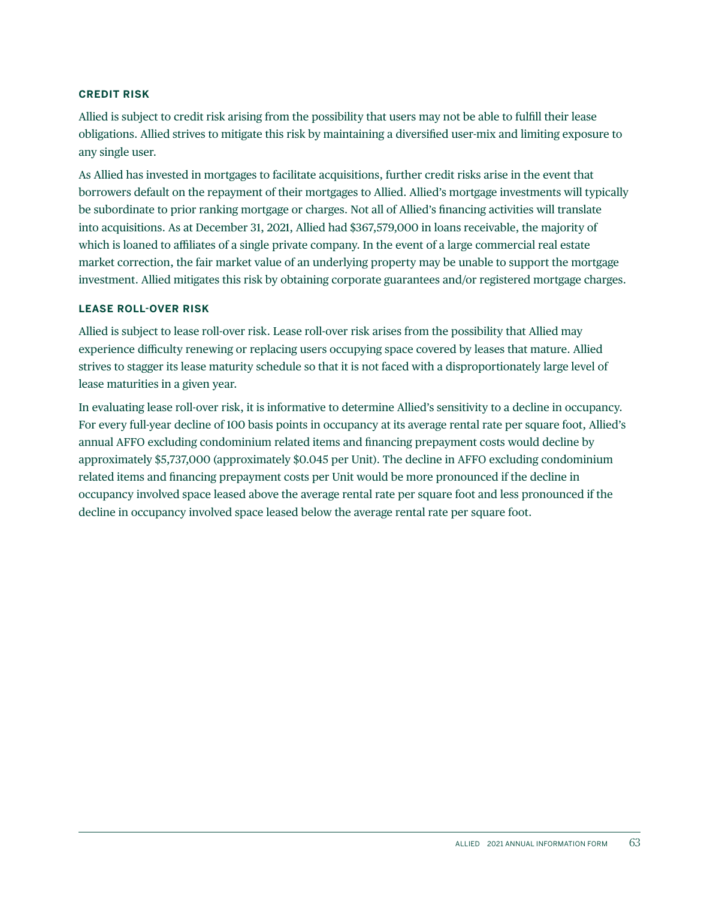### CREDIT RISK

Allied is subject to credit risk arising from the possibility that users may not be able to fulfill their lease obligations. Allied strives to mitigate this risk by maintaining a diversified user-mix and limiting exposure to any single user.

As Allied has invested in mortgages to facilitate acquisitions, further credit risks arise in the event that borrowers default on the repayment of their mortgages to Allied. Allied's mortgage investments will typically be subordinate to prior ranking mortgage or charges. Not all of Allied's financing activities will translate into acquisitions. As at December 31, 2021, Allied had $367,579,000 in loans receivable, the majority of which is loaned to affiliates of a single private company. In the event of a large commercial real estate market correction, the fair market value of an underlying property may be unable to support the mortgage investment. Allied mitigates this risk by obtaining corporate guarantees and/or registered mortgage charges.

### LEASE ROLL-OVER RISK

Allied is subject to lease roll-over risk. Lease roll-over risk arises from the possibility that Allied may experience difficulty renewing or replacing users occupying space covered by leases that mature. Allied strives to stagger its lease maturity schedule so that it is not faced with a disproportionately large level of lease maturities in a given year.

In evaluating lease roll-over risk, it is informative to determine Allied's sensitivity to a decline in occupancy. For every full-year decline of 100 basis points in occupancy at its average rental rate per square foot, Allied's annual AFFO excluding condominium related items and financing prepayment costs would decline by approximately $5,737,000 (approximately $0.045 per Unit). The decline in AFFO excluding condominium related items and financing prepayment costs per Unit would be more pronounced if the decline in occupancy involved space leased above the average rental rate per square foot and less pronounced if the decline in occupancy involved space leased below the average rental rate per square foot.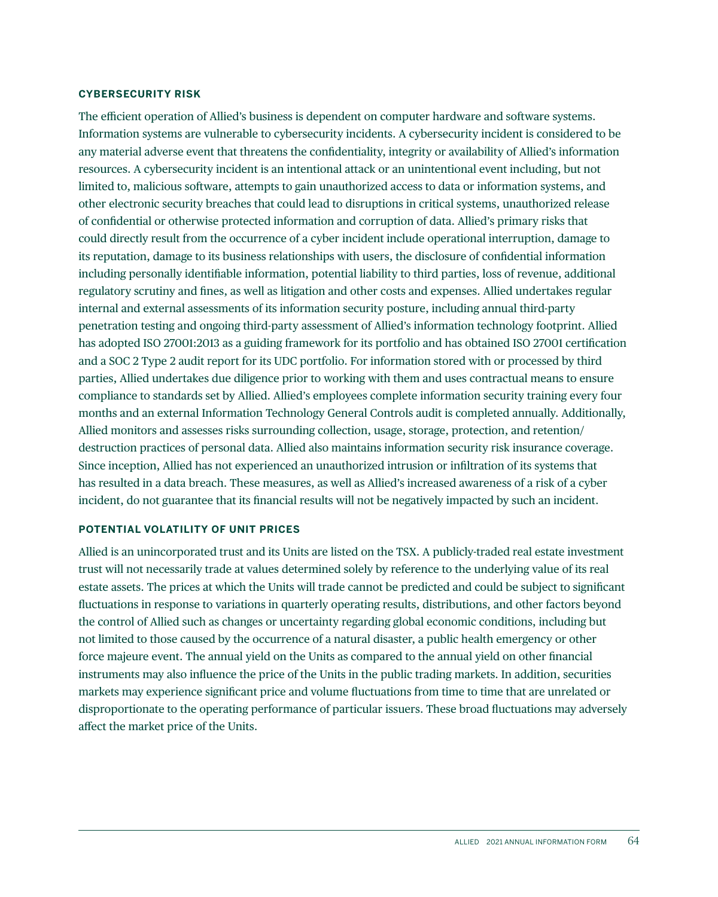### CYBERSECURITY RISK

The efficient operation of Allied's business is dependent on computer hardware and software systems. Information systems are vulnerable to cybersecurity incidents. A cybersecurity incident is considered to be any material adverse event that threatens the confidentiality, integrity or availability of Allied's information resources. A cybersecurity incident is an intentional attack or an unintentional event including, but not limited to, malicious software, attempts to gain unauthorized access to data or information systems, and other electronic security breaches that could lead to disruptions in critical systems, unauthorized release of confidential or otherwise protected information and corruption of data. Allied's primary risks that could directly result from the occurrence of a cyber incident include operational interruption, damage to its reputation, damage to its business relationships with users, the disclosure of confidential information including personally identifiable information, potential liability to third parties, loss of revenue, additional regulatory scrutiny and fines, as well as litigation and other costs and expenses. Allied undertakes regular internal and external assessments of its information security posture, including annual third-party penetration testing and ongoing third-party assessment of Allied's information technology footprint. Allied has adopted ISO 27001:2013 as a guiding framework for its portfolio and has obtained ISO 27001 certification and a SOC 2 Type 2 audit report for its UDC portfolio. For information stored with or processed by third parties, Allied undertakes due diligence prior to working with them and uses contractual means to ensure compliance to standards set by Allied. Allied's employees complete information security training every four months and an external Information Technology General Controls audit is completed annually. Additionally, Allied monitors and assesses risks surrounding collection, usage, storage, protection, and retention/destruction practices of personal data. Allied also maintains information security risk insurance coverage. Since inception, Allied has not experienced an unauthorized intrusion or infiltration of its systems that has resulted in a data breach. These measures, as well as Allied's increased awareness of a risk of a cyber incident, do not guarantee that its financial results will not be negatively impacted by such an incident.

### POTENTIAL VOLATILITY OF UNIT PRICES

Allied is an unincorporated trust and its Units are listed on the TSX. A publicly-traded real estate investment trust will not necessarily trade at values determined solely by reference to the underlying value of its real estate assets. The prices at which the Units will trade cannot be predicted and could be subject to significant fluctuations in response to variations in quarterly operating results, distributions, and other factors beyond the control of Allied such as changes or uncertainty regarding global economic conditions, including but not limited to those caused by the occurrence of a natural disaster, a public health emergency or other force majeure event. The annual yield on the Units as compared to the annual yield on other financial instruments may also influence the price of the Units in the public trading markets. In addition, securities markets may experience significant price and volume fluctuations from time to time that are unrelated or disproportionate to the operating performance of particular issuers. These broad fluctuations may adversely affect the market price of the Units.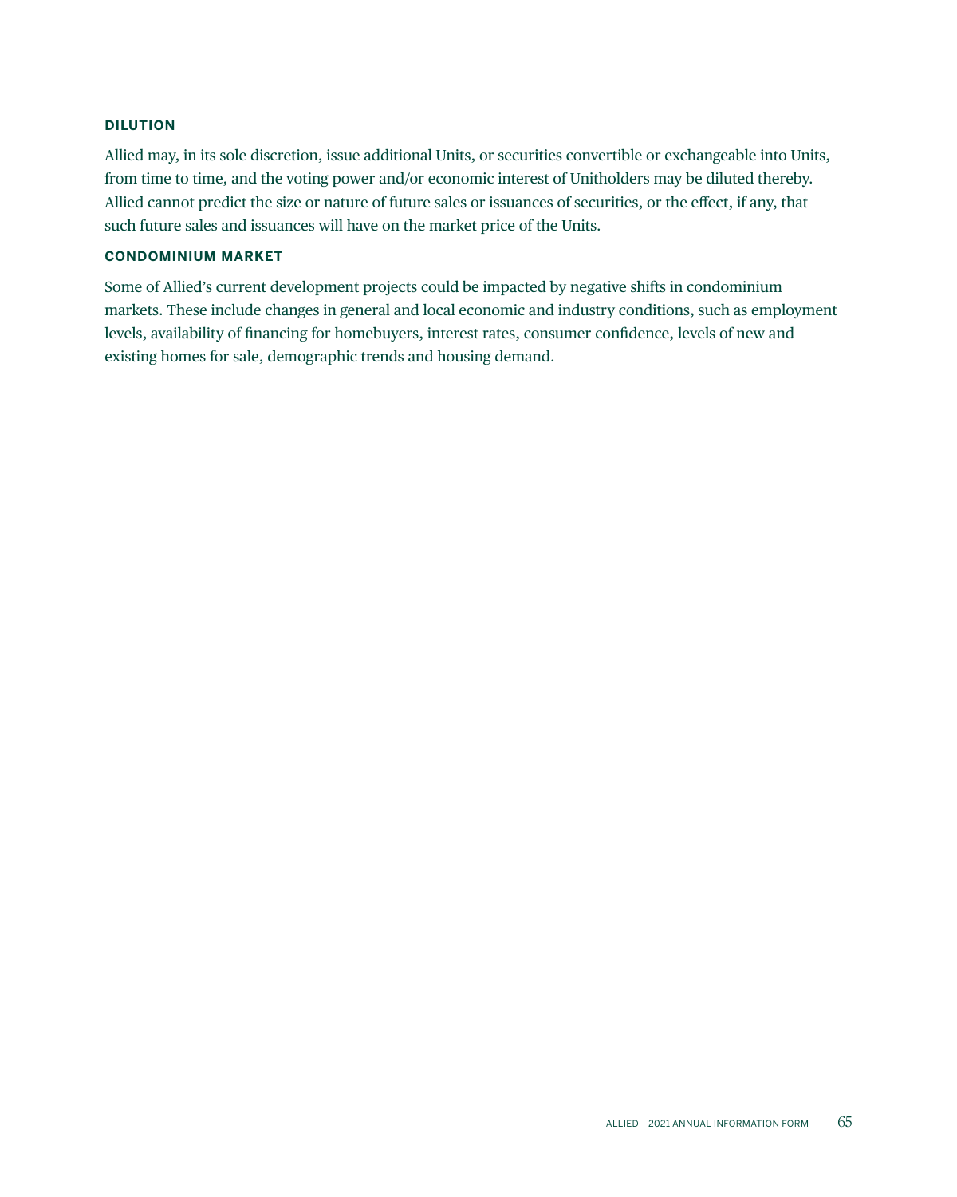### DILUTION

Allied may, in its sole discretion, issue additional Units, or securities convertible or exchangeable into Units, from time to time, and the voting power and/or economic interest of Unitholders may be diluted thereby. Allied cannot predict the size or nature of future sales or issuances of securities, or the effect, if any, that such future sales and issuances will have on the market price of the Units.

### CONDOMINIUM MARKET

Some of Allied's current development projects could be impacted by negative shifts in condominium markets. These include changes in general and local economic and industry conditions, such as employment levels, availability of financing for homebuyers, interest rates, consumer confidence, levels of new and existing homes for sale, demographic trends and housing demand.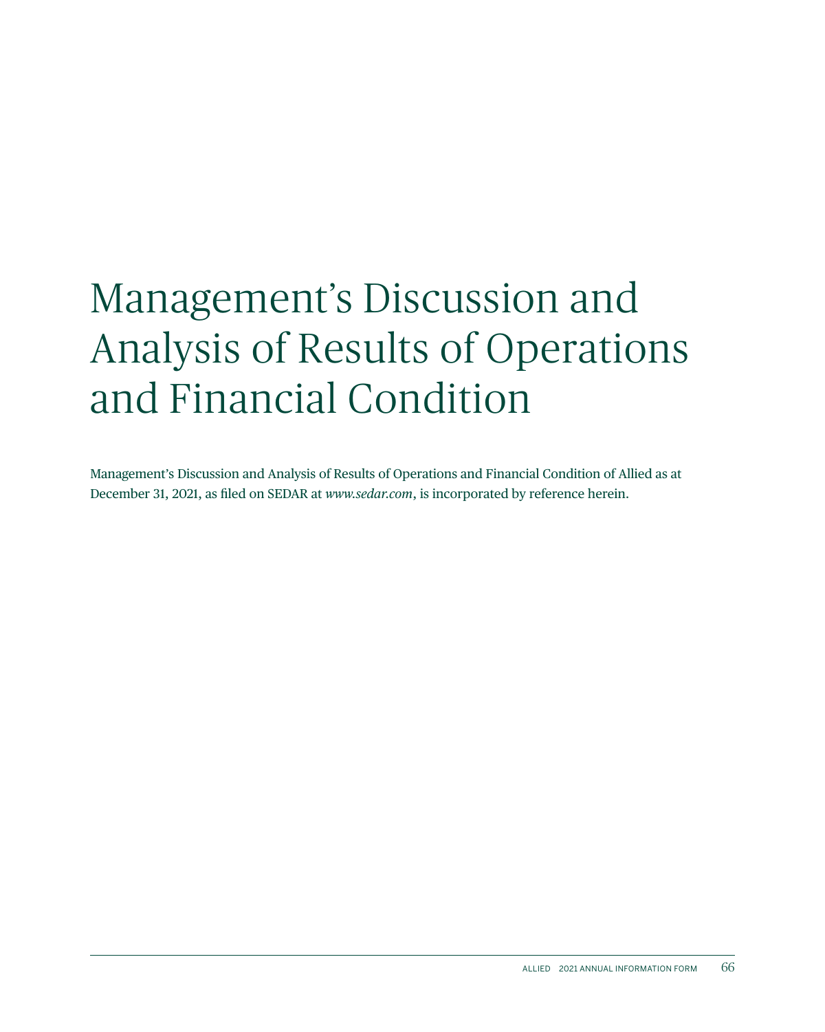# Management's Discussion and Analysis of Results of Operations and Financial Condition

Management's Discussion and Analysis of Results of Operations and Financial Condition of Allied as at December 31, 2021, as filed on SEDAR at *www.sedar.com*, is incorporated by reference herein.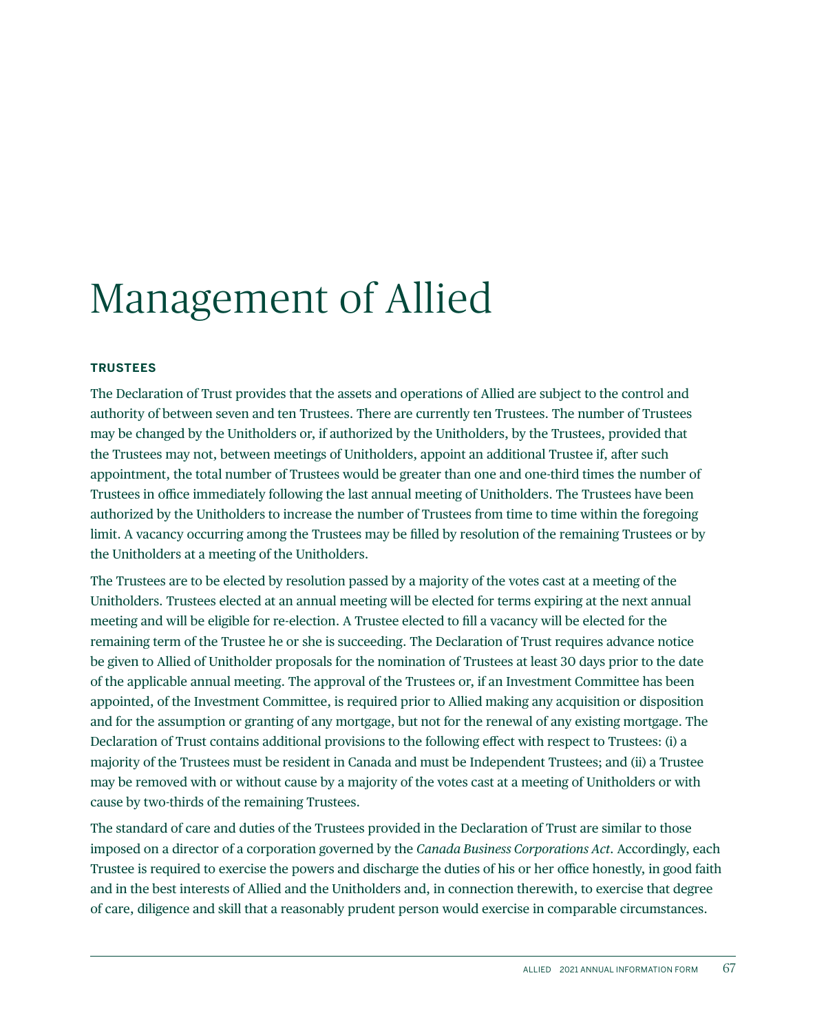# Management of Allied

## TRUSTEES

The Declaration of Trust provides that the assets and operations of Allied are subject to the control and authority of between seven and ten Trustees. There are currently ten Trustees. The number of Trustees may be changed by the Unitholders or, if authorized by the Unitholders, by the Trustees, provided that the Trustees may not, between meetings of Unitholders, appoint an additional Trustee if, after such appointment, the total number of Trustees would be greater than one and one-third times the number of Trustees in office immediately following the last annual meeting of Unitholders. The Trustees have been authorized by the Unitholders to increase the number of Trustees from time to time within the foregoing limit. A vacancy occurring among the Trustees may be filled by resolution of the remaining Trustees or by the Unitholders at a meeting of the Unitholders.

The Trustees are to be elected by resolution passed by a majority of the votes cast at a meeting of the Unitholders. Trustees elected at an annual meeting will be elected for terms expiring at the next annual meeting and will be eligible for re-election. A Trustee elected to fill a vacancy will be elected for the remaining term of the Trustee he or she is succeeding. The Declaration of Trust requires advance notice be given to Allied of Unitholder proposals for the nomination of Trustees at least 30 days prior to the date of the applicable annual meeting. The approval of the Trustees or, if an Investment Committee has been appointed, of the Investment Committee, is required prior to Allied making any acquisition or disposition and for the assumption or granting of any mortgage, but not for the renewal of any existing mortgage. The Declaration of Trust contains additional provisions to the following effect with respect to Trustees: (i) a majority of the Trustees must be resident in Canada and must be Independent Trustees; and (ii) a Trustee may be removed with or without cause by a majority of the votes cast at a meeting of Unitholders or with cause by two-thirds of the remaining Trustees.

The standard of care and duties of the Trustees provided in the Declaration of Trust are similar to those imposed on a director of a corporation governed by the *Canada Business Corporations Act*. Accordingly, each Trustee is required to exercise the powers and discharge the duties of his or her office honestly, in good faith and in the best interests of Allied and the Unitholders and, in connection therewith, to exercise that degree of care, diligence and skill that a reasonably prudent person would exercise in comparable circumstances.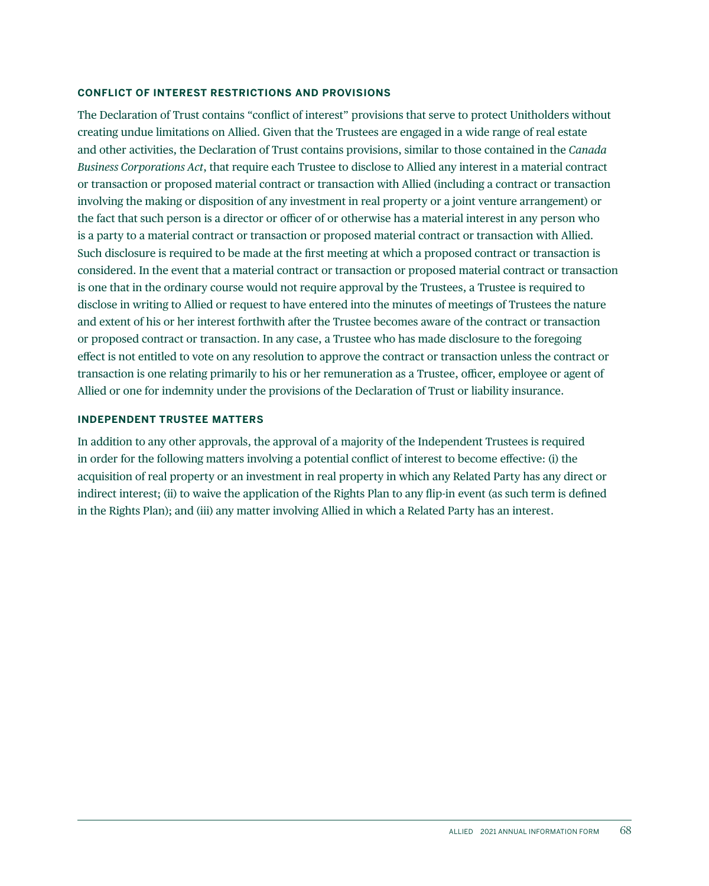## CONFLICT OF INTEREST RESTRICTIONS AND PROVISIONS

The Declaration of Trust contains "conflict of interest" provisions that serve to protect Unitholders without creating undue limitations on Allied. Given that the Trustees are engaged in a wide range of real estate and other activities, the Declaration of Trust contains provisions, similar to those contained in the *Canada Business Corporations Act*, that require each Trustee to disclose to Allied any interest in a material contract or transaction or proposed material contract or transaction with Allied (including a contract or transaction involving the making or disposition of any investment in real property or a joint venture arrangement) or the fact that such person is a director or officer of or otherwise has a material interest in any person who is a party to a material contract or transaction or proposed material contract or transaction with Allied. Such disclosure is required to be made at the first meeting at which a proposed contract or transaction is considered. In the event that a material contract or transaction or proposed material contract or transaction is one that in the ordinary course would not require approval by the Trustees, a Trustee is required to disclose in writing to Allied or request to have entered into the minutes of meetings of Trustees the nature and extent of his or her interest forthwith after the Trustee becomes aware of the contract or transaction or proposed contract or transaction. In any case, a Trustee who has made disclosure to the foregoing effect is not entitled to vote on any resolution to approve the contract or transaction unless the contract or transaction is one relating primarily to his or her remuneration as a Trustee, officer, employee or agent of Allied or one for indemnity under the provisions of the Declaration of Trust or liability insurance.

## INDEPENDENT TRUSTEE MATTERS

In addition to any other approvals, the approval of a majority of the Independent Trustees is required in order for the following matters involving a potential conflict of interest to become effective: (i) the acquisition of real property or an investment in real property in which any Related Party has any direct or indirect interest; (ii) to waive the application of the Rights Plan to any flip-in event (as such term is defined in the Rights Plan); and (iii) any matter involving Allied in which a Related Party has an interest.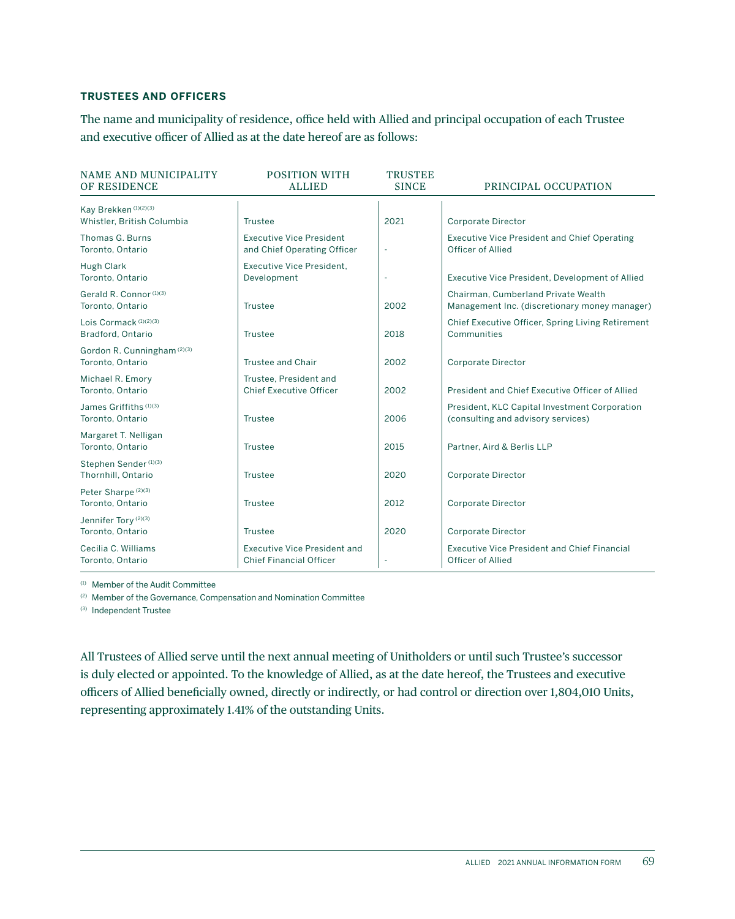## TRUSTEES AND OFFICERS

The name and municipality of residence, office held with Allied and principal occupation of each Trustee and executive officer of Allied as at the date hereof are as follows:

| NAME AND MUNICIPALITY OF RESIDENCE | POSITION WITH ALLIED | TRUSTEE SINCE | PRINCIPAL OCCUPATION |
|---|---|---|---|
| Kay Brekken [(1)(2)(3)] Whistler, British Columbia | Trustee | 2021 | Corporate Director |
| Thomas G. Burns Toronto, Ontario | Executive Vice President and Chief Operating Officer | - | Executive Vice President and Chief Operating Officer of Allied |
| Hugh Clark Toronto, Ontario | Executive Vice President, Development | - | Executive Vice President, Development of Allied |
| Gerald R. Connor [(1)(3)] Toronto, Ontario | Trustee | 2002 | Chairman, Cumberland Private Wealth Management Inc. (discretionary money manager) |
| Lois Cormack [(1)(2)(3)] Bradford, Ontario | Trustee | 2018 | Chief Executive Officer, Spring Living Retirement Communities |
| Gordon R. Cunningham [(2)(3)] Toronto, Ontario | Trustee and Chair | 2002 | Corporate Director |
| Michael R. Emory Toronto, Ontario | Trustee, President and Chief Executive Officer | 2002 | President and Chief Executive Officer of Allied |
| James Griffiths [(1)(3)] Toronto, Ontario | Trustee | 2006 | President, KLC Capital Investment Corporation (consulting and advisory services) |
| Margaret T. Nelligan Toronto, Ontario | Trustee | 2015 | Partner, Aird & Berlis LLP |
| Stephen Sender [(1)(3)] Thornhill, Ontario | Trustee | 2020 | Corporate Director |
| Peter Sharpe [(2)(3)] Toronto, Ontario | Trustee | 2012 | Corporate Director |
| Jennifer Tory [(2)(3)] Toronto, Ontario | Trustee | 2020 | Corporate Director |
| Cecilia C. Williams Toronto, Ontario | Executive Vice President and Chief Financial Officer | - | Executive Vice President and Chief Financial Officer of Allied |

(1) Member of the Audit Committee

(2) Member of the Governance, Compensation and Nomination Committee

(3) Independent Trustee

All Trustees of Allied serve until the next annual meeting of Unitholders or until such Trustee's successor is duly elected or appointed. To the knowledge of Allied, as at the date hereof, the Trustees and executive officers of Allied beneficially owned, directly or indirectly, or had control or direction over 1,804,010 Units, representing approximately 1.41% of the outstanding Units.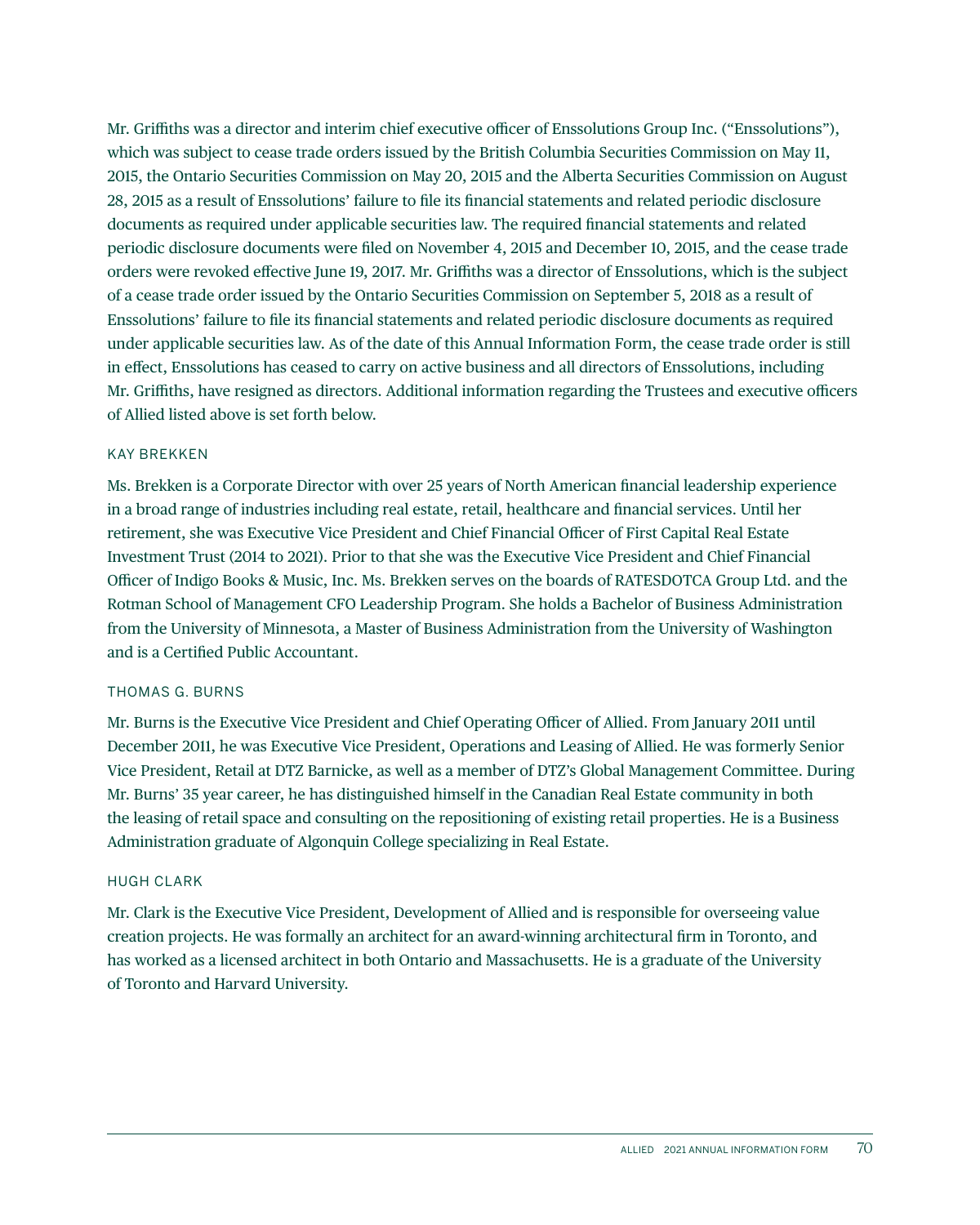Mr. Griffiths was a director and interim chief executive officer of Enssolutions Group Inc. ("Enssolutions"), which was subject to cease trade orders issued by the British Columbia Securities Commission on May 11, 2015, the Ontario Securities Commission on May 20, 2015 and the Alberta Securities Commission on August 28, 2015 as a result of Enssolutions' failure to file its financial statements and related periodic disclosure documents as required under applicable securities law. The required financial statements and related periodic disclosure documents were filed on November 4, 2015 and December 10, 2015, and the cease trade orders were revoked effective June 19, 2017. Mr. Griffiths was a director of Enssolutions, which is the subject of a cease trade order issued by the Ontario Securities Commission on September 5, 2018 as a result of Enssolutions' failure to file its financial statements and related periodic disclosure documents as required under applicable securities law. As of the date of this Annual Information Form, the cease trade order is still in effect, Enssolutions has ceased to carry on active business and all directors of Enssolutions, including Mr. Griffiths, have resigned as directors. Additional information regarding the Trustees and executive officers of Allied listed above is set forth below.

### KAY BREKKEN

Ms. Brekken is a Corporate Director with over 25 years of North American financial leadership experience in a broad range of industries including real estate, retail, healthcare and financial services. Until her retirement, she was Executive Vice President and Chief Financial Officer of First Capital Real Estate Investment Trust (2014 to 2021). Prior to that she was the Executive Vice President and Chief Financial Officer of Indigo Books & Music, Inc. Ms. Brekken serves on the boards of RATESDOTCA Group Ltd. and the Rotman School of Management CFO Leadership Program. She holds a Bachelor of Business Administration from the University of Minnesota, a Master of Business Administration from the University of Washington and is a Certified Public Accountant.

### THOMAS G. BURNS

Mr. Burns is the Executive Vice President and Chief Operating Officer of Allied. From January 2011 until December 2011, he was Executive Vice President, Operations and Leasing of Allied. He was formerly Senior Vice President, Retail at DTZ Barnicke, as well as a member of DTZ's Global Management Committee. During Mr. Burns' 35 year career, he has distinguished himself in the Canadian Real Estate community in both the leasing of retail space and consulting on the repositioning of existing retail properties. He is a Business Administration graduate of Algonquin College specializing in Real Estate.

### HUGH CLARK

Mr. Clark is the Executive Vice President, Development of Allied and is responsible for overseeing value creation projects. He was formally an architect for an award-winning architectural firm in Toronto, and has worked as a licensed architect in both Ontario and Massachusetts. He is a graduate of the University of Toronto and Harvard University.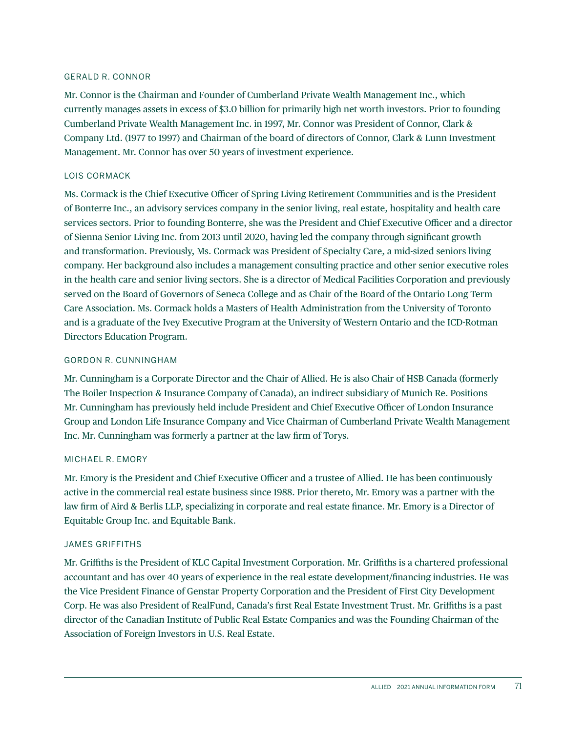### GERALD R. CONNOR

Mr. Connor is the Chairman and Founder of Cumberland Private Wealth Management Inc., which currently manages assets in excess of $3.0 billion for primarily high net worth investors. Prior to founding Cumberland Private Wealth Management Inc. in 1997, Mr. Connor was President of Connor, Clark & Company Ltd. (1977 to 1997) and Chairman of the board of directors of Connor, Clark & Lunn Investment Management. Mr. Connor has over 50 years of investment experience.

### LOIS CORMACK

Ms. Cormack is the Chief Executive Officer of Spring Living Retirement Communities and is the President of Bonterre Inc., an advisory services company in the senior living, real estate, hospitality and health care services sectors. Prior to founding Bonterre, she was the President and Chief Executive Officer and a director of Sienna Senior Living Inc. from 2013 until 2020, having led the company through significant growth and transformation. Previously, Ms. Cormack was President of Specialty Care, a mid-sized seniors living company. Her background also includes a management consulting practice and other senior executive roles in the health care and senior living sectors. She is a director of Medical Facilities Corporation and previously served on the Board of Governors of Seneca College and as Chair of the Board of the Ontario Long Term Care Association. Ms. Cormack holds a Masters of Health Administration from the University of Toronto and is a graduate of the Ivey Executive Program at the University of Western Ontario and the ICD-Rotman Directors Education Program.

### GORDON R. CUNNINGHAM

Mr. Cunningham is a Corporate Director and the Chair of Allied. He is also Chair of HSB Canada (formerly The Boiler Inspection & Insurance Company of Canada), an indirect subsidiary of Munich Re. Positions Mr. Cunningham has previously held include President and Chief Executive Officer of London Insurance Group and London Life Insurance Company and Vice Chairman of Cumberland Private Wealth Management Inc. Mr. Cunningham was formerly a partner at the law firm of Torys.

### MICHAEL R. EMORY

Mr. Emory is the President and Chief Executive Officer and a trustee of Allied. He has been continuously active in the commercial real estate business since 1988. Prior thereto, Mr. Emory was a partner with the law firm of Aird & Berlis LLP, specializing in corporate and real estate finance. Mr. Emory is a Director of Equitable Group Inc. and Equitable Bank.

### JAMES GRIFFITHS

Mr. Griffiths is the President of KLC Capital Investment Corporation. Mr. Griffiths is a chartered professional accountant and has over 40 years of experience in the real estate development/financing industries. He was the Vice President Finance of Genstar Property Corporation and the President of First City Development Corp. He was also President of RealFund, Canada's first Real Estate Investment Trust. Mr. Griffiths is a past director of the Canadian Institute of Public Real Estate Companies and was the Founding Chairman of the Association of Foreign Investors in U.S. Real Estate.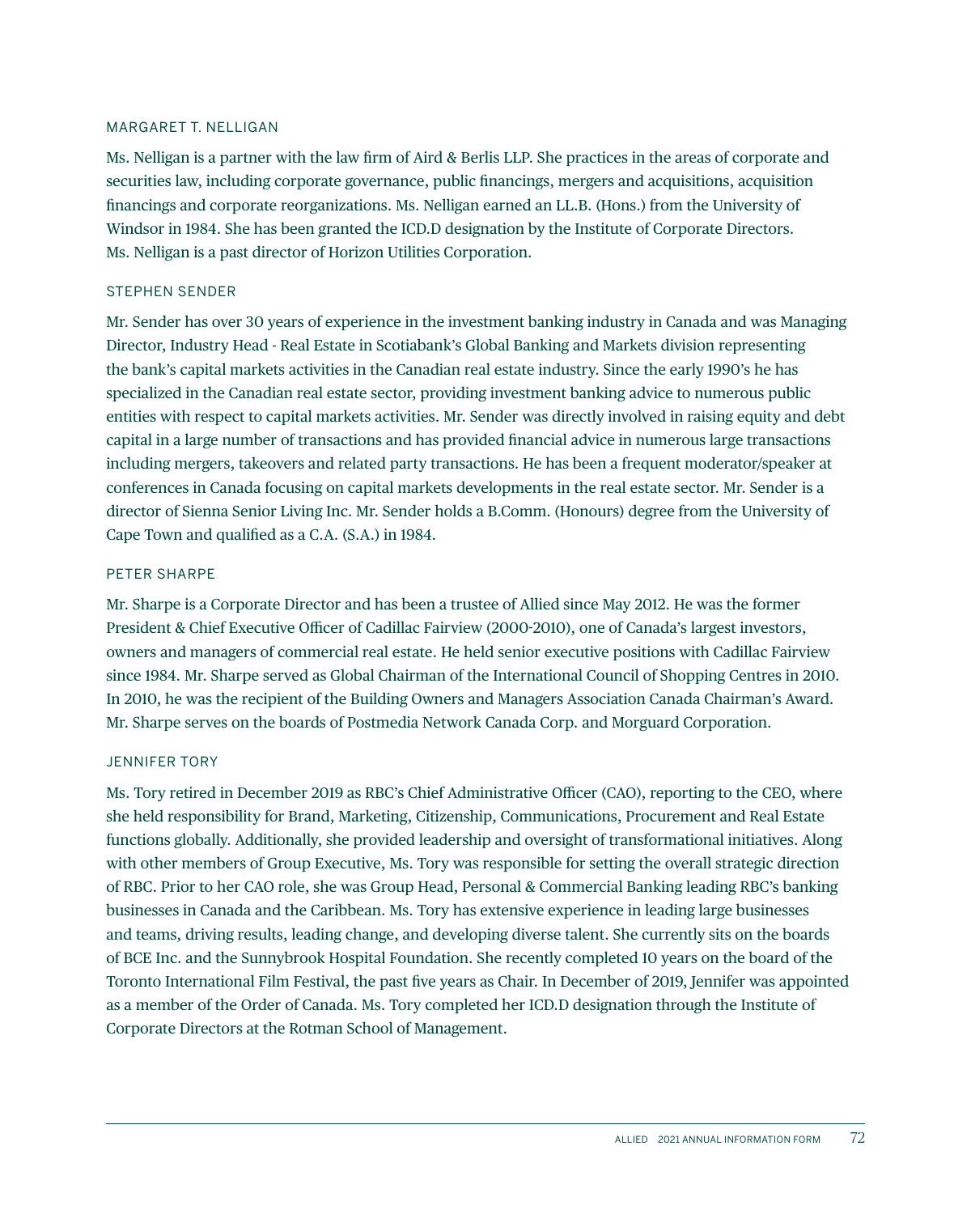### MARGARET T. NELLIGAN

Ms. Nelligan is a partner with the law firm of Aird & Berlis LLP. She practices in the areas of corporate and securities law, including corporate governance, public financings, mergers and acquisitions, acquisition financings and corporate reorganizations. Ms. Nelligan earned an LL.B. (Hons.) from the University of Windsor in 1984. She has been granted the ICD.D designation by the Institute of Corporate Directors. Ms. Nelligan is a past director of Horizon Utilities Corporation.

### STEPHEN SENDER

Mr. Sender has over 30 years of experience in the investment banking industry in Canada and was Managing Director, Industry Head - Real Estate in Scotiabank's Global Banking and Markets division representing the bank's capital markets activities in the Canadian real estate industry. Since the early 1990's he has specialized in the Canadian real estate sector, providing investment banking advice to numerous public entities with respect to capital markets activities. Mr. Sender was directly involved in raising equity and debt capital in a large number of transactions and has provided financial advice in numerous large transactions including mergers, takeovers and related party transactions. He has been a frequent moderator/speaker at conferences in Canada focusing on capital markets developments in the real estate sector. Mr. Sender is a director of Sienna Senior Living Inc. Mr. Sender holds a B.Comm. (Honours) degree from the University of Cape Town and qualified as a C.A. (S.A.) in 1984.

### PETER SHARPE

Mr. Sharpe is a Corporate Director and has been a trustee of Allied since May 2012. He was the former President & Chief Executive Officer of Cadillac Fairview (2000-2010), one of Canada's largest investors, owners and managers of commercial real estate. He held senior executive positions with Cadillac Fairview since 1984. Mr. Sharpe served as Global Chairman of the International Council of Shopping Centres in 2010. In 2010, he was the recipient of the Building Owners and Managers Association Canada Chairman's Award. Mr. Sharpe serves on the boards of Postmedia Network Canada Corp. and Morguard Corporation.

### JENNIFER TORY

Ms. Tory retired in December 2019 as RBC's Chief Administrative Officer (CAO), reporting to the CEO, where she held responsibility for Brand, Marketing, Citizenship, Communications, Procurement and Real Estate functions globally. Additionally, she provided leadership and oversight of transformational initiatives. Along with other members of Group Executive, Ms. Tory was responsible for setting the overall strategic direction of RBC. Prior to her CAO role, she was Group Head, Personal & Commercial Banking leading RBC's banking businesses in Canada and the Caribbean. Ms. Tory has extensive experience in leading large businesses and teams, driving results, leading change, and developing diverse talent. She currently sits on the boards of BCE Inc. and the Sunnybrook Hospital Foundation. She recently completed 10 years on the board of the Toronto International Film Festival, the past five years as Chair. In December of 2019, Jennifer was appointed as a member of the Order of Canada. Ms. Tory completed her ICD.D designation through the Institute of Corporate Directors at the Rotman School of Management.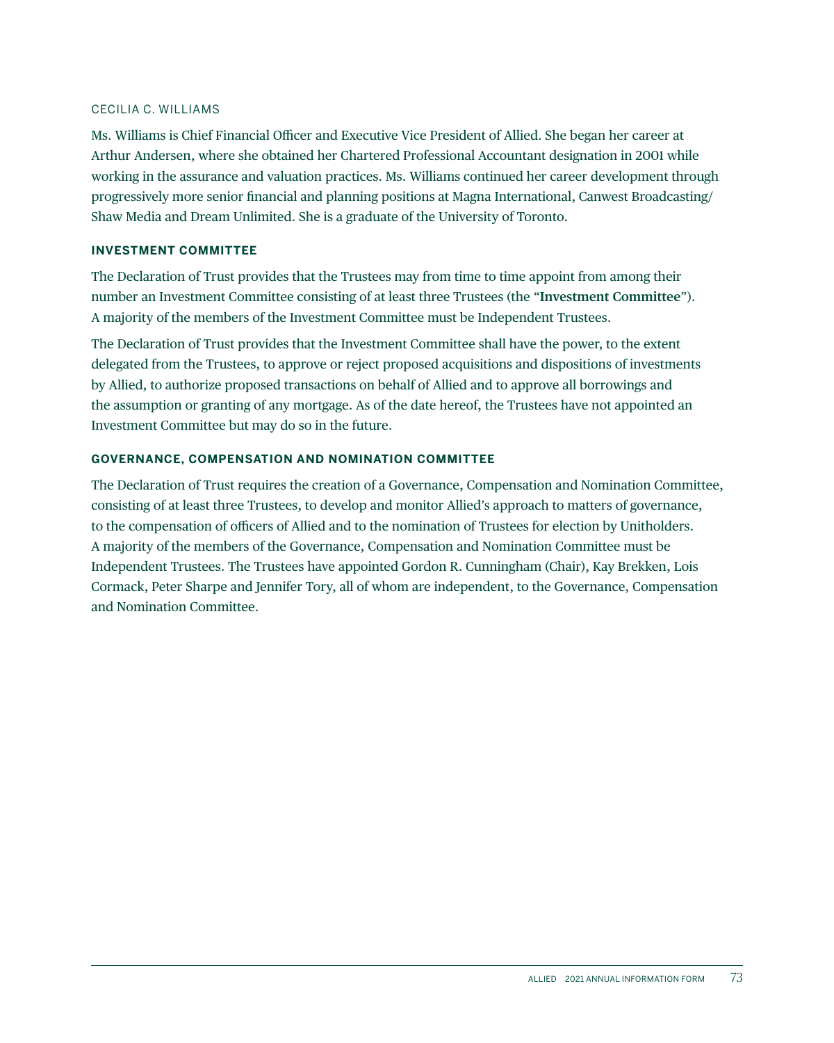CECILIA C. WILLIAMS

Ms. Williams is Chief Financial Officer and Executive Vice President of Allied. She began her career at Arthur Andersen, where she obtained her Chartered Professional Accountant designation in 2001 while working in the assurance and valuation practices. Ms. Williams continued her career development through progressively more senior financial and planning positions at Magna International, Canwest Broadcasting/Shaw Media and Dream Unlimited. She is a graduate of the University of Toronto.

### INVESTMENT COMMITTEE

The Declaration of Trust provides that the Trustees may from time to time appoint from among their number an Investment Committee consisting of at least three Trustees (the "**Investment Committee**"). A majority of the members of the Investment Committee must be Independent Trustees.

The Declaration of Trust provides that the Investment Committee shall have the power, to the extent delegated from the Trustees, to approve or reject proposed acquisitions and dispositions of investments by Allied, to authorize proposed transactions on behalf of Allied and to approve all borrowings and the assumption or granting of any mortgage. As of the date hereof, the Trustees have not appointed an Investment Committee but may do so in the future.

### GOVERNANCE, COMPENSATION AND NOMINATION COMMITTEE

The Declaration of Trust requires the creation of a Governance, Compensation and Nomination Committee, consisting of at least three Trustees, to develop and monitor Allied's approach to matters of governance, to the compensation of officers of Allied and to the nomination of Trustees for election by Unitholders. A majority of the members of the Governance, Compensation and Nomination Committee must be Independent Trustees. The Trustees have appointed Gordon R. Cunningham (Chair), Kay Brekken, Lois Cormack, Peter Sharpe and Jennifer Tory, all of whom are independent, to the Governance, Compensation and Nomination Committee.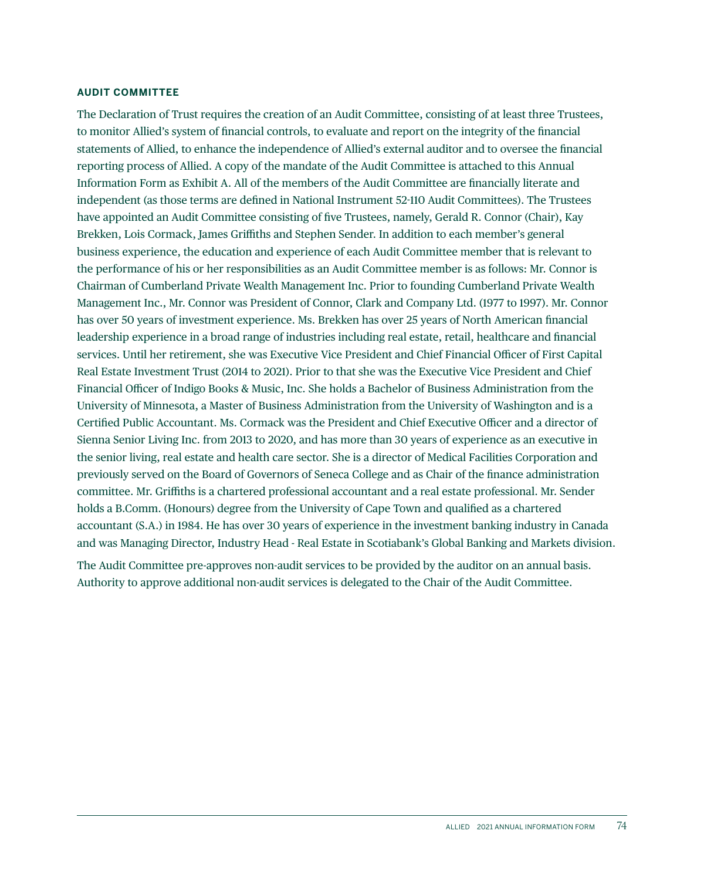## AUDIT COMMITTEE

The Declaration of Trust requires the creation of an Audit Committee, consisting of at least three Trustees, to monitor Allied's system of financial controls, to evaluate and report on the integrity of the financial statements of Allied, to enhance the independence of Allied's external auditor and to oversee the financial reporting process of Allied. A copy of the mandate of the Audit Committee is attached to this Annual Information Form as Exhibit A. All of the members of the Audit Committee are financially literate and independent (as those terms are defined in National Instrument 52-110 Audit Committees). The Trustees have appointed an Audit Committee consisting of five Trustees, namely, Gerald R. Connor (Chair), Kay Brekken, Lois Cormack, James Griffiths and Stephen Sender. In addition to each member's general business experience, the education and experience of each Audit Committee member that is relevant to the performance of his or her responsibilities as an Audit Committee member is as follows: Mr. Connor is Chairman of Cumberland Private Wealth Management Inc. Prior to founding Cumberland Private Wealth Management Inc., Mr. Connor was President of Connor, Clark and Company Ltd. (1977 to 1997). Mr. Connor has over 50 years of investment experience. Ms. Brekken has over 25 years of North American financial leadership experience in a broad range of industries including real estate, retail, healthcare and financial services. Until her retirement, she was Executive Vice President and Chief Financial Officer of First Capital Real Estate Investment Trust (2014 to 2021). Prior to that she was the Executive Vice President and Chief Financial Officer of Indigo Books & Music, Inc. She holds a Bachelor of Business Administration from the University of Minnesota, a Master of Business Administration from the University of Washington and is a Certified Public Accountant. Ms. Cormack was the President and Chief Executive Officer and a director of Sienna Senior Living Inc. from 2013 to 2020, and has more than 30 years of experience as an executive in the senior living, real estate and health care sector. She is a director of Medical Facilities Corporation and previously served on the Board of Governors of Seneca College and as Chair of the finance administration committee. Mr. Griffiths is a chartered professional accountant and a real estate professional. Mr. Sender holds a B.Comm. (Honours) degree from the University of Cape Town and qualified as a chartered accountant (S.A.) in 1984. He has over 30 years of experience in the investment banking industry in Canada and was Managing Director, Industry Head - Real Estate in Scotiabank's Global Banking and Markets division.

The Audit Committee pre-approves non-audit services to be provided by the auditor on an annual basis. Authority to approve additional non-audit services is delegated to the Chair of the Audit Committee.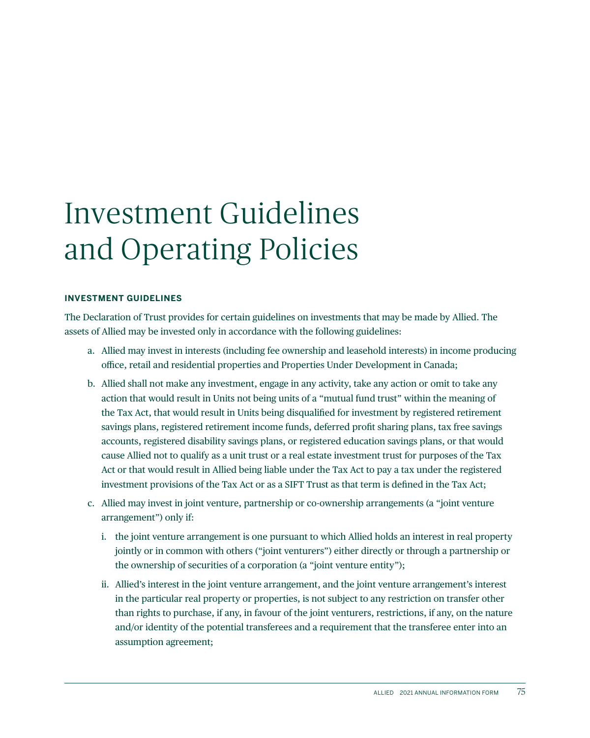# Investment Guidelines and Operating Policies

### INVESTMENT GUIDELINES

The Declaration of Trust provides for certain guidelines on investments that may be made by Allied. The assets of Allied may be invested only in accordance with the following guidelines:

a. Allied may invest in interests (including fee ownership and leasehold interests) in income producing office, retail and residential properties and Properties Under Development in Canada;

b. Allied shall not make any investment, engage in any activity, take any action or omit to take any action that would result in Units not being units of a "mutual fund trust" within the meaning of the Tax Act, that would result in Units being disqualified for investment by registered retirement savings plans, registered retirement income funds, deferred profit sharing plans, tax free savings accounts, registered disability savings plans, or registered education savings plans, or that would cause Allied not to qualify as a unit trust or a real estate investment trust for purposes of the Tax Act or that would result in Allied being liable under the Tax Act to pay a tax under the registered investment provisions of the Tax Act or as a SIFT Trust as that term is defined in the Tax Act;

c. Allied may invest in joint venture, partnership or co-ownership arrangements (a "joint venture arrangement") only if:

   i. the joint venture arrangement is one pursuant to which Allied holds an interest in real property jointly or in common with others ("joint venturers") either directly or through a partnership or the ownership of securities of a corporation (a "joint venture entity");

   ii. Allied's interest in the joint venture arrangement, and the joint venture arrangement's interest in the particular real property or properties, is not subject to any restriction on transfer other than rights to purchase, if any, in favour of the joint venturers, restrictions, if any, on the nature and/or identity of the potential transferees and a requirement that the transferee enter into an assumption agreement;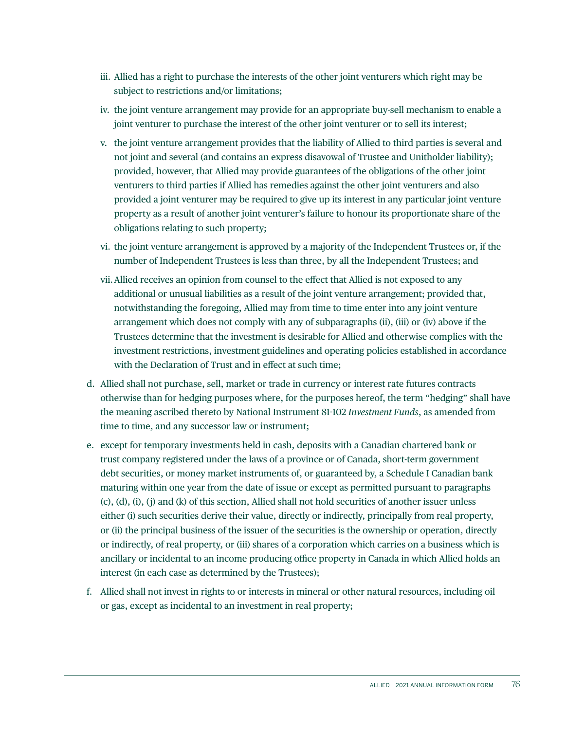iii. Allied has a right to purchase the interests of the other joint venturers which right may be subject to restrictions and/or limitations;

iv. the joint venture arrangement may provide for an appropriate buy-sell mechanism to enable a joint venturer to purchase the interest of the other joint venturer or to sell its interest;

v. the joint venture arrangement provides that the liability of Allied to third parties is several and not joint and several (and contains an express disavowal of Trustee and Unitholder liability); provided, however, that Allied may provide guarantees of the obligations of the other joint venturers to third parties if Allied has remedies against the other joint venturers and also provided a joint venturer may be required to give up its interest in any particular joint venture property as a result of another joint venturer's failure to honour its proportionate share of the obligations relating to such property;

vi. the joint venture arrangement is approved by a majority of the Independent Trustees or, if the number of Independent Trustees is less than three, by all the Independent Trustees; and

vii. Allied receives an opinion from counsel to the effect that Allied is not exposed to any additional or unusual liabilities as a result of the joint venture arrangement; provided that, notwithstanding the foregoing, Allied may from time to time enter into any joint venture arrangement which does not comply with any of subparagraphs (ii), (iii) or (iv) above if the Trustees determine that the investment is desirable for Allied and otherwise complies with the investment restrictions, investment guidelines and operating policies established in accordance with the Declaration of Trust and in effect at such time;

d. Allied shall not purchase, sell, market or trade in currency or interest rate futures contracts otherwise than for hedging purposes where, for the purposes hereof, the term "hedging" shall have the meaning ascribed thereto by National Instrument 81-102 *Investment Funds*, as amended from time to time, and any successor law or instrument;

e. except for temporary investments held in cash, deposits with a Canadian chartered bank or trust company registered under the laws of a province or of Canada, short-term government debt securities, or money market instruments of, or guaranteed by, a Schedule I Canadian bank maturing within one year from the date of issue or except as permitted pursuant to paragraphs (c), (d), (i), (j) and (k) of this section, Allied shall not hold securities of another issuer unless either (i) such securities derive their value, directly or indirectly, principally from real property, or (ii) the principal business of the issuer of the securities is the ownership or operation, directly or indirectly, of real property, or (iii) shares of a corporation which carries on a business which is ancillary or incidental to an income producing office property in Canada in which Allied holds an interest (in each case as determined by the Trustees);

f. Allied shall not invest in rights to or interests in mineral or other natural resources, including oil or gas, except as incidental to an investment in real property;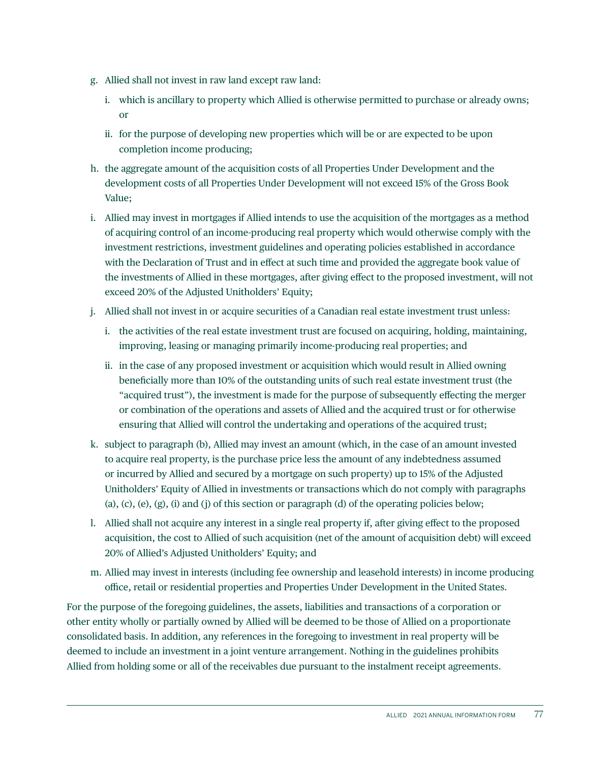g. Allied shall not invest in raw land except raw land:

    i. which is ancillary to property which Allied is otherwise permitted to purchase or already owns; or

    ii. for the purpose of developing new properties which will be or are expected to be upon completion income producing;

h. the aggregate amount of the acquisition costs of all Properties Under Development and the development costs of all Properties Under Development will not exceed 15% of the Gross Book Value;

i. Allied may invest in mortgages if Allied intends to use the acquisition of the mortgages as a method of acquiring control of an income-producing real property which would otherwise comply with the investment restrictions, investment guidelines and operating policies established in accordance with the Declaration of Trust and in effect at such time and provided the aggregate book value of the investments of Allied in these mortgages, after giving effect to the proposed investment, will not exceed 20% of the Adjusted Unitholders' Equity;

j. Allied shall not invest in or acquire securities of a Canadian real estate investment trust unless:

    i. the activities of the real estate investment trust are focused on acquiring, holding, maintaining, improving, leasing or managing primarily income-producing real properties; and

    ii. in the case of any proposed investment or acquisition which would result in Allied owning beneficially more than 10% of the outstanding units of such real estate investment trust (the "acquired trust"), the investment is made for the purpose of subsequently effecting the merger or combination of the operations and assets of Allied and the acquired trust or for otherwise ensuring that Allied will control the undertaking and operations of the acquired trust;

k. subject to paragraph (b), Allied may invest an amount (which, in the case of an amount invested to acquire real property, is the purchase price less the amount of any indebtedness assumed or incurred by Allied and secured by a mortgage on such property) up to 15% of the Adjusted Unitholders' Equity of Allied in investments or transactions which do not comply with paragraphs (a), (c), (e), (g), (i) and (j) of this section or paragraph (d) of the operating policies below;

l. Allied shall not acquire any interest in a single real property if, after giving effect to the proposed acquisition, the cost to Allied of such acquisition (net of the amount of acquisition debt) will exceed 20% of Allied's Adjusted Unitholders' Equity; and

m. Allied may invest in interests (including fee ownership and leasehold interests) in income producing office, retail or residential properties and Properties Under Development in the United States.

For the purpose of the foregoing guidelines, the assets, liabilities and transactions of a corporation or other entity wholly or partially owned by Allied will be deemed to be those of Allied on a proportionate consolidated basis. In addition, any references in the foregoing to investment in real property will be deemed to include an investment in a joint venture arrangement. Nothing in the guidelines prohibits Allied from holding some or all of the receivables due pursuant to the instalment receipt agreements.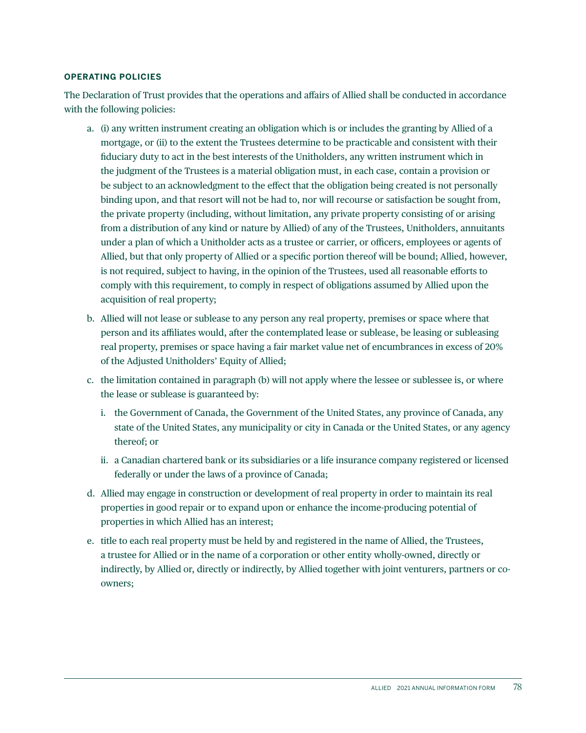#### OPERATING POLICIES

The Declaration of Trust provides that the operations and affairs of Allied shall be conducted in accordance with the following policies:

a. (i) any written instrument creating an obligation which is or includes the granting by Allied of a mortgage, or (ii) to the extent the Trustees determine to be practicable and consistent with their fiduciary duty to act in the best interests of the Unitholders, any written instrument which in the judgment of the Trustees is a material obligation must, in each case, contain a provision or be subject to an acknowledgment to the effect that the obligation being created is not personally binding upon, and that resort will not be had to, nor will recourse or satisfaction be sought from, the private property (including, without limitation, any private property consisting of or arising from a distribution of any kind or nature by Allied) of any of the Trustees, Unitholders, annuitants under a plan of which a Unitholder acts as a trustee or carrier, or officers, employees or agents of Allied, but that only property of Allied or a specific portion thereof will be bound; Allied, however, is not required, subject to having, in the opinion of the Trustees, used all reasonable efforts to comply with this requirement, to comply in respect of obligations assumed by Allied upon the acquisition of real property;

b. Allied will not lease or sublease to any person any real property, premises or space where that person and its affiliates would, after the contemplated lease or sublease, be leasing or subleasing real property, premises or space having a fair market value net of encumbrances in excess of 20% of the Adjusted Unitholders' Equity of Allied;

c. the limitation contained in paragraph (b) will not apply where the lessee or sublessee is, or where the lease or sublease is guaranteed by:

   i. the Government of Canada, the Government of the United States, any province of Canada, any state of the United States, any municipality or city in Canada or the United States, or any agency thereof; or

   ii. a Canadian chartered bank or its subsidiaries or a life insurance company registered or licensed federally or under the laws of a province of Canada;

d. Allied may engage in construction or development of real property in order to maintain its real properties in good repair or to expand upon or enhance the income-producing potential of properties in which Allied has an interest;

e. title to each real property must be held by and registered in the name of Allied, the Trustees, a trustee for Allied or in the name of a corporation or other entity wholly-owned, directly or indirectly, by Allied or, directly or indirectly, by Allied together with joint venturers, partners or co-owners;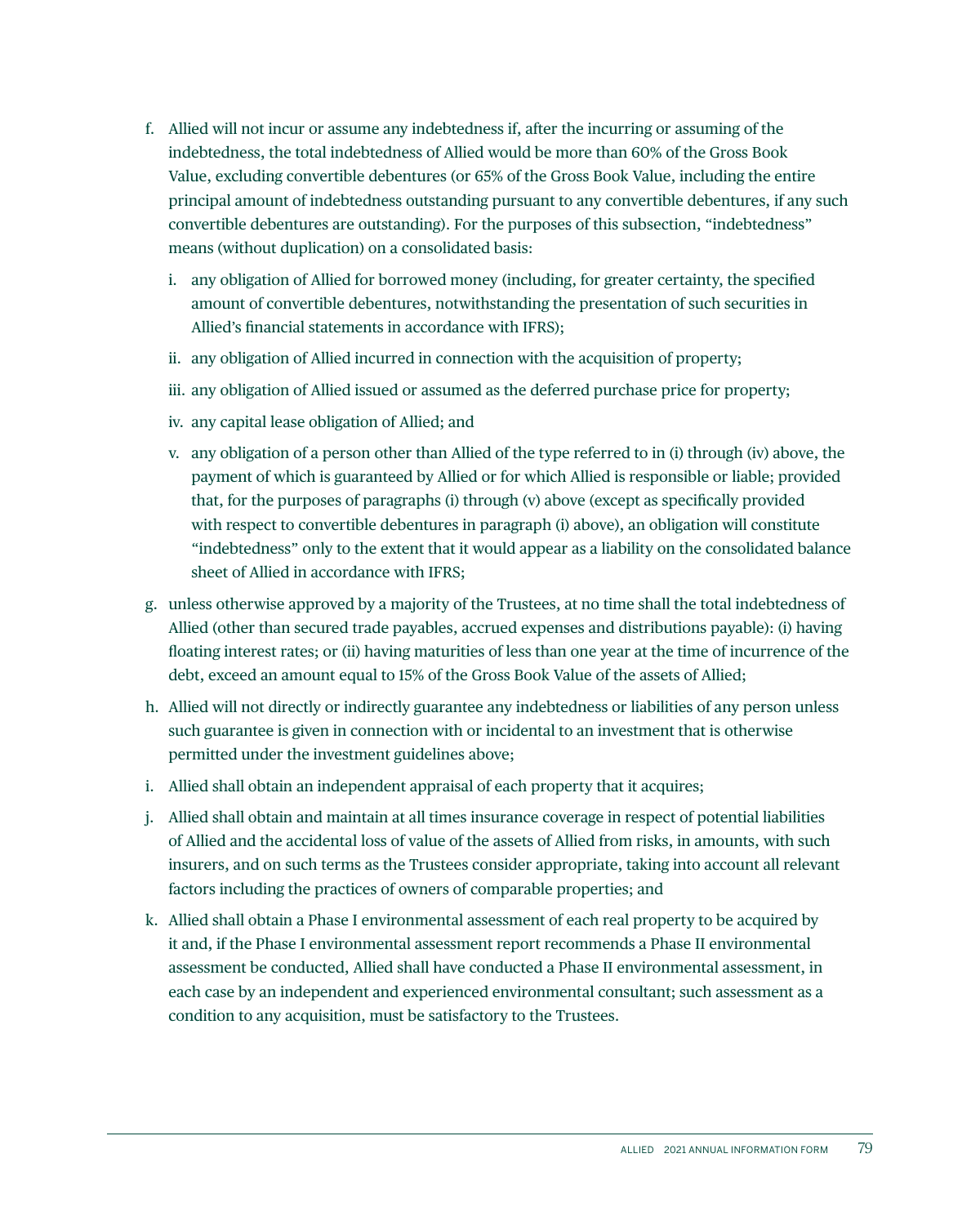f. Allied will not incur or assume any indebtedness if, after the incurring or assuming of the indebtedness, the total indebtedness of Allied would be more than 60% of the Gross Book Value, excluding convertible debentures (or 65% of the Gross Book Value, including the entire principal amount of indebtedness outstanding pursuant to any convertible debentures, if any such convertible debentures are outstanding). For the purposes of this subsection, "indebtedness" means (without duplication) on a consolidated basis:

   i. any obligation of Allied for borrowed money (including, for greater certainty, the specified amount of convertible debentures, notwithstanding the presentation of such securities in Allied's financial statements in accordance with IFRS);

   ii. any obligation of Allied incurred in connection with the acquisition of property;

   iii. any obligation of Allied issued or assumed as the deferred purchase price for property;

   iv. any capital lease obligation of Allied; and

   v. any obligation of a person other than Allied of the type referred to in (i) through (iv) above, the payment of which is guaranteed by Allied or for which Allied is responsible or liable; provided that, for the purposes of paragraphs (i) through (v) above (except as specifically provided with respect to convertible debentures in paragraph (i) above), an obligation will constitute "indebtedness" only to the extent that it would appear as a liability on the consolidated balance sheet of Allied in accordance with IFRS;

g. unless otherwise approved by a majority of the Trustees, at no time shall the total indebtedness of Allied (other than secured trade payables, accrued expenses and distributions payable): (i) having floating interest rates; or (ii) having maturities of less than one year at the time of incurrence of the debt, exceed an amount equal to 15% of the Gross Book Value of the assets of Allied;

h. Allied will not directly or indirectly guarantee any indebtedness or liabilities of any person unless such guarantee is given in connection with or incidental to an investment that is otherwise permitted under the investment guidelines above;

i. Allied shall obtain an independent appraisal of each property that it acquires;

j. Allied shall obtain and maintain at all times insurance coverage in respect of potential liabilities of Allied and the accidental loss of value of the assets of Allied from risks, in amounts, with such insurers, and on such terms as the Trustees consider appropriate, taking into account all relevant factors including the practices of owners of comparable properties; and

k. Allied shall obtain a Phase I environmental assessment of each real property to be acquired by it and, if the Phase I environmental assessment report recommends a Phase II environmental assessment be conducted, Allied shall have conducted a Phase II environmental assessment, in each case by an independent and experienced environmental consultant; such assessment as a condition to any acquisition, must be satisfactory to the Trustees.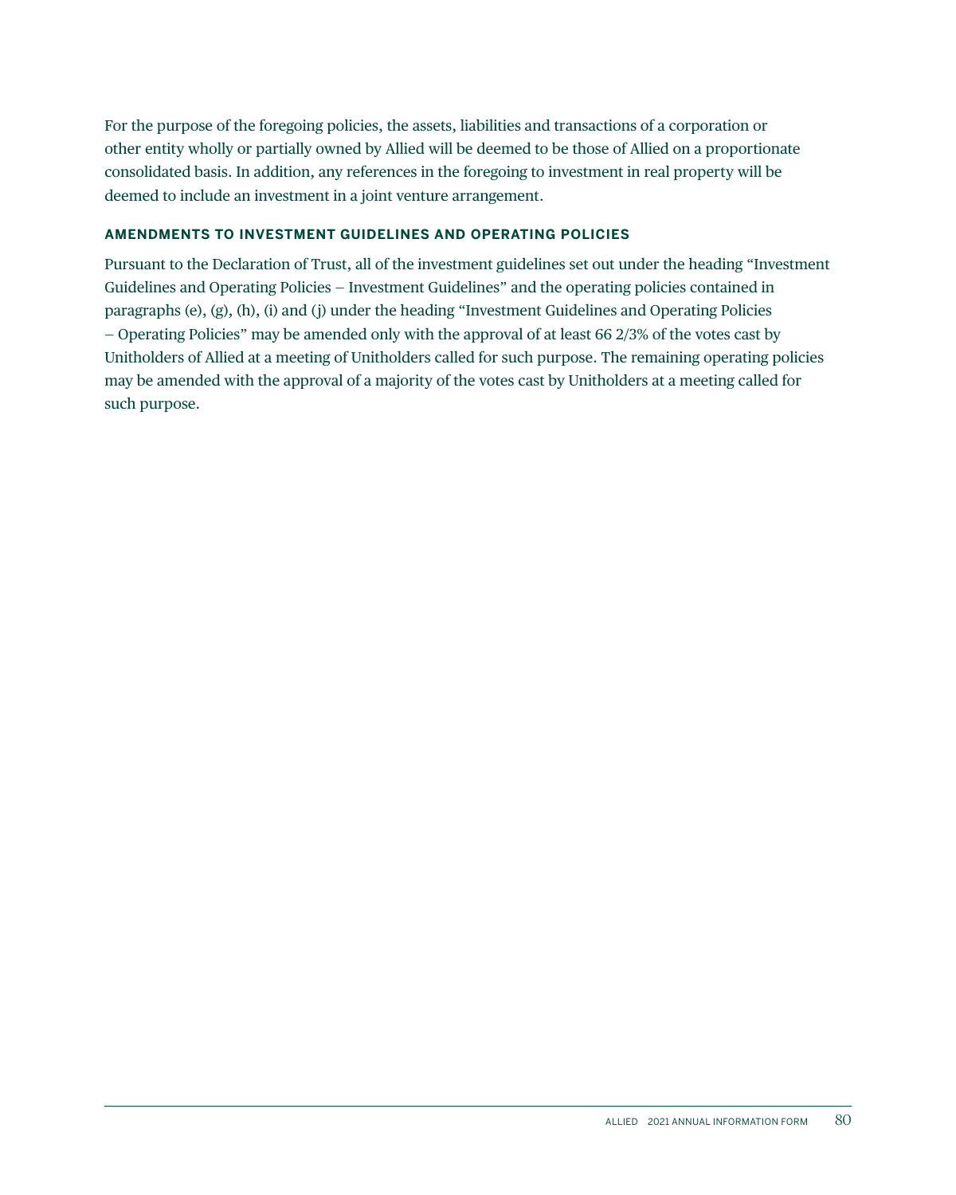For the purpose of the foregoing policies, the assets, liabilities and transactions of a corporation or other entity wholly or partially owned by Allied will be deemed to be those of Allied on a proportionate consolidated basis. In addition, any references in the foregoing to investment in real property will be deemed to include an investment in a joint venture arrangement.

### AMENDMENTS TO INVESTMENT GUIDELINES AND OPERATING POLICIES

Pursuant to the Declaration of Trust, all of the investment guidelines set out under the heading "Investment Guidelines and Operating Policies – Investment Guidelines" and the operating policies contained in paragraphs (e), (g), (h), (i) and (j) under the heading "Investment Guidelines and Operating Policies – Operating Policies" may be amended only with the approval of at least 66 2/3% of the votes cast by Unitholders of Allied at a meeting of Unitholders called for such purpose. The remaining operating policies may be amended with the approval of a majority of the votes cast by Unitholders at a meeting called for such purpose.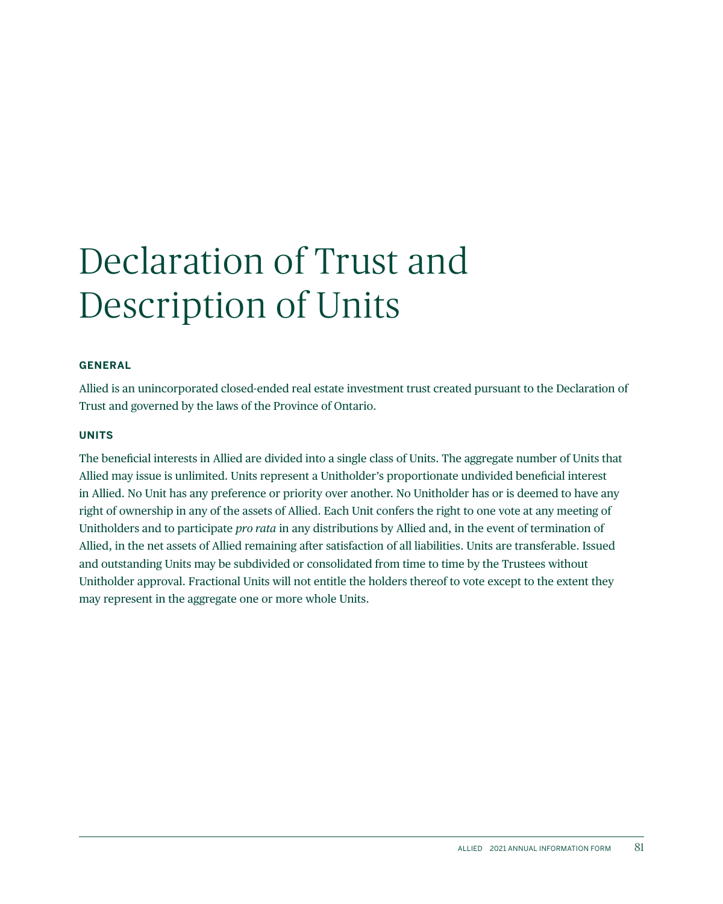# Declaration of Trust and Description of Units

## GENERAL

Allied is an unincorporated closed-ended real estate investment trust created pursuant to the Declaration of Trust and governed by the laws of the Province of Ontario.

## UNITS

The beneficial interests in Allied are divided into a single class of Units. The aggregate number of Units that Allied may issue is unlimited. Units represent a Unitholder's proportionate undivided beneficial interest in Allied. No Unit has any preference or priority over another. No Unitholder has or is deemed to have any right of ownership in any of the assets of Allied. Each Unit confers the right to one vote at any meeting of Unitholders and to participate *pro rata* in any distributions by Allied and, in the event of termination of Allied, in the net assets of Allied remaining after satisfaction of all liabilities. Units are transferable. Issued and outstanding Units may be subdivided or consolidated from time to time by the Trustees without Unitholder approval. Fractional Units will not entitle the holders thereof to vote except to the extent they may represent in the aggregate one or more whole Units.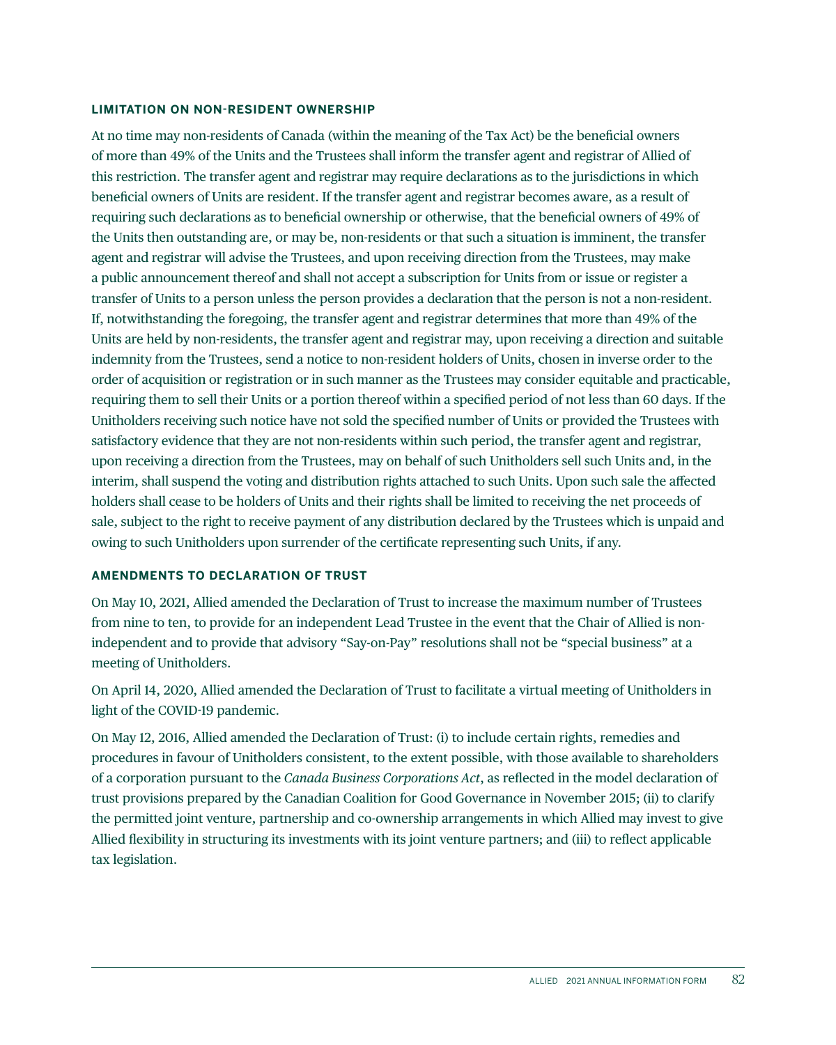### LIMITATION ON NON-RESIDENT OWNERSHIP

At no time may non-residents of Canada (within the meaning of the Tax Act) be the beneficial owners of more than 49% of the Units and the Trustees shall inform the transfer agent and registrar of Allied of this restriction. The transfer agent and registrar may require declarations as to the jurisdictions in which beneficial owners of Units are resident. If the transfer agent and registrar becomes aware, as a result of requiring such declarations as to beneficial ownership or otherwise, that the beneficial owners of 49% of the Units then outstanding are, or may be, non-residents or that such a situation is imminent, the transfer agent and registrar will advise the Trustees, and upon receiving direction from the Trustees, may make a public announcement thereof and shall not accept a subscription for Units from or issue or register a transfer of Units to a person unless the person provides a declaration that the person is not a non-resident. If, notwithstanding the foregoing, the transfer agent and registrar determines that more than 49% of the Units are held by non-residents, the transfer agent and registrar may, upon receiving a direction and suitable indemnity from the Trustees, send a notice to non-resident holders of Units, chosen in inverse order to the order of acquisition or registration or in such manner as the Trustees may consider equitable and practicable, requiring them to sell their Units or a portion thereof within a specified period of not less than 60 days. If the Unitholders receiving such notice have not sold the specified number of Units or provided the Trustees with satisfactory evidence that they are not non-residents within such period, the transfer agent and registrar, upon receiving a direction from the Trustees, may on behalf of such Unitholders sell such Units and, in the interim, shall suspend the voting and distribution rights attached to such Units. Upon such sale the affected holders shall cease to be holders of Units and their rights shall be limited to receiving the net proceeds of sale, subject to the right to receive payment of any distribution declared by the Trustees which is unpaid and owing to such Unitholders upon surrender of the certificate representing such Units, if any.

### AMENDMENTS TO DECLARATION OF TRUST

On May 10, 2021, Allied amended the Declaration of Trust to increase the maximum number of Trustees from nine to ten, to provide for an independent Lead Trustee in the event that the Chair of Allied is non-independent and to provide that advisory "Say-on-Pay" resolutions shall not be "special business" at a meeting of Unitholders.

On April 14, 2020, Allied amended the Declaration of Trust to facilitate a virtual meeting of Unitholders in light of the COVID-19 pandemic.

On May 12, 2016, Allied amended the Declaration of Trust: (i) to include certain rights, remedies and procedures in favour of Unitholders consistent, to the extent possible, with those available to shareholders of a corporation pursuant to the *Canada Business Corporations Act*, as reflected in the model declaration of trust provisions prepared by the Canadian Coalition for Good Governance in November 2015; (ii) to clarify the permitted joint venture, partnership and co-ownership arrangements in which Allied may invest to give Allied flexibility in structuring its investments with its joint venture partners; and (iii) to reflect applicable tax legislation.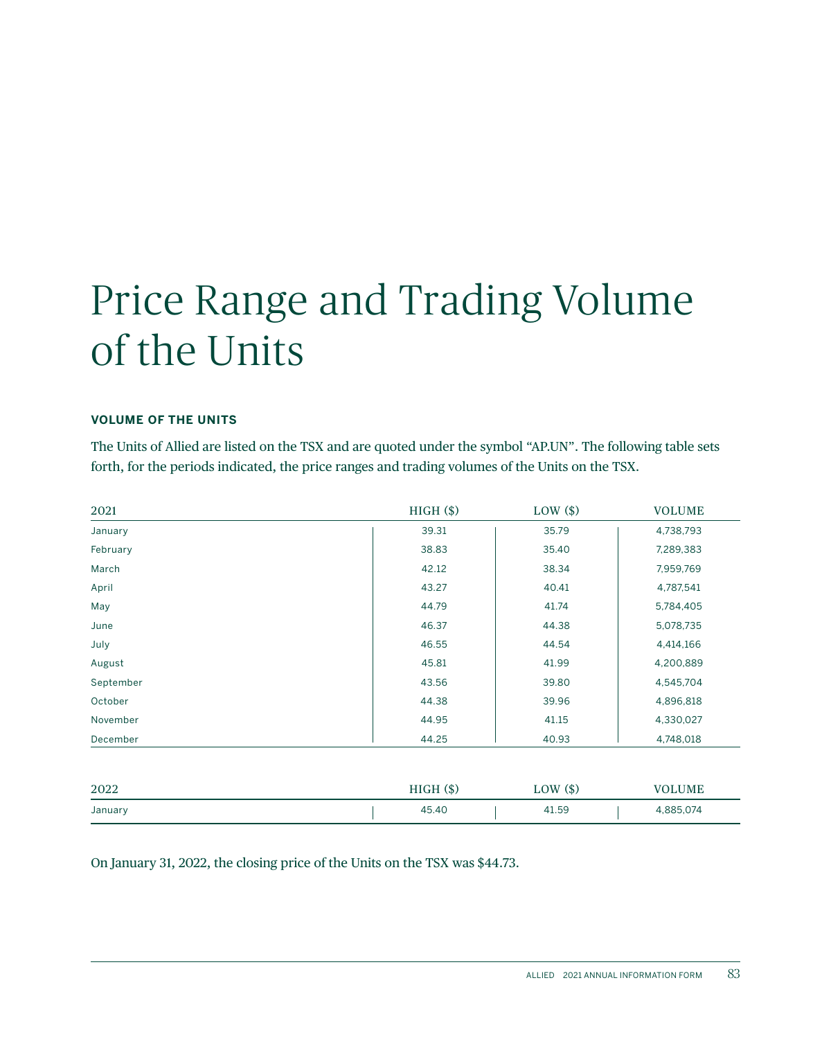# Price Range and Trading Volume of the Units

### VOLUME OF THE UNITS

The Units of Allied are listed on the TSX and are quoted under the symbol "AP.UN". The following table sets forth, for the periods indicated, the price ranges and trading volumes of the Units on the TSX.

| 2021 | HIGH ($) | LOW ($) | VOLUME |
|---|---|---|---|
| January | 39.31 | 35.79 | 4,738,793 |
| February | 38.83 | 35.40 | 7,289,383 |
| March | 42.12 | 38.34 | 7,959,769 |
| April | 43.27 | 40.41 | 4,787,541 |
| May | 44.79 | 41.74 | 5,784,405 |
| June | 46.37 | 44.38 | 5,078,735 |
| July | 46.55 | 44.54 | 4,414,166 |
| August | 45.81 | 41.99 | 4,200,889 |
| September | 43.56 | 39.80 | 4,545,704 |
| October | 44.38 | 39.96 | 4,896,818 |
| November | 44.95 | 41.15 | 4,330,027 |
| December | 44.25 | 40.93 | 4,748,018 |

| 2022 | HIGH ($) | LOW ($) | VOLUME |
|---|---|---|---|
| January | 45.40 | 41.59 | 4,885,074 |

On January 31, 2022, the closing price of the Units on the TSX was $44.73.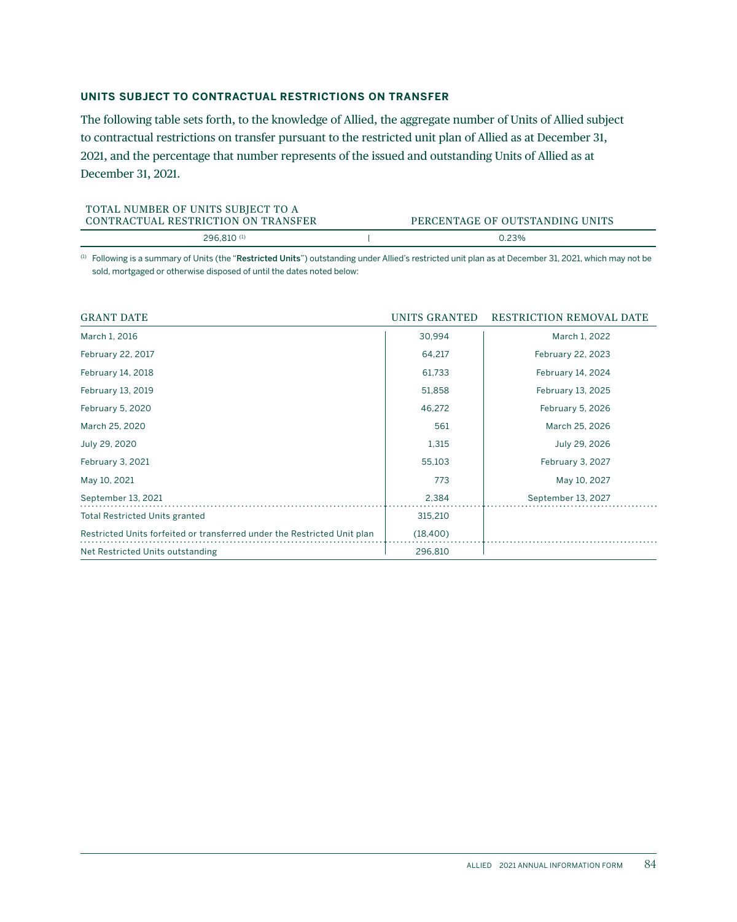### UNITS SUBJECT TO CONTRACTUAL RESTRICTIONS ON TRANSFER

The following table sets forth, to the knowledge of Allied, the aggregate number of Units of Allied subject to contractual restrictions on transfer pursuant to the restricted unit plan of Allied as at December 31, 2021, and the percentage that number represents of the issued and outstanding Units of Allied as at December 31, 2021.

| TOTAL NUMBER OF UNITS SUBJECT TO A CONTRACTUAL RESTRICTION ON TRANSFER | PERCENTAGE OF OUTSTANDING UNITS |
|---|---|
| 296,810 [(1)] | 0.23% |

[(1)] Following is a summary of Units (the "**Restricted Units**") outstanding under Allied's restricted unit plan as at December 31, 2021, which may not be sold, mortgaged or otherwise disposed of until the dates noted below:

| GRANT DATE | UNITS GRANTED | RESTRICTION REMOVAL DATE |
|---|---|---|
| March 1, 2016 | 30,994 | March 1, 2022 |
| February 22, 2017 | 64,217 | February 22, 2023 |
| February 14, 2018 | 61,733 | February 14, 2024 |
| February 13, 2019 | 51,858 | February 13, 2025 |
| February 5, 2020 | 46,272 | February 5, 2026 |
| March 25, 2020 | 561 | March 25, 2026 |
| July 29, 2020 | 1,315 | July 29, 2026 |
| February 3, 2021 | 55,103 | February 3, 2027 |
| May 10, 2021 | 773 | May 10, 2027 |
| September 13, 2021 | 2,384 | September 13, 2027 |
| Total Restricted Units granted | 315,210 | |
| Restricted Units forfeited or transferred under the Restricted Unit plan | (18,400) | |
| Net Restricted Units outstanding | 296,810 | |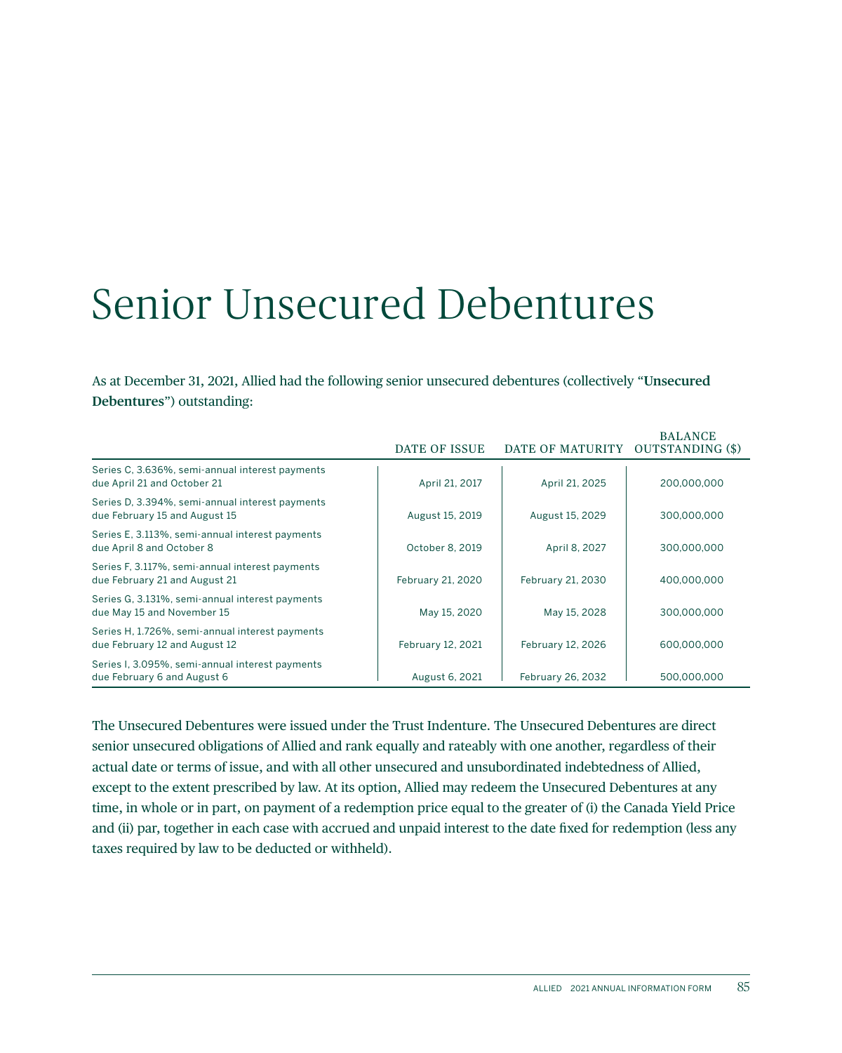# Senior Unsecured Debentures

As at December 31, 2021, Allied had the following senior unsecured debentures (collectively "**Unsecured Debentures**") outstanding:

| | DATE OF ISSUE | DATE OF MATURITY | BALANCE OUTSTANDING ($) |
|---|---|---|---|
| Series C, 3.636%, semi-annual interest payments due April 21 and October 21 | April 21, 2017 | April 21, 2025 | 200,000,000 |
| Series D, 3.394%, semi-annual interest payments due February 15 and August 15 | August 15, 2019 | August 15, 2029 | 300,000,000 |
| Series E, 3.113%, semi-annual interest payments due April 8 and October 8 | October 8, 2019 | April 8, 2027 | 300,000,000 |
| Series F, 3.117%, semi-annual interest payments due February 21 and August 21 | February 21, 2020 | February 21, 2030 | 400,000,000 |
| Series G, 3.131%, semi-annual interest payments due May 15 and November 15 | May 15, 2020 | May 15, 2028 | 300,000,000 |
| Series H, 1.726%, semi-annual interest payments due February 12 and August 12 | February 12, 2021 | February 12, 2026 | 600,000,000 |
| Series I, 3.095%, semi-annual interest payments due February 6 and August 6 | August 6, 2021 | February 26, 2032 | 500,000,000 |

The Unsecured Debentures were issued under the Trust Indenture. The Unsecured Debentures are direct senior unsecured obligations of Allied and rank equally and rateably with one another, regardless of their actual date or terms of issue, and with all other unsecured and unsubordinated indebtedness of Allied, except to the extent prescribed by law. At its option, Allied may redeem the Unsecured Debentures at any time, in whole or in part, on payment of a redemption price equal to the greater of (i) the Canada Yield Price and (ii) par, together in each case with accrued and unpaid interest to the date fixed for redemption (less any taxes required by law to be deducted or withheld).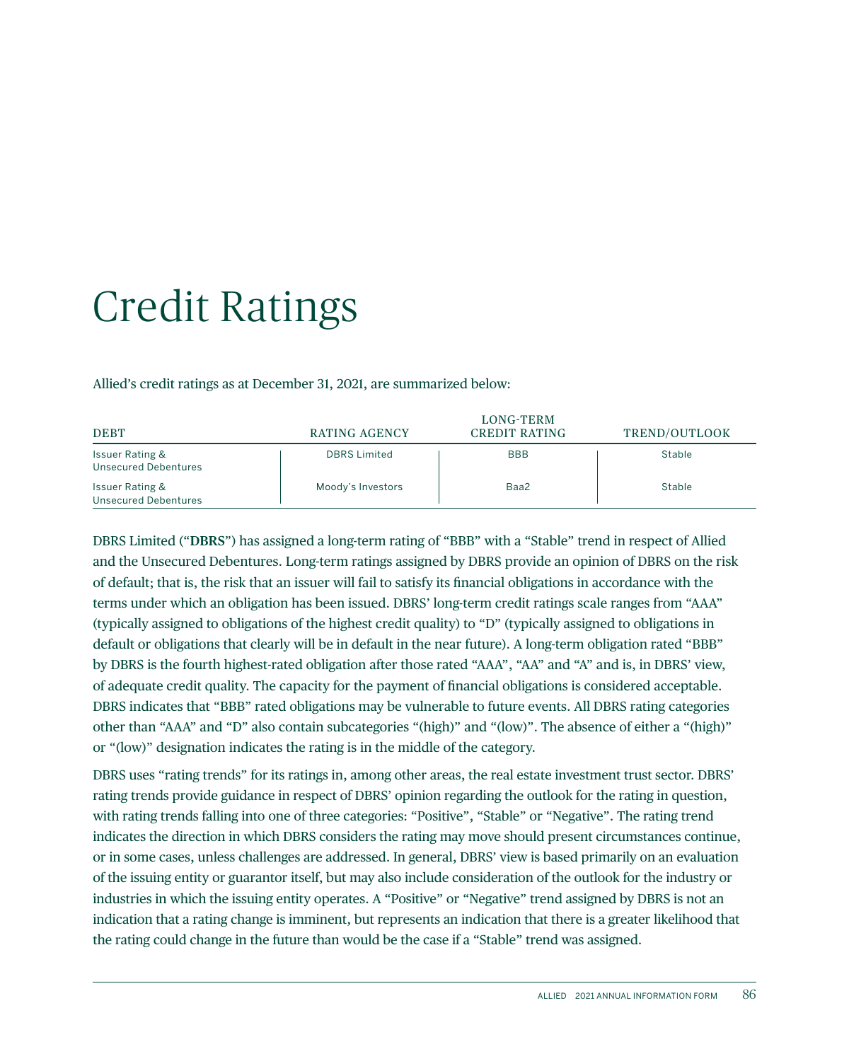# Credit Ratings

Allied's credit ratings as at December 31, 2021, are summarized below:

| DEBT | RATING AGENCY | LONG-TERM CREDIT RATING | TREND/OUTLOOK |
| --- | --- | --- | --- |
| Issuer Rating & Unsecured Debentures | DBRS Limited | BBB | Stable |
| Issuer Rating & Unsecured Debentures | Moody's Investors | Baa2 | Stable |

DBRS Limited ("**DBRS**") has assigned a long-term rating of "BBB" with a "Stable" trend in respect of Allied and the Unsecured Debentures. Long-term ratings assigned by DBRS provide an opinion of DBRS on the risk of default; that is, the risk that an issuer will fail to satisfy its financial obligations in accordance with the terms under which an obligation has been issued. DBRS' long-term credit ratings scale ranges from "AAA" (typically assigned to obligations of the highest credit quality) to "D" (typically assigned to obligations in default or obligations that clearly will be in default in the near future). A long-term obligation rated "BBB" by DBRS is the fourth highest-rated obligation after those rated "AAA", "AA" and "A" and is, in DBRS' view, of adequate credit quality. The capacity for the payment of financial obligations is considered acceptable. DBRS indicates that "BBB" rated obligations may be vulnerable to future events. All DBRS rating categories other than "AAA" and "D" also contain subcategories "(high)" and "(low)". The absence of either a "(high)" or "(low)" designation indicates the rating is in the middle of the category.

DBRS uses "rating trends" for its ratings in, among other areas, the real estate investment trust sector. DBRS' rating trends provide guidance in respect of DBRS' opinion regarding the outlook for the rating in question, with rating trends falling into one of three categories: "Positive", "Stable" or "Negative". The rating trend indicates the direction in which DBRS considers the rating may move should present circumstances continue, or in some cases, unless challenges are addressed. In general, DBRS' view is based primarily on an evaluation of the issuing entity or guarantor itself, but may also include consideration of the outlook for the industry or industries in which the issuing entity operates. A "Positive" or "Negative" trend assigned by DBRS is not an indication that a rating change is imminent, but represents an indication that there is a greater likelihood that the rating could change in the future than would be the case if a "Stable" trend was assigned.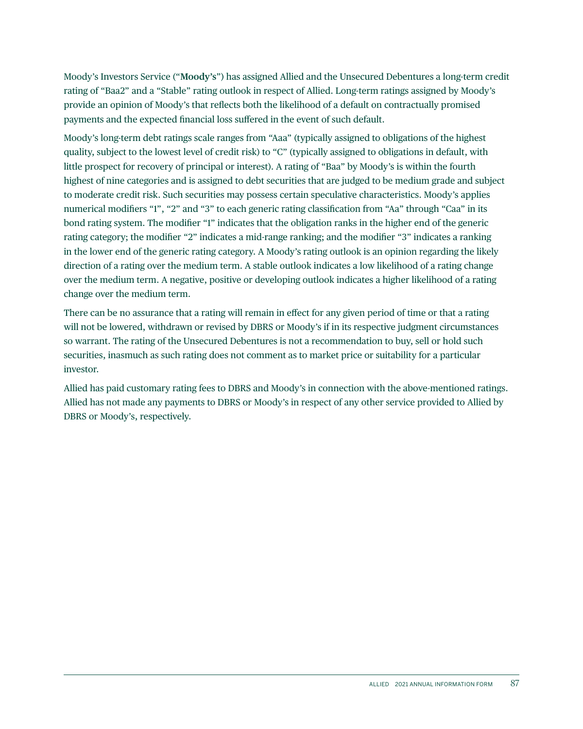Moody's Investors Service ("**Moody's**") has assigned Allied and the Unsecured Debentures a long-term credit rating of "Baa2" and a "Stable" rating outlook in respect of Allied. Long-term ratings assigned by Moody's provide an opinion of Moody's that reflects both the likelihood of a default on contractually promised payments and the expected financial loss suffered in the event of such default.

Moody's long-term debt ratings scale ranges from "Aaa" (typically assigned to obligations of the highest quality, subject to the lowest level of credit risk) to "C" (typically assigned to obligations in default, with little prospect for recovery of principal or interest). A rating of "Baa" by Moody's is within the fourth highest of nine categories and is assigned to debt securities that are judged to be medium grade and subject to moderate credit risk. Such securities may possess certain speculative characteristics. Moody's applies numerical modifiers "1", "2" and "3" to each generic rating classification from "Aa" through "Caa" in its bond rating system. The modifier "1" indicates that the obligation ranks in the higher end of the generic rating category; the modifier "2" indicates a mid-range ranking; and the modifier "3" indicates a ranking in the lower end of the generic rating category. A Moody's rating outlook is an opinion regarding the likely direction of a rating over the medium term. A stable outlook indicates a low likelihood of a rating change over the medium term. A negative, positive or developing outlook indicates a higher likelihood of a rating change over the medium term.

There can be no assurance that a rating will remain in effect for any given period of time or that a rating will not be lowered, withdrawn or revised by DBRS or Moody's if in its respective judgment circumstances so warrant. The rating of the Unsecured Debentures is not a recommendation to buy, sell or hold such securities, inasmuch as such rating does not comment as to market price or suitability for a particular investor.

Allied has paid customary rating fees to DBRS and Moody's in connection with the above-mentioned ratings. Allied has not made any payments to DBRS or Moody's in respect of any other service provided to Allied by DBRS or Moody's, respectively.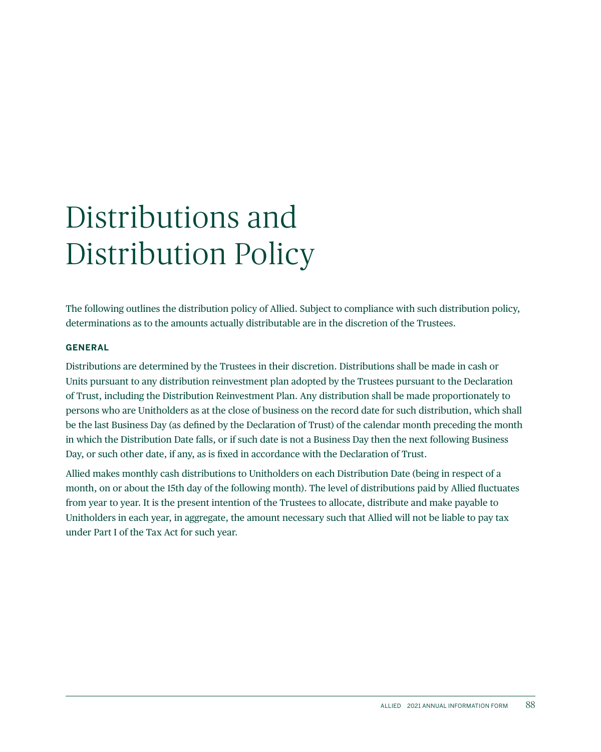# Distributions and Distribution Policy

The following outlines the distribution policy of Allied. Subject to compliance with such distribution policy, determinations as to the amounts actually distributable are in the discretion of the Trustees.

### GENERAL

Distributions are determined by the Trustees in their discretion. Distributions shall be made in cash or Units pursuant to any distribution reinvestment plan adopted by the Trustees pursuant to the Declaration of Trust, including the Distribution Reinvestment Plan. Any distribution shall be made proportionately to persons who are Unitholders as at the close of business on the record date for such distribution, which shall be the last Business Day (as defined by the Declaration of Trust) of the calendar month preceding the month in which the Distribution Date falls, or if such date is not a Business Day then the next following Business Day, or such other date, if any, as is fixed in accordance with the Declaration of Trust.

Allied makes monthly cash distributions to Unitholders on each Distribution Date (being in respect of a month, on or about the 15th day of the following month). The level of distributions paid by Allied fluctuates from year to year. It is the present intention of the Trustees to allocate, distribute and make payable to Unitholders in each year, in aggregate, the amount necessary such that Allied will not be liable to pay tax under Part I of the Tax Act for such year.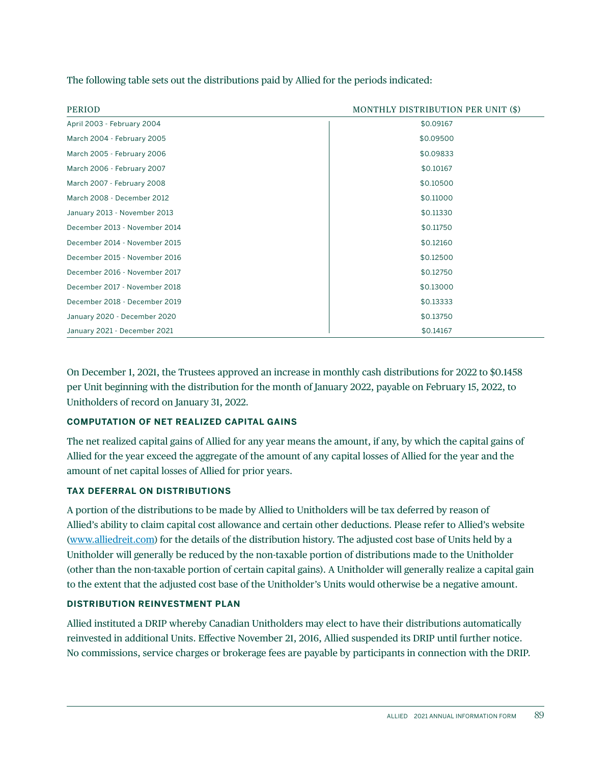The following table sets out the distributions paid by Allied for the periods indicated:

| PERIOD | MONTHLY DISTRIBUTION PER UNIT ($) |
| --- | --- |
| April 2003 - February 2004 | $0.09167 |
| March 2004 - February 2005 | $0.09500 |
| March 2005 - February 2006 | $0.09833 |
| March 2006 - February 2007 | $0.10167 |
| March 2007 - February 2008 | $0.10500 |
| March 2008 - December 2012 | $0.11000 |
| January 2013 - November 2013 | $0.11330 |
| December 2013 - November 2014 | $0.11750 |
| December 2014 - November 2015 | $0.12160 |
| December 2015 - November 2016 | $0.12500 |
| December 2016 - November 2017 | $0.12750 |
| December 2017 - November 2018 | $0.13000 |
| December 2018 - December 2019 | $0.13333 |
| January 2020 - December 2020 | $0.13750 |
| January 2021 - December 2021 | $0.14167 |

On December 1, 2021, the Trustees approved an increase in monthly cash distributions for 2022 to $0.1458 per Unit beginning with the distribution for the month of January 2022, payable on February 15, 2022, to Unitholders of record on January 31, 2022.

#### COMPUTATION OF NET REALIZED CAPITAL GAINS

The net realized capital gains of Allied for any year means the amount, if any, by which the capital gains of Allied for the year exceed the aggregate of the amount of any capital losses of Allied for the year and the amount of net capital losses of Allied for prior years.

#### TAX DEFERRAL ON DISTRIBUTIONS

A portion of the distributions to be made by Allied to Unitholders will be tax deferred by reason of Allied's ability to claim capital cost allowance and certain other deductions. Please refer to Allied's website (www.alliedreit.com) for the details of the distribution history. The adjusted cost base of Units held by a Unitholder will generally be reduced by the non-taxable portion of distributions made to the Unitholder (other than the non-taxable portion of certain capital gains). A Unitholder will generally realize a capital gain to the extent that the adjusted cost base of the Unitholder's Units would otherwise be a negative amount.

#### DISTRIBUTION REINVESTMENT PLAN

Allied instituted a DRIP whereby Canadian Unitholders may elect to have their distributions automatically reinvested in additional Units. Effective November 21, 2016, Allied suspended its DRIP until further notice. No commissions, service charges or brokerage fees are payable by participants in connection with the DRIP.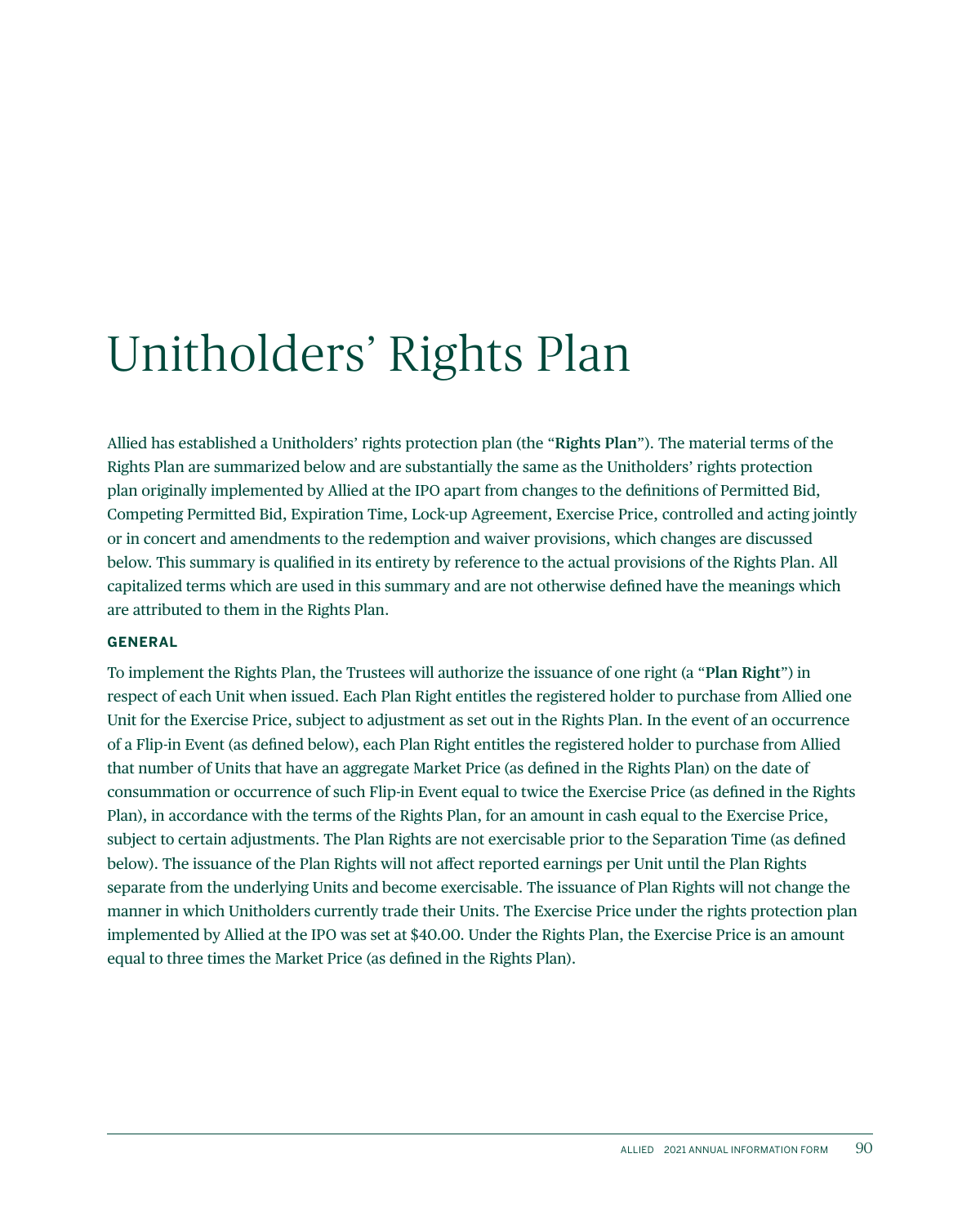# Unitholders' Rights Plan

Allied has established a Unitholders' rights protection plan (the "**Rights Plan**"). The material terms of the Rights Plan are summarized below and are substantially the same as the Unitholders' rights protection plan originally implemented by Allied at the IPO apart from changes to the definitions of Permitted Bid, Competing Permitted Bid, Expiration Time, Lock-up Agreement, Exercise Price, controlled and acting jointly or in concert and amendments to the redemption and waiver provisions, which changes are discussed below. This summary is qualified in its entirety by reference to the actual provisions of the Rights Plan. All capitalized terms which are used in this summary and are not otherwise defined have the meanings which are attributed to them in the Rights Plan.

**GENERAL**

To implement the Rights Plan, the Trustees will authorize the issuance of one right (a "**Plan Right**") in respect of each Unit when issued. Each Plan Right entitles the registered holder to purchase from Allied one Unit for the Exercise Price, subject to adjustment as set out in the Rights Plan. In the event of an occurrence of a Flip-in Event (as defined below), each Plan Right entitles the registered holder to purchase from Allied that number of Units that have an aggregate Market Price (as defined in the Rights Plan) on the date of consummation or occurrence of such Flip-in Event equal to twice the Exercise Price (as defined in the Rights Plan), in accordance with the terms of the Rights Plan, for an amount in cash equal to the Exercise Price, subject to certain adjustments. The Plan Rights are not exercisable prior to the Separation Time (as defined below). The issuance of the Plan Rights will not affect reported earnings per Unit until the Plan Rights separate from the underlying Units and become exercisable. The issuance of Plan Rights will not change the manner in which Unitholders currently trade their Units. The Exercise Price under the rights protection plan implemented by Allied at the IPO was set at $40.00. Under the Rights Plan, the Exercise Price is an amount equal to three times the Market Price (as defined in the Rights Plan).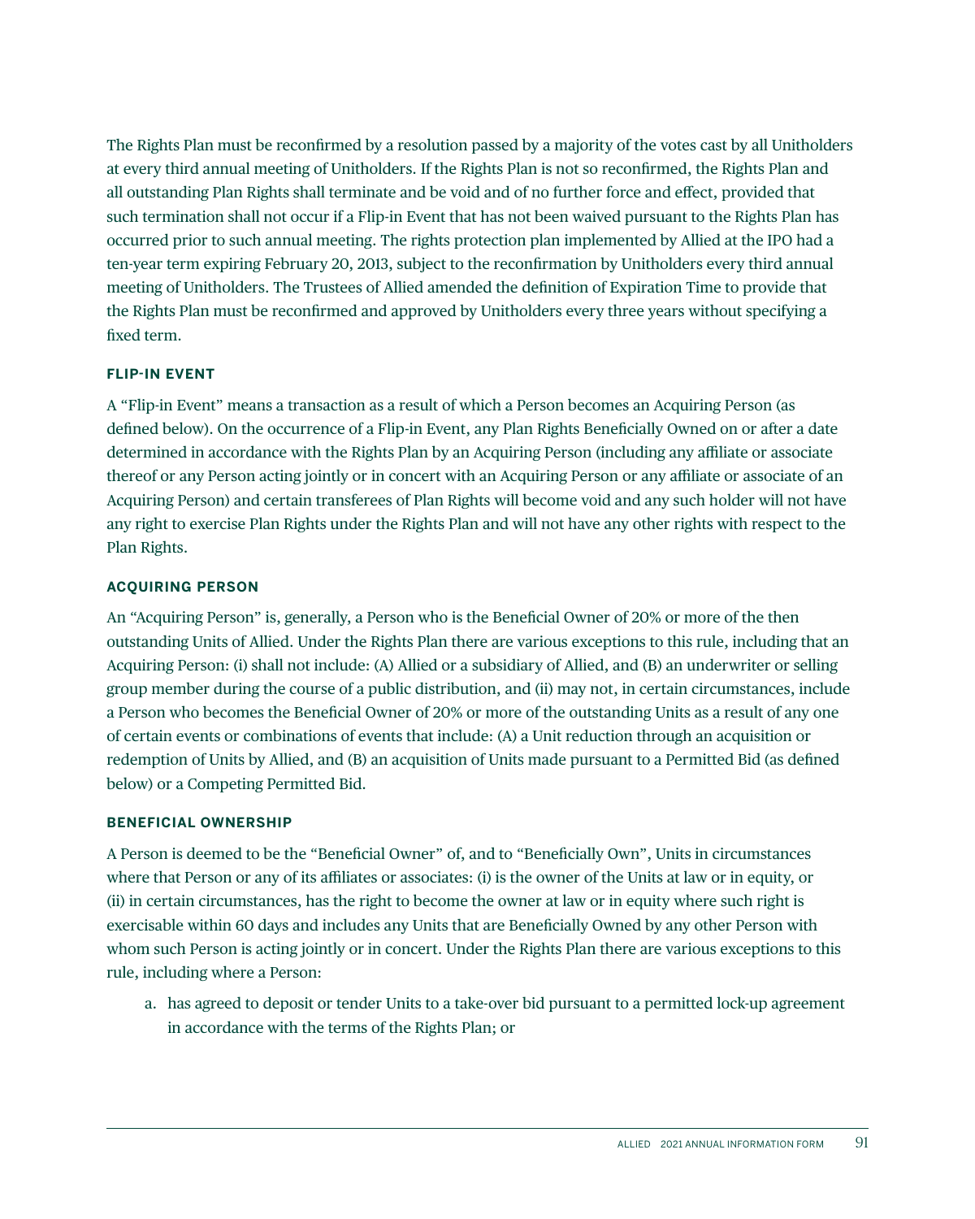The Rights Plan must be reconfirmed by a resolution passed by a majority of the votes cast by all Unitholders at every third annual meeting of Unitholders. If the Rights Plan is not so reconfirmed, the Rights Plan and all outstanding Plan Rights shall terminate and be void and of no further force and effect, provided that such termination shall not occur if a Flip-in Event that has not been waived pursuant to the Rights Plan has occurred prior to such annual meeting. The rights protection plan implemented by Allied at the IPO had a ten-year term expiring February 20, 2013, subject to the reconfirmation by Unitholders every third annual meeting of Unitholders. The Trustees of Allied amended the definition of Expiration Time to provide that the Rights Plan must be reconfirmed and approved by Unitholders every three years without specifying a fixed term.

#### FLIP-IN EVENT

A "Flip-in Event" means a transaction as a result of which a Person becomes an Acquiring Person (as defined below). On the occurrence of a Flip-in Event, any Plan Rights Beneficially Owned on or after a date determined in accordance with the Rights Plan by an Acquiring Person (including any affiliate or associate thereof or any Person acting jointly or in concert with an Acquiring Person or any affiliate or associate of an Acquiring Person) and certain transferees of Plan Rights will become void and any such holder will not have any right to exercise Plan Rights under the Rights Plan and will not have any other rights with respect to the Plan Rights.

#### ACQUIRING PERSON

An "Acquiring Person" is, generally, a Person who is the Beneficial Owner of 20% or more of the then outstanding Units of Allied. Under the Rights Plan there are various exceptions to this rule, including that an Acquiring Person: (i) shall not include: (A) Allied or a subsidiary of Allied, and (B) an underwriter or selling group member during the course of a public distribution, and (ii) may not, in certain circumstances, include a Person who becomes the Beneficial Owner of 20% or more of the outstanding Units as a result of any one of certain events or combinations of events that include: (A) a Unit reduction through an acquisition or redemption of Units by Allied, and (B) an acquisition of Units made pursuant to a Permitted Bid (as defined below) or a Competing Permitted Bid.

#### BENEFICIAL OWNERSHIP

A Person is deemed to be the "Beneficial Owner" of, and to "Beneficially Own", Units in circumstances where that Person or any of its affiliates or associates: (i) is the owner of the Units at law or in equity, or (ii) in certain circumstances, has the right to become the owner at law or in equity where such right is exercisable within 60 days and includes any Units that are Beneficially Owned by any other Person with whom such Person is acting jointly or in concert. Under the Rights Plan there are various exceptions to this rule, including where a Person:

a. has agreed to deposit or tender Units to a take-over bid pursuant to a permitted lock-up agreement in accordance with the terms of the Rights Plan; or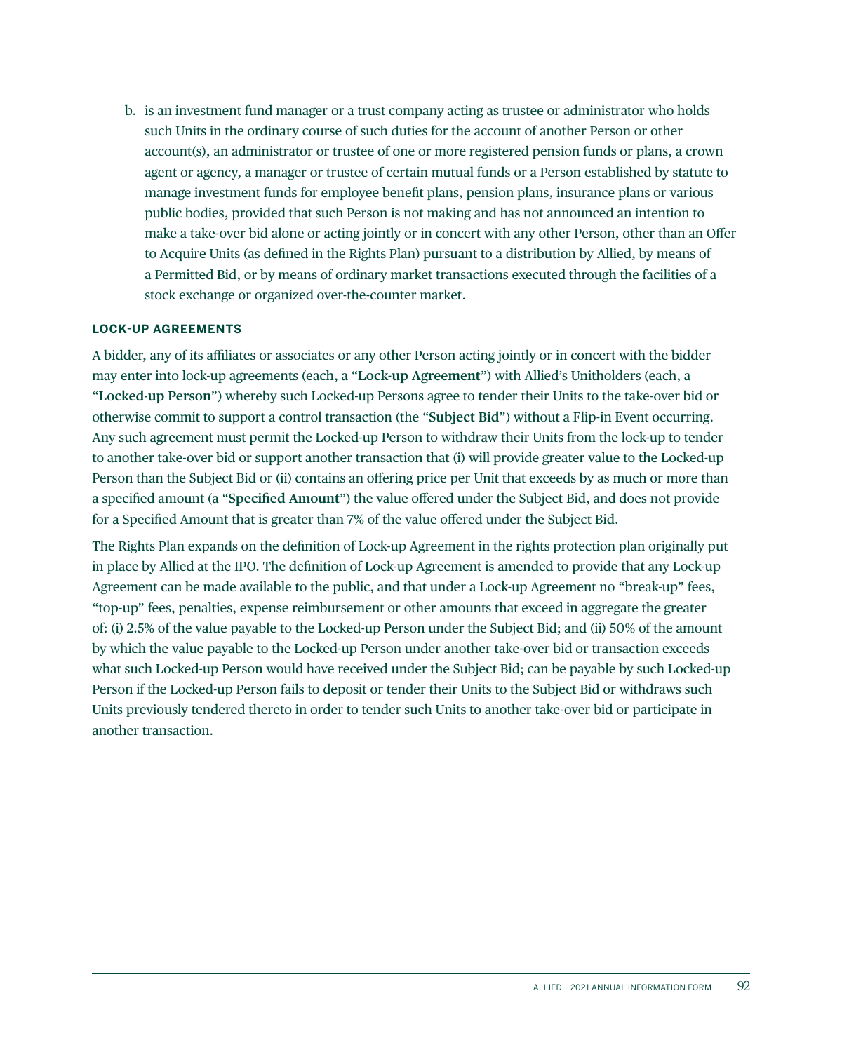b. is an investment fund manager or a trust company acting as trustee or administrator who holds such Units in the ordinary course of such duties for the account of another Person or other account(s), an administrator or trustee of one or more registered pension funds or plans, a crown agent or agency, a manager or trustee of certain mutual funds or a Person established by statute to manage investment funds for employee benefit plans, pension plans, insurance plans or various public bodies, provided that such Person is not making and has not announced an intention to make a take-over bid alone or acting jointly or in concert with any other Person, other than an Offer to Acquire Units (as defined in the Rights Plan) pursuant to a distribution by Allied, by means of a Permitted Bid, or by means of ordinary market transactions executed through the facilities of a stock exchange or organized over-the-counter market.

### LOCK-UP AGREEMENTS

A bidder, any of its affiliates or associates or any other Person acting jointly or in concert with the bidder may enter into lock-up agreements (each, a "**Lock-up Agreement**") with Allied's Unitholders (each, a "**Locked-up Person**") whereby such Locked-up Persons agree to tender their Units to the take-over bid or otherwise commit to support a control transaction (the "**Subject Bid**") without a Flip-in Event occurring. Any such agreement must permit the Locked-up Person to withdraw their Units from the lock-up to tender to another take-over bid or support another transaction that (i) will provide greater value to the Locked-up Person than the Subject Bid or (ii) contains an offering price per Unit that exceeds by as much or more than a specified amount (a "**Specified Amount**") the value offered under the Subject Bid, and does not provide for a Specified Amount that is greater than 7% of the value offered under the Subject Bid.

The Rights Plan expands on the definition of Lock-up Agreement in the rights protection plan originally put in place by Allied at the IPO. The definition of Lock-up Agreement is amended to provide that any Lock-up Agreement can be made available to the public, and that under a Lock-up Agreement no "break-up" fees, "top-up" fees, penalties, expense reimbursement or other amounts that exceed in aggregate the greater of: (i) 2.5% of the value payable to the Locked-up Person under the Subject Bid; and (ii) 50% of the amount by which the value payable to the Locked-up Person under another take-over bid or transaction exceeds what such Locked-up Person would have received under the Subject Bid; can be payable by such Locked-up Person if the Locked-up Person fails to deposit or tender their Units to the Subject Bid or withdraws such Units previously tendered thereto in order to tender such Units to another take-over bid or participate in another transaction.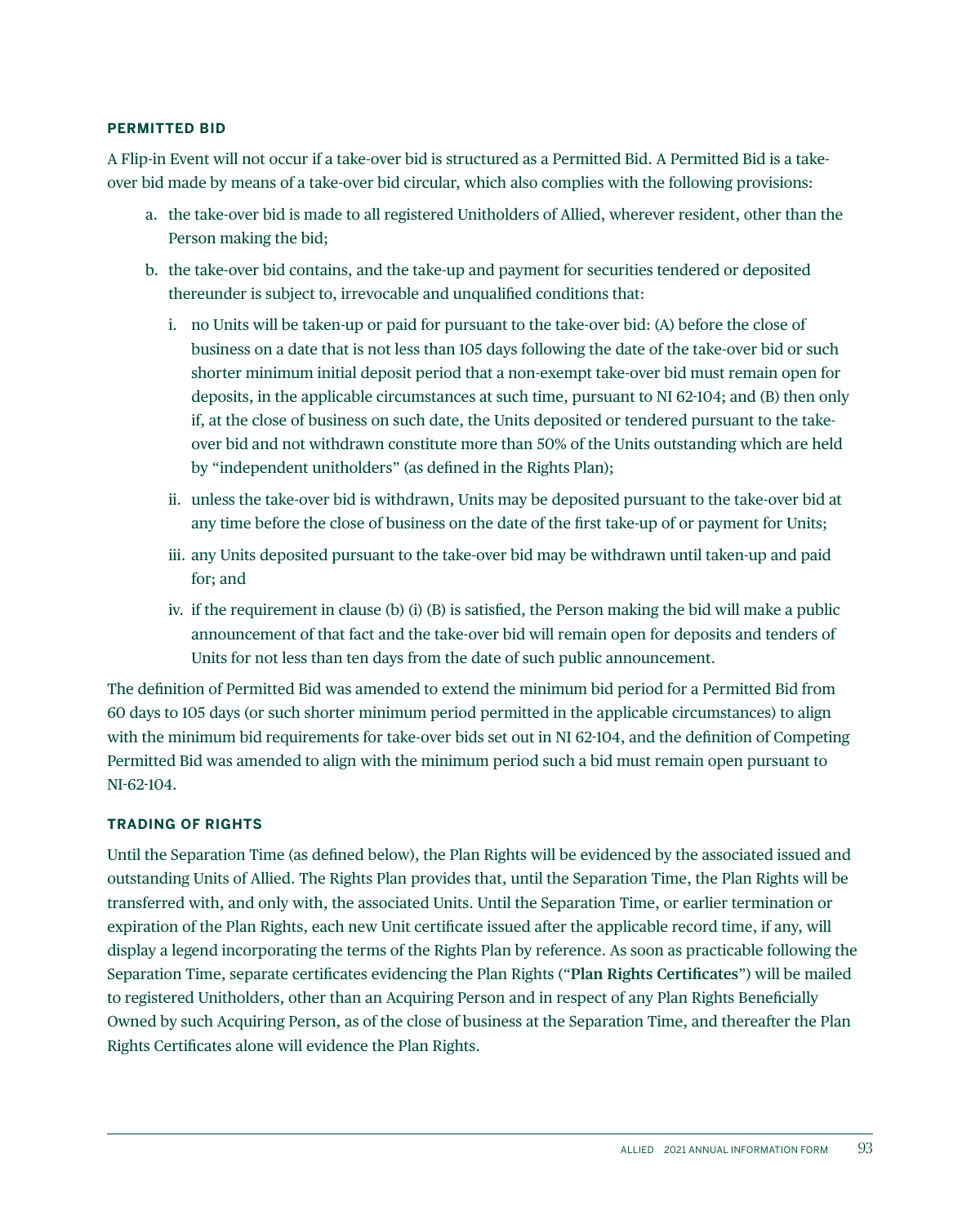### PERMITTED BID

A Flip-in Event will not occur if a take-over bid is structured as a Permitted Bid. A Permitted Bid is a take-over bid made by means of a take-over bid circular, which also complies with the following provisions:

a. the take-over bid is made to all registered Unitholders of Allied, wherever resident, other than the Person making the bid;

b. the take-over bid contains, and the take-up and payment for securities tendered or deposited thereunder is subject to, irrevocable and unqualified conditions that:

   i. no Units will be taken-up or paid for pursuant to the take-over bid: (A) before the close of business on a date that is not less than 105 days following the date of the take-over bid or such shorter minimum initial deposit period that a non-exempt take-over bid must remain open for deposits, in the applicable circumstances at such time, pursuant to NI 62-104; and (B) then only if, at the close of business on such date, the Units deposited or tendered pursuant to the take-over bid and not withdrawn constitute more than 50% of the Units outstanding which are held by "independent unitholders" (as defined in the Rights Plan);

   ii. unless the take-over bid is withdrawn, Units may be deposited pursuant to the take-over bid at any time before the close of business on the date of the first take-up of or payment for Units;

   iii. any Units deposited pursuant to the take-over bid may be withdrawn until taken-up and paid for; and

   iv. if the requirement in clause (b) (i) (B) is satisfied, the Person making the bid will make a public announcement of that fact and the take-over bid will remain open for deposits and tenders of Units for not less than ten days from the date of such public announcement.

The definition of Permitted Bid was amended to extend the minimum bid period for a Permitted Bid from 60 days to 105 days (or such shorter minimum period permitted in the applicable circumstances) to align with the minimum bid requirements for take-over bids set out in NI 62-104, and the definition of Competing Permitted Bid was amended to align with the minimum period such a bid must remain open pursuant to NI-62-104.

### TRADING OF RIGHTS

Until the Separation Time (as defined below), the Plan Rights will be evidenced by the associated issued and outstanding Units of Allied. The Rights Plan provides that, until the Separation Time, the Plan Rights will be transferred with, and only with, the associated Units. Until the Separation Time, or earlier termination or expiration of the Plan Rights, each new Unit certificate issued after the applicable record time, if any, will display a legend incorporating the terms of the Rights Plan by reference. As soon as practicable following the Separation Time, separate certificates evidencing the Plan Rights ("**Plan Rights Certificates**") will be mailed to registered Unitholders, other than an Acquiring Person and in respect of any Plan Rights Beneficially Owned by such Acquiring Person, as of the close of business at the Separation Time, and thereafter the Plan Rights Certificates alone will evidence the Plan Rights.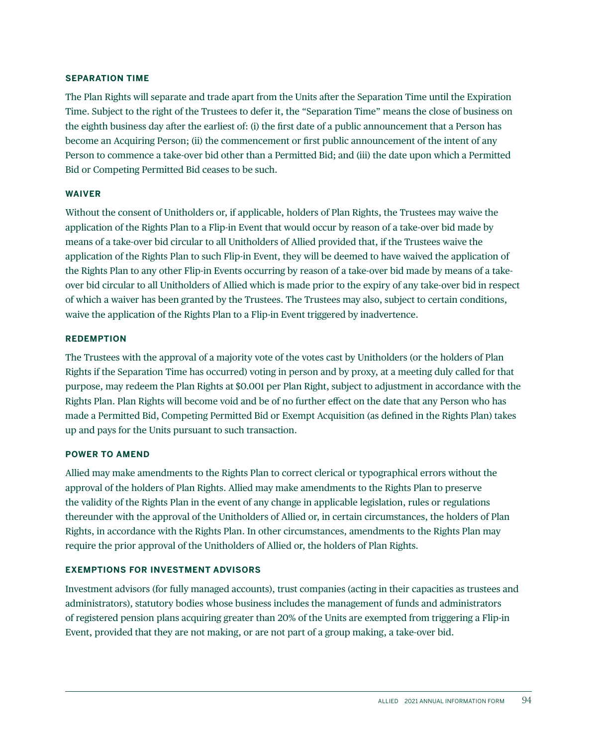### SEPARATION TIME

The Plan Rights will separate and trade apart from the Units after the Separation Time until the Expiration Time. Subject to the right of the Trustees to defer it, the "Separation Time" means the close of business on the eighth business day after the earliest of: (i) the first date of a public announcement that a Person has become an Acquiring Person; (ii) the commencement or first public announcement of the intent of any Person to commence a take-over bid other than a Permitted Bid; and (iii) the date upon which a Permitted Bid or Competing Permitted Bid ceases to be such.

### WAIVER

Without the consent of Unitholders or, if applicable, holders of Plan Rights, the Trustees may waive the application of the Rights Plan to a Flip-in Event that would occur by reason of a take-over bid made by means of a take-over bid circular to all Unitholders of Allied provided that, if the Trustees waive the application of the Rights Plan to such Flip-in Event, they will be deemed to have waived the application of the Rights Plan to any other Flip-in Events occurring by reason of a take-over bid made by means of a take-over bid circular to all Unitholders of Allied which is made prior to the expiry of any take-over bid in respect of which a waiver has been granted by the Trustees. The Trustees may also, subject to certain conditions, waive the application of the Rights Plan to a Flip-in Event triggered by inadvertence.

### REDEMPTION

The Trustees with the approval of a majority vote of the votes cast by Unitholders (or the holders of Plan Rights if the Separation Time has occurred) voting in person and by proxy, at a meeting duly called for that purpose, may redeem the Plan Rights at $0.001 per Plan Right, subject to adjustment in accordance with the Rights Plan. Plan Rights will become void and be of no further effect on the date that any Person who has made a Permitted Bid, Competing Permitted Bid or Exempt Acquisition (as defined in the Rights Plan) takes up and pays for the Units pursuant to such transaction.

### POWER TO AMEND

Allied may make amendments to the Rights Plan to correct clerical or typographical errors without the approval of the holders of Plan Rights. Allied may make amendments to the Rights Plan to preserve the validity of the Rights Plan in the event of any change in applicable legislation, rules or regulations thereunder with the approval of the Unitholders of Allied or, in certain circumstances, the holders of Plan Rights, in accordance with the Rights Plan. In other circumstances, amendments to the Rights Plan may require the prior approval of the Unitholders of Allied or, the holders of Plan Rights.

### EXEMPTIONS FOR INVESTMENT ADVISORS

Investment advisors (for fully managed accounts), trust companies (acting in their capacities as trustees and administrators), statutory bodies whose business includes the management of funds and administrators of registered pension plans acquiring greater than 20% of the Units are exempted from triggering a Flip-in Event, provided that they are not making, or are not part of a group making, a take-over bid.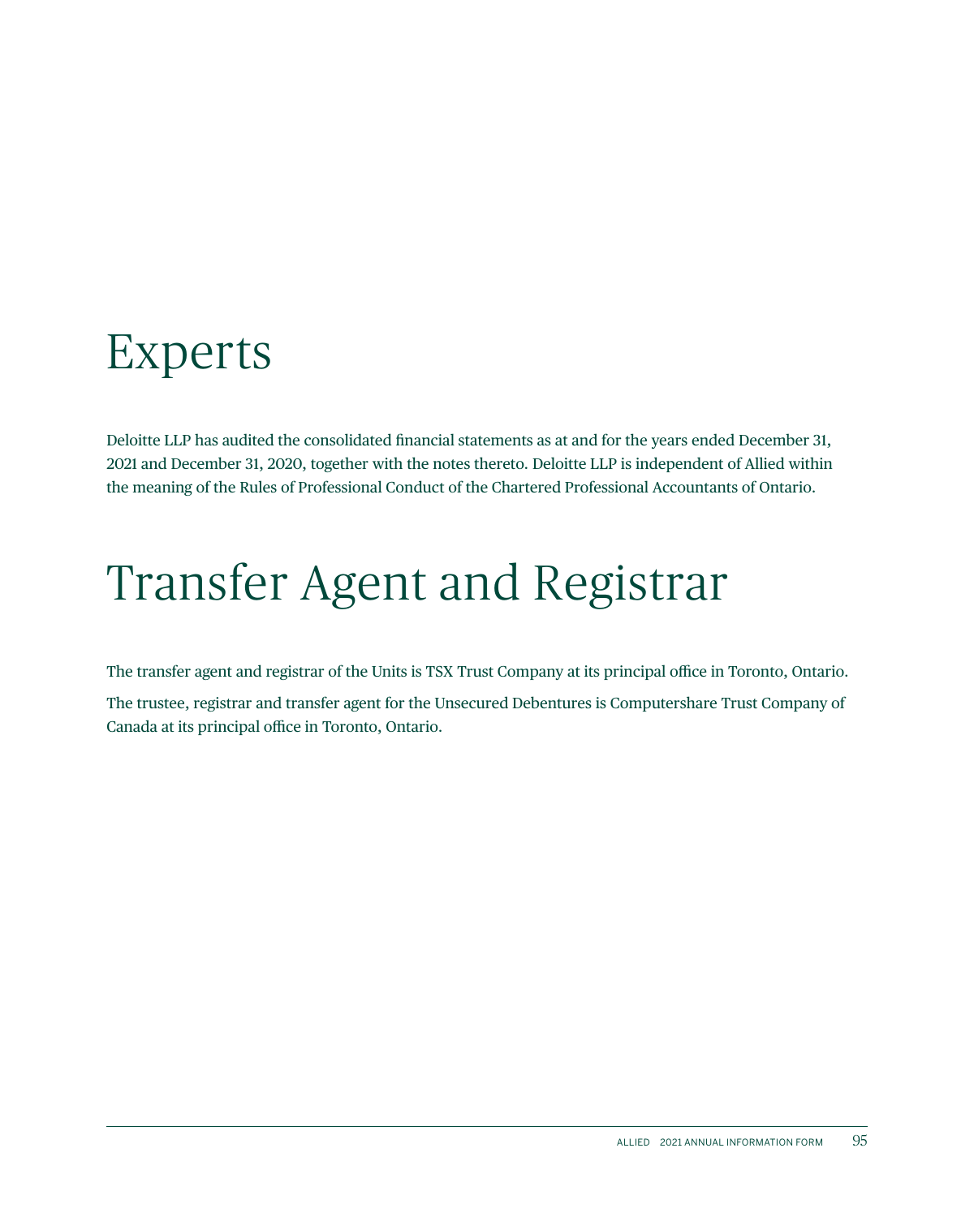# Experts

Deloitte LLP has audited the consolidated financial statements as at and for the years ended December 31, 2021 and December 31, 2020, together with the notes thereto. Deloitte LLP is independent of Allied within the meaning of the Rules of Professional Conduct of the Chartered Professional Accountants of Ontario.

# Transfer Agent and Registrar

The transfer agent and registrar of the Units is TSX Trust Company at its principal office in Toronto, Ontario.

The trustee, registrar and transfer agent for the Unsecured Debentures is Computershare Trust Company of Canada at its principal office in Toronto, Ontario.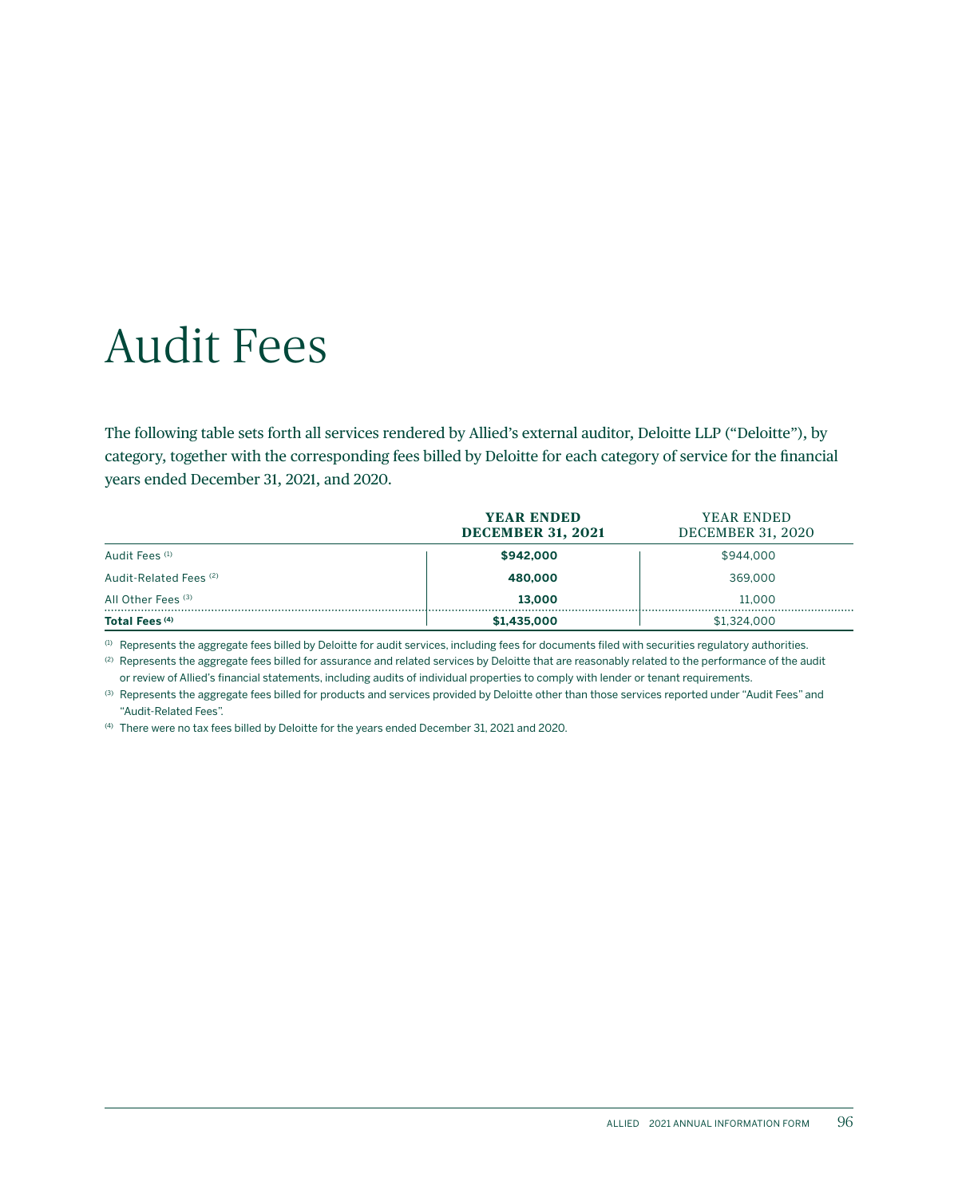# Audit Fees

The following table sets forth all services rendered by Allied's external auditor, Deloitte LLP ("Deloitte"), by category, together with the corresponding fees billed by Deloitte for each category of service for the financial years ended December 31, 2021, and 2020.

| | **YEAR ENDED DECEMBER 31, 2021** | YEAR ENDED DECEMBER 31, 2020 |
|---|---|---|
| Audit Fees [1] | **$942,000** | $944,000 |
| Audit-Related Fees [2] | **480,000** | 369,000 |
| All Other Fees [3] | **13,000** | 11,000 |
| **Total Fees [4]** | **$1,435,000** | $1,324,000 |

[1] Represents the aggregate fees billed by Deloitte for audit services, including fees for documents filed with securities regulatory authorities.

[2] Represents the aggregate fees billed for assurance and related services by Deloitte that are reasonably related to the performance of the audit or review of Allied's financial statements, including audits of individual properties to comply with lender or tenant requirements.

[3] Represents the aggregate fees billed for products and services provided by Deloitte other than those services reported under "Audit Fees" and "Audit-Related Fees".

[4] There were no tax fees billed by Deloitte for the years ended December 31, 2021 and 2020.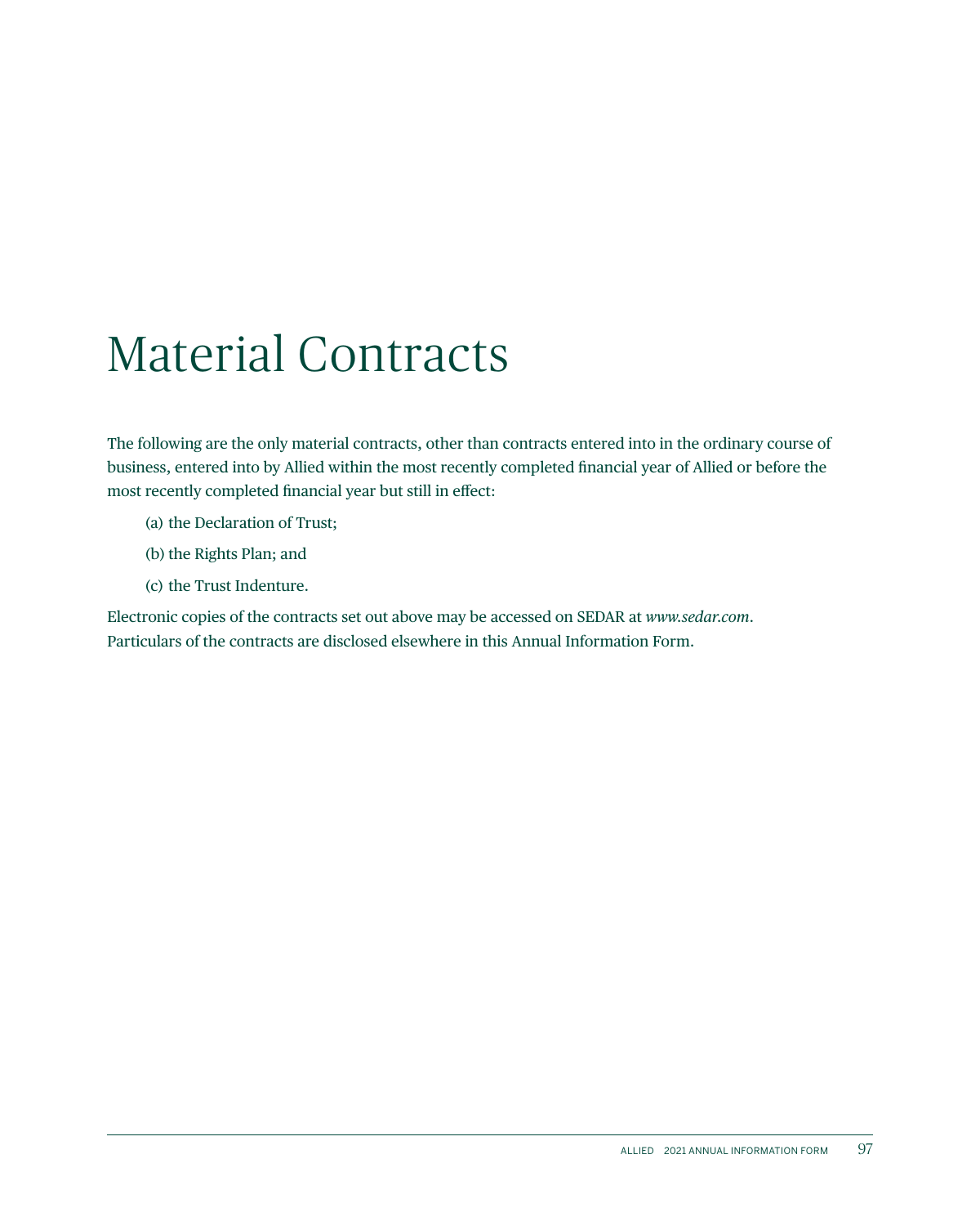# Material Contracts

The following are the only material contracts, other than contracts entered into in the ordinary course of business, entered into by Allied within the most recently completed financial year of Allied or before the most recently completed financial year but still in effect:

(a) the Declaration of Trust;

(b) the Rights Plan; and

(c) the Trust Indenture.

Electronic copies of the contracts set out above may be accessed on SEDAR at *www.sedar.com*. Particulars of the contracts are disclosed elsewhere in this Annual Information Form.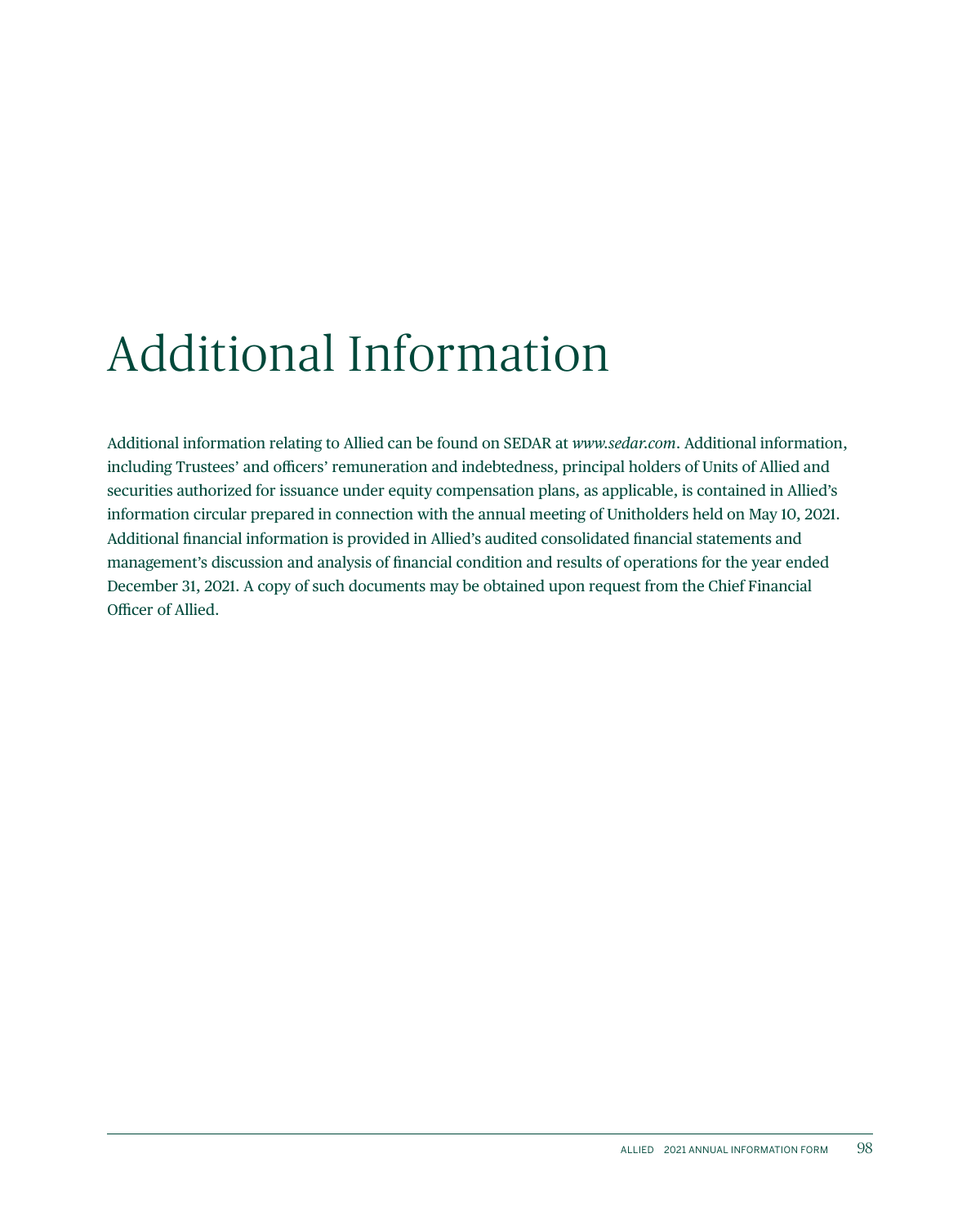# Additional Information

Additional information relating to Allied can be found on SEDAR at *www.sedar.com*. Additional information, including Trustees' and officers' remuneration and indebtedness, principal holders of Units of Allied and securities authorized for issuance under equity compensation plans, as applicable, is contained in Allied's information circular prepared in connection with the annual meeting of Unitholders held on May 10, 2021. Additional financial information is provided in Allied's audited consolidated financial statements and management's discussion and analysis of financial condition and results of operations for the year ended December 31, 2021. A copy of such documents may be obtained upon request from the Chief Financial Officer of Allied.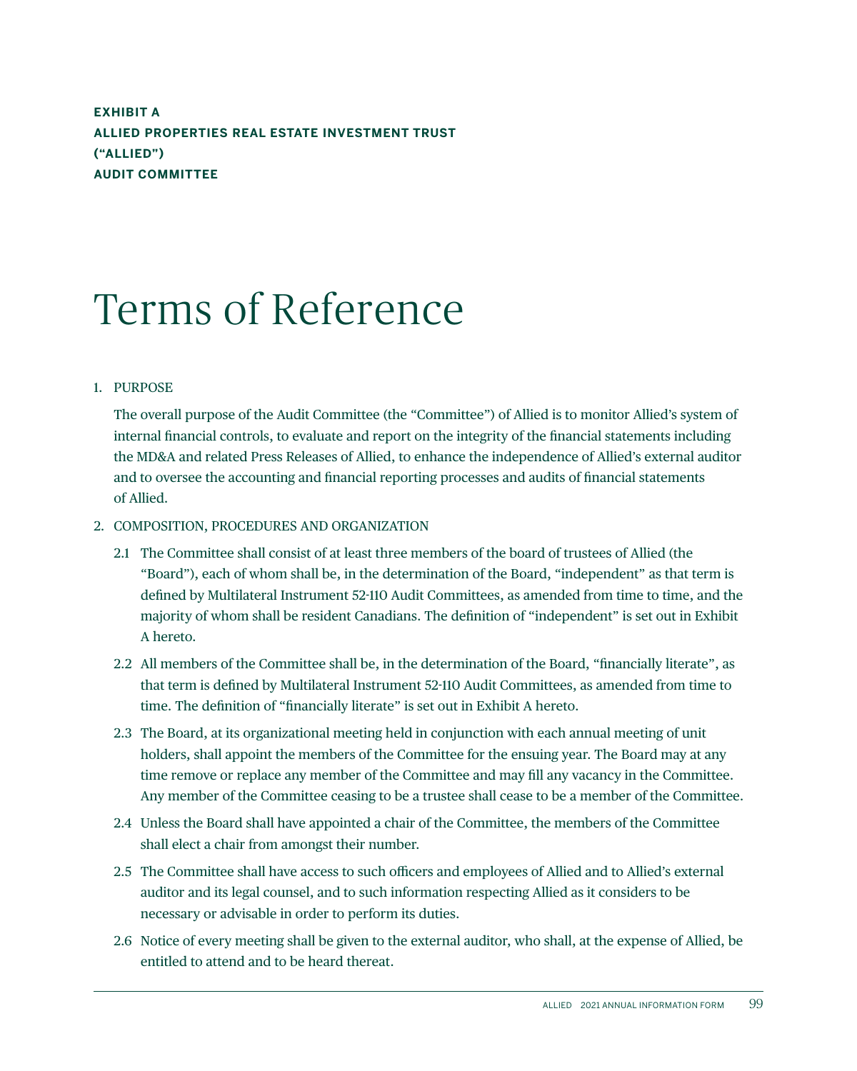**EXHIBIT A**
**ALLIED PROPERTIES REAL ESTATE INVESTMENT TRUST**
**("ALLIED")**
**AUDIT COMMITTEE**

# Terms of Reference

1. PURPOSE

   The overall purpose of the Audit Committee (the "Committee") of Allied is to monitor Allied's system of internal financial controls, to evaluate and report on the integrity of the financial statements including the MD&A and related Press Releases of Allied, to enhance the independence of Allied's external auditor and to oversee the accounting and financial reporting processes and audits of financial statements of Allied.

2. COMPOSITION, PROCEDURES AND ORGANIZATION

   2.1 The Committee shall consist of at least three members of the board of trustees of Allied (the "Board"), each of whom shall be, in the determination of the Board, "independent" as that term is defined by Multilateral Instrument 52-110 Audit Committees, as amended from time to time, and the majority of whom shall be resident Canadians. The definition of "independent" is set out in Exhibit A hereto.

   2.2 All members of the Committee shall be, in the determination of the Board, "financially literate", as that term is defined by Multilateral Instrument 52-110 Audit Committees, as amended from time to time. The definition of "financially literate" is set out in Exhibit A hereto.

   2.3 The Board, at its organizational meeting held in conjunction with each annual meeting of unit holders, shall appoint the members of the Committee for the ensuing year. The Board may at any time remove or replace any member of the Committee and may fill any vacancy in the Committee. Any member of the Committee ceasing to be a trustee shall cease to be a member of the Committee.

   2.4 Unless the Board shall have appointed a chair of the Committee, the members of the Committee shall elect a chair from amongst their number.

   2.5 The Committee shall have access to such officers and employees of Allied and to Allied's external auditor and its legal counsel, and to such information respecting Allied as it considers to be necessary or advisable in order to perform its duties.

   2.6 Notice of every meeting shall be given to the external auditor, who shall, at the expense of Allied, be entitled to attend and to be heard thereat.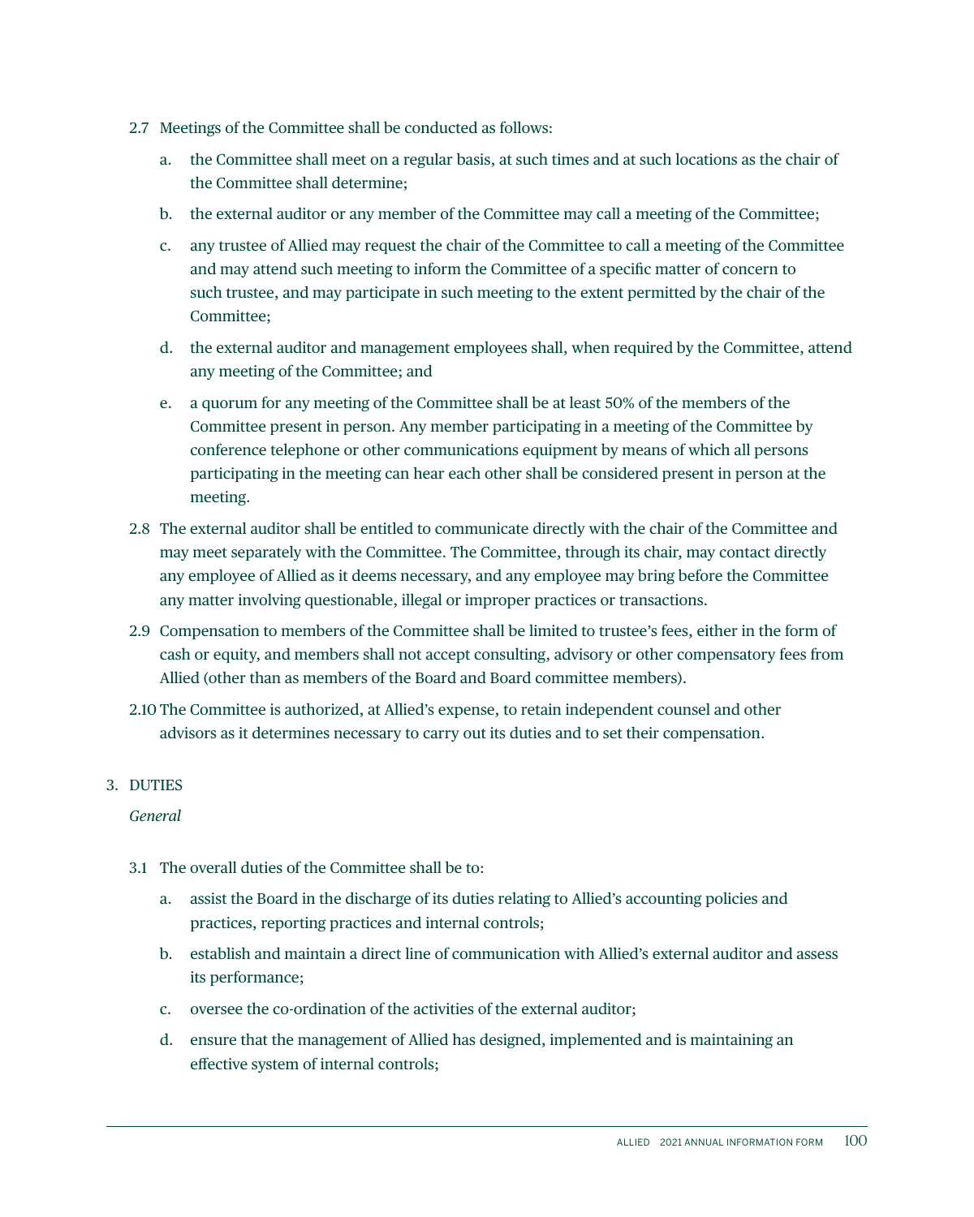2.7 Meetings of the Committee shall be conducted as follows:

a. the Committee shall meet on a regular basis, at such times and at such locations as the chair of the Committee shall determine;

b. the external auditor or any member of the Committee may call a meeting of the Committee;

c. any trustee of Allied may request the chair of the Committee to call a meeting of the Committee and may attend such meeting to inform the Committee of a specific matter of concern to such trustee, and may participate in such meeting to the extent permitted by the chair of the Committee;

d. the external auditor and management employees shall, when required by the Committee, attend any meeting of the Committee; and

e. a quorum for any meeting of the Committee shall be at least 50% of the members of the Committee present in person. Any member participating in a meeting of the Committee by conference telephone or other communications equipment by means of which all persons participating in the meeting can hear each other shall be considered present in person at the meeting.

2.8 The external auditor shall be entitled to communicate directly with the chair of the Committee and may meet separately with the Committee. The Committee, through its chair, may contact directly any employee of Allied as it deems necessary, and any employee may bring before the Committee any matter involving questionable, illegal or improper practices or transactions.

2.9 Compensation to members of the Committee shall be limited to trustee's fees, either in the form of cash or equity, and members shall not accept consulting, advisory or other compensatory fees from Allied (other than as members of the Board and Board committee members).

2.10 The Committee is authorized, at Allied's expense, to retain independent counsel and other advisors as it determines necessary to carry out its duties and to set their compensation.

3. DUTIES

*General*

3.1 The overall duties of the Committee shall be to:

a. assist the Board in the discharge of its duties relating to Allied's accounting policies and practices, reporting practices and internal controls;

b. establish and maintain a direct line of communication with Allied's external auditor and assess its performance;

c. oversee the co-ordination of the activities of the external auditor;

d. ensure that the management of Allied has designed, implemented and is maintaining an effective system of internal controls;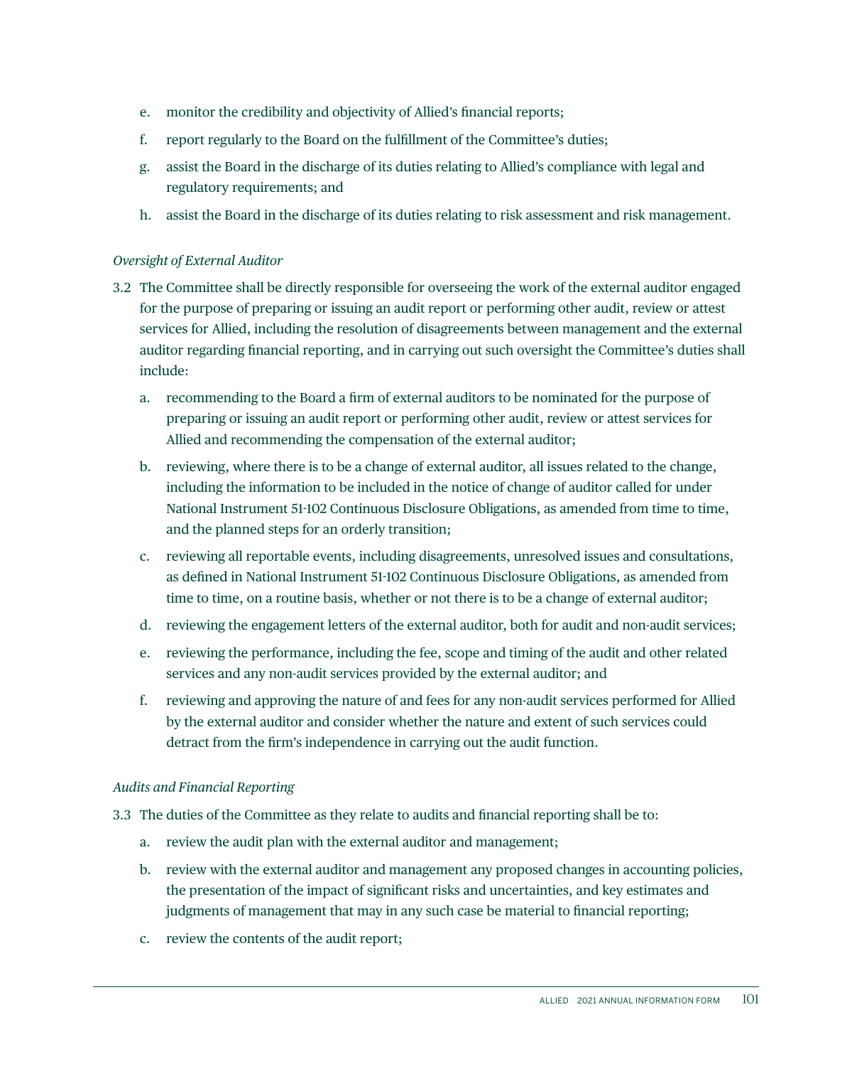e. monitor the credibility and objectivity of Allied's financial reports;

f. report regularly to the Board on the fulfillment of the Committee's duties;

g. assist the Board in the discharge of its duties relating to Allied's compliance with legal and regulatory requirements; and

h. assist the Board in the discharge of its duties relating to risk assessment and risk management.

*Oversight of External Auditor*

3.2 The Committee shall be directly responsible for overseeing the work of the external auditor engaged for the purpose of preparing or issuing an audit report or performing other audit, review or attest services for Allied, including the resolution of disagreements between management and the external auditor regarding financial reporting, and in carrying out such oversight the Committee's duties shall include:

a. recommending to the Board a firm of external auditors to be nominated for the purpose of preparing or issuing an audit report or performing other audit, review or attest services for Allied and recommending the compensation of the external auditor;

b. reviewing, where there is to be a change of external auditor, all issues related to the change, including the information to be included in the notice of change of auditor called for under National Instrument 51-102 Continuous Disclosure Obligations, as amended from time to time, and the planned steps for an orderly transition;

c. reviewing all reportable events, including disagreements, unresolved issues and consultations, as defined in National Instrument 51-102 Continuous Disclosure Obligations, as amended from time to time, on a routine basis, whether or not there is to be a change of external auditor;

d. reviewing the engagement letters of the external auditor, both for audit and non-audit services;

e. reviewing the performance, including the fee, scope and timing of the audit and other related services and any non-audit services provided by the external auditor; and

f. reviewing and approving the nature of and fees for any non-audit services performed for Allied by the external auditor and consider whether the nature and extent of such services could detract from the firm's independence in carrying out the audit function.

*Audits and Financial Reporting*

3.3 The duties of the Committee as they relate to audits and financial reporting shall be to:

a. review the audit plan with the external auditor and management;

b. review with the external auditor and management any proposed changes in accounting policies, the presentation of the impact of significant risks and uncertainties, and key estimates and judgments of management that may in any such case be material to financial reporting;

c. review the contents of the audit report;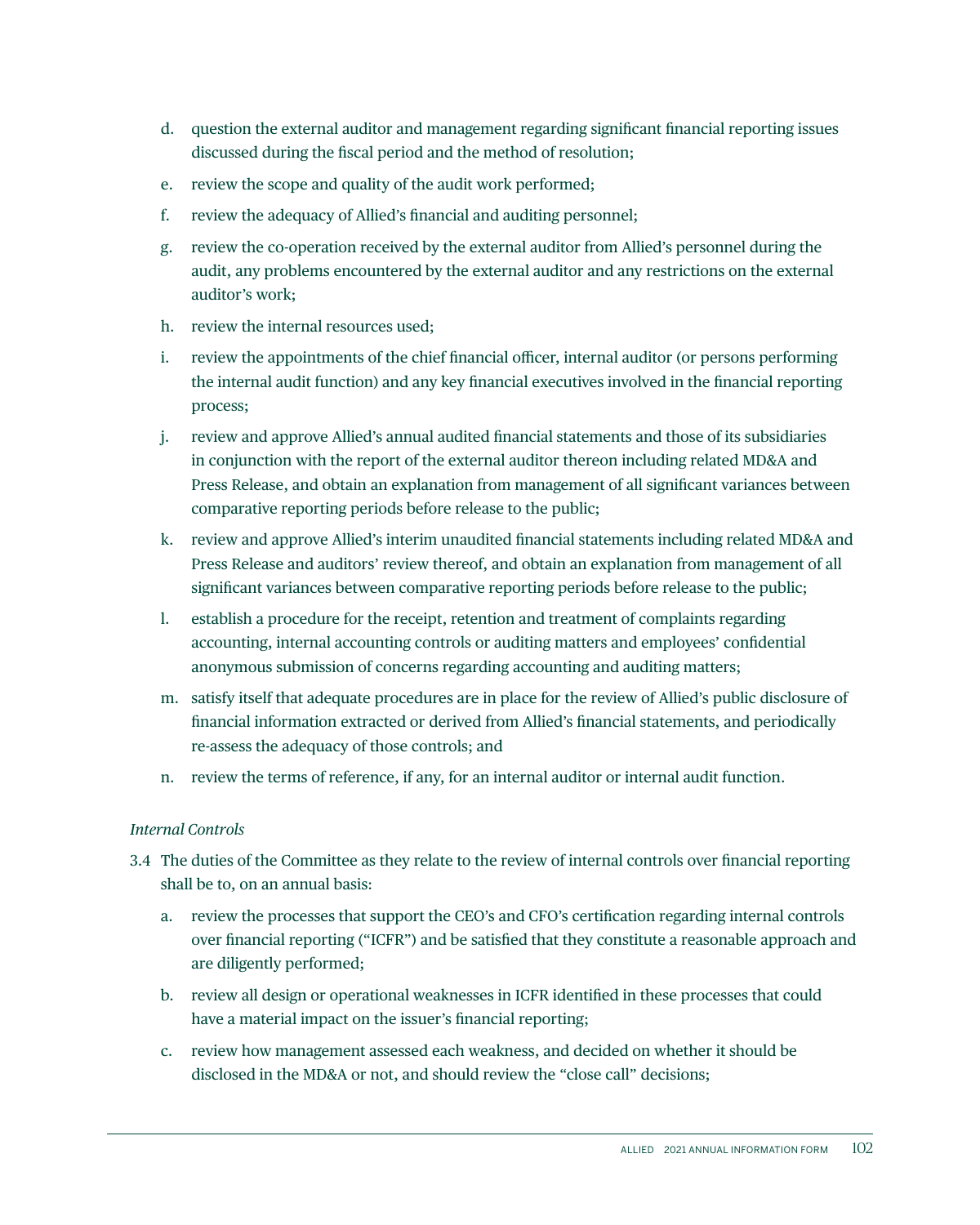d. question the external auditor and management regarding significant financial reporting issues discussed during the fiscal period and the method of resolution;

e. review the scope and quality of the audit work performed;

f. review the adequacy of Allied's financial and auditing personnel;

g. review the co-operation received by the external auditor from Allied's personnel during the audit, any problems encountered by the external auditor and any restrictions on the external auditor's work;

h. review the internal resources used;

i. review the appointments of the chief financial officer, internal auditor (or persons performing the internal audit function) and any key financial executives involved in the financial reporting process;

j. review and approve Allied's annual audited financial statements and those of its subsidiaries in conjunction with the report of the external auditor thereon including related MD&A and Press Release, and obtain an explanation from management of all significant variances between comparative reporting periods before release to the public;

k. review and approve Allied's interim unaudited financial statements including related MD&A and Press Release and auditors' review thereof, and obtain an explanation from management of all significant variances between comparative reporting periods before release to the public;

l. establish a procedure for the receipt, retention and treatment of complaints regarding accounting, internal accounting controls or auditing matters and employees' confidential anonymous submission of concerns regarding accounting and auditing matters;

m. satisfy itself that adequate procedures are in place for the review of Allied's public disclosure of financial information extracted or derived from Allied's financial statements, and periodically re-assess the adequacy of those controls; and

n. review the terms of reference, if any, for an internal auditor or internal audit function.

*Internal Controls*

3.4 The duties of the Committee as they relate to the review of internal controls over financial reporting shall be to, on an annual basis:

a. review the processes that support the CEO's and CFO's certification regarding internal controls over financial reporting ("ICFR") and be satisfied that they constitute a reasonable approach and are diligently performed;

b. review all design or operational weaknesses in ICFR identified in these processes that could have a material impact on the issuer's financial reporting;

c. review how management assessed each weakness, and decided on whether it should be disclosed in the MD&A or not, and should review the "close call" decisions;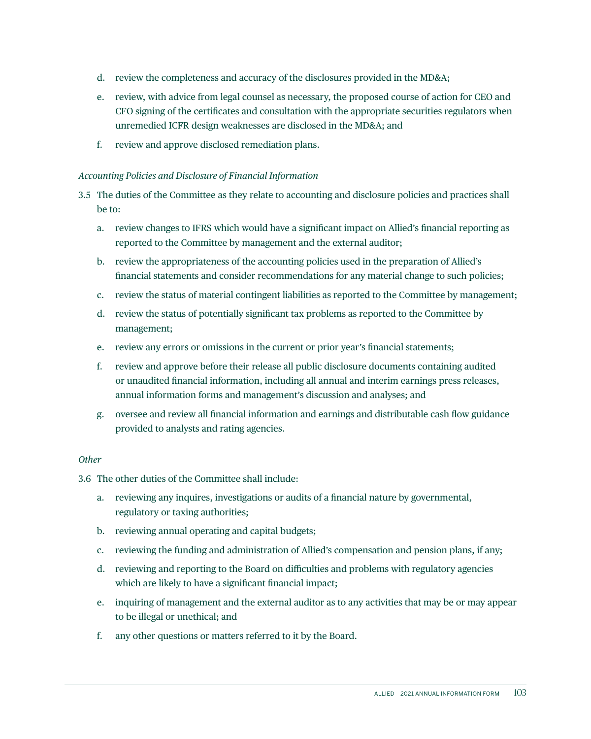d. review the completeness and accuracy of the disclosures provided in the MD&A;

e. review, with advice from legal counsel as necessary, the proposed course of action for CEO and CFO signing of the certificates and consultation with the appropriate securities regulators when unremedied ICFR design weaknesses are disclosed in the MD&A; and

f. review and approve disclosed remediation plans.

*Accounting Policies and Disclosure of Financial Information*

3.5 The duties of the Committee as they relate to accounting and disclosure policies and practices shall be to:

a. review changes to IFRS which would have a significant impact on Allied's financial reporting as reported to the Committee by management and the external auditor;

b. review the appropriateness of the accounting policies used in the preparation of Allied's financial statements and consider recommendations for any material change to such policies;

c. review the status of material contingent liabilities as reported to the Committee by management;

d. review the status of potentially significant tax problems as reported to the Committee by management;

e. review any errors or omissions in the current or prior year's financial statements;

f. review and approve before their release all public disclosure documents containing audited or unaudited financial information, including all annual and interim earnings press releases, annual information forms and management's discussion and analyses; and

g. oversee and review all financial information and earnings and distributable cash flow guidance provided to analysts and rating agencies.

*Other*

3.6 The other duties of the Committee shall include:

a. reviewing any inquires, investigations or audits of a financial nature by governmental, regulatory or taxing authorities;

b. reviewing annual operating and capital budgets;

c. reviewing the funding and administration of Allied's compensation and pension plans, if any;

d. reviewing and reporting to the Board on difficulties and problems with regulatory agencies which are likely to have a significant financial impact;

e. inquiring of management and the external auditor as to any activities that may be or may appear to be illegal or unethical; and

f. any other questions or matters referred to it by the Board.